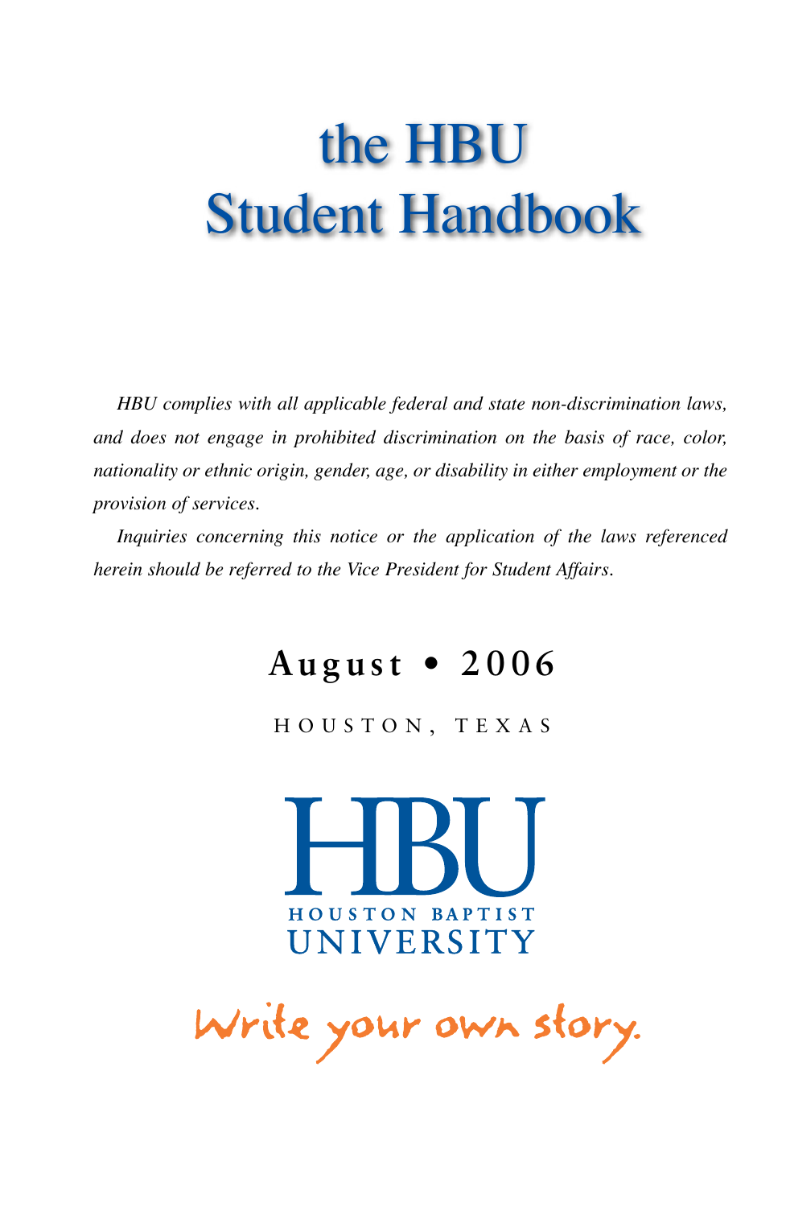# the HBU Student Handbook

*HBU complies with all applicable federal and state non-discrimination laws, and does not engage in prohibited discrimination on the basis of race, color, nationality or ethnic origin, gender, age, or disability in either employment or the provision of services.*

*Inquiries concerning this notice or the application of the laws referenced herein should be referred to the Vice President for Student Affairs.*

**August • 2006**

HOUSTON, TEXAS

HBU
HOUSTON BAPTIST
UNIVERSITY

Write your own story.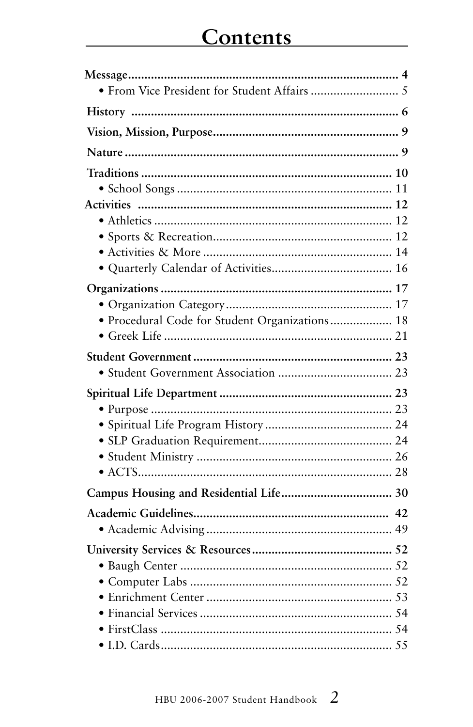# Contents

**Message** ........................................................................ **4**
- From Vice President for Student Affairs ........................... *5*

**History** ........................................................................ **6**

**Vision, Mission, Purpose** ........................................................ **9**

**Nature** ........................................................................ **9**

**Traditions** ........................................................................ **10**
- School Songs ........................................................................ 11

**Activities** ........................................................................ **12**
- Athletics ........................................................................ 12
- Sports & Recreation ........................................................................ 12
- Activities & More ........................................................................ 14
- Quarterly Calendar of Activities ........................................................................ 16

**Organizations** ........................................................................ **17**
- Organization Category ........................................................................ 17
- Procedural Code for Student Organizations ........................................................................ 18
- Greek Life ........................................................................ 21

**Student Government** ........................................................................ **23**
- Student Government Association ........................................................................ 23

**Spiritual Life Department** ........................................................................ **23**
- Purpose ........................................................................ 23
- Spiritual Life Program History ........................................................................ 24
- SLP Graduation Requirement ........................................................................ 24
- Student Ministry ........................................................................ 26
- ACTS ........................................................................ 28

**Campus Housing and Residential Life** ........................................................................ **30**

**Academic Guidelines** ........................................................................ **42**
- Academic Advising ........................................................................ 49

**University Services & Resources** ........................................................................ **52**
- Baugh Center ........................................................................ 52
- Computer Labs ........................................................................ 52
- Enrichment Center ........................................................................ 53
- Financial Services ........................................................................ 54
- FirstClass ........................................................................ 54
- I.D. Cards ........................................................................ 55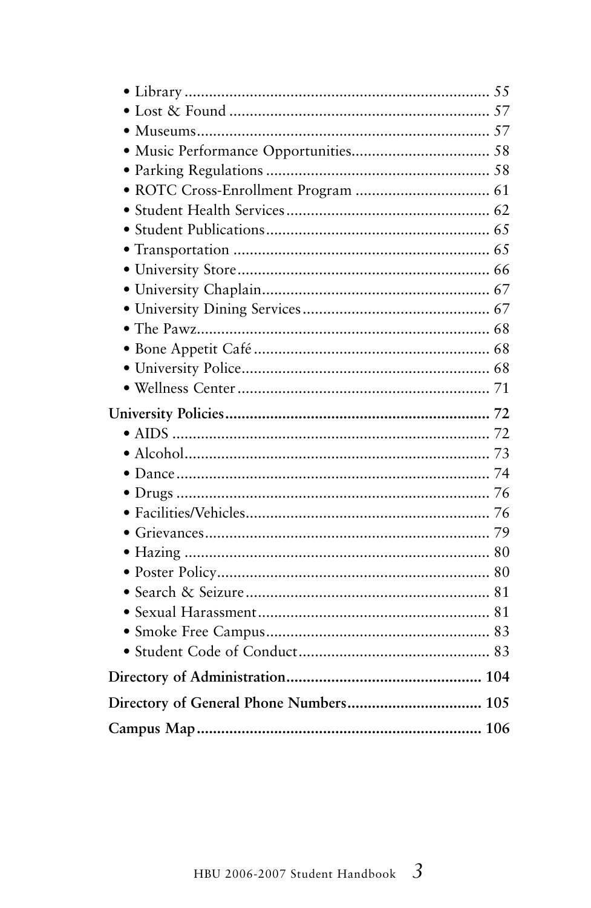- Library .......................................................................... 55
- Lost & Found ............................................................... 57
- Museums....................................................................... 57
- Music Performance Opportunities.................................. 58
- Parking Regulations ...................................................... 58
- ROTC Cross-Enrollment Program ................................. 61
- Student Health Services................................................. 62
- Student Publications...................................................... 65
- Transportation .............................................................. 65
- University Store............................................................. 66
- University Chaplain....................................................... 67
- University Dining Services............................................. 67
- The Pawz....................................................................... 68
- Bone Appetit Café ......................................................... 68
- University Police............................................................ 68
- Wellness Center ............................................................. 71

**University Policies................................................................ 72**

- AIDS ............................................................................ 72
- Alcohol.......................................................................... 73
- Dance ............................................................................ 74
- Drugs ............................................................................ 76
- Facilities/Vehicles........................................................... 76
- Grievances..................................................................... 79
- Hazing .......................................................................... 80
- Poster Policy.................................................................. 80
- Search & Seizure ........................................................... 81
- Sexual Harassment......................................................... 81
- Smoke Free Campus...................................................... 83
- Student Code of Conduct.............................................. 83

**Directory of Administration............................................... 104**

**Directory of General Phone Numbers................................ 105**

**Campus Map..................................................................... 106**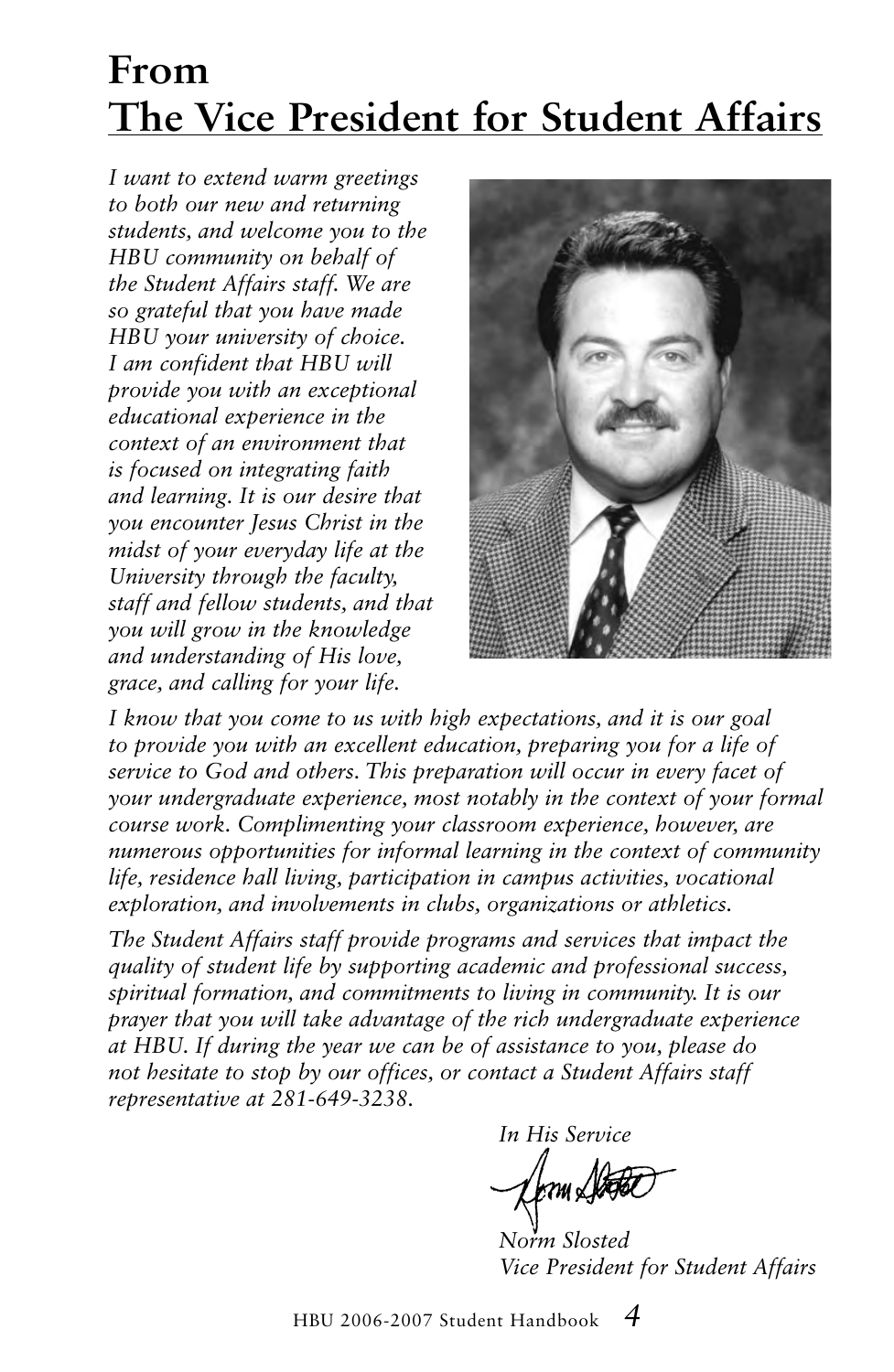# From The Vice President for Student Affairs

*I want to extend warm greetings to both our new and returning students, and welcome you to the HBU community on behalf of the Student Affairs staff. We are so grateful that you have made HBU your university of choice. I am confident that HBU will provide you with an exceptional educational experience in the context of an environment that is focused on integrating faith and learning. It is our desire that you encounter Jesus Christ in the midst of your everyday life at the University through the faculty, staff and fellow students, and that you will grow in the knowledge and understanding of His love, grace, and calling for your life.*

*I know that you come to us with high expectations, and it is our goal to provide you with an excellent education, preparing you for a life of service to God and others. This preparation will occur in every facet of your undergraduate experience, most notably in the context of your formal course work. Complimenting your classroom experience, however, are numerous opportunities for informal learning in the context of community life, residence hall living, participation in campus activities, vocational exploration, and involvements in clubs, organizations or athletics.*

*The Student Affairs staff provide programs and services that impact the quality of student life by supporting academic and professional success, spiritual formation, and commitments to living in community. It is our prayer that you will take advantage of the rich undergraduate experience at HBU. If during the year we can be of assistance to you, please do not hesitate to stop by our offices, or contact a Student Affairs staff representative at 281-649-3238.*

*In His Service*

*Norm Slosted*
*Vice President for Student Affairs*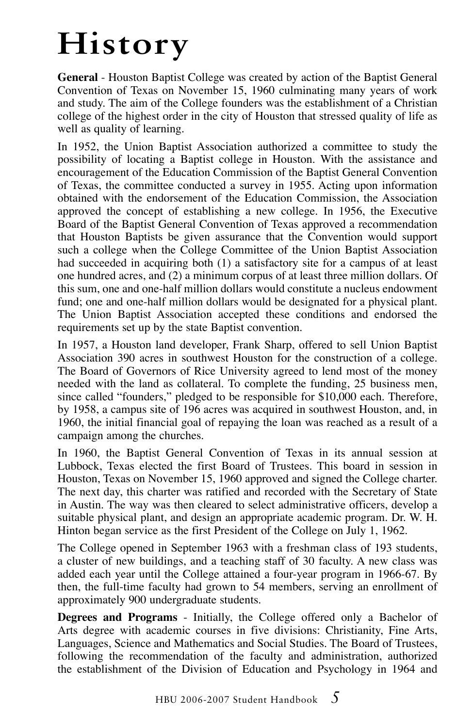# History

**General** - Houston Baptist College was created by action of the Baptist General Convention of Texas on November 15, 1960 culminating many years of work and study. The aim of the College founders was the establishment of a Christian college of the highest order in the city of Houston that stressed quality of life as well as quality of learning.

In 1952, the Union Baptist Association authorized a committee to study the possibility of locating a Baptist college in Houston. With the assistance and encouragement of the Education Commission of the Baptist General Convention of Texas, the committee conducted a survey in 1955. Acting upon information obtained with the endorsement of the Education Commission, the Association approved the concept of establishing a new college. In 1956, the Executive Board of the Baptist General Convention of Texas approved a recommendation that Houston Baptists be given assurance that the Convention would support such a college when the College Committee of the Union Baptist Association had succeeded in acquiring both (1) a satisfactory site for a campus of at least one hundred acres, and (2) a minimum corpus of at least three million dollars. Of this sum, one and one-half million dollars would constitute a nucleus endowment fund; one and one-half million dollars would be designated for a physical plant. The Union Baptist Association accepted these conditions and endorsed the requirements set up by the state Baptist convention.

In 1957, a Houston land developer, Frank Sharp, offered to sell Union Baptist Association 390 acres in southwest Houston for the construction of a college. The Board of Governors of Rice University agreed to lend most of the money needed with the land as collateral. To complete the funding, 25 business men, since called "founders," pledged to be responsible for $10,000 each. Therefore, by 1958, a campus site of 196 acres was acquired in southwest Houston, and, in 1960, the initial financial goal of repaying the loan was reached as a result of a campaign among the churches.

In 1960, the Baptist General Convention of Texas in its annual session at Lubbock, Texas elected the first Board of Trustees. This board in session in Houston, Texas on November 15, 1960 approved and signed the College charter. The next day, this charter was ratified and recorded with the Secretary of State in Austin. The way was then cleared to select administrative officers, develop a suitable physical plant, and design an appropriate academic program. Dr. W. H. Hinton began service as the first President of the College on July 1, 1962.

The College opened in September 1963 with a freshman class of 193 students, a cluster of new buildings, and a teaching staff of 30 faculty. A new class was added each year until the College attained a four-year program in 1966-67. By then, the full-time faculty had grown to 54 members, serving an enrollment of approximately 900 undergraduate students.

**Degrees and Programs** - Initially, the College offered only a Bachelor of Arts degree with academic courses in five divisions: Christianity, Fine Arts, Languages, Science and Mathematics and Social Studies. The Board of Trustees, following the recommendation of the faculty and administration, authorized the establishment of the Division of Education and Psychology in 1964 and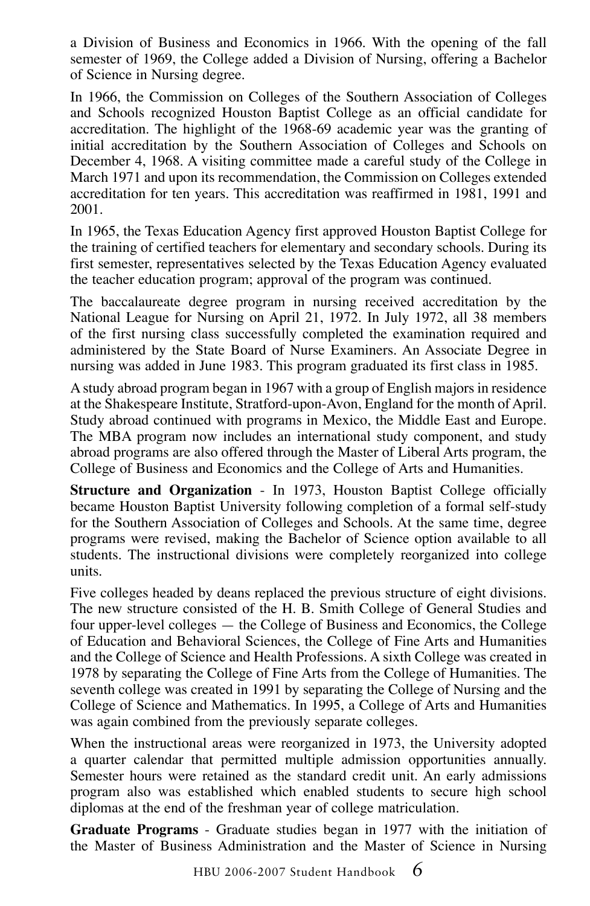a Division of Business and Economics in 1966. With the opening of the fall semester of 1969, the College added a Division of Nursing, offering a Bachelor of Science in Nursing degree.

In 1966, the Commission on Colleges of the Southern Association of Colleges and Schools recognized Houston Baptist College as an official candidate for accreditation. The highlight of the 1968-69 academic year was the granting of initial accreditation by the Southern Association of Colleges and Schools on December 4, 1968. A visiting committee made a careful study of the College in March 1971 and upon its recommendation, the Commission on Colleges extended accreditation for ten years. This accreditation was reaffirmed in 1981, 1991 and 2001.

In 1965, the Texas Education Agency first approved Houston Baptist College for the training of certified teachers for elementary and secondary schools. During its first semester, representatives selected by the Texas Education Agency evaluated the teacher education program; approval of the program was continued.

The baccalaureate degree program in nursing received accreditation by the National League for Nursing on April 21, 1972. In July 1972, all 38 members of the first nursing class successfully completed the examination required and administered by the State Board of Nurse Examiners. An Associate Degree in nursing was added in June 1983. This program graduated its first class in 1985.

A study abroad program began in 1967 with a group of English majors in residence at the Shakespeare Institute, Stratford-upon-Avon, England for the month of April. Study abroad continued with programs in Mexico, the Middle East and Europe. The MBA program now includes an international study component, and study abroad programs are also offered through the Master of Liberal Arts program, the College of Business and Economics and the College of Arts and Humanities.

**Structure and Organization** - In 1973, Houston Baptist College officially became Houston Baptist University following completion of a formal self-study for the Southern Association of Colleges and Schools. At the same time, degree programs were revised, making the Bachelor of Science option available to all students. The instructional divisions were completely reorganized into college units.

Five colleges headed by deans replaced the previous structure of eight divisions. The new structure consisted of the H. B. Smith College of General Studies and four upper-level colleges — the College of Business and Economics, the College of Education and Behavioral Sciences, the College of Fine Arts and Humanities and the College of Science and Health Professions. A sixth College was created in 1978 by separating the College of Fine Arts from the College of Humanities. The seventh college was created in 1991 by separating the College of Nursing and the College of Science and Mathematics. In 1995, a College of Arts and Humanities was again combined from the previously separate colleges.

When the instructional areas were reorganized in 1973, the University adopted a quarter calendar that permitted multiple admission opportunities annually. Semester hours were retained as the standard credit unit. An early admissions program also was established which enabled students to secure high school diplomas at the end of the freshman year of college matriculation.

**Graduate Programs** - Graduate studies began in 1977 with the initiation of the Master of Business Administration and the Master of Science in Nursing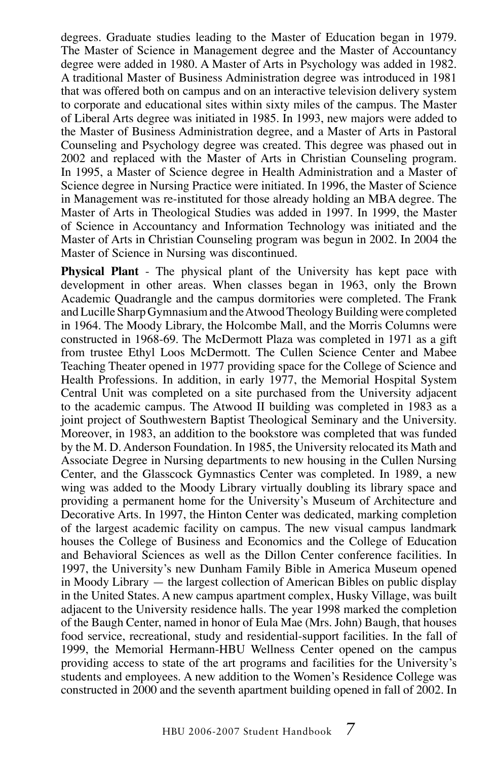degrees. Graduate studies leading to the Master of Education began in 1979. The Master of Science in Management degree and the Master of Accountancy degree were added in 1980. A Master of Arts in Psychology was added in 1982. A traditional Master of Business Administration degree was introduced in 1981 that was offered both on campus and on an interactive television delivery system to corporate and educational sites within sixty miles of the campus. The Master of Liberal Arts degree was initiated in 1985. In 1993, new majors were added to the Master of Business Administration degree, and a Master of Arts in Pastoral Counseling and Psychology degree was created. This degree was phased out in 2002 and replaced with the Master of Arts in Christian Counseling program. In 1995, a Master of Science degree in Health Administration and a Master of Science degree in Nursing Practice were initiated. In 1996, the Master of Science in Management was re-instituted for those already holding an MBA degree. The Master of Arts in Theological Studies was added in 1997. In 1999, the Master of Science in Accountancy and Information Technology was initiated and the Master of Arts in Christian Counseling program was begun in 2002. In 2004 the Master of Science in Nursing was discontinued.

**Physical Plant** - The physical plant of the University has kept pace with development in other areas. When classes began in 1963, only the Brown Academic Quadrangle and the campus dormitories were completed. The Frank and Lucille Sharp Gymnasium and the Atwood Theology Building were completed in 1964. The Moody Library, the Holcombe Mall, and the Morris Columns were constructed in 1968-69. The McDermott Plaza was completed in 1971 as a gift from trustee Ethyl Loos McDermott. The Cullen Science Center and Mabee Teaching Theater opened in 1977 providing space for the College of Science and Health Professions. In addition, in early 1977, the Memorial Hospital System Central Unit was completed on a site purchased from the University adjacent to the academic campus. The Atwood II building was completed in 1983 as a joint project of Southwestern Baptist Theological Seminary and the University. Moreover, in 1983, an addition to the bookstore was completed that was funded by the M. D. Anderson Foundation. In 1985, the University relocated its Math and Associate Degree in Nursing departments to new housing in the Cullen Nursing Center, and the Glasscock Gymnastics Center was completed. In 1989, a new wing was added to the Moody Library virtually doubling its library space and providing a permanent home for the University's Museum of Architecture and Decorative Arts. In 1997, the Hinton Center was dedicated, marking completion of the largest academic facility on campus. The new visual campus landmark houses the College of Business and Economics and the College of Education and Behavioral Sciences as well as the Dillon Center conference facilities. In 1997, the University's new Dunham Family Bible in America Museum opened in Moody Library — the largest collection of American Bibles on public display in the United States. A new campus apartment complex, Husky Village, was built adjacent to the University residence halls. The year 1998 marked the completion of the Baugh Center, named in honor of Eula Mae (Mrs. John) Baugh, that houses food service, recreational, study and residential-support facilities. In the fall of 1999, the Memorial Hermann-HBU Wellness Center opened on the campus providing access to state of the art programs and facilities for the University's students and employees. A new addition to the Women's Residence College was constructed in 2000 and the seventh apartment building opened in fall of 2002. In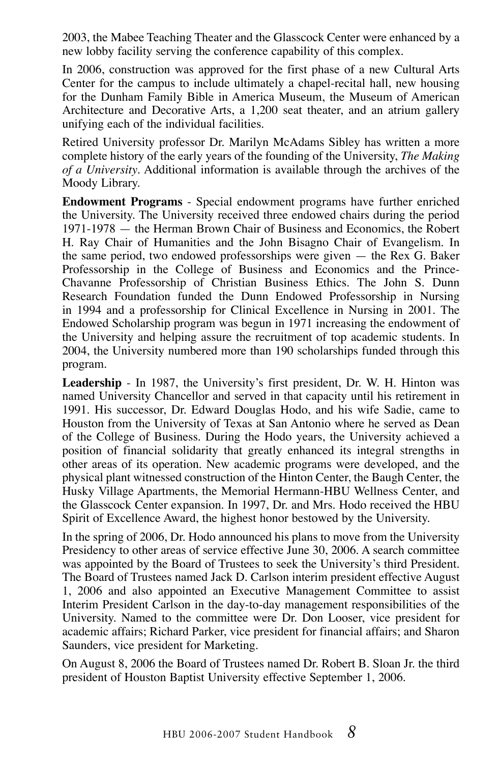2003, the Mabee Teaching Theater and the Glasscock Center were enhanced by a new lobby facility serving the conference capability of this complex.

In 2006, construction was approved for the first phase of a new Cultural Arts Center for the campus to include ultimately a chapel-recital hall, new housing for the Dunham Family Bible in America Museum, the Museum of American Architecture and Decorative Arts, a 1,200 seat theater, and an atrium gallery unifying each of the individual facilities.

Retired University professor Dr. Marilyn McAdams Sibley has written a more complete history of the early years of the founding of the University, *The Making of a University*. Additional information is available through the archives of the Moody Library.

**Endowment Programs** - Special endowment programs have further enriched the University. The University received three endowed chairs during the period 1971-1978 — the Herman Brown Chair of Business and Economics, the Robert H. Ray Chair of Humanities and the John Bisagno Chair of Evangelism. In the same period, two endowed professorships were given — the Rex G. Baker Professorship in the College of Business and Economics and the Prince-Chavanne Professorship of Christian Business Ethics. The John S. Dunn Research Foundation funded the Dunn Endowed Professorship in Nursing in 1994 and a professorship for Clinical Excellence in Nursing in 2001. The Endowed Scholarship program was begun in 1971 increasing the endowment of the University and helping assure the recruitment of top academic students. In 2004, the University numbered more than 190 scholarships funded through this program.

**Leadership** - In 1987, the University's first president, Dr. W. H. Hinton was named University Chancellor and served in that capacity until his retirement in 1991. His successor, Dr. Edward Douglas Hodo, and his wife Sadie, came to Houston from the University of Texas at San Antonio where he served as Dean of the College of Business. During the Hodo years, the University achieved a position of financial solidarity that greatly enhanced its integral strengths in other areas of its operation. New academic programs were developed, and the physical plant witnessed construction of the Hinton Center, the Baugh Center, the Husky Village Apartments, the Memorial Hermann-HBU Wellness Center, and the Glasscock Center expansion. In 1997, Dr. and Mrs. Hodo received the HBU Spirit of Excellence Award, the highest honor bestowed by the University.

In the spring of 2006, Dr. Hodo announced his plans to move from the University Presidency to other areas of service effective June 30, 2006. A search committee was appointed by the Board of Trustees to seek the University's third President. The Board of Trustees named Jack D. Carlson interim president effective August 1, 2006 and also appointed an Executive Management Committee to assist Interim President Carlson in the day-to-day management responsibilities of the University. Named to the committee were Dr. Don Looser, vice president for academic affairs; Richard Parker, vice president for financial affairs; and Sharon Saunders, vice president for Marketing.

On August 8, 2006 the Board of Trustees named Dr. Robert B. Sloan Jr. the third president of Houston Baptist University effective September 1, 2006.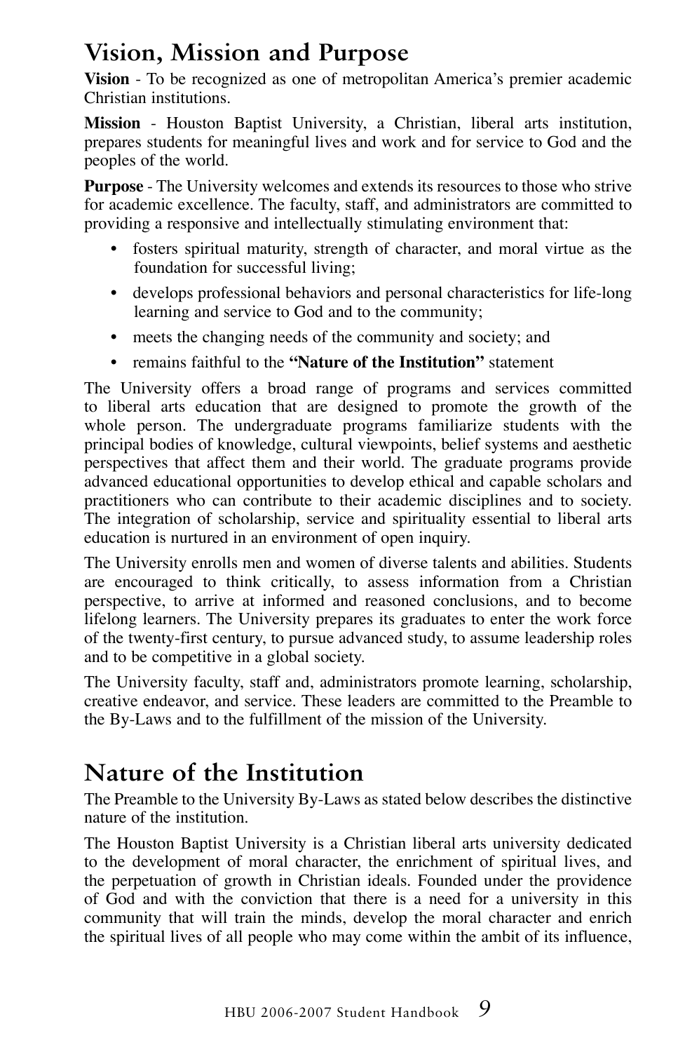# Vision, Mission and Purpose

**Vision** - To be recognized as one of metropolitan America's premier academic Christian institutions.

**Mission** - Houston Baptist University, a Christian, liberal arts institution, prepares students for meaningful lives and work and for service to God and the peoples of the world.

**Purpose** - The University welcomes and extends its resources to those who strive for academic excellence. The faculty, staff, and administrators are committed to providing a responsive and intellectually stimulating environment that:

- fosters spiritual maturity, strength of character, and moral virtue as the foundation for successful living;
- develops professional behaviors and personal characteristics for life-long learning and service to God and to the community;
- meets the changing needs of the community and society; and
- remains faithful to the **"Nature of the Institution"** statement

The University offers a broad range of programs and services committed to liberal arts education that are designed to promote the growth of the whole person. The undergraduate programs familiarize students with the principal bodies of knowledge, cultural viewpoints, belief systems and aesthetic perspectives that affect them and their world. The graduate programs provide advanced educational opportunities to develop ethical and capable scholars and practitioners who can contribute to their academic disciplines and to society. The integration of scholarship, service and spirituality essential to liberal arts education is nurtured in an environment of open inquiry.

The University enrolls men and women of diverse talents and abilities. Students are encouraged to think critically, to assess information from a Christian perspective, to arrive at informed and reasoned conclusions, and to become lifelong learners. The University prepares its graduates to enter the work force of the twenty-first century, to pursue advanced study, to assume leadership roles and to be competitive in a global society.

The University faculty, staff and, administrators promote learning, scholarship, creative endeavor, and service. These leaders are committed to the Preamble to the By-Laws and to the fulfillment of the mission of the University.

# Nature of the Institution

The Preamble to the University By-Laws as stated below describes the distinctive nature of the institution.

The Houston Baptist University is a Christian liberal arts university dedicated to the development of moral character, the enrichment of spiritual lives, and the perpetuation of growth in Christian ideals. Founded under the providence of God and with the conviction that there is a need for a university in this community that will train the minds, develop the moral character and enrich the spiritual lives of all people who may come within the ambit of its influence,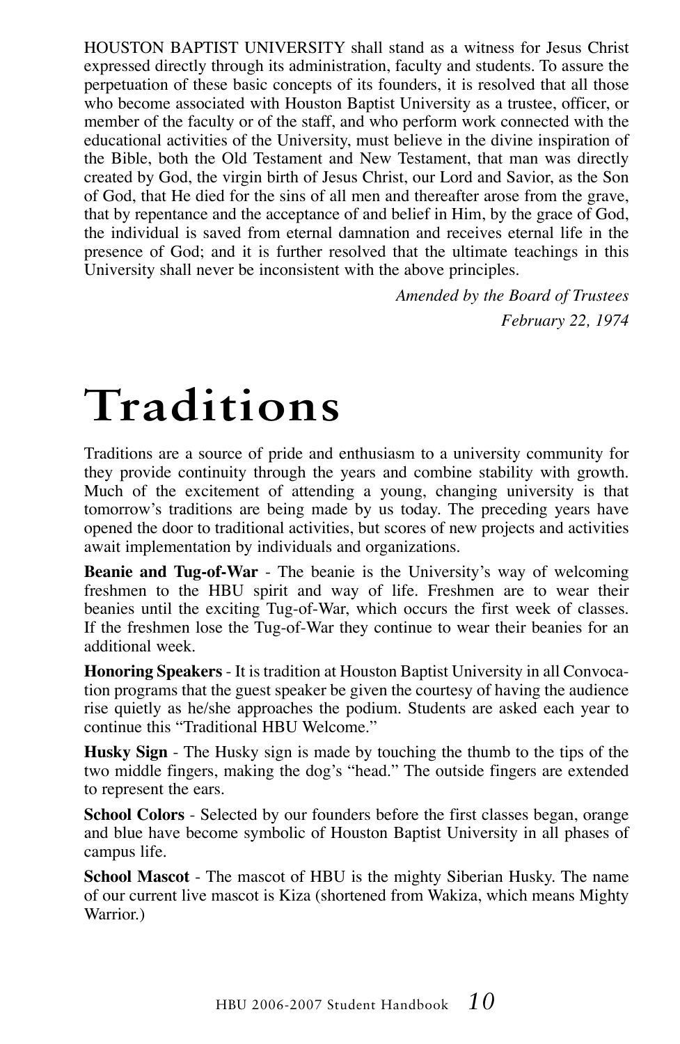HOUSTON BAPTIST UNIVERSITY shall stand as a witness for Jesus Christ expressed directly through its administration, faculty and students. To assure the perpetuation of these basic concepts of its founders, it is resolved that all those who become associated with Houston Baptist University as a trustee, officer, or member of the faculty or of the staff, and who perform work connected with the educational activities of the University, must believe in the divine inspiration of the Bible, both the Old Testament and New Testament, that man was directly created by God, the virgin birth of Jesus Christ, our Lord and Savior, as the Son of God, that He died for the sins of all men and thereafter arose from the grave, that by repentance and the acceptance of and belief in Him, by the grace of God, the individual is saved from eternal damnation and receives eternal life in the presence of God; and it is further resolved that the ultimate teachings in this University shall never be inconsistent with the above principles.

*Amended by the Board of Trustees*
*February 22, 1974*

# Traditions

Traditions are a source of pride and enthusiasm to a university community for they provide continuity through the years and combine stability with growth. Much of the excitement of attending a young, changing university is that tomorrow's traditions are being made by us today. The preceding years have opened the door to traditional activities, but scores of new projects and activities await implementation by individuals and organizations.

**Beanie and Tug-of-War** - The beanie is the University's way of welcoming freshmen to the HBU spirit and way of life. Freshmen are to wear their beanies until the exciting Tug-of-War, which occurs the first week of classes. If the freshmen lose the Tug-of-War they continue to wear their beanies for an additional week.

**Honoring Speakers** - It is tradition at Houston Baptist University in all Convocation programs that the guest speaker be given the courtesy of having the audience rise quietly as he/she approaches the podium. Students are asked each year to continue this "Traditional HBU Welcome."

**Husky Sign** - The Husky sign is made by touching the thumb to the tips of the two middle fingers, making the dog's "head." The outside fingers are extended to represent the ears.

**School Colors** - Selected by our founders before the first classes began, orange and blue have become symbolic of Houston Baptist University in all phases of campus life.

**School Mascot** - The mascot of HBU is the mighty Siberian Husky. The name of our current live mascot is Kiza (shortened from Wakiza, which means Mighty Warrior.)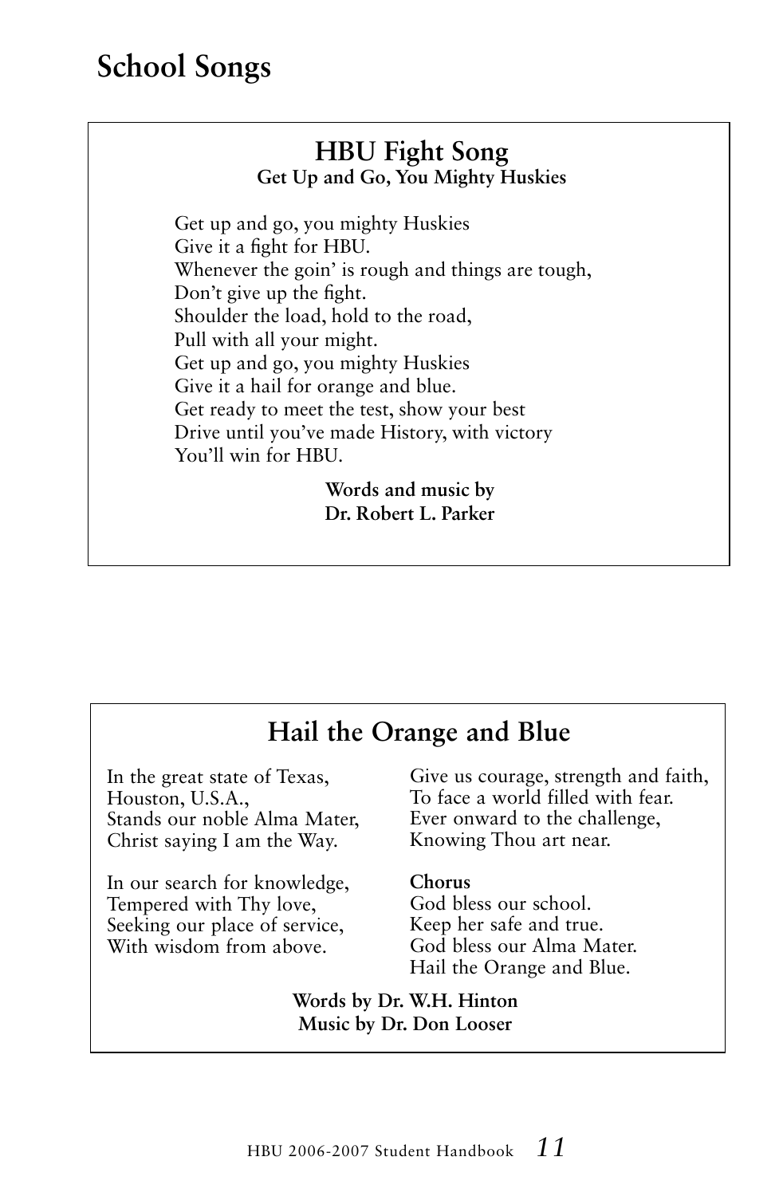# School Songs

## HBU Fight Song

**Get Up and Go, You Mighty Huskies**

Get up and go, you mighty Huskies
Give it a fight for HBU.
Whenever the goin' is rough and things are tough,
Don't give up the fight.
Shoulder the load, hold to the road,
Pull with all your might.
Get up and go, you mighty Huskies
Give it a hail for orange and blue.
Get ready to meet the test, show your best
Drive until you've made History, with victory
You'll win for HBU.

**Words and music by**
**Dr. Robert L. Parker**

## Hail the Orange and Blue

In the great state of Texas,
Houston, U.S.A.,
Stands our noble Alma Mater,
Christ saying I am the Way.

In our search for knowledge,
Tempered with Thy love,
Seeking our place of service,
With wisdom from above.

Give us courage, strength and faith,
To face a world filled with fear.
Ever onward to the challenge,
Knowing Thou art near.

**Chorus**
God bless our school.
Keep her safe and true.
God bless our Alma Mater.
Hail the Orange and Blue.

**Words by Dr. W.H. Hinton**
**Music by Dr. Don Looser**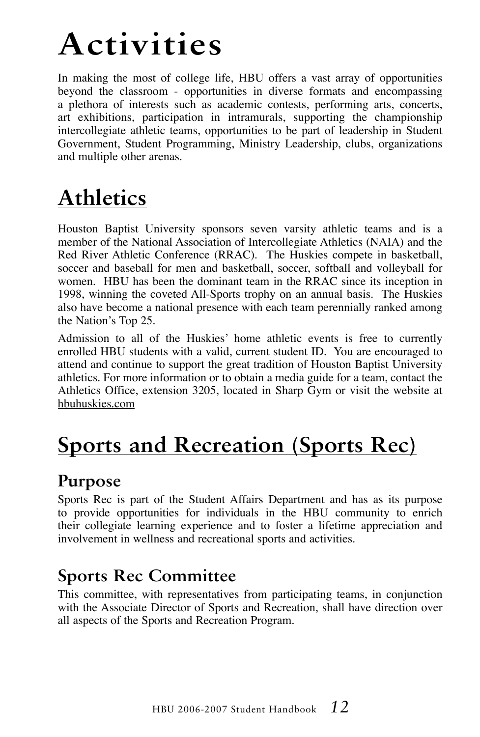# Activities

In making the most of college life, HBU offers a vast array of opportunities beyond the classroom - opportunities in diverse formats and encompassing a plethora of interests such as academic contests, performing arts, concerts, art exhibitions, participation in intramurals, supporting the championship intercollegiate athletic teams, opportunities to be part of leadership in Student Government, Student Programming, Ministry Leadership, clubs, organizations and multiple other arenas.

## Athletics

Houston Baptist University sponsors seven varsity athletic teams and is a member of the National Association of Intercollegiate Athletics (NAIA) and the Red River Athletic Conference (RRAC). The Huskies compete in basketball, soccer and baseball for men and basketball, soccer, softball and volleyball for women. HBU has been the dominant team in the RRAC since its inception in 1998, winning the coveted All-Sports trophy on an annual basis. The Huskies also have become a national presence with each team perennially ranked among the Nation's Top 25.

Admission to all of the Huskies' home athletic events is free to currently enrolled HBU students with a valid, current student ID. You are encouraged to attend and continue to support the great tradition of Houston Baptist University athletics. For more information or to obtain a media guide for a team, contact the Athletics Office, extension 3205, located in Sharp Gym or visit the website at hbuhuskies.com

## Sports and Recreation (Sports Rec)

### Purpose

Sports Rec is part of the Student Affairs Department and has as its purpose to provide opportunities for individuals in the HBU community to enrich their collegiate learning experience and to foster a lifetime appreciation and involvement in wellness and recreational sports and activities.

### Sports Rec Committee

This committee, with representatives from participating teams, in conjunction with the Associate Director of Sports and Recreation, shall have direction over all aspects of the Sports and Recreation Program.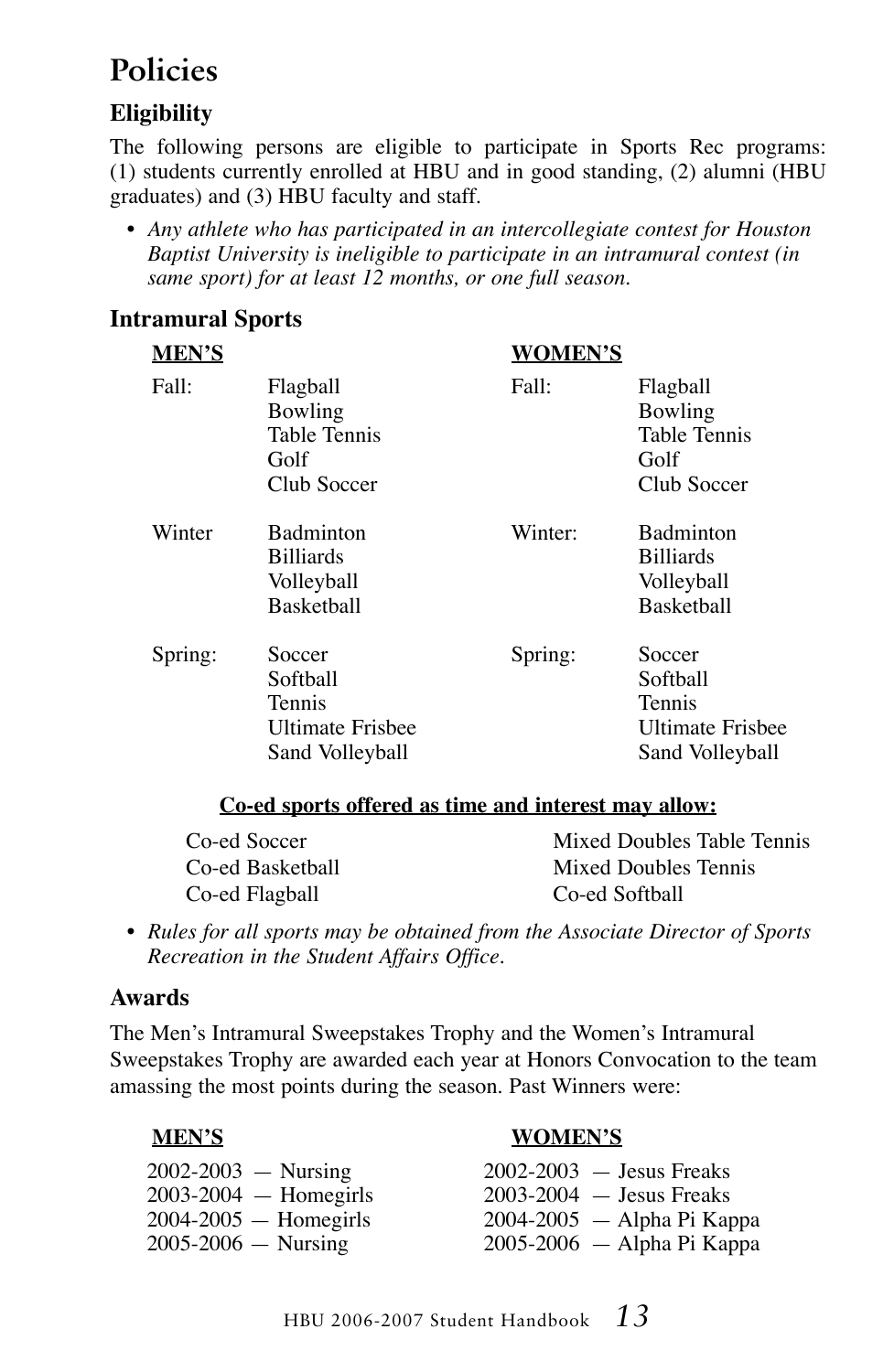# Policies

## Eligibility

The following persons are eligible to participate in Sports Rec programs: (1) students currently enrolled at HBU and in good standing, (2) alumni (HBU graduates) and (3) HBU faculty and staff.

- *Any athlete who has participated in an intercollegiate contest for Houston Baptist University is ineligible to participate in an intramural contest (in same sport) for at least 12 months, or one full season.*

## Intramural Sports

| **MEN'S** | | **WOMEN'S** | |
|---|---|---|---|
| Fall: | Flagball<br>Bowling<br>Table Tennis<br>Golf<br>Club Soccer | Fall: | Flagball<br>Bowling<br>Table Tennis<br>Golf<br>Club Soccer |
| Winter | Badminton<br>Billiards<br>Volleyball<br>Basketball | Winter: | Badminton<br>Billiards<br>Volleyball<br>Basketball |
| Spring: | Soccer<br>Softball<br>Tennis<br>Ultimate Frisbee<br>Sand Volleyball | Spring: | Soccer<br>Softball<br>Tennis<br>Ultimate Frisbee<br>Sand Volleyball |

**Co-ed sports offered as time and interest may allow:**

| | |
|---|---|
| Co-ed Soccer | Mixed Doubles Table Tennis |
| Co-ed Basketball | Mixed Doubles Tennis |
| Co-ed Flagball | Co-ed Softball |

- *Rules for all sports may be obtained from the Associate Director of Sports Recreation in the Student Affairs Office.*

## Awards

The Men's Intramural Sweepstakes Trophy and the Women's Intramural Sweepstakes Trophy are awarded each year at Honors Convocation to the team amassing the most points during the season. Past Winners were:

| **MEN'S** | **WOMEN'S** |
|---|---|
| 2002-2003 — Nursing | 2002-2003 — Jesus Freaks |
| 2003-2004 — Homegirls | 2003-2004 — Jesus Freaks |
| 2004-2005 — Homegirls | 2004-2005 — Alpha Pi Kappa |
| 2005-2006 — Nursing | 2005-2006 — Alpha Pi Kappa |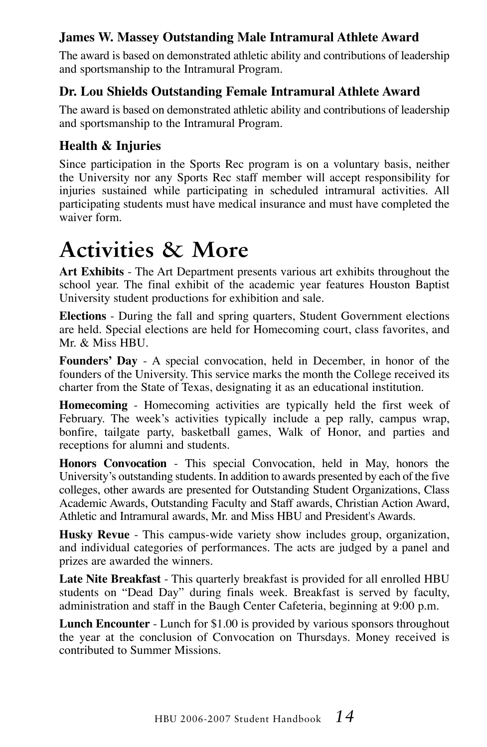### James W. Massey Outstanding Male Intramural Athlete Award

The award is based on demonstrated athletic ability and contributions of leadership and sportsmanship to the Intramural Program.

### Dr. Lou Shields Outstanding Female Intramural Athlete Award

The award is based on demonstrated athletic ability and contributions of leadership and sportsmanship to the Intramural Program.

### Health & Injuries

Since participation in the Sports Rec program is on a voluntary basis, neither the University nor any Sports Rec staff member will accept responsibility for injuries sustained while participating in scheduled intramural activities. All participating students must have medical insurance and must have completed the waiver form.

# Activities & More

**Art Exhibits** - The Art Department presents various art exhibits throughout the school year. The final exhibit of the academic year features Houston Baptist University student productions for exhibition and sale.

**Elections** - During the fall and spring quarters, Student Government elections are held. Special elections are held for Homecoming court, class favorites, and Mr. & Miss HBU.

**Founders' Day** - A special convocation, held in December, in honor of the founders of the University. This service marks the month the College received its charter from the State of Texas, designating it as an educational institution.

**Homecoming** - Homecoming activities are typically held the first week of February. The week's activities typically include a pep rally, campus wrap, bonfire, tailgate party, basketball games, Walk of Honor, and parties and receptions for alumni and students.

**Honors Convocation** - This special Convocation, held in May, honors the University's outstanding students. In addition to awards presented by each of the five colleges, other awards are presented for Outstanding Student Organizations, Class Academic Awards, Outstanding Faculty and Staff awards, Christian Action Award, Athletic and Intramural awards, Mr. and Miss HBU and President's Awards.

**Husky Revue** - This campus-wide variety show includes group, organization, and individual categories of performances. The acts are judged by a panel and prizes are awarded the winners.

**Late Nite Breakfast** - This quarterly breakfast is provided for all enrolled HBU students on "Dead Day" during finals week. Breakfast is served by faculty, administration and staff in the Baugh Center Cafeteria, beginning at 9:00 p.m.

**Lunch Encounter** - Lunch for $1.00 is provided by various sponsors throughout the year at the conclusion of Convocation on Thursdays. Money received is contributed to Summer Missions.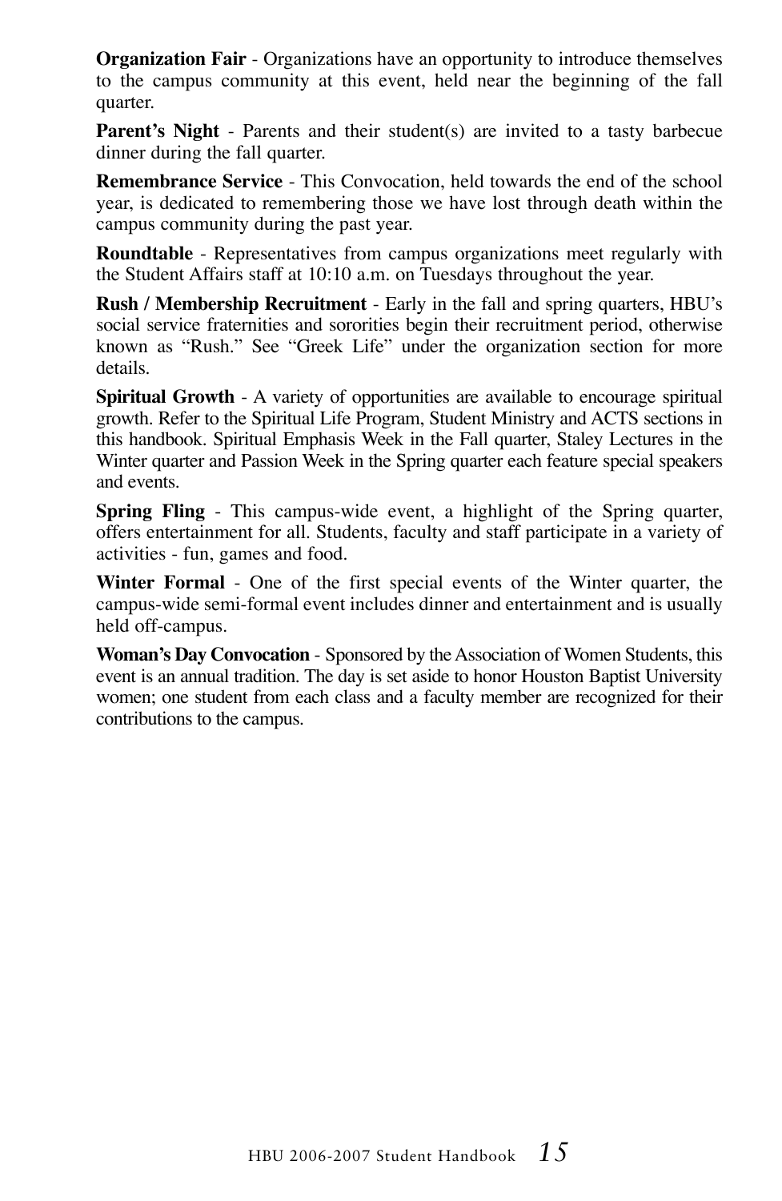**Organization Fair** - Organizations have an opportunity to introduce themselves to the campus community at this event, held near the beginning of the fall quarter.

**Parent's Night** - Parents and their student(s) are invited to a tasty barbecue dinner during the fall quarter.

**Remembrance Service** - This Convocation, held towards the end of the school year, is dedicated to remembering those we have lost through death within the campus community during the past year.

**Roundtable** - Representatives from campus organizations meet regularly with the Student Affairs staff at 10:10 a.m. on Tuesdays throughout the year.

**Rush / Membership Recruitment** - Early in the fall and spring quarters, HBU's social service fraternities and sororities begin their recruitment period, otherwise known as "Rush." See "Greek Life" under the organization section for more details.

**Spiritual Growth** - A variety of opportunities are available to encourage spiritual growth. Refer to the Spiritual Life Program, Student Ministry and ACTS sections in this handbook. Spiritual Emphasis Week in the Fall quarter, Staley Lectures in the Winter quarter and Passion Week in the Spring quarter each feature special speakers and events.

**Spring Fling** - This campus-wide event, a highlight of the Spring quarter, offers entertainment for all. Students, faculty and staff participate in a variety of activities - fun, games and food.

**Winter Formal** - One of the first special events of the Winter quarter, the campus-wide semi-formal event includes dinner and entertainment and is usually held off-campus.

**Woman's Day Convocation** - Sponsored by the Association of Women Students, this event is an annual tradition. The day is set aside to honor Houston Baptist University women; one student from each class and a faculty member are recognized for their contributions to the campus.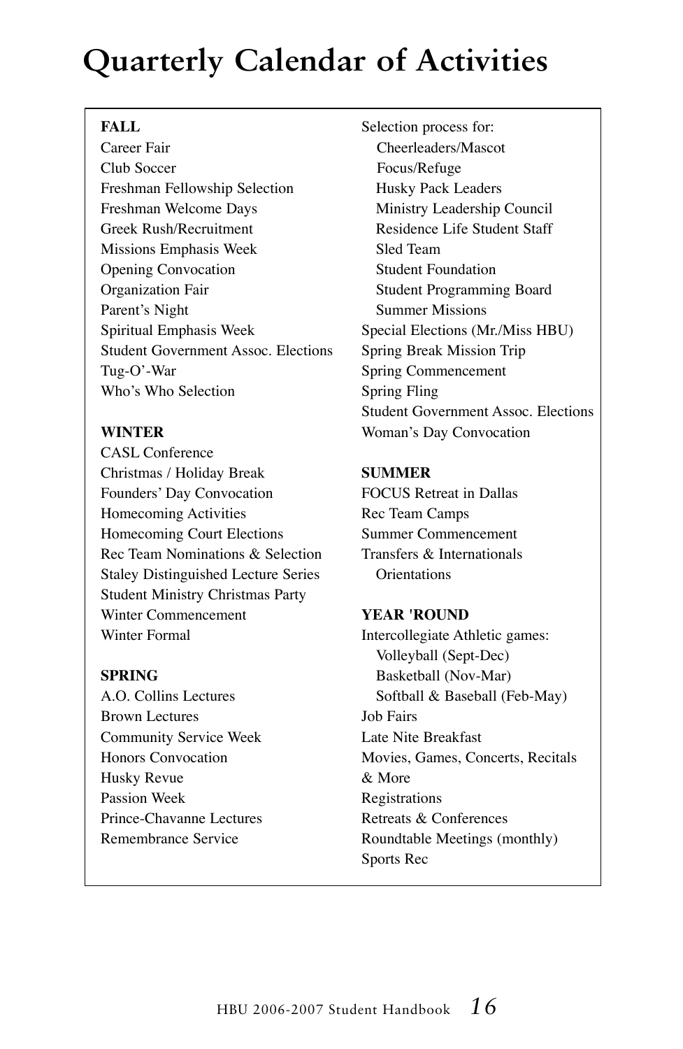# Quarterly Calendar of Activities

**FALL**

Career Fair
Club Soccer
Freshman Fellowship Selection
Freshman Welcome Days
Greek Rush/Recruitment
Missions Emphasis Week
Opening Convocation
Organization Fair
Parent's Night
Spiritual Emphasis Week
Student Government Assoc. Elections
Tug-O'-War
Who's Who Selection

**WINTER**

CASL Conference
Christmas / Holiday Break
Founders' Day Convocation
Homecoming Activities
Homecoming Court Elections
Rec Team Nominations & Selection
Staley Distinguished Lecture Series
Student Ministry Christmas Party
Winter Commencement
Winter Formal

**SPRING**

A.O. Collins Lectures
Brown Lectures
Community Service Week
Honors Convocation
Husky Revue
Passion Week
Prince-Chavanne Lectures
Remembrance Service
Selection process for:
- Cheerleaders/Mascot
- Focus/Refuge
- Husky Pack Leaders
- Ministry Leadership Council
- Residence Life Student Staff
- Sled Team
- Student Foundation
- Student Programming Board
- Summer Missions

Special Elections (Mr./Miss HBU)
Spring Break Mission Trip
Spring Commencement
Spring Fling
Student Government Assoc. Elections
Woman's Day Convocation

**SUMMER**

FOCUS Retreat in Dallas
Rec Team Camps
Summer Commencement
Transfers & Internationals Orientations

**YEAR 'ROUND**

Intercollegiate Athletic games:
- Volleyball (Sept-Dec)
- Basketball (Nov-Mar)
- Softball & Baseball (Feb-May)

Job Fairs
Late Nite Breakfast
Movies, Games, Concerts, Recitals & More
Registrations
Retreats & Conferences
Roundtable Meetings (monthly)
Sports Rec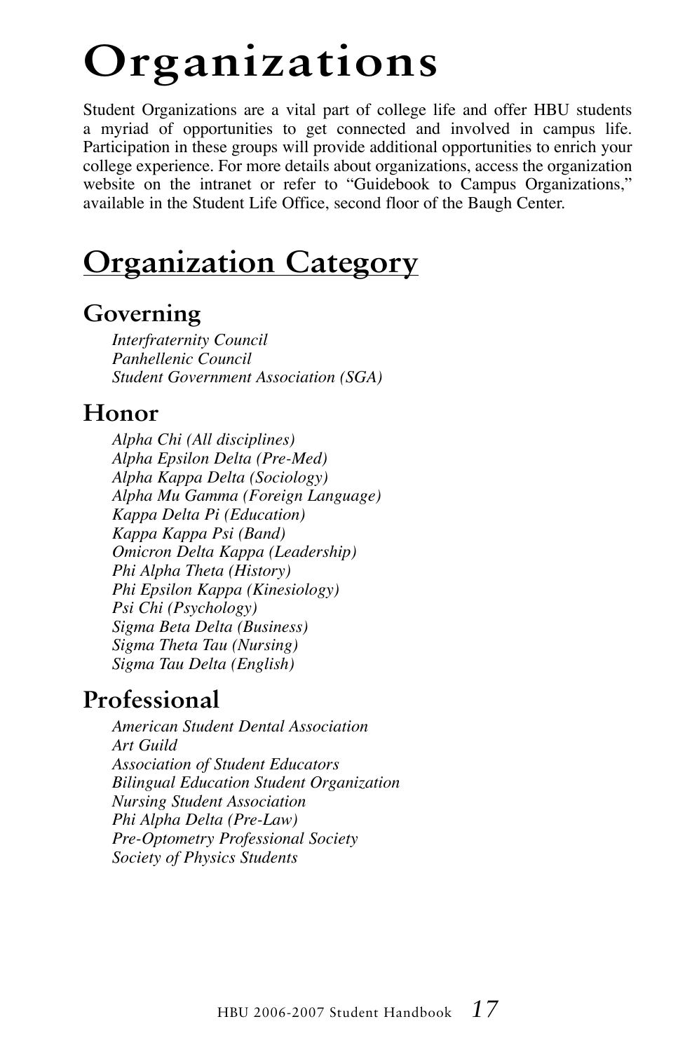# Organizations

Student Organizations are a vital part of college life and offer HBU students a myriad of opportunities to get connected and involved in campus life. Participation in these groups will provide additional opportunities to enrich your college experience. For more details about organizations, access the organization website on the intranet or refer to "Guidebook to Campus Organizations," available in the Student Life Office, second floor of the Baugh Center.

## Organization Category

### Governing

*Interfraternity Council*
*Panhellenic Council*
*Student Government Association (SGA)*

### Honor

*Alpha Chi (All disciplines)*
*Alpha Epsilon Delta (Pre-Med)*
*Alpha Kappa Delta (Sociology)*
*Alpha Mu Gamma (Foreign Language)*
*Kappa Delta Pi (Education)*
*Kappa Kappa Psi (Band)*
*Omicron Delta Kappa (Leadership)*
*Phi Alpha Theta (History)*
*Phi Epsilon Kappa (Kinesiology)*
*Psi Chi (Psychology)*
*Sigma Beta Delta (Business)*
*Sigma Theta Tau (Nursing)*
*Sigma Tau Delta (English)*

### Professional

*American Student Dental Association*
*Art Guild*
*Association of Student Educators*
*Bilingual Education Student Organization*
*Nursing Student Association*
*Phi Alpha Delta (Pre-Law)*
*Pre-Optometry Professional Society*
*Society of Physics Students*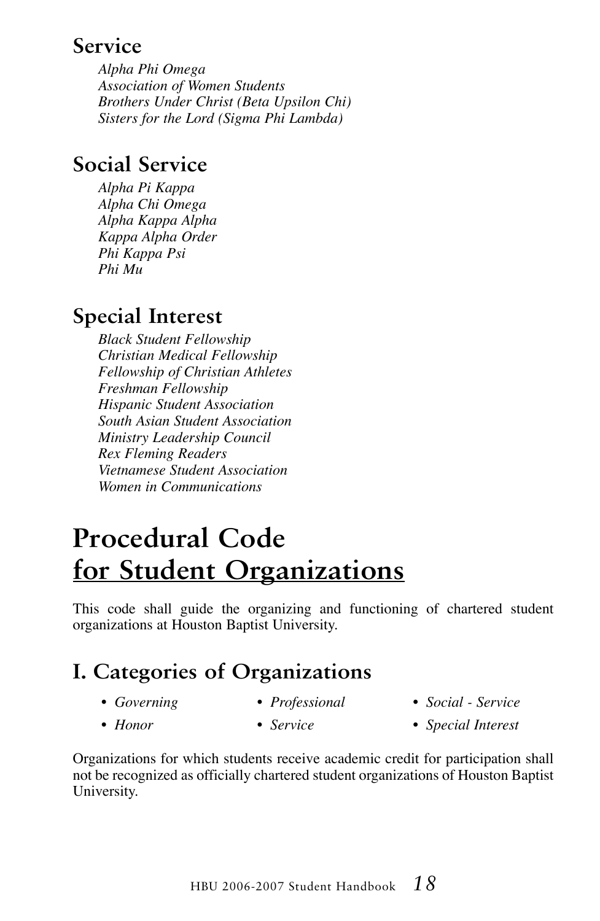## Service

*Alpha Phi Omega*
*Association of Women Students*
*Brothers Under Christ (Beta Upsilon Chi)*
*Sisters for the Lord (Sigma Phi Lambda)*

## Social Service

*Alpha Pi Kappa*
*Alpha Chi Omega*
*Alpha Kappa Alpha*
*Kappa Alpha Order*
*Phi Kappa Psi*
*Phi Mu*

## Special Interest

*Black Student Fellowship*
*Christian Medical Fellowship*
*Fellowship of Christian Athletes*
*Freshman Fellowship*
*Hispanic Student Association*
*South Asian Student Association*
*Ministry Leadership Council*
*Rex Fleming Readers*
*Vietnamese Student Association*
*Women in Communications*

# Procedural Code for Student Organizations

This code shall guide the organizing and functioning of chartered student organizations at Houston Baptist University.

## I. Categories of Organizations

- *Governing*
- *Honor*
- *Professional*
- *Service*
- *Social - Service*
- *Special Interest*

Organizations for which students receive academic credit for participation shall not be recognized as officially chartered student organizations of Houston Baptist University.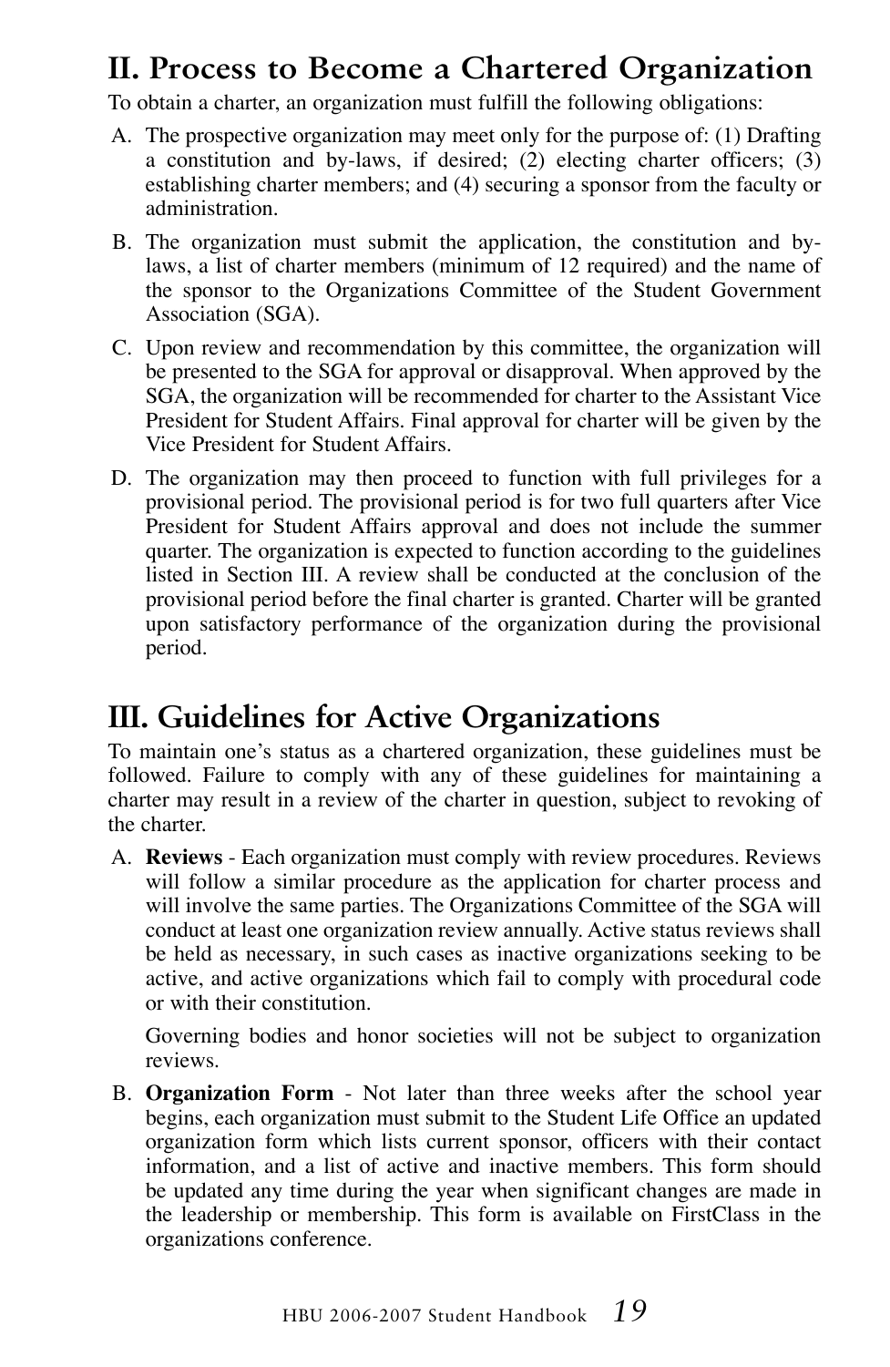## II. Process to Become a Chartered Organization

To obtain a charter, an organization must fulfill the following obligations:

A. The prospective organization may meet only for the purpose of: (1) Drafting a constitution and by-laws, if desired; (2) electing charter officers; (3) establishing charter members; and (4) securing a sponsor from the faculty or administration.

B. The organization must submit the application, the constitution and by-laws, a list of charter members (minimum of 12 required) and the name of the sponsor to the Organizations Committee of the Student Government Association (SGA).

C. Upon review and recommendation by this committee, the organization will be presented to the SGA for approval or disapproval. When approved by the SGA, the organization will be recommended for charter to the Assistant Vice President for Student Affairs. Final approval for charter will be given by the Vice President for Student Affairs.

D. The organization may then proceed to function with full privileges for a provisional period. The provisional period is for two full quarters after Vice President for Student Affairs approval and does not include the summer quarter. The organization is expected to function according to the guidelines listed in Section III. A review shall be conducted at the conclusion of the provisional period before the final charter is granted. Charter will be granted upon satisfactory performance of the organization during the provisional period.

## III. Guidelines for Active Organizations

To maintain one's status as a chartered organization, these guidelines must be followed. Failure to comply with any of these guidelines for maintaining a charter may result in a review of the charter in question, subject to revoking of the charter.

A. **Reviews** - Each organization must comply with review procedures. Reviews will follow a similar procedure as the application for charter process and will involve the same parties. The Organizations Committee of the SGA will conduct at least one organization review annually. Active status reviews shall be held as necessary, in such cases as inactive organizations seeking to be active, and active organizations which fail to comply with procedural code or with their constitution.

   Governing bodies and honor societies will not be subject to organization reviews.

B. **Organization Form** - Not later than three weeks after the school year begins, each organization must submit to the Student Life Office an updated organization form which lists current sponsor, officers with their contact information, and a list of active and inactive members. This form should be updated any time during the year when significant changes are made in the leadership or membership. This form is available on FirstClass in the organizations conference.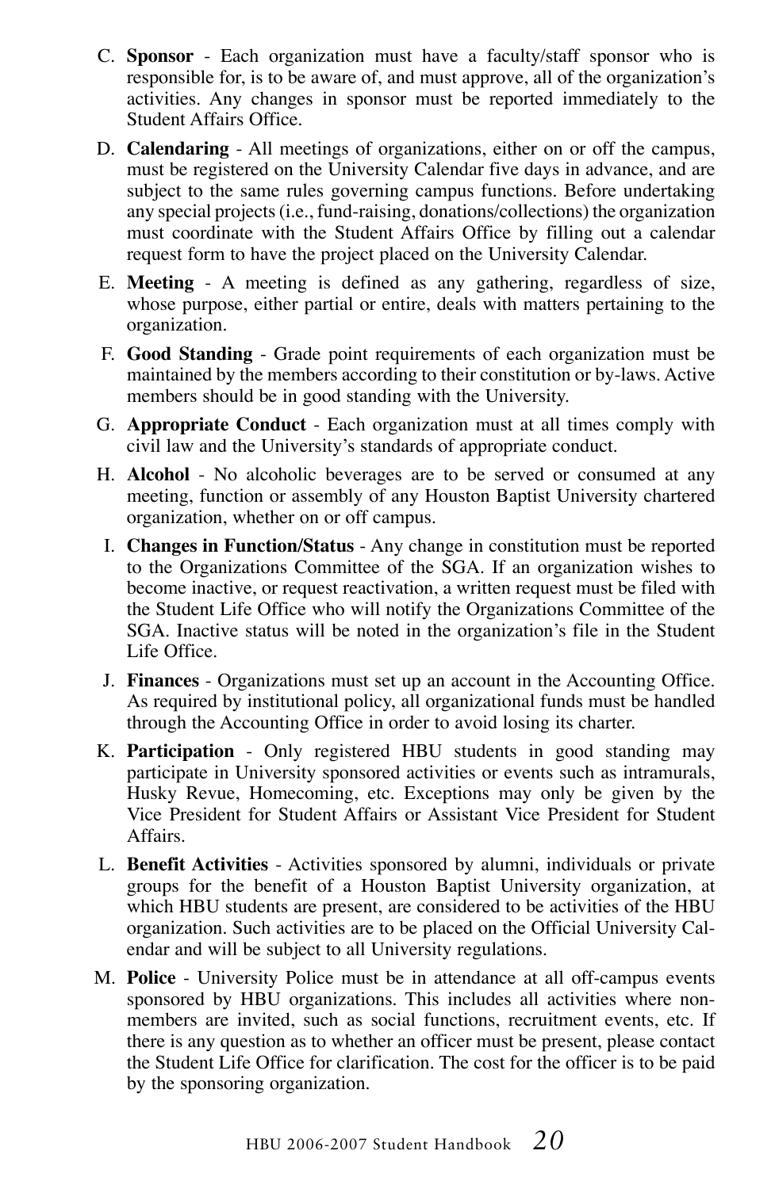C. **Sponsor** - Each organization must have a faculty/staff sponsor who is responsible for, is to be aware of, and must approve, all of the organization's activities. Any changes in sponsor must be reported immediately to the Student Affairs Office.

D. **Calendaring** - All meetings of organizations, either on or off the campus, must be registered on the University Calendar five days in advance, and are subject to the same rules governing campus functions. Before undertaking any special projects (i.e., fund-raising, donations/collections) the organization must coordinate with the Student Affairs Office by filling out a calendar request form to have the project placed on the University Calendar.

E. **Meeting** - A meeting is defined as any gathering, regardless of size, whose purpose, either partial or entire, deals with matters pertaining to the organization.

F. **Good Standing** - Grade point requirements of each organization must be maintained by the members according to their constitution or by-laws. Active members should be in good standing with the University.

G. **Appropriate Conduct** - Each organization must at all times comply with civil law and the University's standards of appropriate conduct.

H. **Alcohol** - No alcoholic beverages are to be served or consumed at any meeting, function or assembly of any Houston Baptist University chartered organization, whether on or off campus.

I. **Changes in Function/Status** - Any change in constitution must be reported to the Organizations Committee of the SGA. If an organization wishes to become inactive, or request reactivation, a written request must be filed with the Student Life Office who will notify the Organizations Committee of the SGA. Inactive status will be noted in the organization's file in the Student Life Office.

J. **Finances** - Organizations must set up an account in the Accounting Office. As required by institutional policy, all organizational funds must be handled through the Accounting Office in order to avoid losing its charter.

K. **Participation** - Only registered HBU students in good standing may participate in University sponsored activities or events such as intramurals, Husky Revue, Homecoming, etc. Exceptions may only be given by the Vice President for Student Affairs or Assistant Vice President for Student Affairs.

L. **Benefit Activities** - Activities sponsored by alumni, individuals or private groups for the benefit of a Houston Baptist University organization, at which HBU students are present, are considered to be activities of the HBU organization. Such activities are to be placed on the Official University Calendar and will be subject to all University regulations.

M. **Police** - University Police must be in attendance at all off-campus events sponsored by HBU organizations. This includes all activities where non-members are invited, such as social functions, recruitment events, etc. If there is any question as to whether an officer must be present, please contact the Student Life Office for clarification. The cost for the officer is to be paid by the sponsoring organization.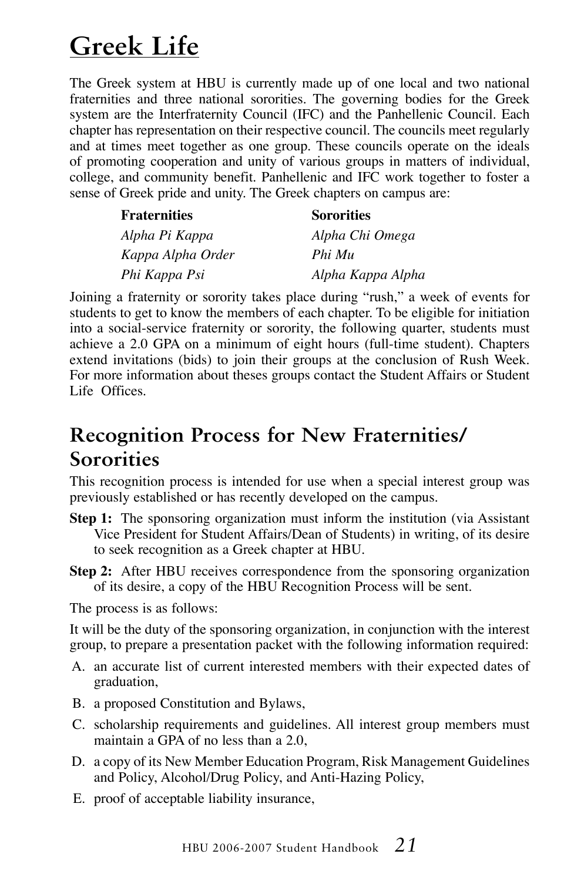# Greek Life

The Greek system at HBU is currently made up of one local and two national fraternities and three national sororities. The governing bodies for the Greek system are the Interfraternity Council (IFC) and the Panhellenic Council. Each chapter has representation on their respective council. The councils meet regularly and at times meet together as one group. These councils operate on the ideals of promoting cooperation and unity of various groups in matters of individual, college, and community benefit. Panhellenic and IFC work together to foster a sense of Greek pride and unity. The Greek chapters on campus are:

| Fraternities | Sororities |
| --- | --- |
| *Alpha Pi Kappa* | *Alpha Chi Omega* |
| *Kappa Alpha Order* | *Phi Mu* |
| *Phi Kappa Psi* | *Alpha Kappa Alpha* |

Joining a fraternity or sorority takes place during "rush," a week of events for students to get to know the members of each chapter. To be eligible for initiation into a social-service fraternity or sorority, the following quarter, students must achieve a 2.0 GPA on a minimum of eight hours (full-time student). Chapters extend invitations (bids) to join their groups at the conclusion of Rush Week. For more information about theses groups contact the Student Affairs or Student Life Offices.

## Recognition Process for New Fraternities/ Sororities

This recognition process is intended for use when a special interest group was previously established or has recently developed on the campus.

**Step 1:** The sponsoring organization must inform the institution (via Assistant Vice President for Student Affairs/Dean of Students) in writing, of its desire to seek recognition as a Greek chapter at HBU.

**Step 2:** After HBU receives correspondence from the sponsoring organization of its desire, a copy of the HBU Recognition Process will be sent.

The process is as follows:

It will be the duty of the sponsoring organization, in conjunction with the interest group, to prepare a presentation packet with the following information required:

A. an accurate list of current interested members with their expected dates of graduation,

B. a proposed Constitution and Bylaws,

C. scholarship requirements and guidelines. All interest group members must maintain a GPA of no less than a 2.0,

D. a copy of its New Member Education Program, Risk Management Guidelines and Policy, Alcohol/Drug Policy, and Anti-Hazing Policy,

E. proof of acceptable liability insurance,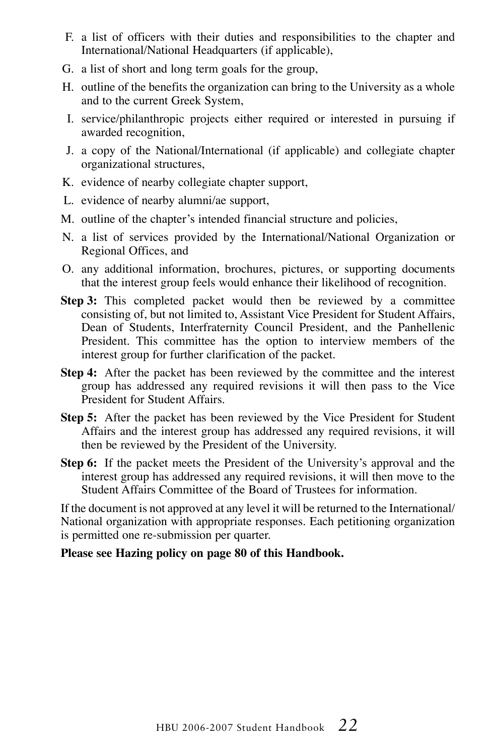F. a list of officers with their duties and responsibilities to the chapter and International/National Headquarters (if applicable),

G. a list of short and long term goals for the group,

H. outline of the benefits the organization can bring to the University as a whole and to the current Greek System,

I. service/philanthropic projects either required or interested in pursuing if awarded recognition,

J. a copy of the National/International (if applicable) and collegiate chapter organizational structures,

K. evidence of nearby collegiate chapter support,

L. evidence of nearby alumni/ae support,

M. outline of the chapter's intended financial structure and policies,

N. a list of services provided by the International/National Organization or Regional Offices, and

O. any additional information, brochures, pictures, or supporting documents that the interest group feels would enhance their likelihood of recognition.

**Step 3:** This completed packet would then be reviewed by a committee consisting of, but not limited to, Assistant Vice President for Student Affairs, Dean of Students, Interfraternity Council President, and the Panhellenic President. This committee has the option to interview members of the interest group for further clarification of the packet.

**Step 4:** After the packet has been reviewed by the committee and the interest group has addressed any required revisions it will then pass to the Vice President for Student Affairs.

**Step 5:** After the packet has been reviewed by the Vice President for Student Affairs and the interest group has addressed any required revisions, it will then be reviewed by the President of the University.

**Step 6:** If the packet meets the President of the University's approval and the interest group has addressed any required revisions, it will then move to the Student Affairs Committee of the Board of Trustees for information.

If the document is not approved at any level it will be returned to the International/National organization with appropriate responses. Each petitioning organization is permitted one re-submission per quarter.

**Please see Hazing policy on page 80 of this Handbook.**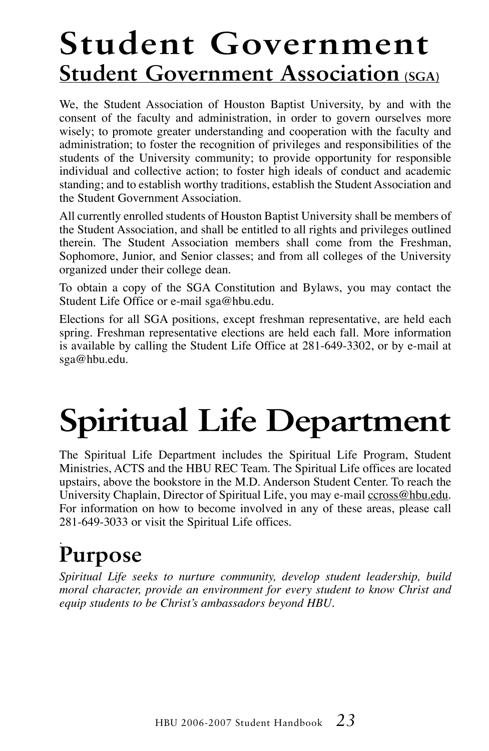# Student Government

## Student Government Association (SGA)

We, the Student Association of Houston Baptist University, by and with the consent of the faculty and administration, in order to govern ourselves more wisely; to promote greater understanding and cooperation with the faculty and administration; to foster the recognition of privileges and responsibilities of the students of the University community; to provide opportunity for responsible individual and collective action; to foster high ideals of conduct and academic standing; and to establish worthy traditions, establish the Student Association and the Student Government Association.

All currently enrolled students of Houston Baptist University shall be members of the Student Association, and shall be entitled to all rights and privileges outlined therein. The Student Association members shall come from the Freshman, Sophomore, Junior, and Senior classes; and from all colleges of the University organized under their college dean.

To obtain a copy of the SGA Constitution and Bylaws, you may contact the Student Life Office or e-mail sga@hbu.edu.

Elections for all SGA positions, except freshman representative, are held each spring. Freshman representative elections are held each fall. More information is available by calling the Student Life Office at 281-649-3302, or by e-mail at sga@hbu.edu.

# Spiritual Life Department

The Spiritual Life Department includes the Spiritual Life Program, Student Ministries, ACTS and the HBU REC Team. The Spiritual Life offices are located upstairs, above the bookstore in the M.D. Anderson Student Center. To reach the University Chaplain, Director of Spiritual Life, you may e-mail ccross@hbu.edu. For information on how to become involved in any of these areas, please call 281-649-3033 or visit the Spiritual Life offices.

## Purpose

*Spiritual Life seeks to nurture community, develop student leadership, build moral character, provide an environment for every student to know Christ and equip students to be Christ's ambassadors beyond HBU.*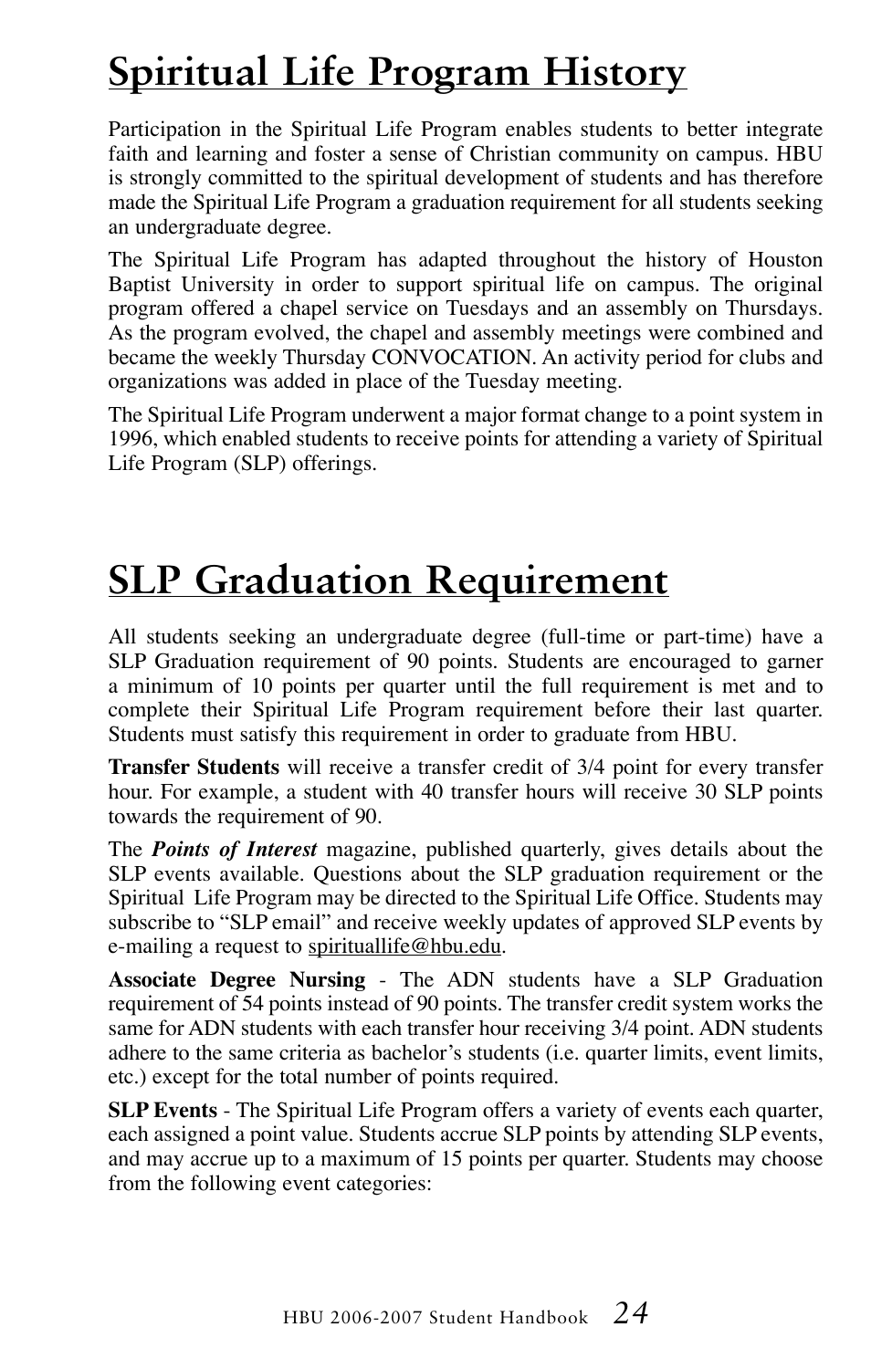# Spiritual Life Program History

Participation in the Spiritual Life Program enables students to better integrate faith and learning and foster a sense of Christian community on campus. HBU is strongly committed to the spiritual development of students and has therefore made the Spiritual Life Program a graduation requirement for all students seeking an undergraduate degree.

The Spiritual Life Program has adapted throughout the history of Houston Baptist University in order to support spiritual life on campus. The original program offered a chapel service on Tuesdays and an assembly on Thursdays. As the program evolved, the chapel and assembly meetings were combined and became the weekly Thursday CONVOCATION. An activity period for clubs and organizations was added in place of the Tuesday meeting.

The Spiritual Life Program underwent a major format change to a point system in 1996, which enabled students to receive points for attending a variety of Spiritual Life Program (SLP) offerings.

# SLP Graduation Requirement

All students seeking an undergraduate degree (full-time or part-time) have a SLP Graduation requirement of 90 points. Students are encouraged to garner a minimum of 10 points per quarter until the full requirement is met and to complete their Spiritual Life Program requirement before their last quarter. Students must satisfy this requirement in order to graduate from HBU.

**Transfer Students** will receive a transfer credit of 3/4 point for every transfer hour. For example, a student with 40 transfer hours will receive 30 SLP points towards the requirement of 90.

The ***Points of Interest*** magazine, published quarterly, gives details about the SLP events available. Questions about the SLP graduation requirement or the Spiritual Life Program may be directed to the Spiritual Life Office. Students may subscribe to "SLP email" and receive weekly updates of approved SLP events by e-mailing a request to spirituallife@hbu.edu.

**Associate Degree Nursing** - The ADN students have a SLP Graduation requirement of 54 points instead of 90 points. The transfer credit system works the same for ADN students with each transfer hour receiving 3/4 point. ADN students adhere to the same criteria as bachelor's students (i.e. quarter limits, event limits, etc.) except for the total number of points required.

**SLP Events** - The Spiritual Life Program offers a variety of events each quarter, each assigned a point value. Students accrue SLP points by attending SLP events, and may accrue up to a maximum of 15 points per quarter. Students may choose from the following event categories: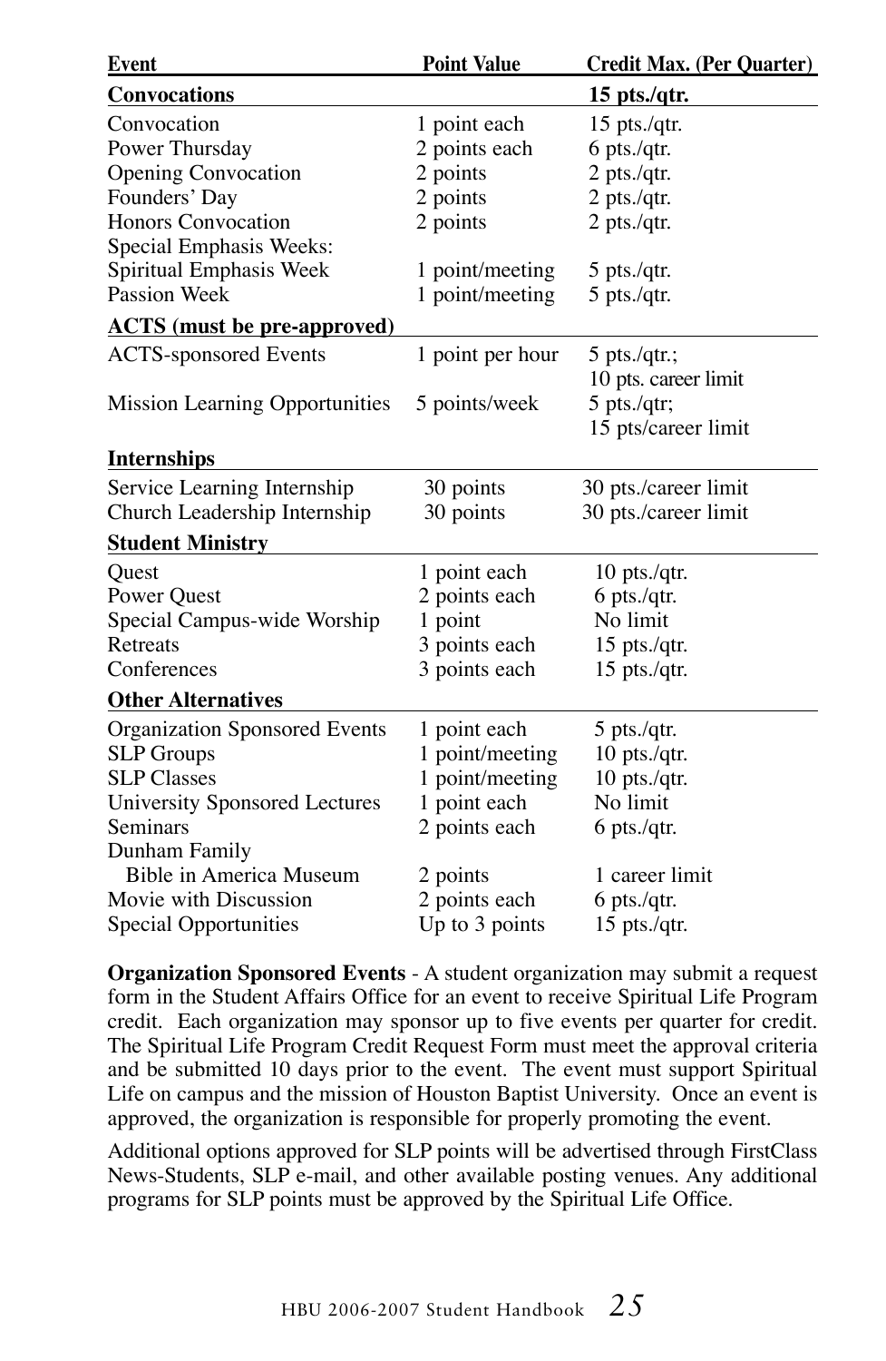| Event | Point Value | Credit Max. (Per Quarter) |
|---|---|---|
| **Convocations** | | **15 pts./qtr.** |
| Convocation | 1 point each | 15 pts./qtr. |
| Power Thursday | 2 points each | 6 pts./qtr. |
| Opening Convocation | 2 points | 2 pts./qtr. |
| Founders' Day | 2 points | 2 pts./qtr. |
| Honors Convocation | 2 points | 2 pts./qtr. |
| Special Emphasis Weeks: | | |
| Spiritual Emphasis Week | 1 point/meeting | 5 pts./qtr. |
| Passion Week | 1 point/meeting | 5 pts./qtr. |
| **ACTS (must be pre-approved)** | | |
| ACTS-sponsored Events | 1 point per hour | 5 pts./qtr.; 10 pts. career limit |
| Mission Learning Opportunities | 5 points/week | 5 pts./qtr; 15 pts/career limit |
| **Internships** | | |
| Service Learning Internship | 30 points | 30 pts./career limit |
| Church Leadership Internship | 30 points | 30 pts./career limit |
| **Student Ministry** | | |
| Quest | 1 point each | 10 pts./qtr. |
| Power Quest | 2 points each | 6 pts./qtr. |
| Special Campus-wide Worship | 1 point | No limit |
| Retreats | 3 points each | 15 pts./qtr. |
| Conferences | 3 points each | 15 pts./qtr. |
| **Other Alternatives** | | |
| Organization Sponsored Events | 1 point each | 5 pts./qtr. |
| SLP Groups | 1 point/meeting | 10 pts./qtr. |
| SLP Classes | 1 point/meeting | 10 pts./qtr. |
| University Sponsored Lectures | 1 point each | No limit |
| Seminars | 2 points each | 6 pts./qtr. |
| Dunham Family Bible in America Museum | 2 points | 1 career limit |
| Movie with Discussion | 2 points each | 6 pts./qtr. |
| Special Opportunities | Up to 3 points | 15 pts./qtr. |

**Organization Sponsored Events** - A student organization may submit a request form in the Student Affairs Office for an event to receive Spiritual Life Program credit. Each organization may sponsor up to five events per quarter for credit. The Spiritual Life Program Credit Request Form must meet the approval criteria and be submitted 10 days prior to the event. The event must support Spiritual Life on campus and the mission of Houston Baptist University. Once an event is approved, the organization is responsible for properly promoting the event.

Additional options approved for SLP points will be advertised through FirstClass News-Students, SLP e-mail, and other available posting venues. Any additional programs for SLP points must be approved by the Spiritual Life Office.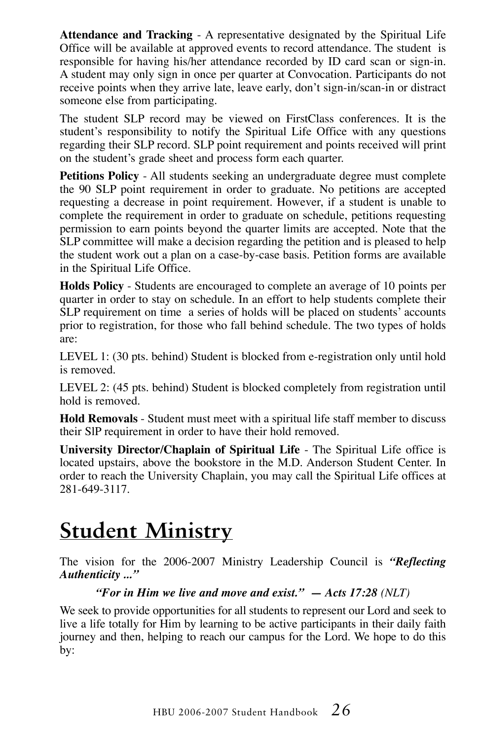**Attendance and Tracking** - A representative designated by the Spiritual Life Office will be available at approved events to record attendance. The student is responsible for having his/her attendance recorded by ID card scan or sign-in. A student may only sign in once per quarter at Convocation. Participants do not receive points when they arrive late, leave early, don't sign-in/scan-in or distract someone else from participating.

The student SLP record may be viewed on FirstClass conferences. It is the student's responsibility to notify the Spiritual Life Office with any questions regarding their SLP record. SLP point requirement and points received will print on the student's grade sheet and process form each quarter.

**Petitions Policy** - All students seeking an undergraduate degree must complete the 90 SLP point requirement in order to graduate. No petitions are accepted requesting a decrease in point requirement. However, if a student is unable to complete the requirement in order to graduate on schedule, petitions requesting permission to earn points beyond the quarter limits are accepted. Note that the SLP committee will make a decision regarding the petition and is pleased to help the student work out a plan on a case-by-case basis. Petition forms are available in the Spiritual Life Office.

**Holds Policy** - Students are encouraged to complete an average of 10 points per quarter in order to stay on schedule. In an effort to help students complete their SLP requirement on time a series of holds will be placed on students' accounts prior to registration, for those who fall behind schedule. The two types of holds are:

LEVEL 1: (30 pts. behind) Student is blocked from e-registration only until hold is removed.

LEVEL 2: (45 pts. behind) Student is blocked completely from registration until hold is removed.

**Hold Removals** - Student must meet with a spiritual life staff member to discuss their SlP requirement in order to have their hold removed.

**University Director/Chaplain of Spiritual Life** - The Spiritual Life office is located upstairs, above the bookstore in the M.D. Anderson Student Center. In order to reach the University Chaplain, you may call the Spiritual Life offices at 281-649-3117.

# Student Ministry

The vision for the 2006-2007 Ministry Leadership Council is ***"Reflecting Authenticity ..."***

***"For in Him we live and move and exist." — Acts 17:28*** *(NLT)*

We seek to provide opportunities for all students to represent our Lord and seek to live a life totally for Him by learning to be active participants in their daily faith journey and then, helping to reach our campus for the Lord. We hope to do this by: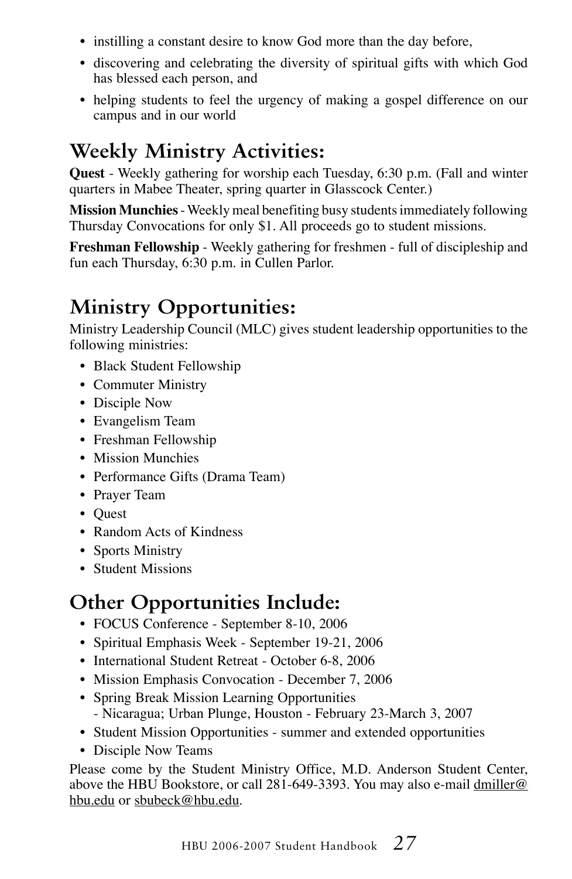- instilling a constant desire to know God more than the day before,
- discovering and celebrating the diversity of spiritual gifts with which God has blessed each person, and
- helping students to feel the urgency of making a gospel difference on our campus and in our world

## Weekly Ministry Activities:

**Quest** - Weekly gathering for worship each Tuesday, 6:30 p.m. (Fall and winter quarters in Mabee Theater, spring quarter in Glasscock Center.)

**Mission Munchies** - Weekly meal benefiting busy students immediately following Thursday Convocations for only $1. All proceeds go to student missions.

**Freshman Fellowship** - Weekly gathering for freshmen - full of discipleship and fun each Thursday, 6:30 p.m. in Cullen Parlor.

## Ministry Opportunities:

Ministry Leadership Council (MLC) gives student leadership opportunities to the following ministries:

- Black Student Fellowship
- Commuter Ministry
- Disciple Now
- Evangelism Team
- Freshman Fellowship
- Mission Munchies
- Performance Gifts (Drama Team)
- Prayer Team
- Quest
- Random Acts of Kindness
- Sports Ministry
- Student Missions

## Other Opportunities Include:

- FOCUS Conference - September 8-10, 2006
- Spiritual Emphasis Week - September 19-21, 2006
- International Student Retreat - October 6-8, 2006
- Mission Emphasis Convocation - December 7, 2006
- Spring Break Mission Learning Opportunities
  - Nicaragua; Urban Plunge, Houston - February 23-March 3, 2007
- Student Mission Opportunities - summer and extended opportunities
- Disciple Now Teams

Please come by the Student Ministry Office, M.D. Anderson Student Center, above the HBU Bookstore, or call 281-649-3393. You may also e-mail dmiller@hbu.edu or sbubeck@hbu.edu.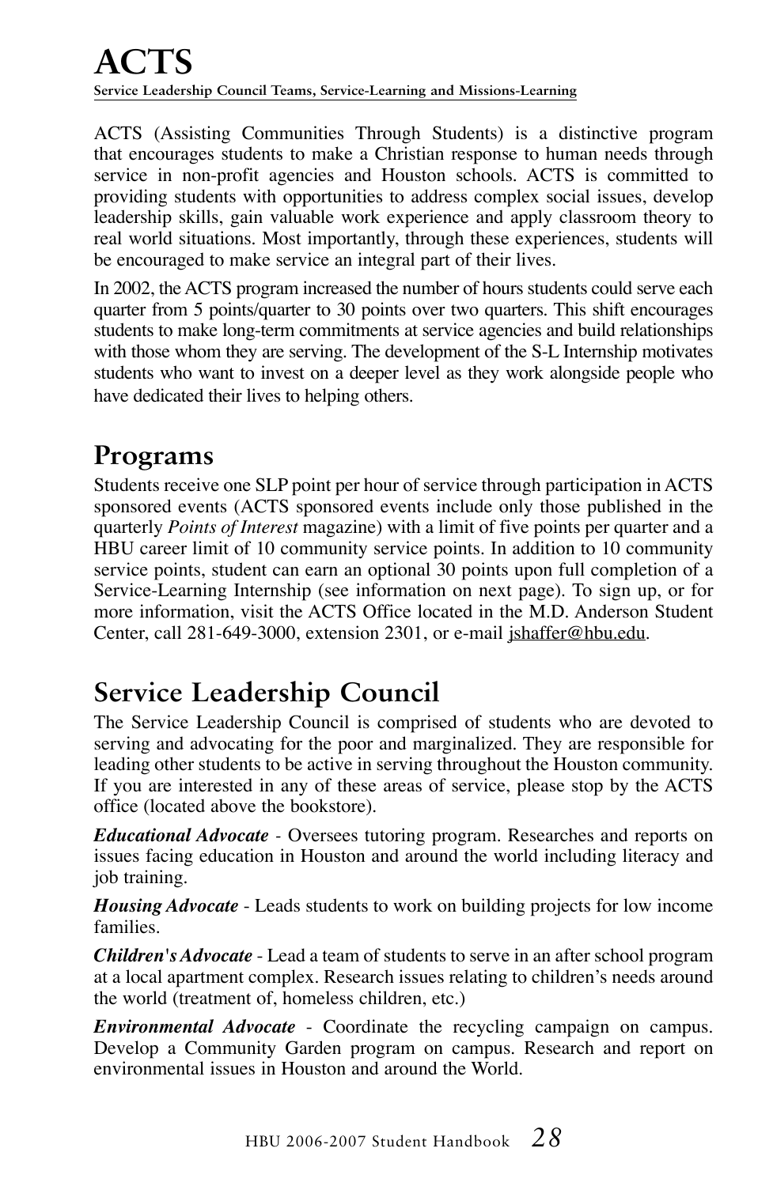# ACTS

Service Leadership Council Teams, Service-Learning and Missions-Learning

ACTS (Assisting Communities Through Students) is a distinctive program that encourages students to make a Christian response to human needs through service in non-profit agencies and Houston schools. ACTS is committed to providing students with opportunities to address complex social issues, develop leadership skills, gain valuable work experience and apply classroom theory to real world situations. Most importantly, through these experiences, students will be encouraged to make service an integral part of their lives.

In 2002, the ACTS program increased the number of hours students could serve each quarter from 5 points/quarter to 30 points over two quarters. This shift encourages students to make long-term commitments at service agencies and build relationships with those whom they are serving. The development of the S-L Internship motivates students who want to invest on a deeper level as they work alongside people who have dedicated their lives to helping others.

## Programs

Students receive one SLP point per hour of service through participation in ACTS sponsored events (ACTS sponsored events include only those published in the quarterly *Points of Interest* magazine) with a limit of five points per quarter and a HBU career limit of 10 community service points. In addition to 10 community service points, student can earn an optional 30 points upon full completion of a Service-Learning Internship (see information on next page). To sign up, or for more information, visit the ACTS Office located in the M.D. Anderson Student Center, call 281-649-3000, extension 2301, or e-mail jshaffer@hbu.edu.

## Service Leadership Council

The Service Leadership Council is comprised of students who are devoted to serving and advocating for the poor and marginalized. They are responsible for leading other students to be active in serving throughout the Houston community. If you are interested in any of these areas of service, please stop by the ACTS office (located above the bookstore).

***Educational Advocate*** - Oversees tutoring program. Researches and reports on issues facing education in Houston and around the world including literacy and job training.

***Housing Advocate*** - Leads students to work on building projects for low income families.

***Children's Advocate*** - Lead a team of students to serve in an after school program at a local apartment complex. Research issues relating to children's needs around the world (treatment of, homeless children, etc.)

***Environmental Advocate*** - Coordinate the recycling campaign on campus. Develop a Community Garden program on campus. Research and report on environmental issues in Houston and around the World.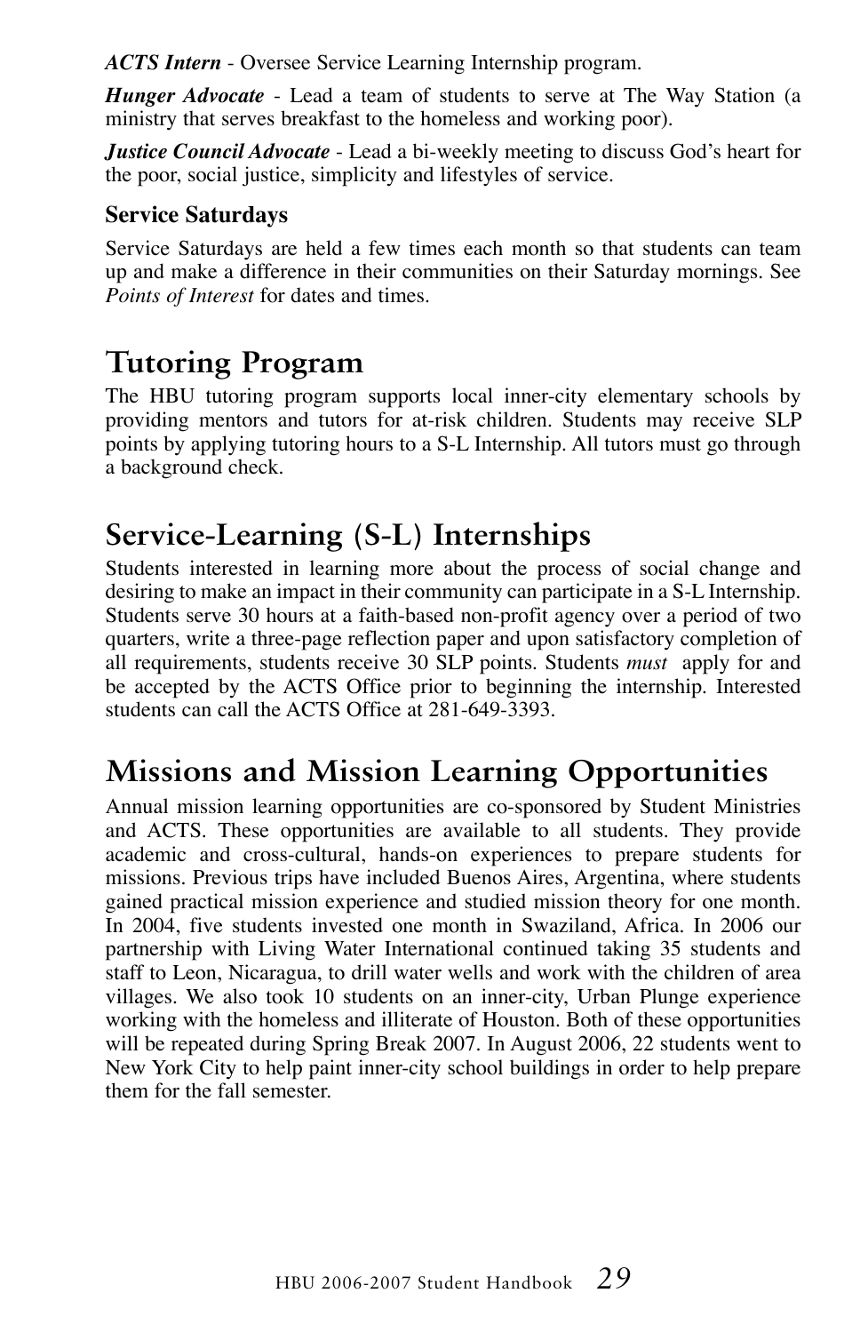***ACTS Intern*** - Oversee Service Learning Internship program.

***Hunger Advocate*** - Lead a team of students to serve at The Way Station (a ministry that serves breakfast to the homeless and working poor).

***Justice Council Advocate*** - Lead a bi-weekly meeting to discuss God's heart for the poor, social justice, simplicity and lifestyles of service.

### Service Saturdays

Service Saturdays are held a few times each month so that students can team up and make a difference in their communities on their Saturday mornings. See *Points of Interest* for dates and times.

## Tutoring Program

The HBU tutoring program supports local inner-city elementary schools by providing mentors and tutors for at-risk children. Students may receive SLP points by applying tutoring hours to a S-L Internship. All tutors must go through a background check.

## Service-Learning (S-L) Internships

Students interested in learning more about the process of social change and desiring to make an impact in their community can participate in a S-L Internship. Students serve 30 hours at a faith-based non-profit agency over a period of two quarters, write a three-page reflection paper and upon satisfactory completion of all requirements, students receive 30 SLP points. Students *must* apply for and be accepted by the ACTS Office prior to beginning the internship. Interested students can call the ACTS Office at 281-649-3393.

## Missions and Mission Learning Opportunities

Annual mission learning opportunities are co-sponsored by Student Ministries and ACTS. These opportunities are available to all students. They provide academic and cross-cultural, hands-on experiences to prepare students for missions. Previous trips have included Buenos Aires, Argentina, where students gained practical mission experience and studied mission theory for one month. In 2004, five students invested one month in Swaziland, Africa. In 2006 our partnership with Living Water International continued taking 35 students and staff to Leon, Nicaragua, to drill water wells and work with the children of area villages. We also took 10 students on an inner-city, Urban Plunge experience working with the homeless and illiterate of Houston. Both of these opportunities will be repeated during Spring Break 2007. In August 2006, 22 students went to New York City to help paint inner-city school buildings in order to help prepare them for the fall semester.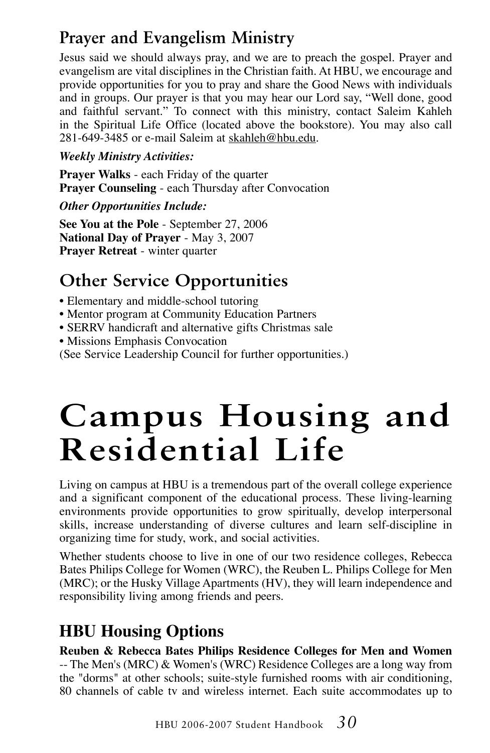## Prayer and Evangelism Ministry

Jesus said we should always pray, and we are to preach the gospel. Prayer and evangelism are vital disciplines in the Christian faith. At HBU, we encourage and provide opportunities for you to pray and share the Good News with individuals and in groups. Our prayer is that you may hear our Lord say, “Well done, good and faithful servant.” To connect with this ministry, contact Saleim Kahleh in the Spiritual Life Office (located above the bookstore). You may also call 281-649-3485 or e-mail Saleim at skahleh@hbu.edu.

***Weekly Ministry Activities:***

**Prayer Walks** - each Friday of the quarter
**Prayer Counseling** - each Thursday after Convocation

***Other Opportunities Include:***

**See You at the Pole** - September 27, 2006
**National Day of Prayer** - May 3, 2007
**Prayer Retreat** - winter quarter

## Other Service Opportunities

- Elementary and middle-school tutoring
- Mentor program at Community Education Partners
- SERRV handicraft and alternative gifts Christmas sale
- Missions Emphasis Convocation

(See Service Leadership Council for further opportunities.)

# Campus Housing and Residential Life

Living on campus at HBU is a tremendous part of the overall college experience and a significant component of the educational process. These living-learning environments provide opportunities to grow spiritually, develop interpersonal skills, increase understanding of diverse cultures and learn self-discipline in organizing time for study, work, and social activities.

Whether students choose to live in one of our two residence colleges, Rebecca Bates Philips College for Women (WRC), the Reuben L. Philips College for Men (MRC); or the Husky Village Apartments (HV), they will learn independence and responsibility living among friends and peers.

## HBU Housing Options

**Reuben & Rebecca Bates Philips Residence Colleges for Men and Women** -- The Men's (MRC) & Women's (WRC) Residence Colleges are a long way from the "dorms" at other schools; suite-style furnished rooms with air conditioning, 80 channels of cable tv and wireless internet. Each suite accommodates up to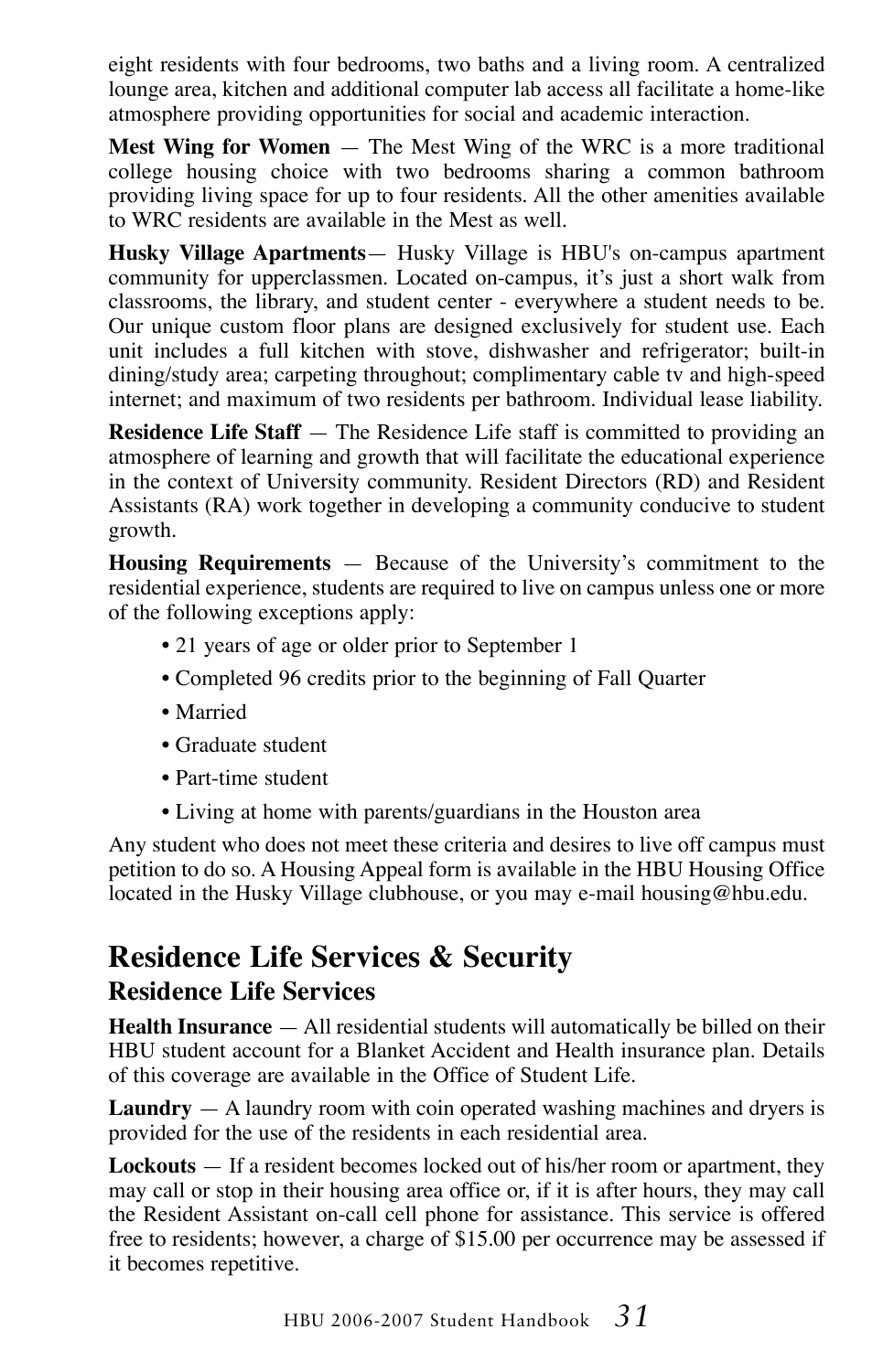eight residents with four bedrooms, two baths and a living room. A centralized lounge area, kitchen and additional computer lab access all facilitate a home-like atmosphere providing opportunities for social and academic interaction.

**Mest Wing for Women** — The Mest Wing of the WRC is a more traditional college housing choice with two bedrooms sharing a common bathroom providing living space for up to four residents. All the other amenities available to WRC residents are available in the Mest as well.

**Husky Village Apartments**— Husky Village is HBU's on-campus apartment community for upperclassmen. Located on-campus, it's just a short walk from classrooms, the library, and student center - everywhere a student needs to be. Our unique custom floor plans are designed exclusively for student use. Each unit includes a full kitchen with stove, dishwasher and refrigerator; built-in dining/study area; carpeting throughout; complimentary cable tv and high-speed internet; and maximum of two residents per bathroom. Individual lease liability.

**Residence Life Staff** — The Residence Life staff is committed to providing an atmosphere of learning and growth that will facilitate the educational experience in the context of University community. Resident Directors (RD) and Resident Assistants (RA) work together in developing a community conducive to student growth.

**Housing Requirements** — Because of the University's commitment to the residential experience, students are required to live on campus unless one or more of the following exceptions apply:

- 21 years of age or older prior to September 1
- Completed 96 credits prior to the beginning of Fall Quarter
- Married
- Graduate student
- Part-time student
- Living at home with parents/guardians in the Houston area

Any student who does not meet these criteria and desires to live off campus must petition to do so. A Housing Appeal form is available in the HBU Housing Office located in the Husky Village clubhouse, or you may e-mail housing@hbu.edu.

# Residence Life Services & Security

## Residence Life Services

**Health Insurance** — All residential students will automatically be billed on their HBU student account for a Blanket Accident and Health insurance plan. Details of this coverage are available in the Office of Student Life.

**Laundry** — A laundry room with coin operated washing machines and dryers is provided for the use of the residents in each residential area.

**Lockouts** — If a resident becomes locked out of his/her room or apartment, they may call or stop in their housing area office or, if it is after hours, they may call the Resident Assistant on-call cell phone for assistance. This service is offered free to residents; however, a charge of $15.00 per occurrence may be assessed if it becomes repetitive.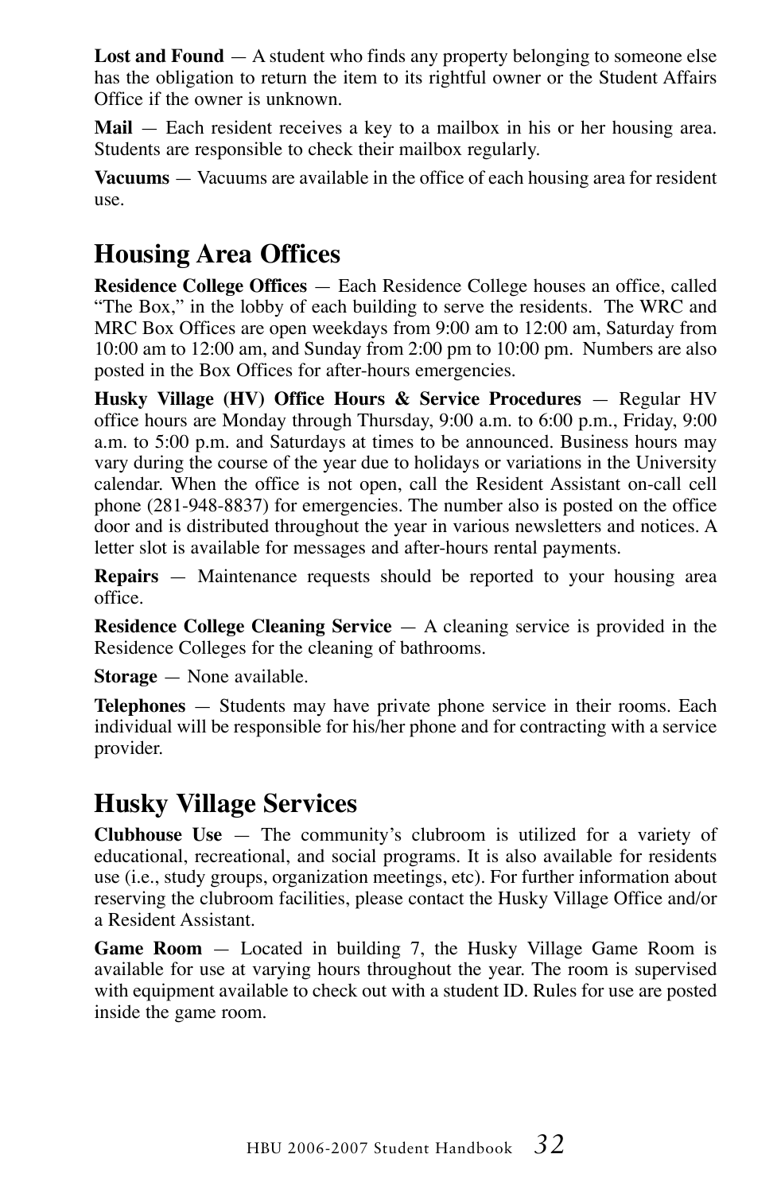**Lost and Found** — A student who finds any property belonging to someone else has the obligation to return the item to its rightful owner or the Student Affairs Office if the owner is unknown.

**Mail** — Each resident receives a key to a mailbox in his or her housing area. Students are responsible to check their mailbox regularly.

**Vacuums** — Vacuums are available in the office of each housing area for resident use.

## Housing Area Offices

**Residence College Offices** — Each Residence College houses an office, called "The Box," in the lobby of each building to serve the residents. The WRC and MRC Box Offices are open weekdays from 9:00 am to 12:00 am, Saturday from 10:00 am to 12:00 am, and Sunday from 2:00 pm to 10:00 pm. Numbers are also posted in the Box Offices for after-hours emergencies.

**Husky Village (HV) Office Hours & Service Procedures** — Regular HV office hours are Monday through Thursday, 9:00 a.m. to 6:00 p.m., Friday, 9:00 a.m. to 5:00 p.m. and Saturdays at times to be announced. Business hours may vary during the course of the year due to holidays or variations in the University calendar. When the office is not open, call the Resident Assistant on-call cell phone (281-948-8837) for emergencies. The number also is posted on the office door and is distributed throughout the year in various newsletters and notices. A letter slot is available for messages and after-hours rental payments.

**Repairs** — Maintenance requests should be reported to your housing area office.

**Residence College Cleaning Service** — A cleaning service is provided in the Residence Colleges for the cleaning of bathrooms.

**Storage** — None available.

**Telephones** — Students may have private phone service in their rooms. Each individual will be responsible for his/her phone and for contracting with a service provider.

## Husky Village Services

**Clubhouse Use** — The community's clubroom is utilized for a variety of educational, recreational, and social programs. It is also available for residents use (i.e., study groups, organization meetings, etc). For further information about reserving the clubroom facilities, please contact the Husky Village Office and/or a Resident Assistant.

**Game Room** — Located in building 7, the Husky Village Game Room is available for use at varying hours throughout the year. The room is supervised with equipment available to check out with a student ID. Rules for use are posted inside the game room.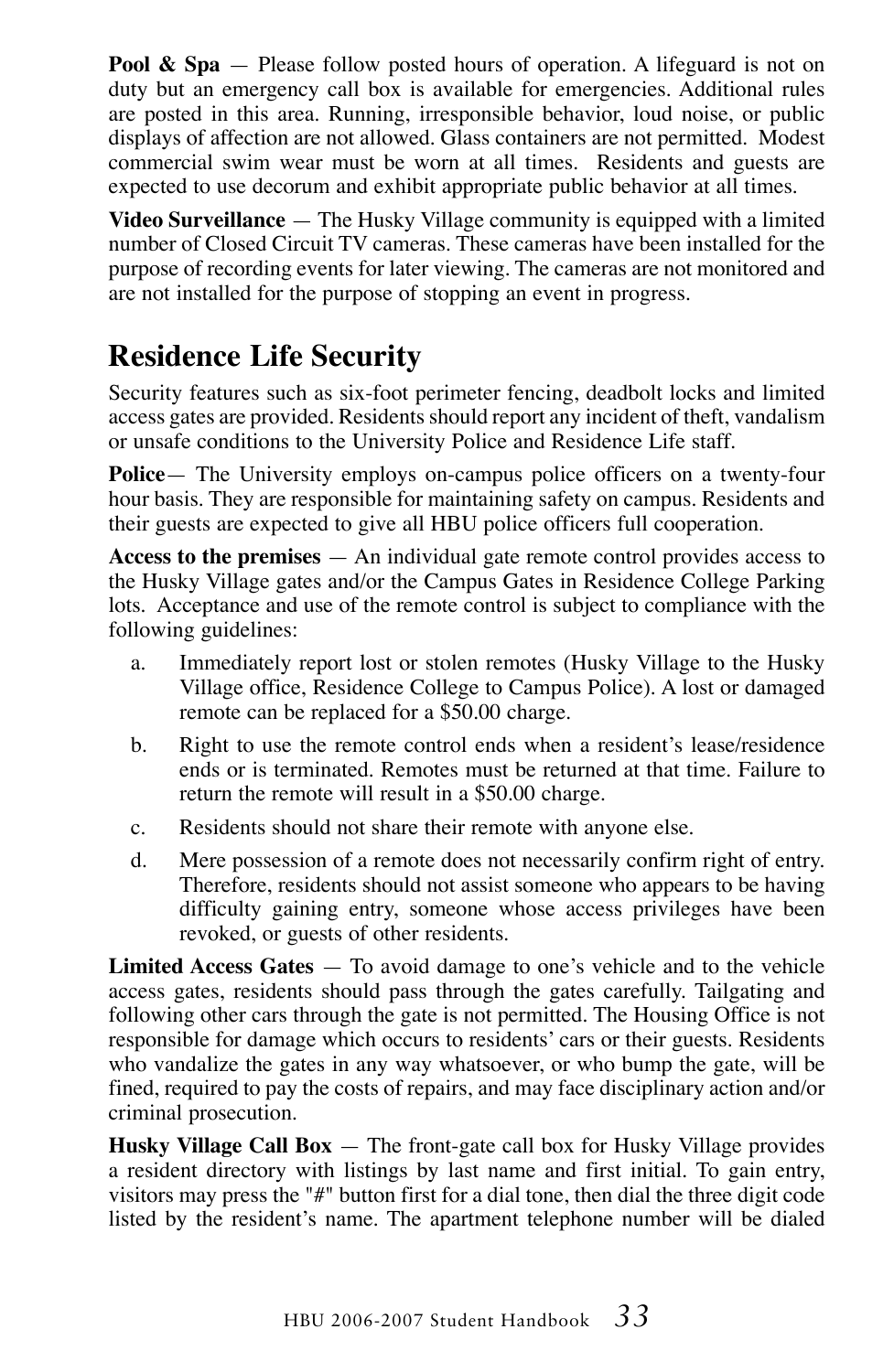**Pool & Spa** — Please follow posted hours of operation. A lifeguard is not on duty but an emergency call box is available for emergencies. Additional rules are posted in this area. Running, irresponsible behavior, loud noise, or public displays of affection are not allowed. Glass containers are not permitted. Modest commercial swim wear must be worn at all times. Residents and guests are expected to use decorum and exhibit appropriate public behavior at all times.

**Video Surveillance** — The Husky Village community is equipped with a limited number of Closed Circuit TV cameras. These cameras have been installed for the purpose of recording events for later viewing. The cameras are not monitored and are not installed for the purpose of stopping an event in progress.

## Residence Life Security

Security features such as six-foot perimeter fencing, deadbolt locks and limited access gates are provided. Residents should report any incident of theft, vandalism or unsafe conditions to the University Police and Residence Life staff.

**Police**— The University employs on-campus police officers on a twenty-four hour basis. They are responsible for maintaining safety on campus. Residents and their guests are expected to give all HBU police officers full cooperation.

**Access to the premises** — An individual gate remote control provides access to the Husky Village gates and/or the Campus Gates in Residence College Parking lots. Acceptance and use of the remote control is subject to compliance with the following guidelines:

a. Immediately report lost or stolen remotes (Husky Village to the Husky Village office, Residence College to Campus Police). A lost or damaged remote can be replaced for a $50.00 charge.

b. Right to use the remote control ends when a resident's lease/residence ends or is terminated. Remotes must be returned at that time. Failure to return the remote will result in a $50.00 charge.

c. Residents should not share their remote with anyone else.

d. Mere possession of a remote does not necessarily confirm right of entry. Therefore, residents should not assist someone who appears to be having difficulty gaining entry, someone whose access privileges have been revoked, or guests of other residents.

**Limited Access Gates** — To avoid damage to one's vehicle and to the vehicle access gates, residents should pass through the gates carefully. Tailgating and following other cars through the gate is not permitted. The Housing Office is not responsible for damage which occurs to residents' cars or their guests. Residents who vandalize the gates in any way whatsoever, or who bump the gate, will be fined, required to pay the costs of repairs, and may face disciplinary action and/or criminal prosecution.

**Husky Village Call Box** — The front-gate call box for Husky Village provides a resident directory with listings by last name and first initial. To gain entry, visitors may press the "#" button first for a dial tone, then dial the three digit code listed by the resident's name. The apartment telephone number will be dialed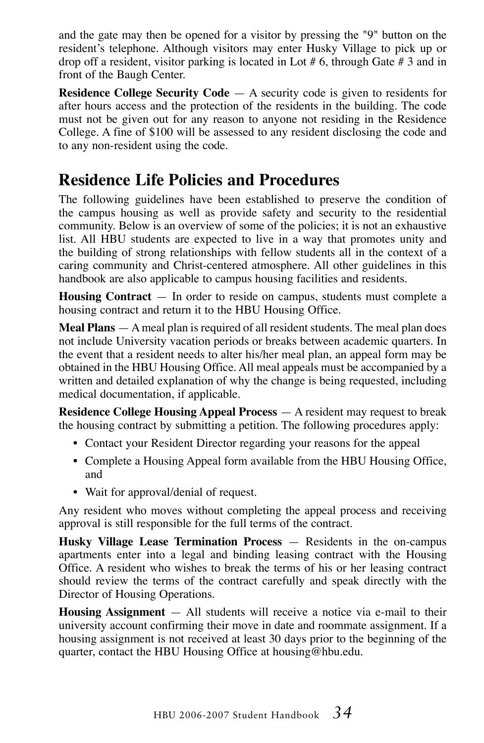and the gate may then be opened for a visitor by pressing the "9" button on the resident's telephone. Although visitors may enter Husky Village to pick up or drop off a resident, visitor parking is located in Lot # 6, through Gate # 3 and in front of the Baugh Center.

**Residence College Security Code** — A security code is given to residents for after hours access and the protection of the residents in the building. The code must not be given out for any reason to anyone not residing in the Residence College. A fine of $100 will be assessed to any resident disclosing the code and to any non-resident using the code.

## Residence Life Policies and Procedures

The following guidelines have been established to preserve the condition of the campus housing as well as provide safety and security to the residential community. Below is an overview of some of the policies; it is not an exhaustive list. All HBU students are expected to live in a way that promotes unity and the building of strong relationships with fellow students all in the context of a caring community and Christ-centered atmosphere. All other guidelines in this handbook are also applicable to campus housing facilities and residents.

**Housing Contract** — In order to reside on campus, students must complete a housing contract and return it to the HBU Housing Office.

**Meal Plans** — A meal plan is required of all resident students. The meal plan does not include University vacation periods or breaks between academic quarters. In the event that a resident needs to alter his/her meal plan, an appeal form may be obtained in the HBU Housing Office. All meal appeals must be accompanied by a written and detailed explanation of why the change is being requested, including medical documentation, if applicable.

**Residence College Housing Appeal Process** — A resident may request to break the housing contract by submitting a petition. The following procedures apply:

- Contact your Resident Director regarding your reasons for the appeal
- Complete a Housing Appeal form available from the HBU Housing Office, and
- Wait for approval/denial of request.

Any resident who moves without completing the appeal process and receiving approval is still responsible for the full terms of the contract.

**Husky Village Lease Termination Process** — Residents in the on-campus apartments enter into a legal and binding leasing contract with the Housing Office. A resident who wishes to break the terms of his or her leasing contract should review the terms of the contract carefully and speak directly with the Director of Housing Operations.

**Housing Assignment** — All students will receive a notice via e-mail to their university account confirming their move in date and roommate assignment. If a housing assignment is not received at least 30 days prior to the beginning of the quarter, contact the HBU Housing Office at housing@hbu.edu.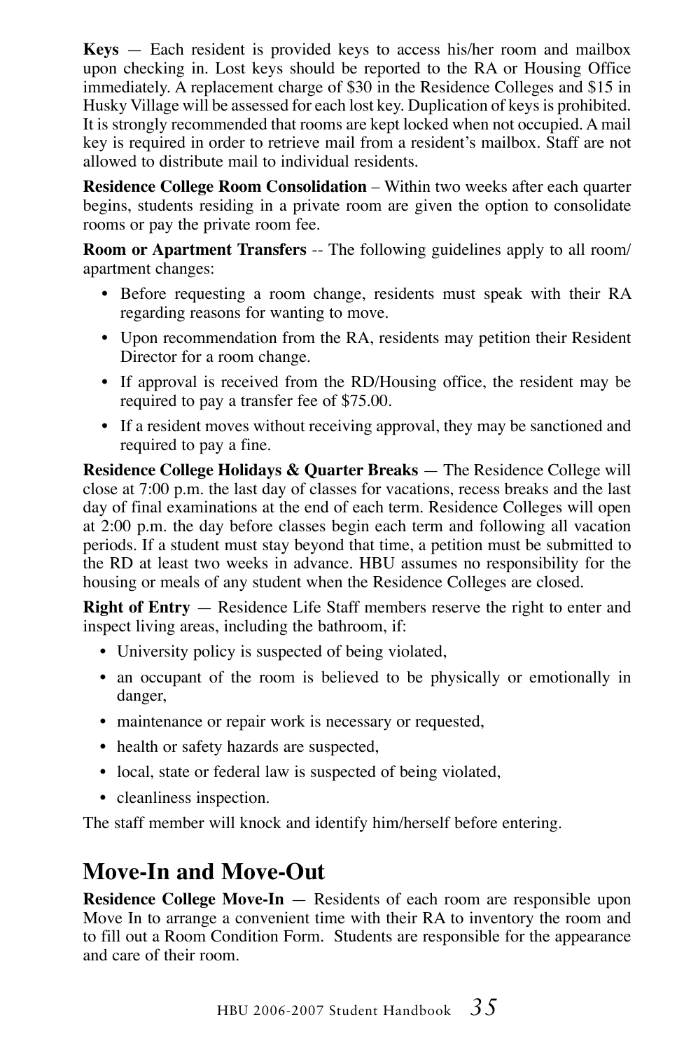**Keys** — Each resident is provided keys to access his/her room and mailbox upon checking in. Lost keys should be reported to the RA or Housing Office immediately. A replacement charge of $30 in the Residence Colleges and $15 in Husky Village will be assessed for each lost key. Duplication of keys is prohibited. It is strongly recommended that rooms are kept locked when not occupied. A mail key is required in order to retrieve mail from a resident's mailbox. Staff are not allowed to distribute mail to individual residents.

**Residence College Room Consolidation** – Within two weeks after each quarter begins, students residing in a private room are given the option to consolidate rooms or pay the private room fee.

**Room or Apartment Transfers** -- The following guidelines apply to all room/apartment changes:

- Before requesting a room change, residents must speak with their RA regarding reasons for wanting to move.
- Upon recommendation from the RA, residents may petition their Resident Director for a room change.
- If approval is received from the RD/Housing office, the resident may be required to pay a transfer fee of $75.00.
- If a resident moves without receiving approval, they may be sanctioned and required to pay a fine.

**Residence College Holidays & Quarter Breaks** — The Residence College will close at 7:00 p.m. the last day of classes for vacations, recess breaks and the last day of final examinations at the end of each term. Residence Colleges will open at 2:00 p.m. the day before classes begin each term and following all vacation periods. If a student must stay beyond that time, a petition must be submitted to the RD at least two weeks in advance. HBU assumes no responsibility for the housing or meals of any student when the Residence Colleges are closed.

**Right of Entry** — Residence Life Staff members reserve the right to enter and inspect living areas, including the bathroom, if:

- University policy is suspected of being violated,
- an occupant of the room is believed to be physically or emotionally in danger,
- maintenance or repair work is necessary or requested,
- health or safety hazards are suspected,
- local, state or federal law is suspected of being violated,
- cleanliness inspection.

The staff member will knock and identify him/herself before entering.

## Move-In and Move-Out

**Residence College Move-In** — Residents of each room are responsible upon Move In to arrange a convenient time with their RA to inventory the room and to fill out a Room Condition Form. Students are responsible for the appearance and care of their room.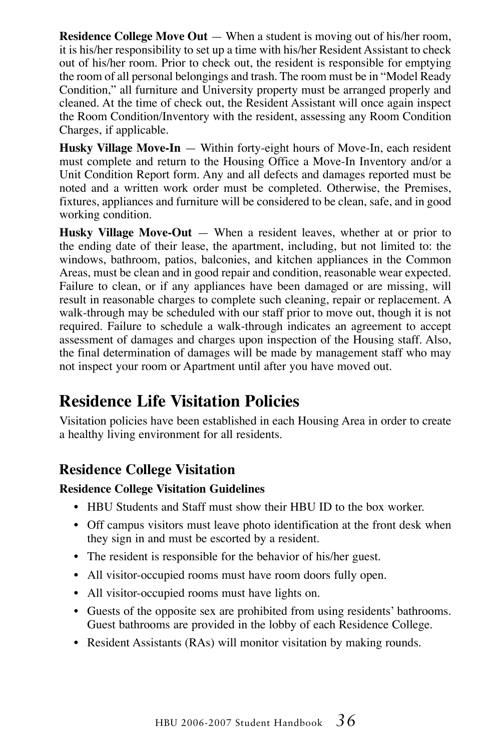**Residence College Move Out** — When a student is moving out of his/her room, it is his/her responsibility to set up a time with his/her Resident Assistant to check out of his/her room. Prior to check out, the resident is responsible for emptying the room of all personal belongings and trash. The room must be in "Model Ready Condition," all furniture and University property must be arranged properly and cleaned. At the time of check out, the Resident Assistant will once again inspect the Room Condition/Inventory with the resident, assessing any Room Condition Charges, if applicable.

**Husky Village Move-In** — Within forty-eight hours of Move-In, each resident must complete and return to the Housing Office a Move-In Inventory and/or a Unit Condition Report form. Any and all defects and damages reported must be noted and a written work order must be completed. Otherwise, the Premises, fixtures, appliances and furniture will be considered to be clean, safe, and in good working condition.

**Husky Village Move-Out** — When a resident leaves, whether at or prior to the ending date of their lease, the apartment, including, but not limited to: the windows, bathroom, patios, balconies, and kitchen appliances in the Common Areas, must be clean and in good repair and condition, reasonable wear expected. Failure to clean, or if any appliances have been damaged or are missing, will result in reasonable charges to complete such cleaning, repair or replacement. A walk-through may be scheduled with our staff prior to move out, though it is not required. Failure to schedule a walk-through indicates an agreement to accept assessment of damages and charges upon inspection of the Housing staff. Also, the final determination of damages will be made by management staff who may not inspect your room or Apartment until after you have moved out.

# Residence Life Visitation Policies

Visitation policies have been established in each Housing Area in order to create a healthy living environment for all residents.

## Residence College Visitation

**Residence College Visitation Guidelines**

- HBU Students and Staff must show their HBU ID to the box worker.
- Off campus visitors must leave photo identification at the front desk when they sign in and must be escorted by a resident.
- The resident is responsible for the behavior of his/her guest.
- All visitor-occupied rooms must have room doors fully open.
- All visitor-occupied rooms must have lights on.
- Guests of the opposite sex are prohibited from using residents' bathrooms. Guest bathrooms are provided in the lobby of each Residence College.
- Resident Assistants (RAs) will monitor visitation by making rounds.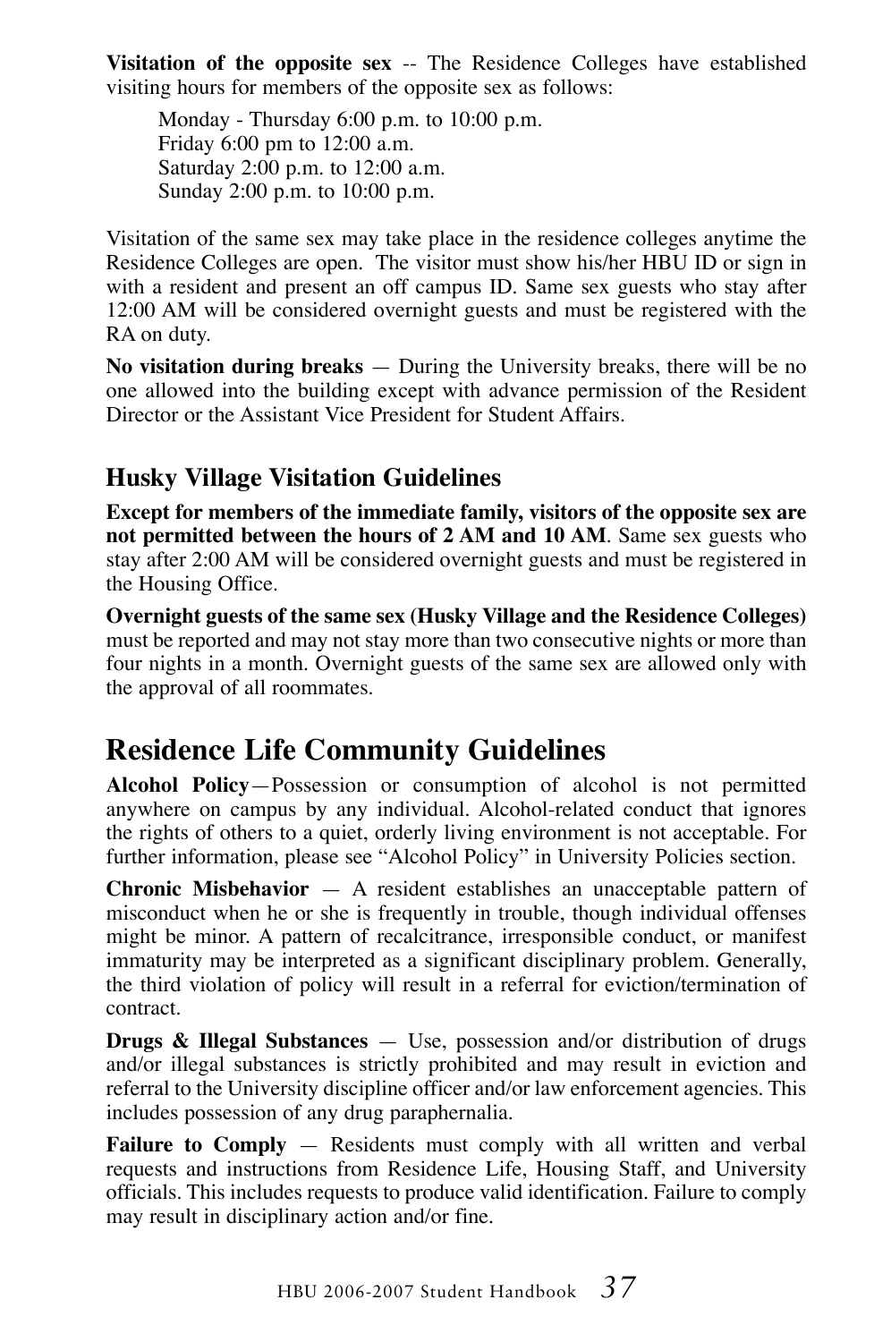**Visitation of the opposite sex** -- The Residence Colleges have established visiting hours for members of the opposite sex as follows:

Monday - Thursday 6:00 p.m. to 10:00 p.m.
Friday 6:00 pm to 12:00 a.m.
Saturday 2:00 p.m. to 12:00 a.m.
Sunday 2:00 p.m. to 10:00 p.m.

Visitation of the same sex may take place in the residence colleges anytime the Residence Colleges are open. The visitor must show his/her HBU ID or sign in with a resident and present an off campus ID. Same sex guests who stay after 12:00 AM will be considered overnight guests and must be registered with the RA on duty.

**No visitation during breaks** — During the University breaks, there will be no one allowed into the building except with advance permission of the Resident Director or the Assistant Vice President for Student Affairs.

### Husky Village Visitation Guidelines

**Except for members of the immediate family, visitors of the opposite sex are not permitted between the hours of 2 AM and 10 AM**. Same sex guests who stay after 2:00 AM will be considered overnight guests and must be registered in the Housing Office.

**Overnight guests of the same sex (Husky Village and the Residence Colleges)** must be reported and may not stay more than two consecutive nights or more than four nights in a month. Overnight guests of the same sex are allowed only with the approval of all roommates.

## Residence Life Community Guidelines

**Alcohol Policy**—Possession or consumption of alcohol is not permitted anywhere on campus by any individual. Alcohol-related conduct that ignores the rights of others to a quiet, orderly living environment is not acceptable. For further information, please see "Alcohol Policy" in University Policies section.

**Chronic Misbehavior** — A resident establishes an unacceptable pattern of misconduct when he or she is frequently in trouble, though individual offenses might be minor. A pattern of recalcitrance, irresponsible conduct, or manifest immaturity may be interpreted as a significant disciplinary problem. Generally, the third violation of policy will result in a referral for eviction/termination of contract.

**Drugs & Illegal Substances** — Use, possession and/or distribution of drugs and/or illegal substances is strictly prohibited and may result in eviction and referral to the University discipline officer and/or law enforcement agencies. This includes possession of any drug paraphernalia.

**Failure to Comply** — Residents must comply with all written and verbal requests and instructions from Residence Life, Housing Staff, and University officials. This includes requests to produce valid identification. Failure to comply may result in disciplinary action and/or fine.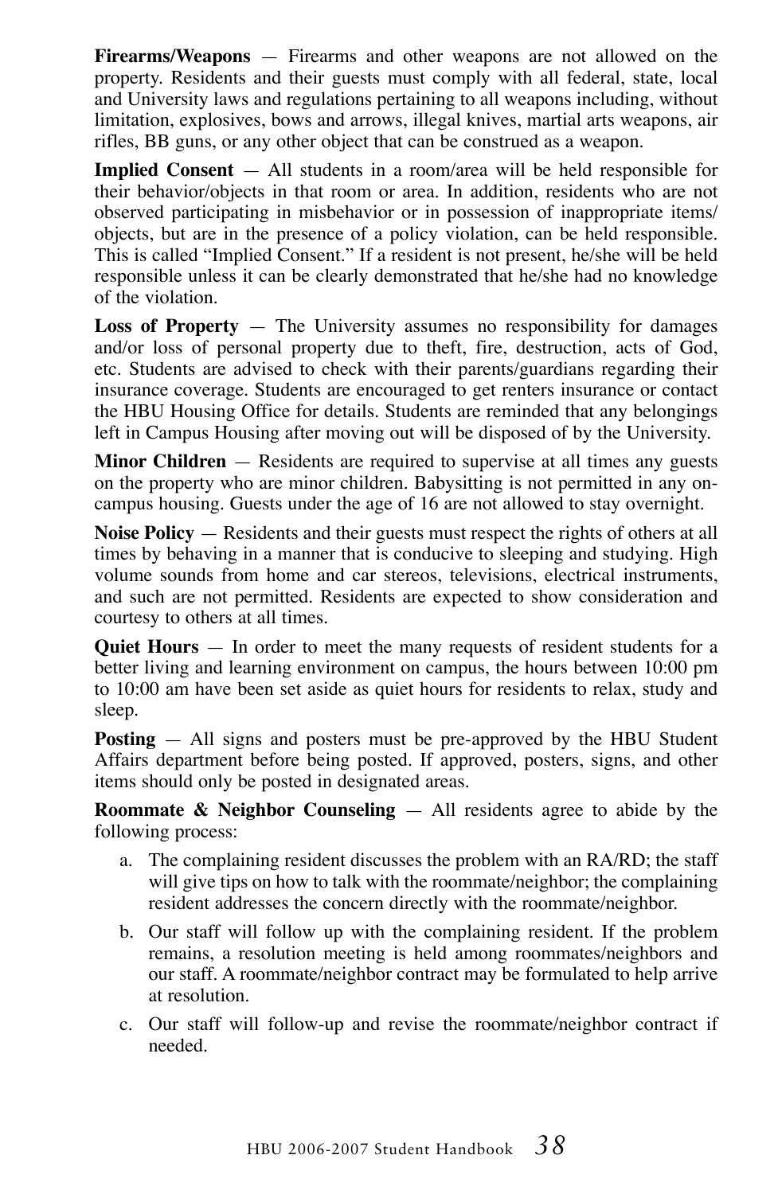**Firearms/Weapons** — Firearms and other weapons are not allowed on the property. Residents and their guests must comply with all federal, state, local and University laws and regulations pertaining to all weapons including, without limitation, explosives, bows and arrows, illegal knives, martial arts weapons, air rifles, BB guns, or any other object that can be construed as a weapon.

**Implied Consent** — All students in a room/area will be held responsible for their behavior/objects in that room or area. In addition, residents who are not observed participating in misbehavior or in possession of inappropriate items/objects, but are in the presence of a policy violation, can be held responsible. This is called "Implied Consent." If a resident is not present, he/she will be held responsible unless it can be clearly demonstrated that he/she had no knowledge of the violation.

**Loss of Property** — The University assumes no responsibility for damages and/or loss of personal property due to theft, fire, destruction, acts of God, etc. Students are advised to check with their parents/guardians regarding their insurance coverage. Students are encouraged to get renters insurance or contact the HBU Housing Office for details. Students are reminded that any belongings left in Campus Housing after moving out will be disposed of by the University.

**Minor Children** — Residents are required to supervise at all times any guests on the property who are minor children. Babysitting is not permitted in any on-campus housing. Guests under the age of 16 are not allowed to stay overnight.

**Noise Policy** — Residents and their guests must respect the rights of others at all times by behaving in a manner that is conducive to sleeping and studying. High volume sounds from home and car stereos, televisions, electrical instruments, and such are not permitted. Residents are expected to show consideration and courtesy to others at all times.

**Quiet Hours** — In order to meet the many requests of resident students for a better living and learning environment on campus, the hours between 10:00 pm to 10:00 am have been set aside as quiet hours for residents to relax, study and sleep.

**Posting** — All signs and posters must be pre-approved by the HBU Student Affairs department before being posted. If approved, posters, signs, and other items should only be posted in designated areas.

**Roommate & Neighbor Counseling** — All residents agree to abide by the following process:

a. The complaining resident discusses the problem with an RA/RD; the staff will give tips on how to talk with the roommate/neighbor; the complaining resident addresses the concern directly with the roommate/neighbor.

b. Our staff will follow up with the complaining resident. If the problem remains, a resolution meeting is held among roommates/neighbors and our staff. A roommate/neighbor contract may be formulated to help arrive at resolution.

c. Our staff will follow-up and revise the roommate/neighbor contract if needed.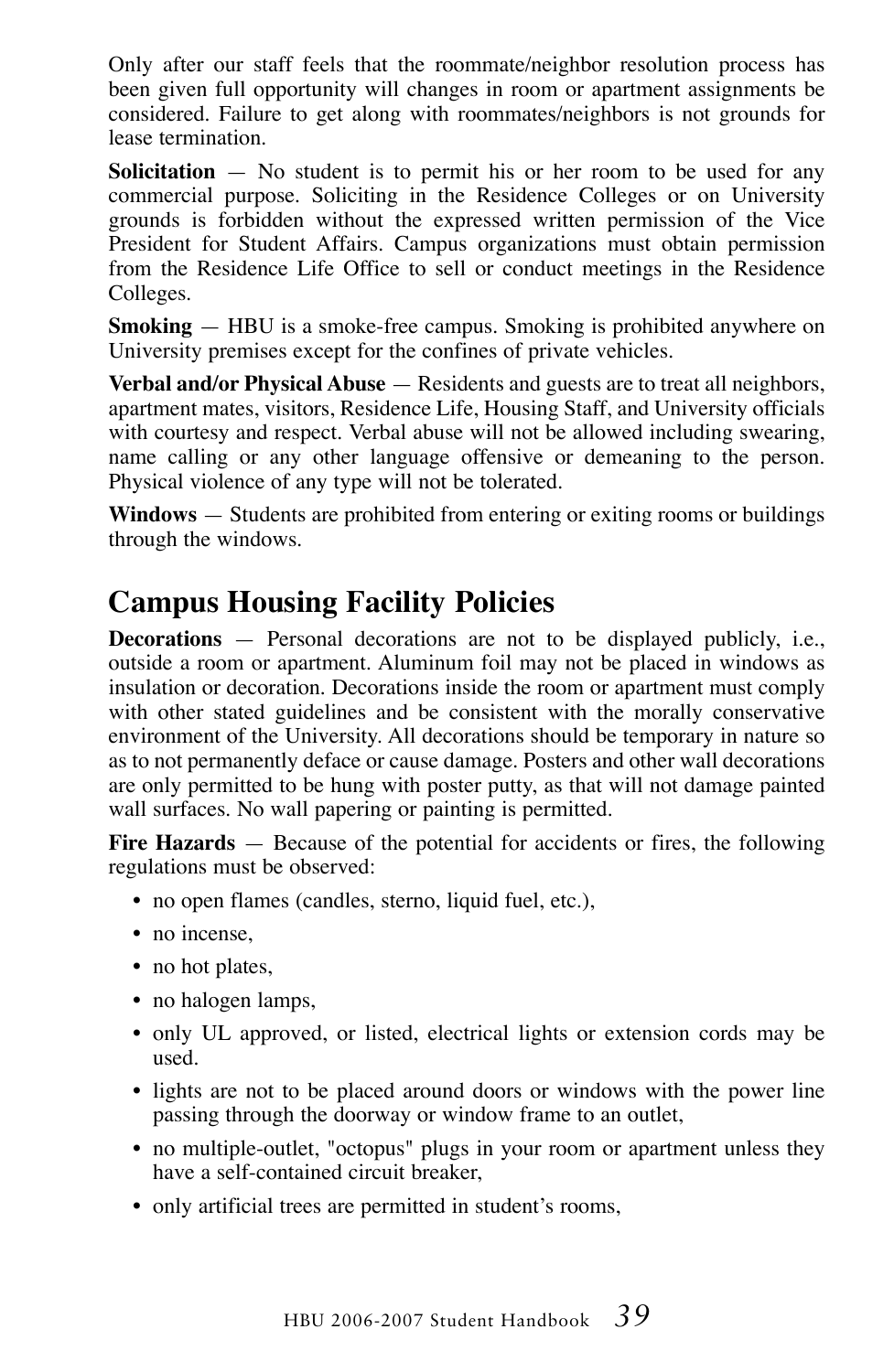Only after our staff feels that the roommate/neighbor resolution process has been given full opportunity will changes in room or apartment assignments be considered. Failure to get along with roommates/neighbors is not grounds for lease termination.

**Solicitation** — No student is to permit his or her room to be used for any commercial purpose. Soliciting in the Residence Colleges or on University grounds is forbidden without the expressed written permission of the Vice President for Student Affairs. Campus organizations must obtain permission from the Residence Life Office to sell or conduct meetings in the Residence Colleges.

**Smoking** — HBU is a smoke-free campus. Smoking is prohibited anywhere on University premises except for the confines of private vehicles.

**Verbal and/or Physical Abuse** — Residents and guests are to treat all neighbors, apartment mates, visitors, Residence Life, Housing Staff, and University officials with courtesy and respect. Verbal abuse will not be allowed including swearing, name calling or any other language offensive or demeaning to the person. Physical violence of any type will not be tolerated.

**Windows** — Students are prohibited from entering or exiting rooms or buildings through the windows.

## Campus Housing Facility Policies

**Decorations** — Personal decorations are not to be displayed publicly, i.e., outside a room or apartment. Aluminum foil may not be placed in windows as insulation or decoration. Decorations inside the room or apartment must comply with other stated guidelines and be consistent with the morally conservative environment of the University. All decorations should be temporary in nature so as to not permanently deface or cause damage. Posters and other wall decorations are only permitted to be hung with poster putty, as that will not damage painted wall surfaces. No wall papering or painting is permitted.

**Fire Hazards** — Because of the potential for accidents or fires, the following regulations must be observed:

- no open flames (candles, sterno, liquid fuel, etc.),
- no incense,
- no hot plates,
- no halogen lamps,
- only UL approved, or listed, electrical lights or extension cords may be used.
- lights are not to be placed around doors or windows with the power line passing through the doorway or window frame to an outlet,
- no multiple-outlet, "octopus" plugs in your room or apartment unless they have a self-contained circuit breaker,
- only artificial trees are permitted in student's rooms,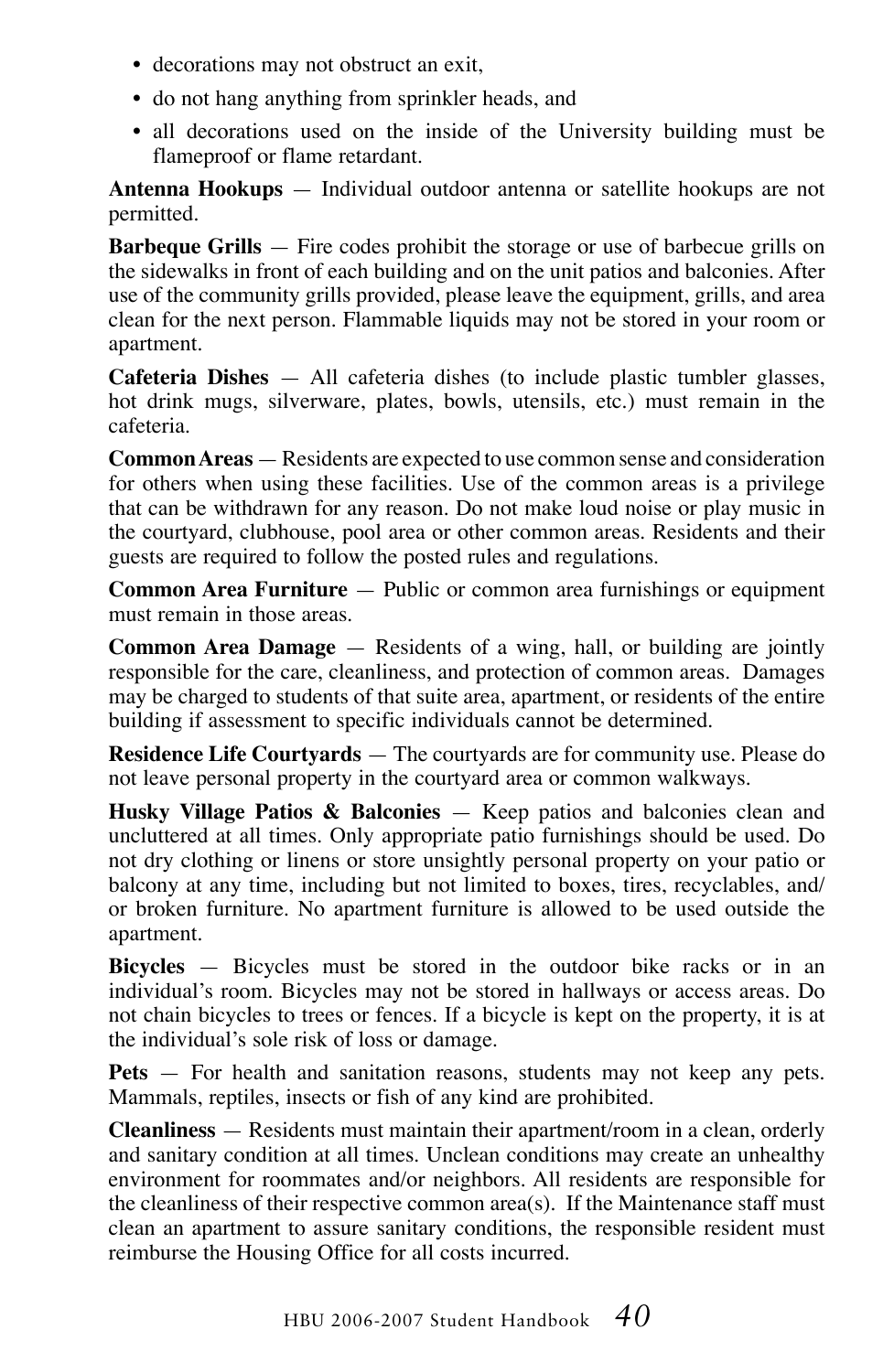- decorations may not obstruct an exit,
- do not hang anything from sprinkler heads, and
- all decorations used on the inside of the University building must be flameproof or flame retardant.

**Antenna Hookups** — Individual outdoor antenna or satellite hookups are not permitted.

**Barbeque Grills** — Fire codes prohibit the storage or use of barbecue grills on the sidewalks in front of each building and on the unit patios and balconies. After use of the community grills provided, please leave the equipment, grills, and area clean for the next person. Flammable liquids may not be stored in your room or apartment.

**Cafeteria Dishes** — All cafeteria dishes (to include plastic tumbler glasses, hot drink mugs, silverware, plates, bowls, utensils, etc.) must remain in the cafeteria.

**Common Areas** — Residents are expected to use common sense and consideration for others when using these facilities. Use of the common areas is a privilege that can be withdrawn for any reason. Do not make loud noise or play music in the courtyard, clubhouse, pool area or other common areas. Residents and their guests are required to follow the posted rules and regulations.

**Common Area Furniture** — Public or common area furnishings or equipment must remain in those areas.

**Common Area Damage** — Residents of a wing, hall, or building are jointly responsible for the care, cleanliness, and protection of common areas. Damages may be charged to students of that suite area, apartment, or residents of the entire building if assessment to specific individuals cannot be determined.

**Residence Life Courtyards** — The courtyards are for community use. Please do not leave personal property in the courtyard area or common walkways.

**Husky Village Patios & Balconies** — Keep patios and balconies clean and uncluttered at all times. Only appropriate patio furnishings should be used. Do not dry clothing or linens or store unsightly personal property on your patio or balcony at any time, including but not limited to boxes, tires, recyclables, and/or broken furniture. No apartment furniture is allowed to be used outside the apartment.

**Bicycles** — Bicycles must be stored in the outdoor bike racks or in an individual's room. Bicycles may not be stored in hallways or access areas. Do not chain bicycles to trees or fences. If a bicycle is kept on the property, it is at the individual's sole risk of loss or damage.

**Pets** — For health and sanitation reasons, students may not keep any pets. Mammals, reptiles, insects or fish of any kind are prohibited.

**Cleanliness** — Residents must maintain their apartment/room in a clean, orderly and sanitary condition at all times. Unclean conditions may create an unhealthy environment for roommates and/or neighbors. All residents are responsible for the cleanliness of their respective common area(s). If the Maintenance staff must clean an apartment to assure sanitary conditions, the responsible resident must reimburse the Housing Office for all costs incurred.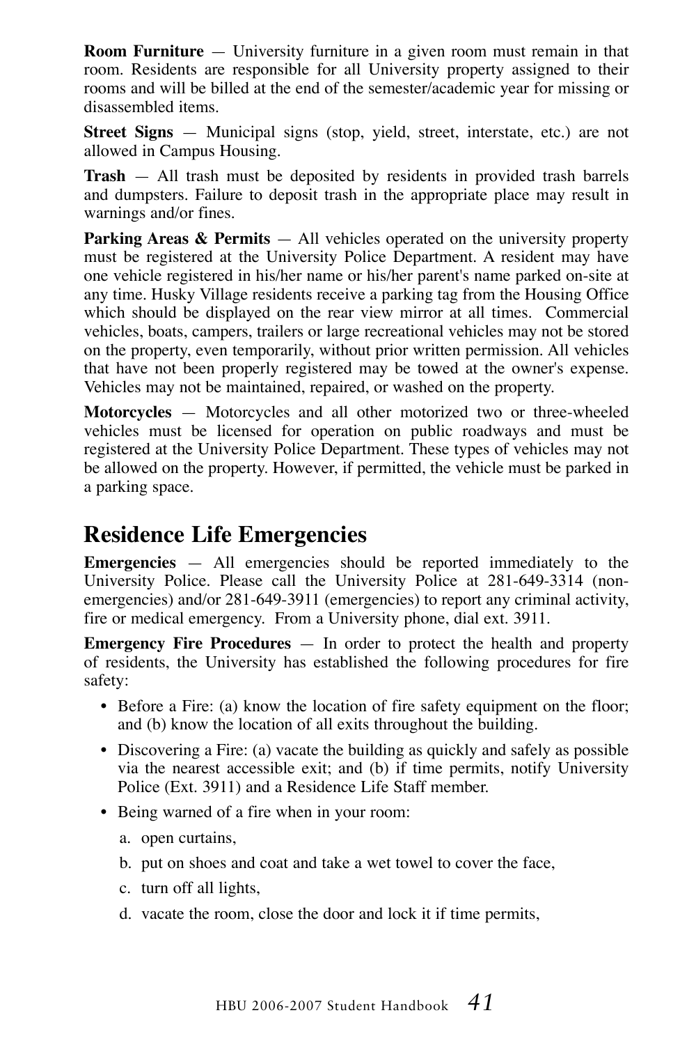**Room Furniture** — University furniture in a given room must remain in that room. Residents are responsible for all University property assigned to their rooms and will be billed at the end of the semester/academic year for missing or disassembled items.

**Street Signs** — Municipal signs (stop, yield, street, interstate, etc.) are not allowed in Campus Housing.

**Trash** — All trash must be deposited by residents in provided trash barrels and dumpsters. Failure to deposit trash in the appropriate place may result in warnings and/or fines.

**Parking Areas & Permits** — All vehicles operated on the university property must be registered at the University Police Department. A resident may have one vehicle registered in his/her name or his/her parent's name parked on-site at any time. Husky Village residents receive a parking tag from the Housing Office which should be displayed on the rear view mirror at all times. Commercial vehicles, boats, campers, trailers or large recreational vehicles may not be stored on the property, even temporarily, without prior written permission. All vehicles that have not been properly registered may be towed at the owner's expense. Vehicles may not be maintained, repaired, or washed on the property.

**Motorcycles** — Motorcycles and all other motorized two or three-wheeled vehicles must be licensed for operation on public roadways and must be registered at the University Police Department. These types of vehicles may not be allowed on the property. However, if permitted, the vehicle must be parked in a parking space.

## Residence Life Emergencies

**Emergencies** — All emergencies should be reported immediately to the University Police. Please call the University Police at 281-649-3314 (non-emergencies) and/or 281-649-3911 (emergencies) to report any criminal activity, fire or medical emergency. From a University phone, dial ext. 3911.

**Emergency Fire Procedures** — In order to protect the health and property of residents, the University has established the following procedures for fire safety:

- Before a Fire: (a) know the location of fire safety equipment on the floor; and (b) know the location of all exits throughout the building.
- Discovering a Fire: (a) vacate the building as quickly and safely as possible via the nearest accessible exit; and (b) if time permits, notify University Police (Ext. 3911) and a Residence Life Staff member.
- Being warned of a fire when in your room:
  a. open curtains,
  b. put on shoes and coat and take a wet towel to cover the face,
  c. turn off all lights,
  d. vacate the room, close the door and lock it if time permits,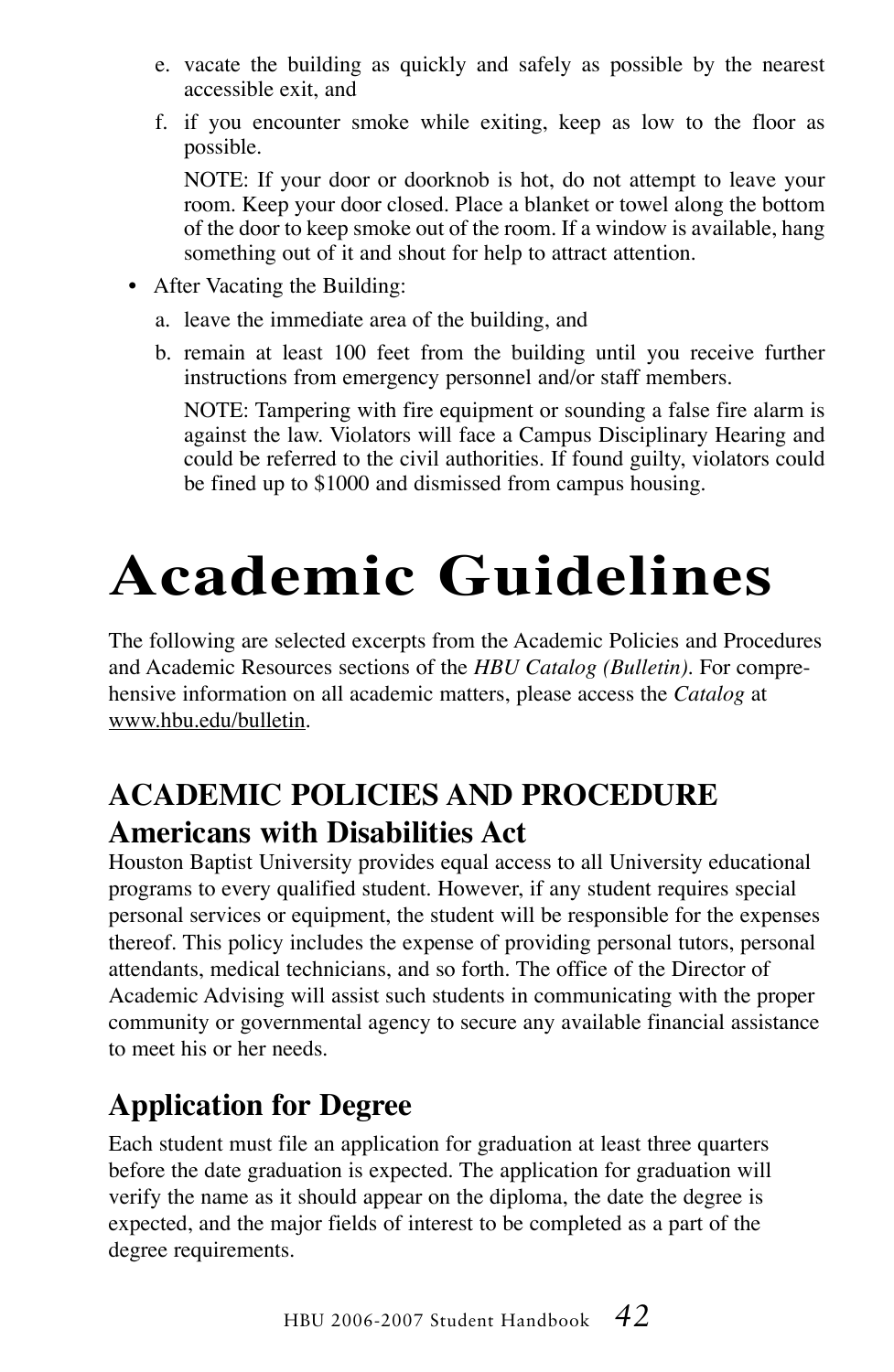e. vacate the building as quickly and safely as possible by the nearest accessible exit, and

f. if you encounter smoke while exiting, keep as low to the floor as possible.

   NOTE: If your door or doorknob is hot, do not attempt to leave your room. Keep your door closed. Place a blanket or towel along the bottom of the door to keep smoke out of the room. If a window is available, hang something out of it and shout for help to attract attention.

- After Vacating the Building:

  a. leave the immediate area of the building, and

  b. remain at least 100 feet from the building until you receive further instructions from emergency personnel and/or staff members.

     NOTE: Tampering with fire equipment or sounding a false fire alarm is against the law. Violators will face a Campus Disciplinary Hearing and could be referred to the civil authorities. If found guilty, violators could be fined up to $1000 and dismissed from campus housing.

# Academic Guidelines

The following are selected excerpts from the Academic Policies and Procedures and Academic Resources sections of the *HBU Catalog (Bulletin)*. For comprehensive information on all academic matters, please access the *Catalog* at www.hbu.edu/bulletin.

## ACADEMIC POLICIES AND PROCEDURE

### Americans with Disabilities Act

Houston Baptist University provides equal access to all University educational programs to every qualified student. However, if any student requires special personal services or equipment, the student will be responsible for the expenses thereof. This policy includes the expense of providing personal tutors, personal attendants, medical technicians, and so forth. The office of the Director of Academic Advising will assist such students in communicating with the proper community or governmental agency to secure any available financial assistance to meet his or her needs.

### Application for Degree

Each student must file an application for graduation at least three quarters before the date graduation is expected. The application for graduation will verify the name as it should appear on the diploma, the date the degree is expected, and the major fields of interest to be completed as a part of the degree requirements.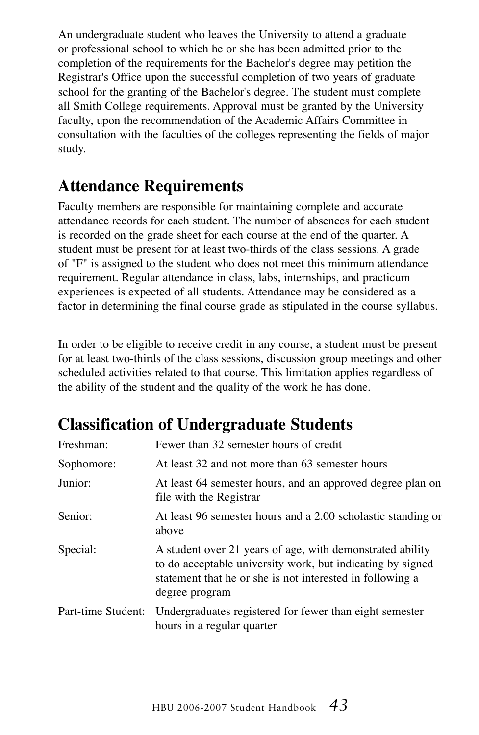An undergraduate student who leaves the University to attend a graduate or professional school to which he or she has been admitted prior to the completion of the requirements for the Bachelor's degree may petition the Registrar's Office upon the successful completion of two years of graduate school for the granting of the Bachelor's degree. The student must complete all Smith College requirements. Approval must be granted by the University faculty, upon the recommendation of the Academic Affairs Committee in consultation with the faculties of the colleges representing the fields of major study.

## Attendance Requirements

Faculty members are responsible for maintaining complete and accurate attendance records for each student. The number of absences for each student is recorded on the grade sheet for each course at the end of the quarter. A student must be present for at least two-thirds of the class sessions. A grade of "F" is assigned to the student who does not meet this minimum attendance requirement. Regular attendance in class, labs, internships, and practicum experiences is expected of all students. Attendance may be considered as a factor in determining the final course grade as stipulated in the course syllabus.

In order to be eligible to receive credit in any course, a student must be present for at least two-thirds of the class sessions, discussion group meetings and other scheduled activities related to that course. This limitation applies regardless of the ability of the student and the quality of the work he has done.

## Classification of Undergraduate Students

| | |
|---|---|
| Freshman: | Fewer than 32 semester hours of credit |
| Sophomore: | At least 32 and not more than 63 semester hours |
| Junior: | At least 64 semester hours, and an approved degree plan on file with the Registrar |
| Senior: | At least 96 semester hours and a 2.00 scholastic standing or above |
| Special: | A student over 21 years of age, with demonstrated ability to do acceptable university work, but indicating by signed statement that he or she is not interested in following a degree program |
| Part-time Student: | Undergraduates registered for fewer than eight semester hours in a regular quarter |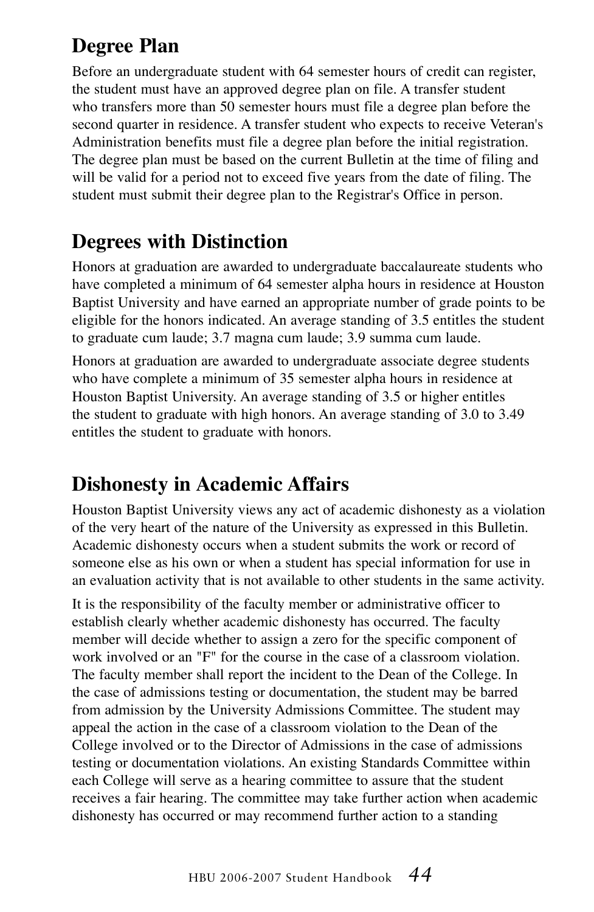## Degree Plan

Before an undergraduate student with 64 semester hours of credit can register, the student must have an approved degree plan on file. A transfer student who transfers more than 50 semester hours must file a degree plan before the second quarter in residence. A transfer student who expects to receive Veteran's Administration benefits must file a degree plan before the initial registration. The degree plan must be based on the current Bulletin at the time of filing and will be valid for a period not to exceed five years from the date of filing. The student must submit their degree plan to the Registrar's Office in person.

## Degrees with Distinction

Honors at graduation are awarded to undergraduate baccalaureate students who have completed a minimum of 64 semester alpha hours in residence at Houston Baptist University and have earned an appropriate number of grade points to be eligible for the honors indicated. An average standing of 3.5 entitles the student to graduate cum laude; 3.7 magna cum laude; 3.9 summa cum laude.

Honors at graduation are awarded to undergraduate associate degree students who have complete a minimum of 35 semester alpha hours in residence at Houston Baptist University. An average standing of 3.5 or higher entitles the student to graduate with high honors. An average standing of 3.0 to 3.49 entitles the student to graduate with honors.

## Dishonesty in Academic Affairs

Houston Baptist University views any act of academic dishonesty as a violation of the very heart of the nature of the University as expressed in this Bulletin. Academic dishonesty occurs when a student submits the work or record of someone else as his own or when a student has special information for use in an evaluation activity that is not available to other students in the same activity.

It is the responsibility of the faculty member or administrative officer to establish clearly whether academic dishonesty has occurred. The faculty member will decide whether to assign a zero for the specific component of work involved or an "F" for the course in the case of a classroom violation. The faculty member shall report the incident to the Dean of the College. In the case of admissions testing or documentation, the student may be barred from admission by the University Admissions Committee. The student may appeal the action in the case of a classroom violation to the Dean of the College involved or to the Director of Admissions in the case of admissions testing or documentation violations. An existing Standards Committee within each College will serve as a hearing committee to assure that the student receives a fair hearing. The committee may take further action when academic dishonesty has occurred or may recommend further action to a standing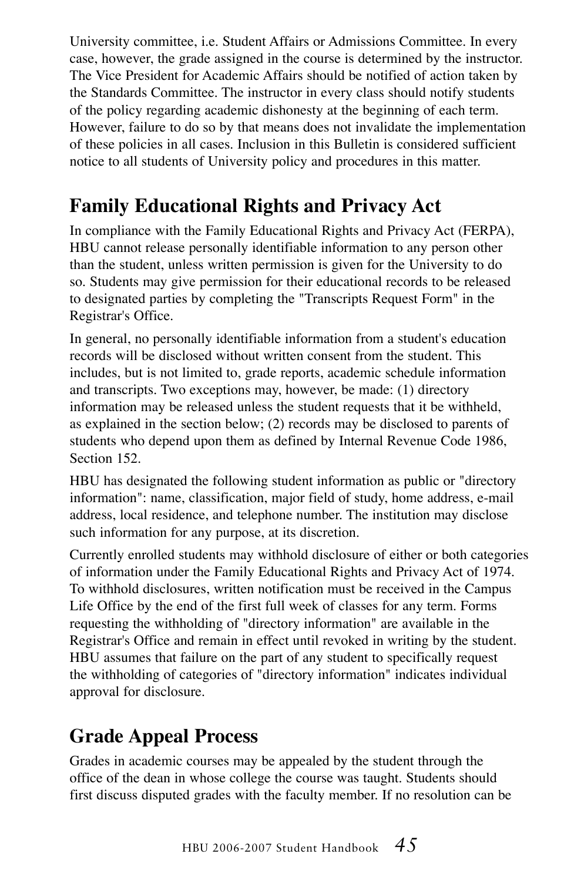University committee, i.e. Student Affairs or Admissions Committee. In every case, however, the grade assigned in the course is determined by the instructor. The Vice President for Academic Affairs should be notified of action taken by the Standards Committee. The instructor in every class should notify students of the policy regarding academic dishonesty at the beginning of each term. However, failure to do so by that means does not invalidate the implementation of these policies in all cases. Inclusion in this Bulletin is considered sufficient notice to all students of University policy and procedures in this matter.

## Family Educational Rights and Privacy Act

In compliance with the Family Educational Rights and Privacy Act (FERPA), HBU cannot release personally identifiable information to any person other than the student, unless written permission is given for the University to do so. Students may give permission for their educational records to be released to designated parties by completing the "Transcripts Request Form" in the Registrar's Office.

In general, no personally identifiable information from a student's education records will be disclosed without written consent from the student. This includes, but is not limited to, grade reports, academic schedule information and transcripts. Two exceptions may, however, be made: (1) directory information may be released unless the student requests that it be withheld, as explained in the section below; (2) records may be disclosed to parents of students who depend upon them as defined by Internal Revenue Code 1986, Section 152.

HBU has designated the following student information as public or "directory information": name, classification, major field of study, home address, e-mail address, local residence, and telephone number. The institution may disclose such information for any purpose, at its discretion.

Currently enrolled students may withhold disclosure of either or both categories of information under the Family Educational Rights and Privacy Act of 1974. To withhold disclosures, written notification must be received in the Campus Life Office by the end of the first full week of classes for any term. Forms requesting the withholding of "directory information" are available in the Registrar's Office and remain in effect until revoked in writing by the student. HBU assumes that failure on the part of any student to specifically request the withholding of categories of "directory information" indicates individual approval for disclosure.

## Grade Appeal Process

Grades in academic courses may be appealed by the student through the office of the dean in whose college the course was taught. Students should first discuss disputed grades with the faculty member. If no resolution can be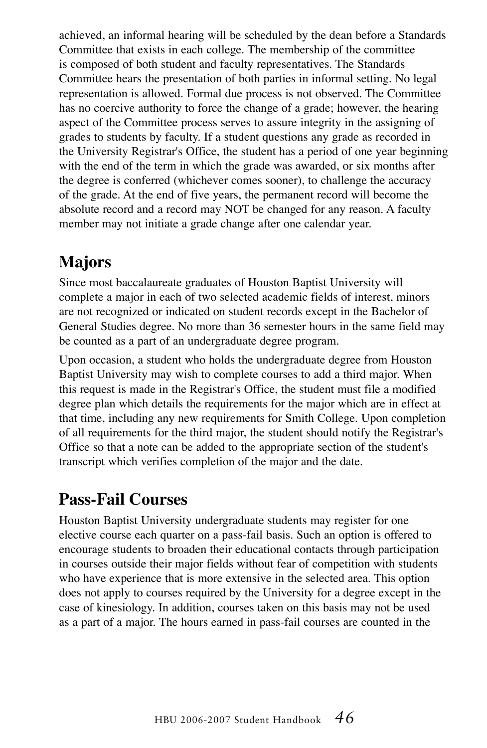achieved, an informal hearing will be scheduled by the dean before a Standards Committee that exists in each college. The membership of the committee is composed of both student and faculty representatives. The Standards Committee hears the presentation of both parties in informal setting. No legal representation is allowed. Formal due process is not observed. The Committee has no coercive authority to force the change of a grade; however, the hearing aspect of the Committee process serves to assure integrity in the assigning of grades to students by faculty. If a student questions any grade as recorded in the University Registrar's Office, the student has a period of one year beginning with the end of the term in which the grade was awarded, or six months after the degree is conferred (whichever comes sooner), to challenge the accuracy of the grade. At the end of five years, the permanent record will become the absolute record and a record may NOT be changed for any reason. A faculty member may not initiate a grade change after one calendar year.

## Majors

Since most baccalaureate graduates of Houston Baptist University will complete a major in each of two selected academic fields of interest, minors are not recognized or indicated on student records except in the Bachelor of General Studies degree. No more than 36 semester hours in the same field may be counted as a part of an undergraduate degree program.

Upon occasion, a student who holds the undergraduate degree from Houston Baptist University may wish to complete courses to add a third major. When this request is made in the Registrar's Office, the student must file a modified degree plan which details the requirements for the major which are in effect at that time, including any new requirements for Smith College. Upon completion of all requirements for the third major, the student should notify the Registrar's Office so that a note can be added to the appropriate section of the student's transcript which verifies completion of the major and the date.

## Pass-Fail Courses

Houston Baptist University undergraduate students may register for one elective course each quarter on a pass-fail basis. Such an option is offered to encourage students to broaden their educational contacts through participation in courses outside their major fields without fear of competition with students who have experience that is more extensive in the selected area. This option does not apply to courses required by the University for a degree except in the case of kinesiology. In addition, courses taken on this basis may not be used as a part of a major. The hours earned in pass-fail courses are counted in the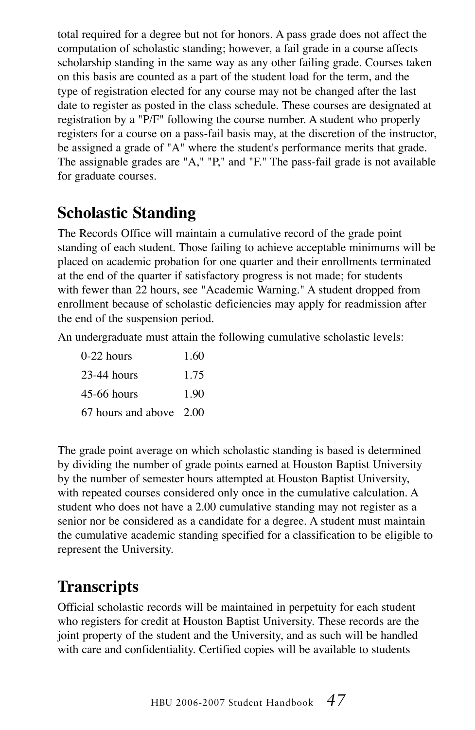total required for a degree but not for honors. A pass grade does not affect the computation of scholastic standing; however, a fail grade in a course affects scholarship standing in the same way as any other failing grade. Courses taken on this basis are counted as a part of the student load for the term, and the type of registration elected for any course may not be changed after the last date to register as posted in the class schedule. These courses are designated at registration by a "P/F" following the course number. A student who properly registers for a course on a pass-fail basis may, at the discretion of the instructor, be assigned a grade of "A" where the student's performance merits that grade. The assignable grades are "A," "P," and "F." The pass-fail grade is not available for graduate courses.

## Scholastic Standing

The Records Office will maintain a cumulative record of the grade point standing of each student. Those failing to achieve acceptable minimums will be placed on academic probation for one quarter and their enrollments terminated at the end of the quarter if satisfactory progress is not made; for students with fewer than 22 hours, see "Academic Warning." A student dropped from enrollment because of scholastic deficiencies may apply for readmission after the end of the suspension period.

An undergraduate must attain the following cumulative scholastic levels:

| | |
|---|---|
| 0-22 hours | 1.60 |
| 23-44 hours | 1.75 |
| 45-66 hours | 1.90 |
| 67 hours and above | 2.00 |

The grade point average on which scholastic standing is based is determined by dividing the number of grade points earned at Houston Baptist University by the number of semester hours attempted at Houston Baptist University, with repeated courses considered only once in the cumulative calculation. A student who does not have a 2.00 cumulative standing may not register as a senior nor be considered as a candidate for a degree. A student must maintain the cumulative academic standing specified for a classification to be eligible to represent the University.

## Transcripts

Official scholastic records will be maintained in perpetuity for each student who registers for credit at Houston Baptist University. These records are the joint property of the student and the University, and as such will be handled with care and confidentiality. Certified copies will be available to students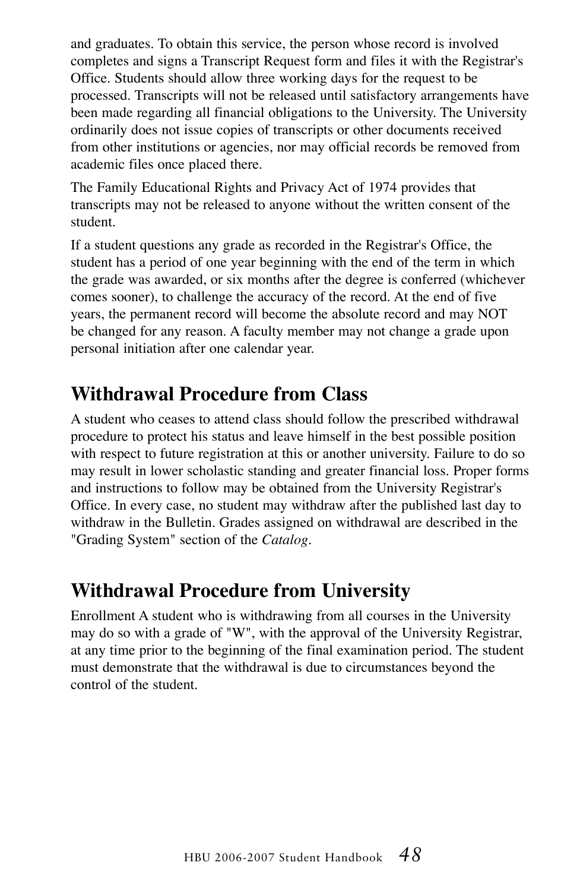and graduates. To obtain this service, the person whose record is involved completes and signs a Transcript Request form and files it with the Registrar's Office. Students should allow three working days for the request to be processed. Transcripts will not be released until satisfactory arrangements have been made regarding all financial obligations to the University. The University ordinarily does not issue copies of transcripts or other documents received from other institutions or agencies, nor may official records be removed from academic files once placed there.

The Family Educational Rights and Privacy Act of 1974 provides that transcripts may not be released to anyone without the written consent of the student.

If a student questions any grade as recorded in the Registrar's Office, the student has a period of one year beginning with the end of the term in which the grade was awarded, or six months after the degree is conferred (whichever comes sooner), to challenge the accuracy of the record. At the end of five years, the permanent record will become the absolute record and may NOT be changed for any reason. A faculty member may not change a grade upon personal initiation after one calendar year.

## Withdrawal Procedure from Class

A student who ceases to attend class should follow the prescribed withdrawal procedure to protect his status and leave himself in the best possible position with respect to future registration at this or another university. Failure to do so may result in lower scholastic standing and greater financial loss. Proper forms and instructions to follow may be obtained from the University Registrar's Office. In every case, no student may withdraw after the published last day to withdraw in the Bulletin. Grades assigned on withdrawal are described in the "Grading System" section of the *Catalog*.

## Withdrawal Procedure from University

Enrollment A student who is withdrawing from all courses in the University may do so with a grade of "W", with the approval of the University Registrar, at any time prior to the beginning of the final examination period. The student must demonstrate that the withdrawal is due to circumstances beyond the control of the student.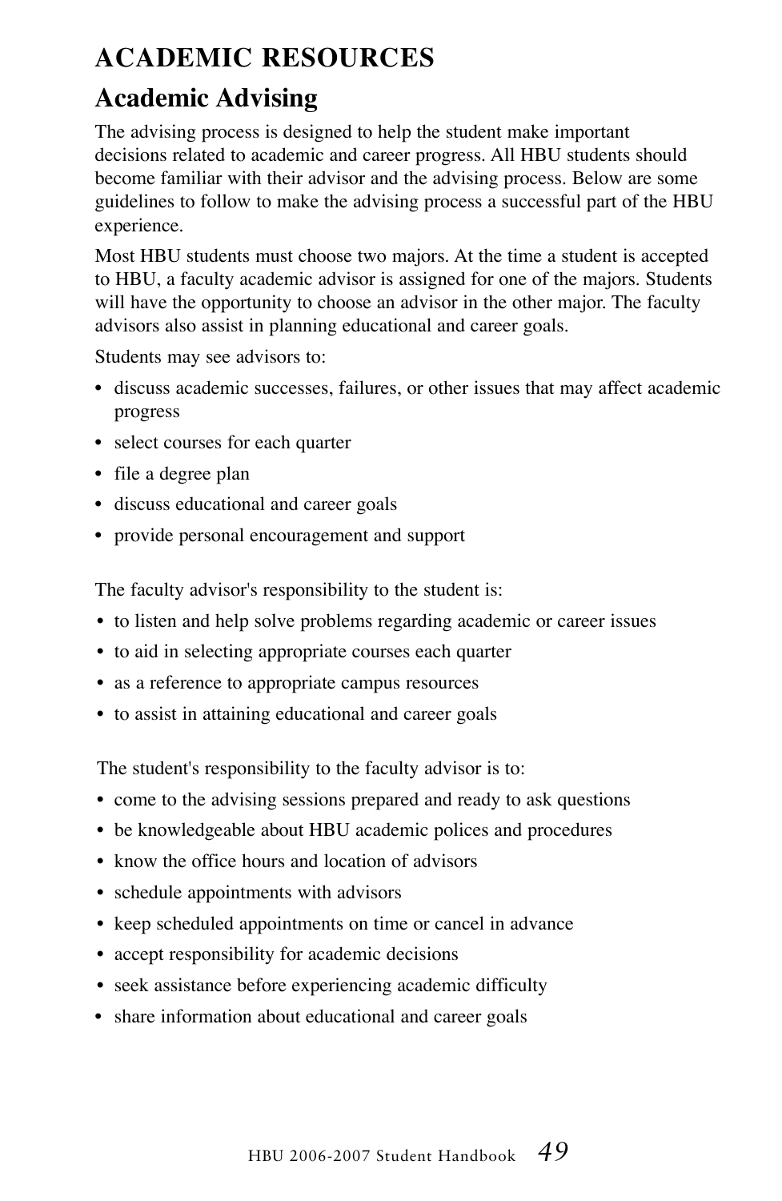# ACADEMIC RESOURCES

## Academic Advising

The advising process is designed to help the student make important decisions related to academic and career progress. All HBU students should become familiar with their advisor and the advising process. Below are some guidelines to follow to make the advising process a successful part of the HBU experience.

Most HBU students must choose two majors. At the time a student is accepted to HBU, a faculty academic advisor is assigned for one of the majors. Students will have the opportunity to choose an advisor in the other major. The faculty advisors also assist in planning educational and career goals.

Students may see advisors to:

- discuss academic successes, failures, or other issues that may affect academic progress
- select courses for each quarter
- file a degree plan
- discuss educational and career goals
- provide personal encouragement and support

The faculty advisor's responsibility to the student is:

- to listen and help solve problems regarding academic or career issues
- to aid in selecting appropriate courses each quarter
- as a reference to appropriate campus resources
- to assist in attaining educational and career goals

The student's responsibility to the faculty advisor is to:

- come to the advising sessions prepared and ready to ask questions
- be knowledgeable about HBU academic polices and procedures
- know the office hours and location of advisors
- schedule appointments with advisors
- keep scheduled appointments on time or cancel in advance
- accept responsibility for academic decisions
- seek assistance before experiencing academic difficulty
- share information about educational and career goals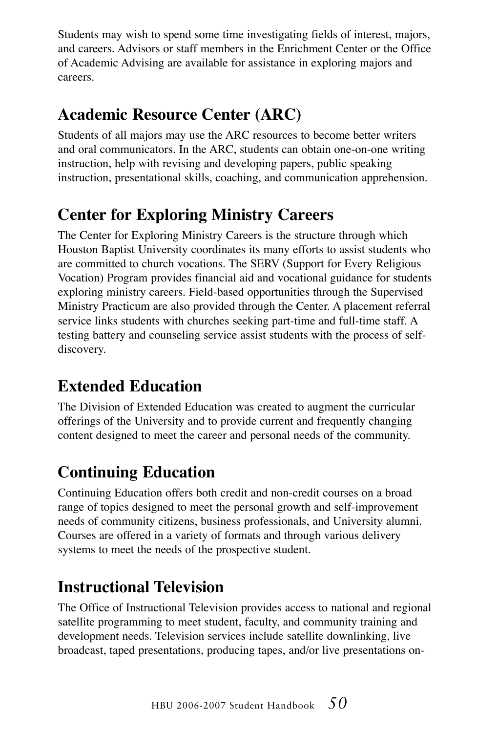Students may wish to spend some time investigating fields of interest, majors, and careers. Advisors or staff members in the Enrichment Center or the Office of Academic Advising are available for assistance in exploring majors and careers.

## Academic Resource Center (ARC)

Students of all majors may use the ARC resources to become better writers and oral communicators. In the ARC, students can obtain one-on-one writing instruction, help with revising and developing papers, public speaking instruction, presentational skills, coaching, and communication apprehension.

## Center for Exploring Ministry Careers

The Center for Exploring Ministry Careers is the structure through which Houston Baptist University coordinates its many efforts to assist students who are committed to church vocations. The SERV (Support for Every Religious Vocation) Program provides financial aid and vocational guidance for students exploring ministry careers. Field-based opportunities through the Supervised Ministry Practicum are also provided through the Center. A placement referral service links students with churches seeking part-time and full-time staff. A testing battery and counseling service assist students with the process of self-discovery.

## Extended Education

The Division of Extended Education was created to augment the curricular offerings of the University and to provide current and frequently changing content designed to meet the career and personal needs of the community.

## Continuing Education

Continuing Education offers both credit and non-credit courses on a broad range of topics designed to meet the personal growth and self-improvement needs of community citizens, business professionals, and University alumni. Courses are offered in a variety of formats and through various delivery systems to meet the needs of the prospective student.

## Instructional Television

The Office of Instructional Television provides access to national and regional satellite programming to meet student, faculty, and community training and development needs. Television services include satellite downlinking, live broadcast, taped presentations, producing tapes, and/or live presentations on-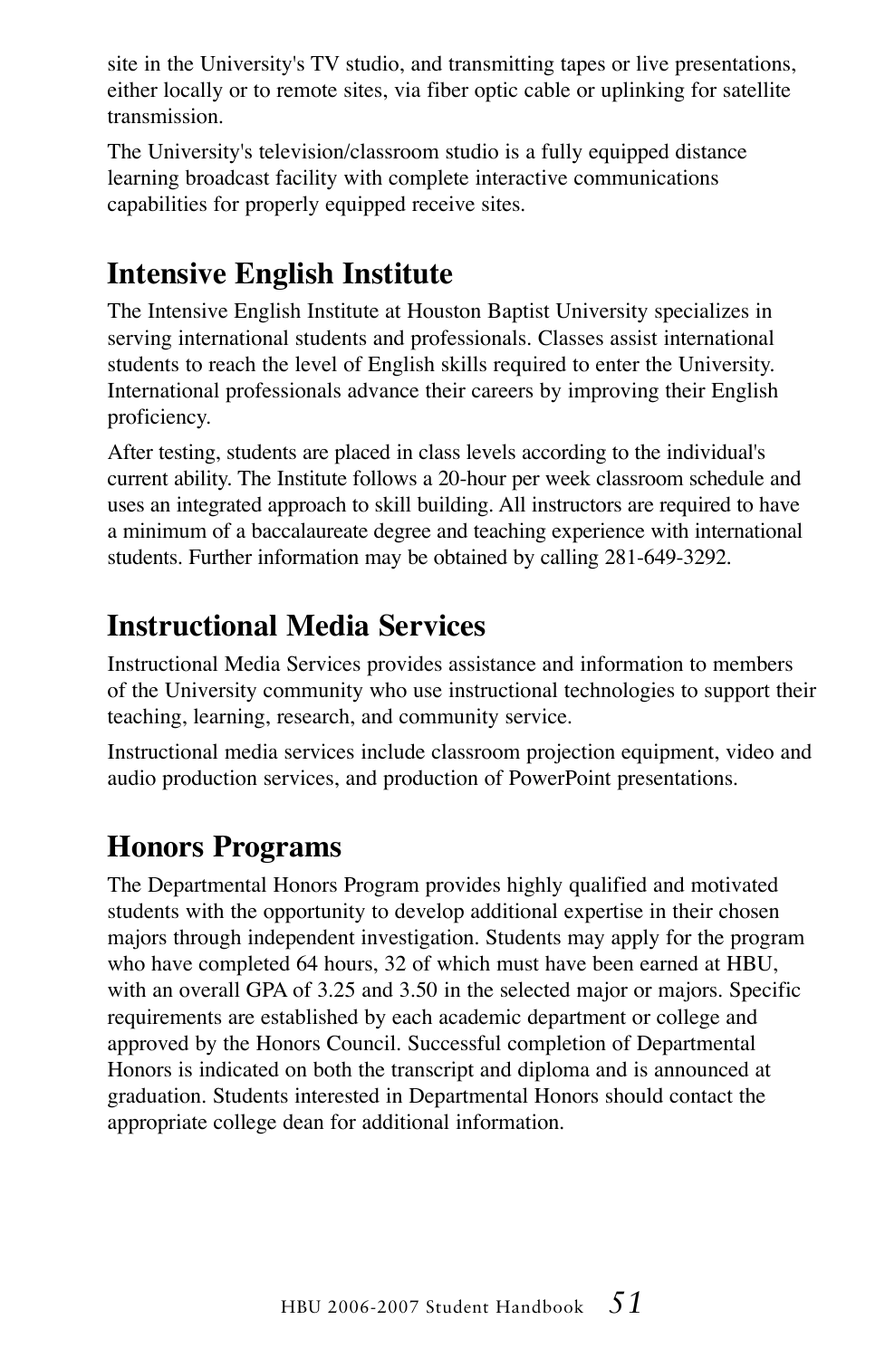site in the University's TV studio, and transmitting tapes or live presentations, either locally or to remote sites, via fiber optic cable or uplinking for satellite transmission.

The University's television/classroom studio is a fully equipped distance learning broadcast facility with complete interactive communications capabilities for properly equipped receive sites.

## Intensive English Institute

The Intensive English Institute at Houston Baptist University specializes in serving international students and professionals. Classes assist international students to reach the level of English skills required to enter the University. International professionals advance their careers by improving their English proficiency.

After testing, students are placed in class levels according to the individual's current ability. The Institute follows a 20-hour per week classroom schedule and uses an integrated approach to skill building. All instructors are required to have a minimum of a baccalaureate degree and teaching experience with international students. Further information may be obtained by calling 281-649-3292.

## Instructional Media Services

Instructional Media Services provides assistance and information to members of the University community who use instructional technologies to support their teaching, learning, research, and community service.

Instructional media services include classroom projection equipment, video and audio production services, and production of PowerPoint presentations.

## Honors Programs

The Departmental Honors Program provides highly qualified and motivated students with the opportunity to develop additional expertise in their chosen majors through independent investigation. Students may apply for the program who have completed 64 hours, 32 of which must have been earned at HBU, with an overall GPA of 3.25 and 3.50 in the selected major or majors. Specific requirements are established by each academic department or college and approved by the Honors Council. Successful completion of Departmental Honors is indicated on both the transcript and diploma and is announced at graduation. Students interested in Departmental Honors should contact the appropriate college dean for additional information.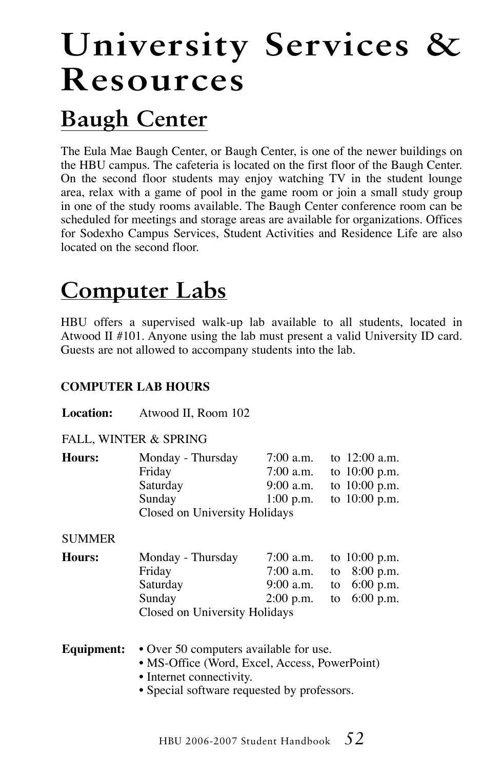# University Services & Resources

## Baugh Center

The Eula Mae Baugh Center, or Baugh Center, is one of the newer buildings on the HBU campus. The cafeteria is located on the first floor of the Baugh Center. On the second floor students may enjoy watching TV in the student lounge area, relax with a game of pool in the game room or join a small study group in one of the study rooms available. The Baugh Center conference room can be scheduled for meetings and storage areas are available for organizations. Offices for Sodexho Campus Services, Student Activities and Residence Life are also located on the second floor.

## Computer Labs

HBU offers a supervised walk-up lab available to all students, located in Atwood II #101. Anyone using the lab must present a valid University ID card. Guests are not allowed to accompany students into the lab.

**COMPUTER LAB HOURS**

**Location:** Atwood II, Room 102

FALL, WINTER & SPRING

| **Hours:** | | | |
|---|---|---|---|
| Monday - Thursday | 7:00 a.m. | to | 12:00 a.m. |
| Friday | 7:00 a.m. | to | 10:00 p.m. |
| Saturday | 9:00 a.m. | to | 10:00 p.m. |
| Sunday | 1:00 p.m. | to | 10:00 p.m. |

Closed on University Holidays

SUMMER

| **Hours:** | | | |
|---|---|---|---|
| Monday - Thursday | 7:00 a.m. | to | 10:00 p.m. |
| Friday | 7:00 a.m. | to | 8:00 p.m. |
| Saturday | 9:00 a.m. | to | 6:00 p.m. |
| Sunday | 2:00 p.m. | to | 6:00 p.m. |

Closed on University Holidays

**Equipment:**

- Over 50 computers available for use.
- MS-Office (Word, Excel, Access, PowerPoint)
- Internet connectivity.
- Special software requested by professors.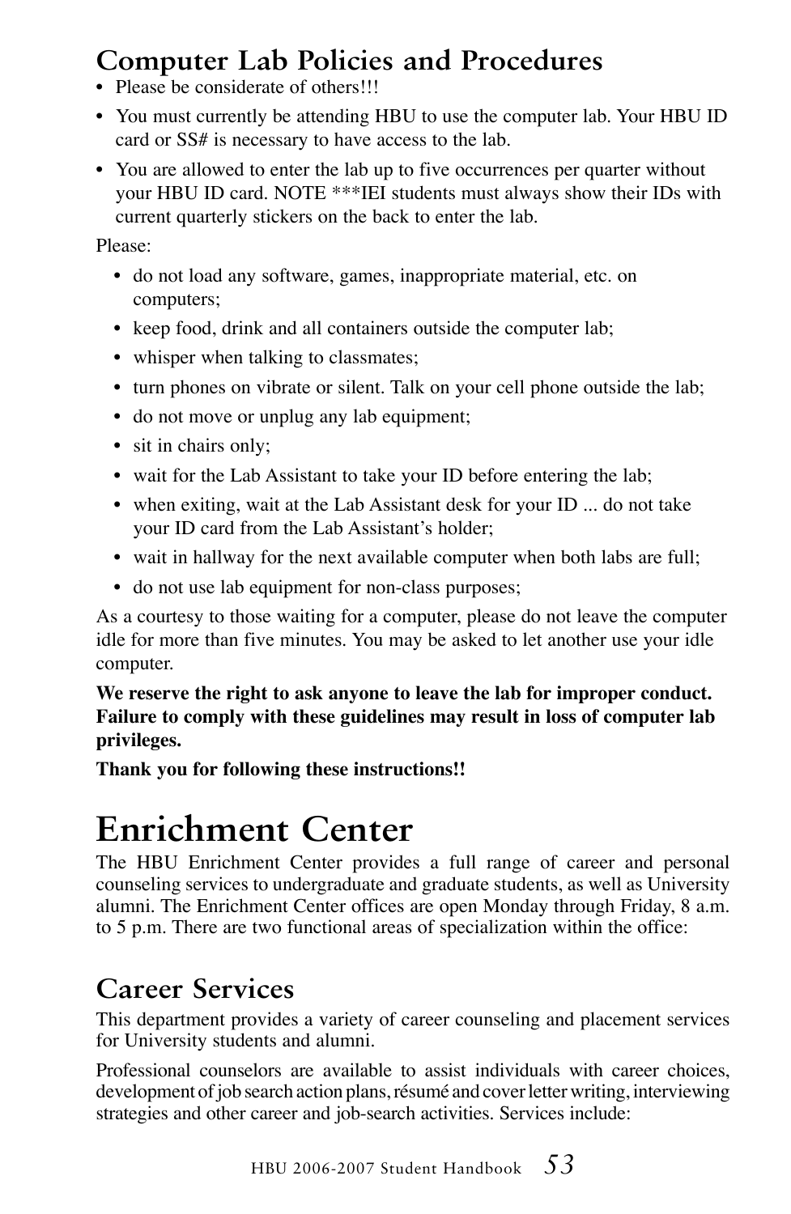## Computer Lab Policies and Procedures

- Please be considerate of others!!!
- You must currently be attending HBU to use the computer lab. Your HBU ID card or SS# is necessary to have access to the lab.
- You are allowed to enter the lab up to five occurrences per quarter without your HBU ID card. NOTE ***IEI students must always show their IDs with current quarterly stickers on the back to enter the lab.

Please:

- do not load any software, games, inappropriate material, etc. on computers;
- keep food, drink and all containers outside the computer lab;
- whisper when talking to classmates;
- turn phones on vibrate or silent. Talk on your cell phone outside the lab;
- do not move or unplug any lab equipment;
- sit in chairs only;
- wait for the Lab Assistant to take your ID before entering the lab;
- when exiting, wait at the Lab Assistant desk for your ID ... do not take your ID card from the Lab Assistant's holder;
- wait in hallway for the next available computer when both labs are full;
- do not use lab equipment for non-class purposes;

As a courtesy to those waiting for a computer, please do not leave the computer idle for more than five minutes. You may be asked to let another use your idle computer.

**We reserve the right to ask anyone to leave the lab for improper conduct. Failure to comply with these guidelines may result in loss of computer lab privileges.**

**Thank you for following these instructions!!**

# Enrichment Center

The HBU Enrichment Center provides a full range of career and personal counseling services to undergraduate and graduate students, as well as University alumni. The Enrichment Center offices are open Monday through Friday, 8 a.m. to 5 p.m. There are two functional areas of specialization within the office:

## Career Services

This department provides a variety of career counseling and placement services for University students and alumni.

Professional counselors are available to assist individuals with career choices, development of job search action plans, résumé and cover letter writing, interviewing strategies and other career and job-search activities. Services include: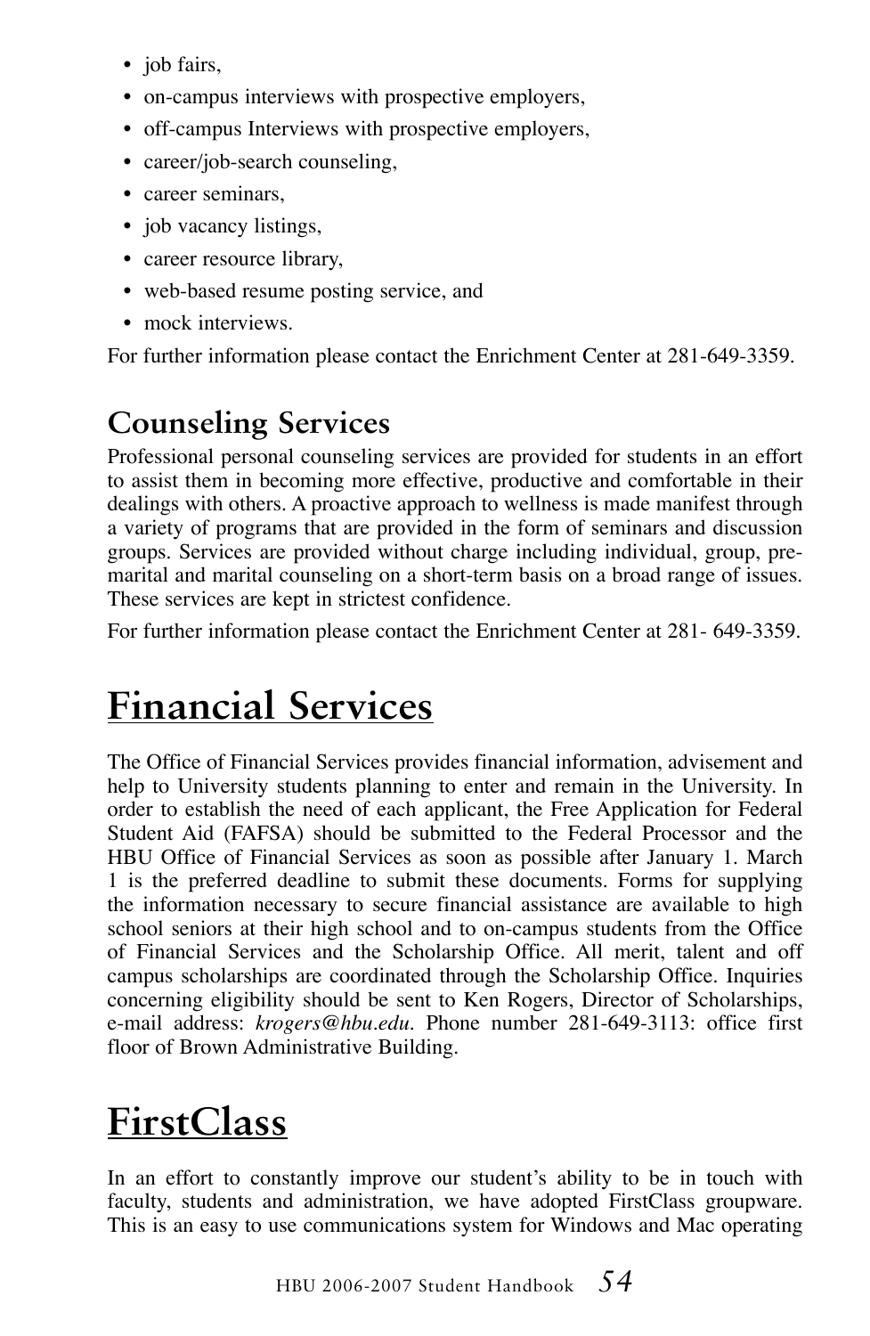- job fairs,
- on-campus interviews with prospective employers,
- off-campus Interviews with prospective employers,
- career/job-search counseling,
- career seminars,
- job vacancy listings,
- career resource library,
- web-based resume posting service, and
- mock interviews.

For further information please contact the Enrichment Center at 281-649-3359.

## Counseling Services

Professional personal counseling services are provided for students in an effort to assist them in becoming more effective, productive and comfortable in their dealings with others. A proactive approach to wellness is made manifest through a variety of programs that are provided in the form of seminars and discussion groups. Services are provided without charge including individual, group, pre-marital and marital counseling on a short-term basis on a broad range of issues. These services are kept in strictest confidence.

For further information please contact the Enrichment Center at 281- 649-3359.

# Financial Services

The Office of Financial Services provides financial information, advisement and help to University students planning to enter and remain in the University. In order to establish the need of each applicant, the Free Application for Federal Student Aid (FAFSA) should be submitted to the Federal Processor and the HBU Office of Financial Services as soon as possible after January 1. March 1 is the preferred deadline to submit these documents. Forms for supplying the information necessary to secure financial assistance are available to high school seniors at their high school and to on-campus students from the Office of Financial Services and the Scholarship Office. All merit, talent and off campus scholarships are coordinated through the Scholarship Office. Inquiries concerning eligibility should be sent to Ken Rogers, Director of Scholarships, e-mail address: *krogers@hbu.edu*. Phone number 281-649-3113: office first floor of Brown Administrative Building.

# FirstClass

In an effort to constantly improve our student's ability to be in touch with faculty, students and administration, we have adopted FirstClass groupware. This is an easy to use communications system for Windows and Mac operating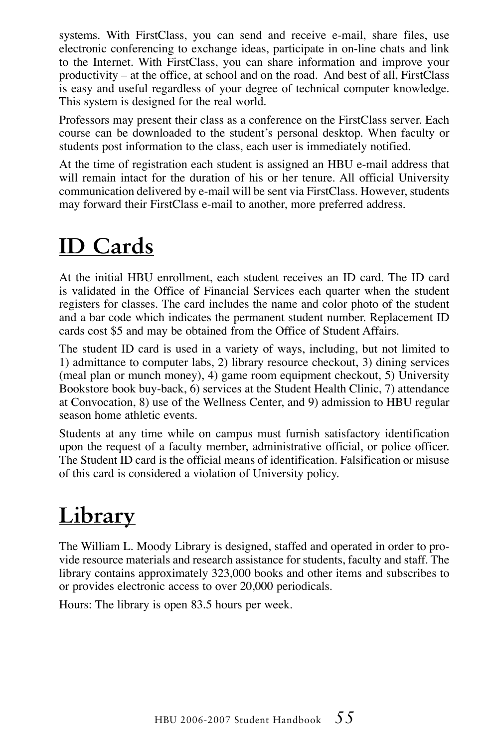systems. With FirstClass, you can send and receive e-mail, share files, use electronic conferencing to exchange ideas, participate in on-line chats and link to the Internet. With FirstClass, you can share information and improve your productivity – at the office, at school and on the road. And best of all, FirstClass is easy and useful regardless of your degree of technical computer knowledge. This system is designed for the real world.

Professors may present their class as a conference on the FirstClass server. Each course can be downloaded to the student's personal desktop. When faculty or students post information to the class, each user is immediately notified.

At the time of registration each student is assigned an HBU e-mail address that will remain intact for the duration of his or her tenure. All official University communication delivered by e-mail will be sent via FirstClass. However, students may forward their FirstClass e-mail to another, more preferred address.

# ID Cards

At the initial HBU enrollment, each student receives an ID card. The ID card is validated in the Office of Financial Services each quarter when the student registers for classes. The card includes the name and color photo of the student and a bar code which indicates the permanent student number. Replacement ID cards cost $5 and may be obtained from the Office of Student Affairs.

The student ID card is used in a variety of ways, including, but not limited to 1) admittance to computer labs, 2) library resource checkout, 3) dining services (meal plan or munch money), 4) game room equipment checkout, 5) University Bookstore book buy-back, 6) services at the Student Health Clinic, 7) attendance at Convocation, 8) use of the Wellness Center, and 9) admission to HBU regular season home athletic events.

Students at any time while on campus must furnish satisfactory identification upon the request of a faculty member, administrative official, or police officer. The Student ID card is the official means of identification. Falsification or misuse of this card is considered a violation of University policy.

# Library

The William L. Moody Library is designed, staffed and operated in order to provide resource materials and research assistance for students, faculty and staff. The library contains approximately 323,000 books and other items and subscribes to or provides electronic access to over 20,000 periodicals.

Hours: The library is open 83.5 hours per week.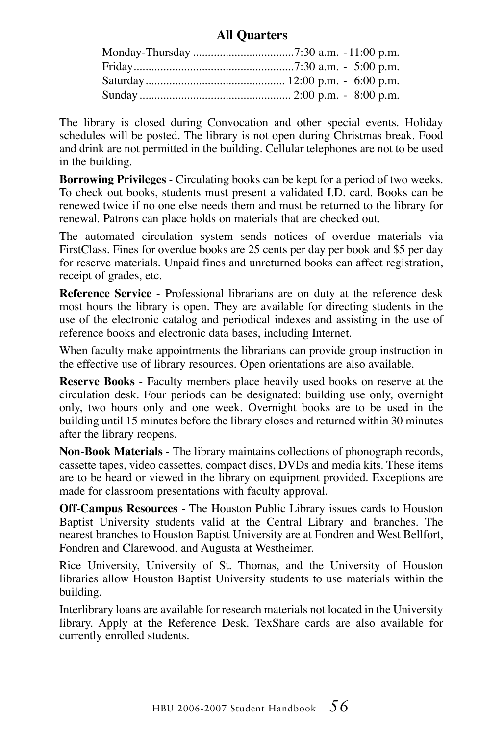**All Quarters**

| | |
|---|---|
| Monday-Thursday | 7:30 a.m. - 11:00 p.m. |
| Friday | 7:30 a.m. - 5:00 p.m. |
| Saturday | 12:00 p.m. - 6:00 p.m. |
| Sunday | 2:00 p.m. - 8:00 p.m. |

The library is closed during Convocation and other special events. Holiday schedules will be posted. The library is not open during Christmas break. Food and drink are not permitted in the building. Cellular telephones are not to be used in the building.

**Borrowing Privileges** - Circulating books can be kept for a period of two weeks. To check out books, students must present a validated I.D. card. Books can be renewed twice if no one else needs them and must be returned to the library for renewal. Patrons can place holds on materials that are checked out.

The automated circulation system sends notices of overdue materials via FirstClass. Fines for overdue books are 25 cents per day per book and $5 per day for reserve materials. Unpaid fines and unreturned books can affect registration, receipt of grades, etc.

**Reference Service** - Professional librarians are on duty at the reference desk most hours the library is open. They are available for directing students in the use of the electronic catalog and periodical indexes and assisting in the use of reference books and electronic data bases, including Internet.

When faculty make appointments the librarians can provide group instruction in the effective use of library resources. Open orientations are also available.

**Reserve Books** - Faculty members place heavily used books on reserve at the circulation desk. Four periods can be designated: building use only, overnight only, two hours only and one week. Overnight books are to be used in the building until 15 minutes before the library closes and returned within 30 minutes after the library reopens.

**Non-Book Materials** - The library maintains collections of phonograph records, cassette tapes, video cassettes, compact discs, DVDs and media kits. These items are to be heard or viewed in the library on equipment provided. Exceptions are made for classroom presentations with faculty approval.

**Off-Campus Resources** - The Houston Public Library issues cards to Houston Baptist University students valid at the Central Library and branches. The nearest branches to Houston Baptist University are at Fondren and West Bellfort, Fondren and Clarewood, and Augusta at Westheimer.

Rice University, University of St. Thomas, and the University of Houston libraries allow Houston Baptist University students to use materials within the building.

Interlibrary loans are available for research materials not located in the University library. Apply at the Reference Desk. TexShare cards are also available for currently enrolled students.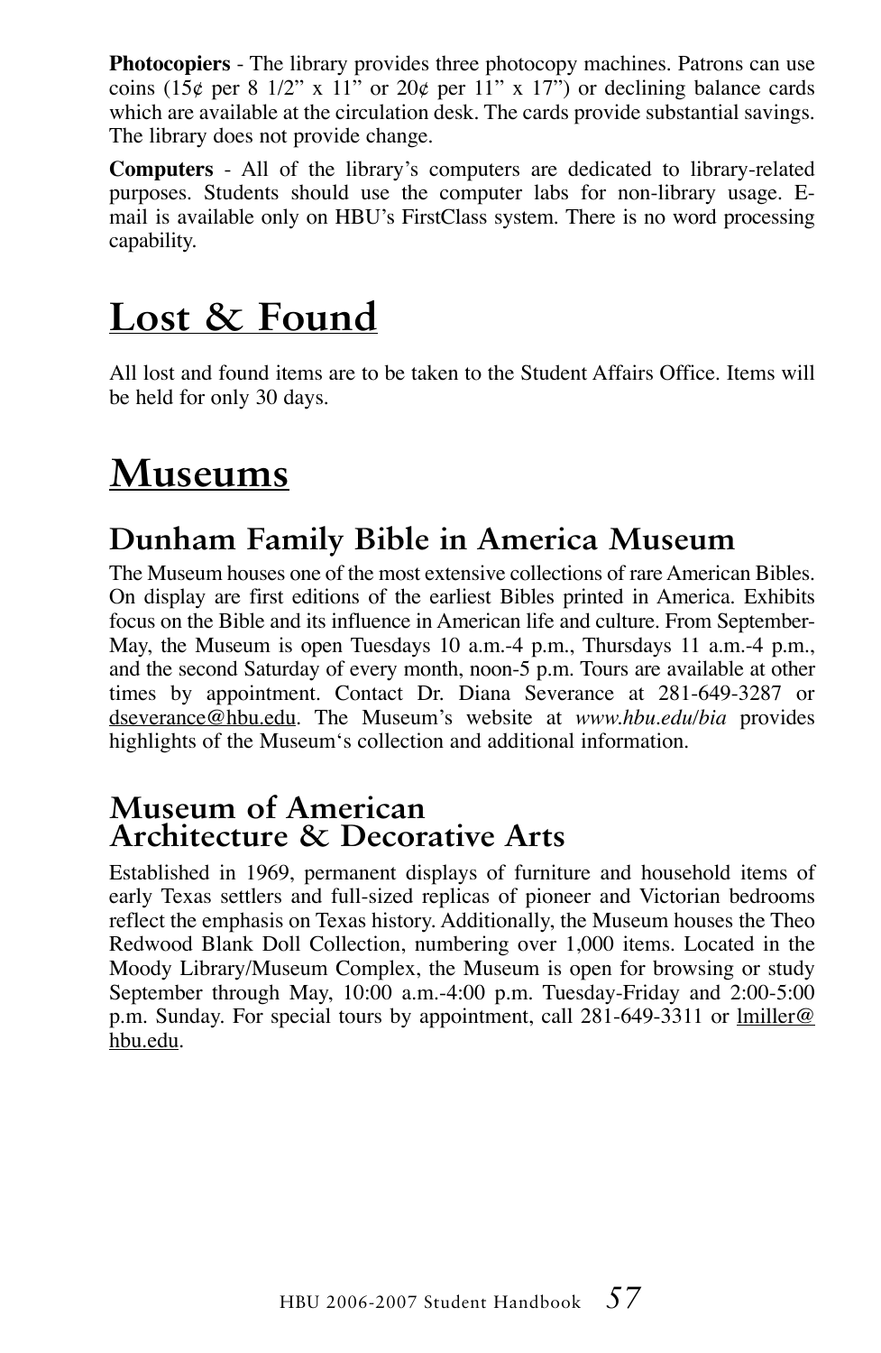**Photocopiers** - The library provides three photocopy machines. Patrons can use coins (15¢ per 8 1/2" x 11" or 20¢ per 11" x 17") or declining balance cards which are available at the circulation desk. The cards provide substantial savings. The library does not provide change.

**Computers** - All of the library's computers are dedicated to library-related purposes. Students should use the computer labs for non-library usage. E-mail is available only on HBU's FirstClass system. There is no word processing capability.

# Lost & Found

All lost and found items are to be taken to the Student Affairs Office. Items will be held for only 30 days.

# Museums

## Dunham Family Bible in America Museum

The Museum houses one of the most extensive collections of rare American Bibles. On display are first editions of the earliest Bibles printed in America. Exhibits focus on the Bible and its influence in American life and culture. From September-May, the Museum is open Tuesdays 10 a.m.-4 p.m., Thursdays 11 a.m.-4 p.m., and the second Saturday of every month, noon-5 p.m. Tours are available at other times by appointment. Contact Dr. Diana Severance at 281-649-3287 or dseverance@hbu.edu. The Museum's website at *www.hbu.edu/bia* provides highlights of the Museum's collection and additional information.

## Museum of American Architecture & Decorative Arts

Established in 1969, permanent displays of furniture and household items of early Texas settlers and full-sized replicas of pioneer and Victorian bedrooms reflect the emphasis on Texas history. Additionally, the Museum houses the Theo Redwood Blank Doll Collection, numbering over 1,000 items. Located in the Moody Library/Museum Complex, the Museum is open for browsing or study September through May, 10:00 a.m.-4:00 p.m. Tuesday-Friday and 2:00-5:00 p.m. Sunday. For special tours by appointment, call 281-649-3311 or lmiller@hbu.edu.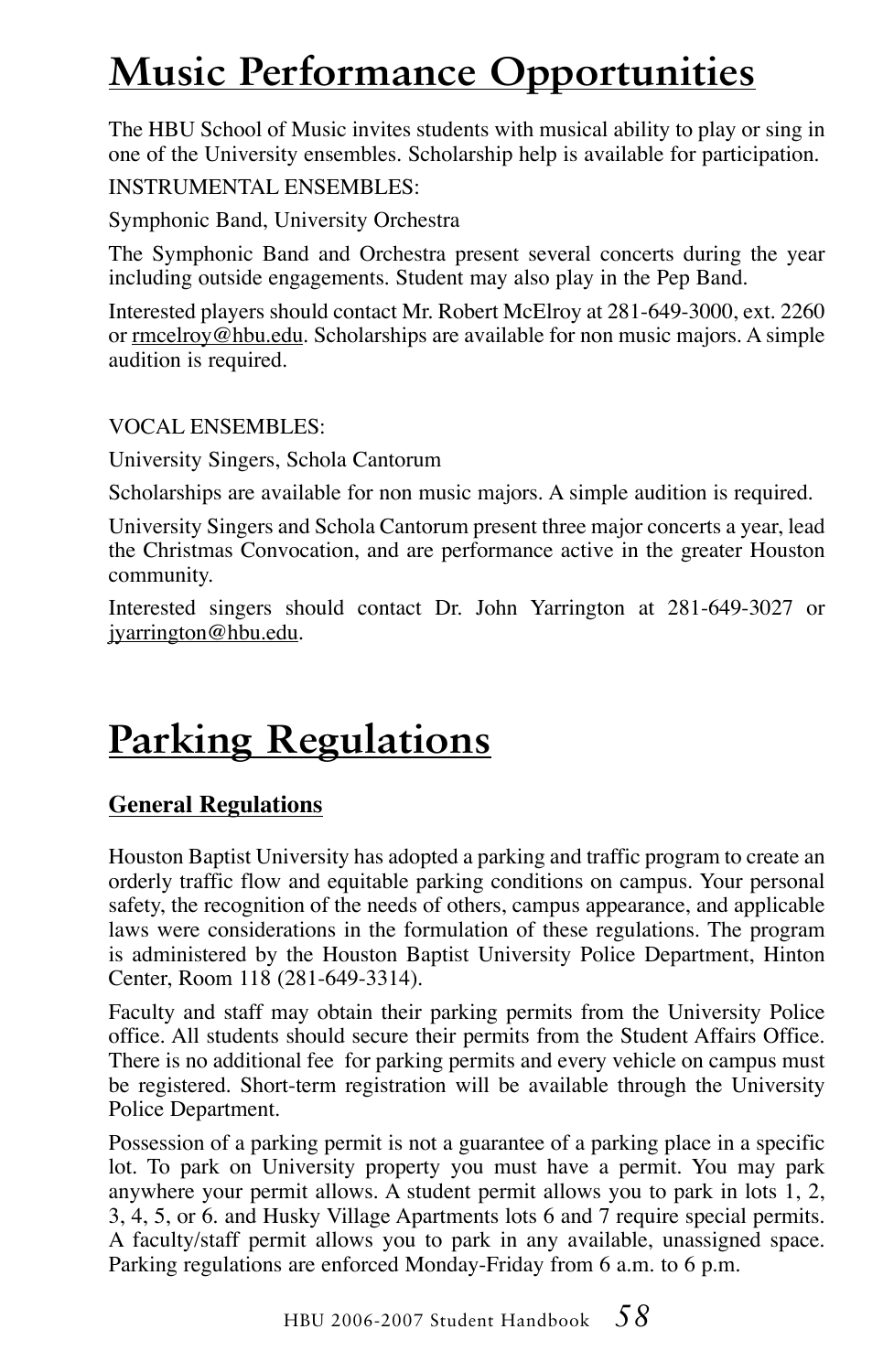# Music Performance Opportunities

The HBU School of Music invites students with musical ability to play or sing in one of the University ensembles. Scholarship help is available for participation.

INSTRUMENTAL ENSEMBLES:

Symphonic Band, University Orchestra

The Symphonic Band and Orchestra present several concerts during the year including outside engagements. Student may also play in the Pep Band.

Interested players should contact Mr. Robert McElroy at 281-649-3000, ext. 2260 or rmcelroy@hbu.edu. Scholarships are available for non music majors. A simple audition is required.

VOCAL ENSEMBLES:

University Singers, Schola Cantorum

Scholarships are available for non music majors. A simple audition is required.

University Singers and Schola Cantorum present three major concerts a year, lead the Christmas Convocation, and are performance active in the greater Houston community.

Interested singers should contact Dr. John Yarrington at 281-649-3027 or jyarrington@hbu.edu.

# Parking Regulations

## General Regulations

Houston Baptist University has adopted a parking and traffic program to create an orderly traffic flow and equitable parking conditions on campus. Your personal safety, the recognition of the needs of others, campus appearance, and applicable laws were considerations in the formulation of these regulations. The program is administered by the Houston Baptist University Police Department, Hinton Center, Room 118 (281-649-3314).

Faculty and staff may obtain their parking permits from the University Police office. All students should secure their permits from the Student Affairs Office. There is no additional fee for parking permits and every vehicle on campus must be registered. Short-term registration will be available through the University Police Department.

Possession of a parking permit is not a guarantee of a parking place in a specific lot. To park on University property you must have a permit. You may park anywhere your permit allows. A student permit allows you to park in lots 1, 2, 3, 4, 5, or 6. and Husky Village Apartments lots 6 and 7 require special permits. A faculty/staff permit allows you to park in any available, unassigned space. Parking regulations are enforced Monday-Friday from 6 a.m. to 6 p.m.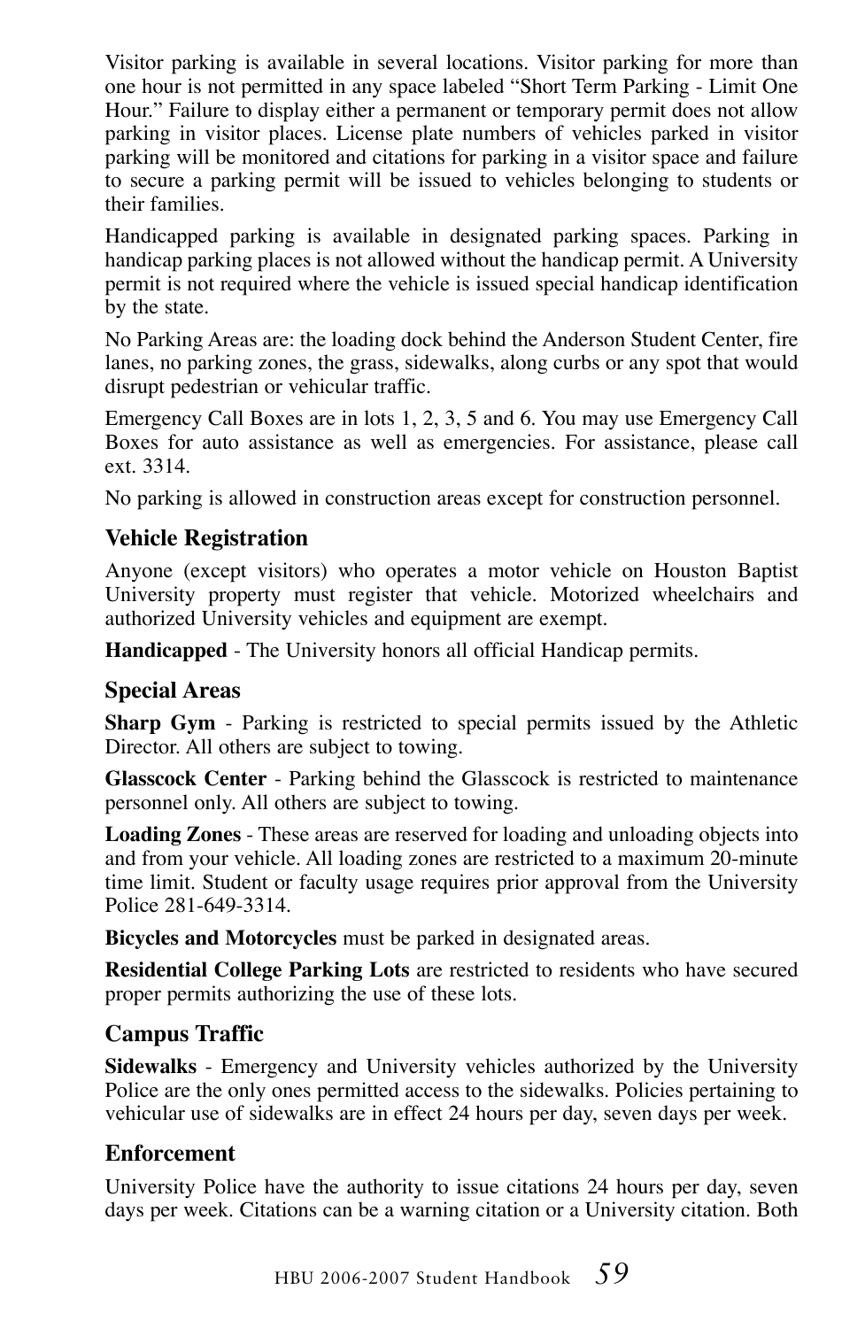Visitor parking is available in several locations. Visitor parking for more than one hour is not permitted in any space labeled "Short Term Parking - Limit One Hour." Failure to display either a permanent or temporary permit does not allow parking in visitor places. License plate numbers of vehicles parked in visitor parking will be monitored and citations for parking in a visitor space and failure to secure a parking permit will be issued to vehicles belonging to students or their families.

Handicapped parking is available in designated parking spaces. Parking in handicap parking places is not allowed without the handicap permit. A University permit is not required where the vehicle is issued special handicap identification by the state.

No Parking Areas are: the loading dock behind the Anderson Student Center, fire lanes, no parking zones, the grass, sidewalks, along curbs or any spot that would disrupt pedestrian or vehicular traffic.

Emergency Call Boxes are in lots 1, 2, 3, 5 and 6. You may use Emergency Call Boxes for auto assistance as well as emergencies. For assistance, please call ext. 3314.

No parking is allowed in construction areas except for construction personnel.

### Vehicle Registration

Anyone (except visitors) who operates a motor vehicle on Houston Baptist University property must register that vehicle. Motorized wheelchairs and authorized University vehicles and equipment are exempt.

**Handicapped** - The University honors all official Handicap permits.

### Special Areas

**Sharp Gym** - Parking is restricted to special permits issued by the Athletic Director. All others are subject to towing.

**Glasscock Center** - Parking behind the Glasscock is restricted to maintenance personnel only. All others are subject to towing.

**Loading Zones** - These areas are reserved for loading and unloading objects into and from your vehicle. All loading zones are restricted to a maximum 20-minute time limit. Student or faculty usage requires prior approval from the University Police 281-649-3314.

**Bicycles and Motorcycles** must be parked in designated areas.

**Residential College Parking Lots** are restricted to residents who have secured proper permits authorizing the use of these lots.

### Campus Traffic

**Sidewalks** - Emergency and University vehicles authorized by the University Police are the only ones permitted access to the sidewalks. Policies pertaining to vehicular use of sidewalks are in effect 24 hours per day, seven days per week.

### Enforcement

University Police have the authority to issue citations 24 hours per day, seven days per week. Citations can be a warning citation or a University citation. Both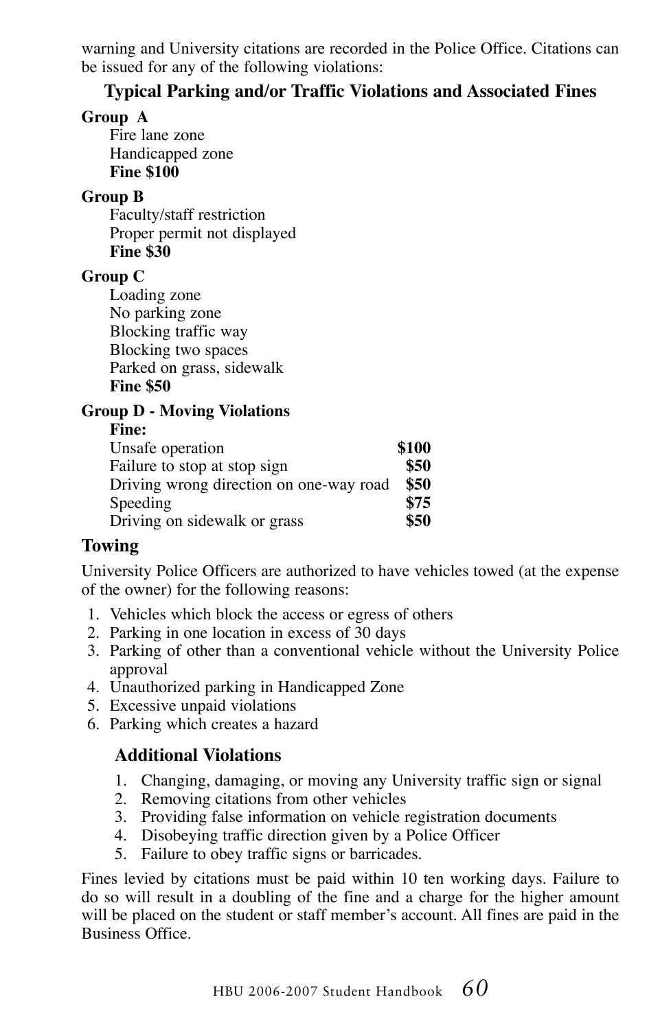warning and University citations are recorded in the Police Office. Citations can be issued for any of the following violations:

### Typical Parking and/or Traffic Violations and Associated Fines

**Group A**

Fire lane zone
Handicapped zone
**Fine $100**

**Group B**

Faculty/staff restriction
Proper permit not displayed
**Fine $30**

**Group C**

Loading zone
No parking zone
Blocking traffic way
Blocking two spaces
Parked on grass, sidewalk
**Fine $50**

**Group D - Moving Violations**

| | **Fine:** |
|---|---|
| Unsafe operation | **$100** |
| Failure to stop at stop sign | **$50** |
| Driving wrong direction on one-way road | **$50** |
| Speeding | **$75** |
| Driving on sidewalk or grass | **$50** |

### Towing

University Police Officers are authorized to have vehicles towed (at the expense of the owner) for the following reasons:

1. Vehicles which block the access or egress of others
2. Parking in one location in excess of 30 days
3. Parking of other than a conventional vehicle without the University Police approval
4. Unauthorized parking in Handicapped Zone
5. Excessive unpaid violations
6. Parking which creates a hazard

### Additional Violations

1. Changing, damaging, or moving any University traffic sign or signal
2. Removing citations from other vehicles
3. Providing false information on vehicle registration documents
4. Disobeying traffic direction given by a Police Officer
5. Failure to obey traffic signs or barricades.

Fines levied by citations must be paid within 10 ten working days. Failure to do so will result in a doubling of the fine and a charge for the higher amount will be placed on the student or staff member's account. All fines are paid in the Business Office.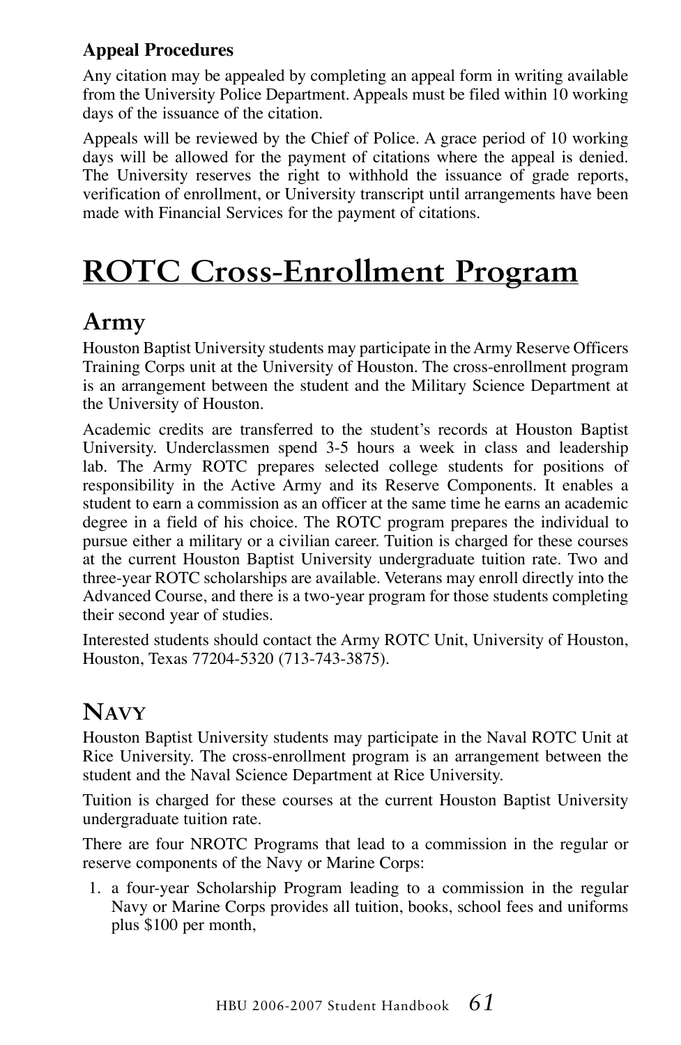**Appeal Procedures**

Any citation may be appealed by completing an appeal form in writing available from the University Police Department. Appeals must be filed within 10 working days of the issuance of the citation.

Appeals will be reviewed by the Chief of Police. A grace period of 10 working days will be allowed for the payment of citations where the appeal is denied. The University reserves the right to withhold the issuance of grade reports, verification of enrollment, or University transcript until arrangements have been made with Financial Services for the payment of citations.

# ROTC Cross-Enrollment Program

## Army

Houston Baptist University students may participate in the Army Reserve Officers Training Corps unit at the University of Houston. The cross-enrollment program is an arrangement between the student and the Military Science Department at the University of Houston.

Academic credits are transferred to the student's records at Houston Baptist University. Underclassmen spend 3-5 hours a week in class and leadership lab. The Army ROTC prepares selected college students for positions of responsibility in the Active Army and its Reserve Components. It enables a student to earn a commission as an officer at the same time he earns an academic degree in a field of his choice. The ROTC program prepares the individual to pursue either a military or a civilian career. Tuition is charged for these courses at the current Houston Baptist University undergraduate tuition rate. Two and three-year ROTC scholarships are available. Veterans may enroll directly into the Advanced Course, and there is a two-year program for those students completing their second year of studies.

Interested students should contact the Army ROTC Unit, University of Houston, Houston, Texas 77204-5320 (713-743-3875).

## Navy

Houston Baptist University students may participate in the Naval ROTC Unit at Rice University. The cross-enrollment program is an arrangement between the student and the Naval Science Department at Rice University.

Tuition is charged for these courses at the current Houston Baptist University undergraduate tuition rate.

There are four NROTC Programs that lead to a commission in the regular or reserve components of the Navy or Marine Corps:

1. a four-year Scholarship Program leading to a commission in the regular Navy or Marine Corps provides all tuition, books, school fees and uniforms plus $100 per month,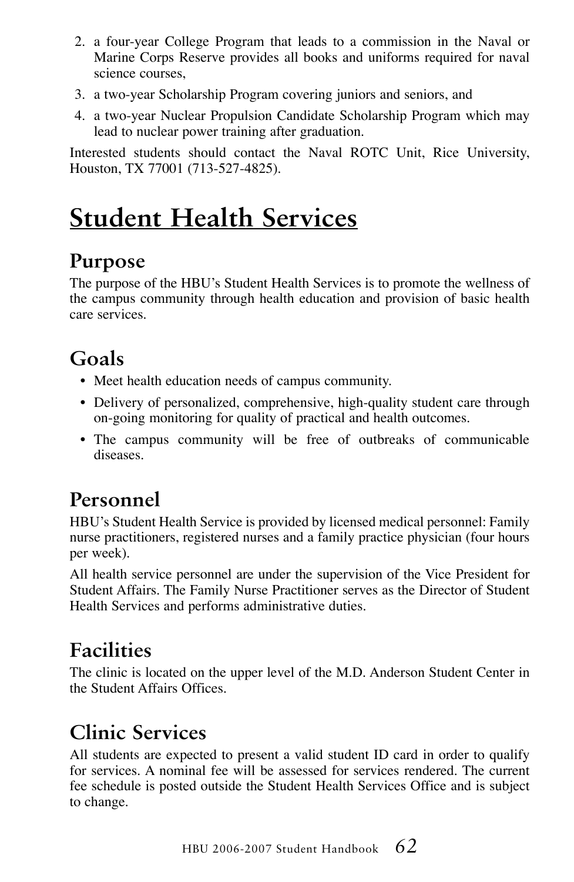2. a four-year College Program that leads to a commission in the Naval or Marine Corps Reserve provides all books and uniforms required for naval science courses,
3. a two-year Scholarship Program covering juniors and seniors, and
4. a two-year Nuclear Propulsion Candidate Scholarship Program which may lead to nuclear power training after graduation.

Interested students should contact the Naval ROTC Unit, Rice University, Houston, TX 77001 (713-527-4825).

# Student Health Services

## Purpose

The purpose of the HBU's Student Health Services is to promote the wellness of the campus community through health education and provision of basic health care services.

## Goals

- Meet health education needs of campus community.
- Delivery of personalized, comprehensive, high-quality student care through on-going monitoring for quality of practical and health outcomes.
- The campus community will be free of outbreaks of communicable diseases.

## Personnel

HBU's Student Health Service is provided by licensed medical personnel: Family nurse practitioners, registered nurses and a family practice physician (four hours per week).

All health service personnel are under the supervision of the Vice President for Student Affairs. The Family Nurse Practitioner serves as the Director of Student Health Services and performs administrative duties.

## Facilities

The clinic is located on the upper level of the M.D. Anderson Student Center in the Student Affairs Offices.

## Clinic Services

All students are expected to present a valid student ID card in order to qualify for services. A nominal fee will be assessed for services rendered. The current fee schedule is posted outside the Student Health Services Office and is subject to change.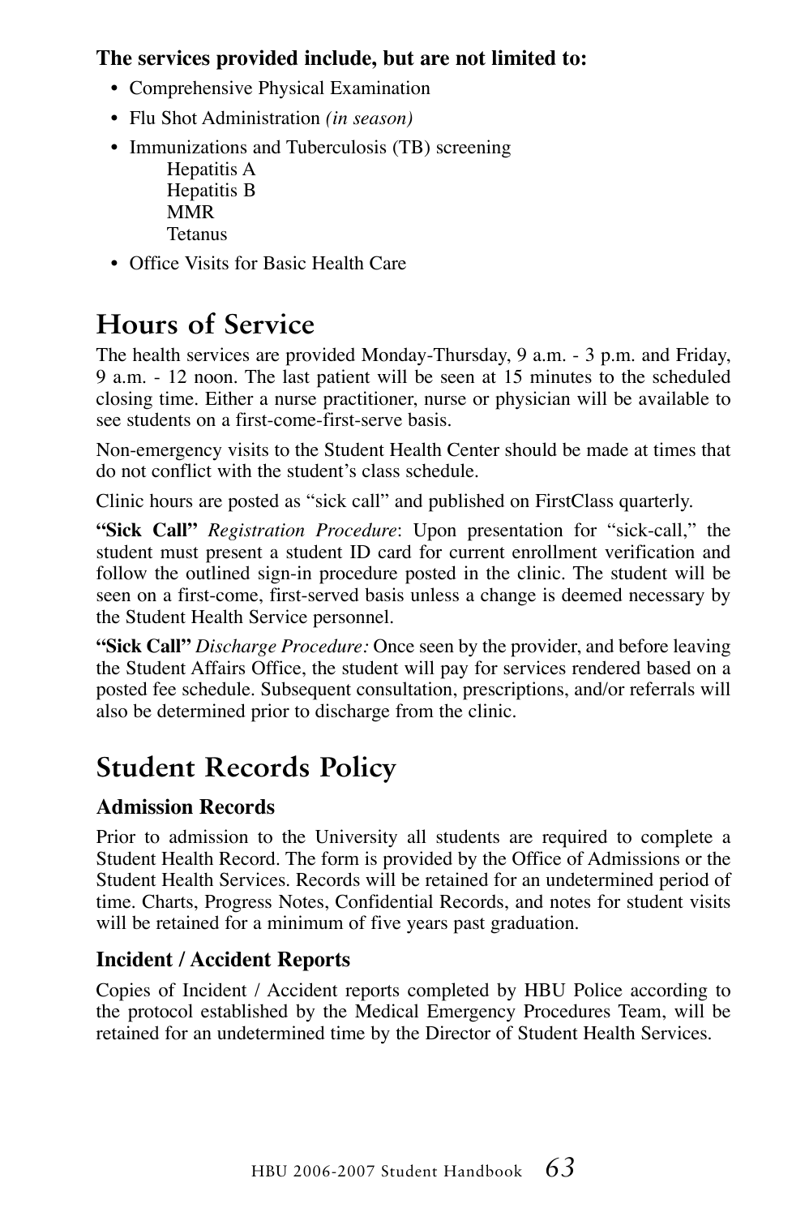**The services provided include, but are not limited to:**

- Comprehensive Physical Examination
- Flu Shot Administration *(in season)*
- Immunizations and Tuberculosis (TB) screening
  - Hepatitis A
  - Hepatitis B
  - MMR
  - Tetanus
- Office Visits for Basic Health Care

# Hours of Service

The health services are provided Monday-Thursday, 9 a.m. - 3 p.m. and Friday, 9 a.m. - 12 noon. The last patient will be seen at 15 minutes to the scheduled closing time. Either a nurse practitioner, nurse or physician will be available to see students on a first-come-first-serve basis.

Non-emergency visits to the Student Health Center should be made at times that do not conflict with the student's class schedule.

Clinic hours are posted as "sick call" and published on FirstClass quarterly.

**"Sick Call"** *Registration Procedure*: Upon presentation for "sick-call," the student must present a student ID card for current enrollment verification and follow the outlined sign-in procedure posted in the clinic. The student will be seen on a first-come, first-served basis unless a change is deemed necessary by the Student Health Service personnel.

**"Sick Call"** *Discharge Procedure:* Once seen by the provider, and before leaving the Student Affairs Office, the student will pay for services rendered based on a posted fee schedule. Subsequent consultation, prescriptions, and/or referrals will also be determined prior to discharge from the clinic.

# Student Records Policy

### Admission Records

Prior to admission to the University all students are required to complete a Student Health Record. The form is provided by the Office of Admissions or the Student Health Services. Records will be retained for an undetermined period of time. Charts, Progress Notes, Confidential Records, and notes for student visits will be retained for a minimum of five years past graduation.

### Incident / Accident Reports

Copies of Incident / Accident reports completed by HBU Police according to the protocol established by the Medical Emergency Procedures Team, will be retained for an undetermined time by the Director of Student Health Services.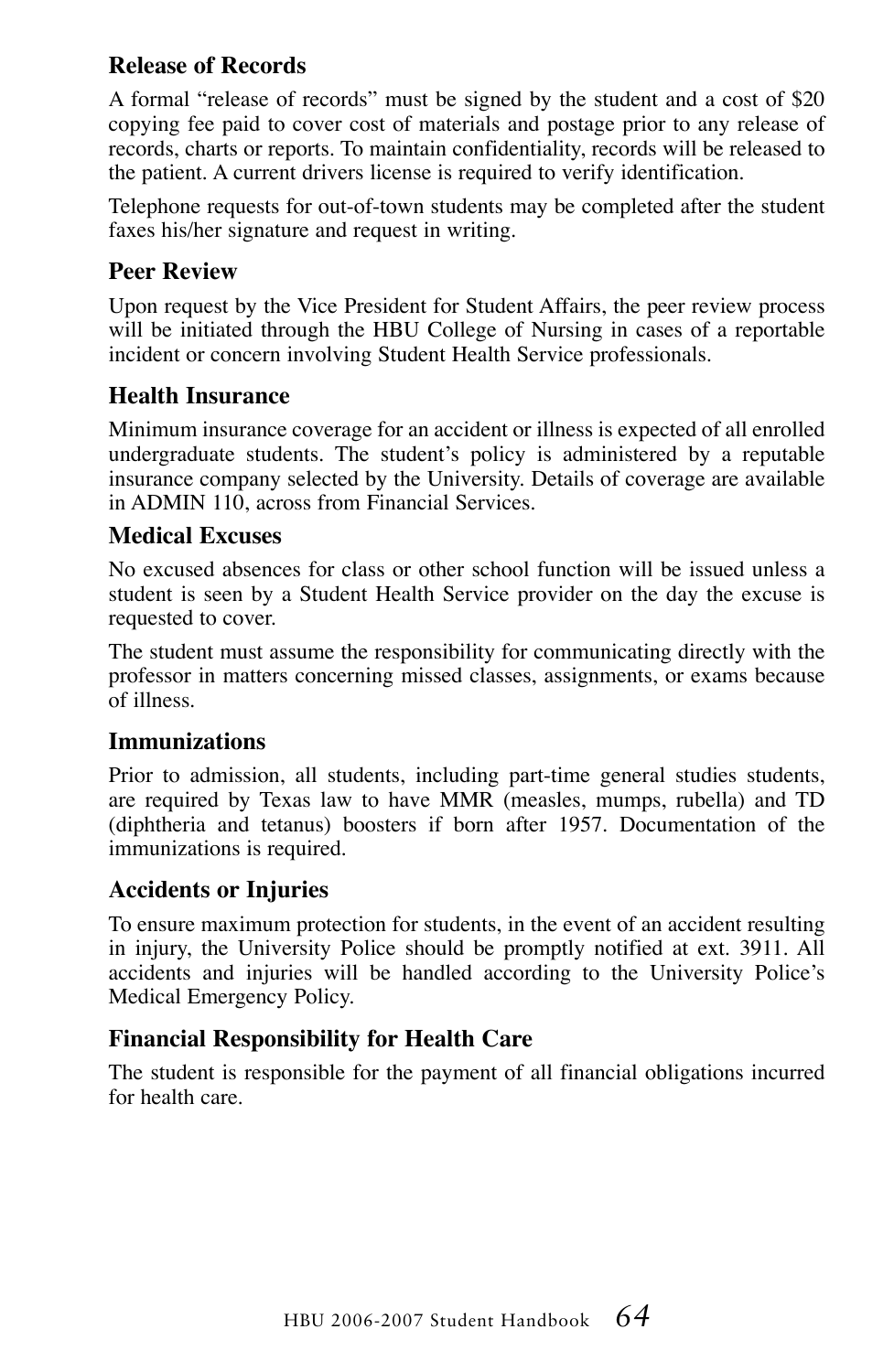### Release of Records

A formal "release of records" must be signed by the student and a cost of $20 copying fee paid to cover cost of materials and postage prior to any release of records, charts or reports. To maintain confidentiality, records will be released to the patient. A current drivers license is required to verify identification.

Telephone requests for out-of-town students may be completed after the student faxes his/her signature and request in writing.

### Peer Review

Upon request by the Vice President for Student Affairs, the peer review process will be initiated through the HBU College of Nursing in cases of a reportable incident or concern involving Student Health Service professionals.

### Health Insurance

Minimum insurance coverage for an accident or illness is expected of all enrolled undergraduate students. The student's policy is administered by a reputable insurance company selected by the University. Details of coverage are available in ADMIN 110, across from Financial Services.

### Medical Excuses

No excused absences for class or other school function will be issued unless a student is seen by a Student Health Service provider on the day the excuse is requested to cover.

The student must assume the responsibility for communicating directly with the professor in matters concerning missed classes, assignments, or exams because of illness.

### Immunizations

Prior to admission, all students, including part-time general studies students, are required by Texas law to have MMR (measles, mumps, rubella) and TD (diphtheria and tetanus) boosters if born after 1957. Documentation of the immunizations is required.

### Accidents or Injuries

To ensure maximum protection for students, in the event of an accident resulting in injury, the University Police should be promptly notified at ext. 3911. All accidents and injuries will be handled according to the University Police's Medical Emergency Policy.

### Financial Responsibility for Health Care

The student is responsible for the payment of all financial obligations incurred for health care.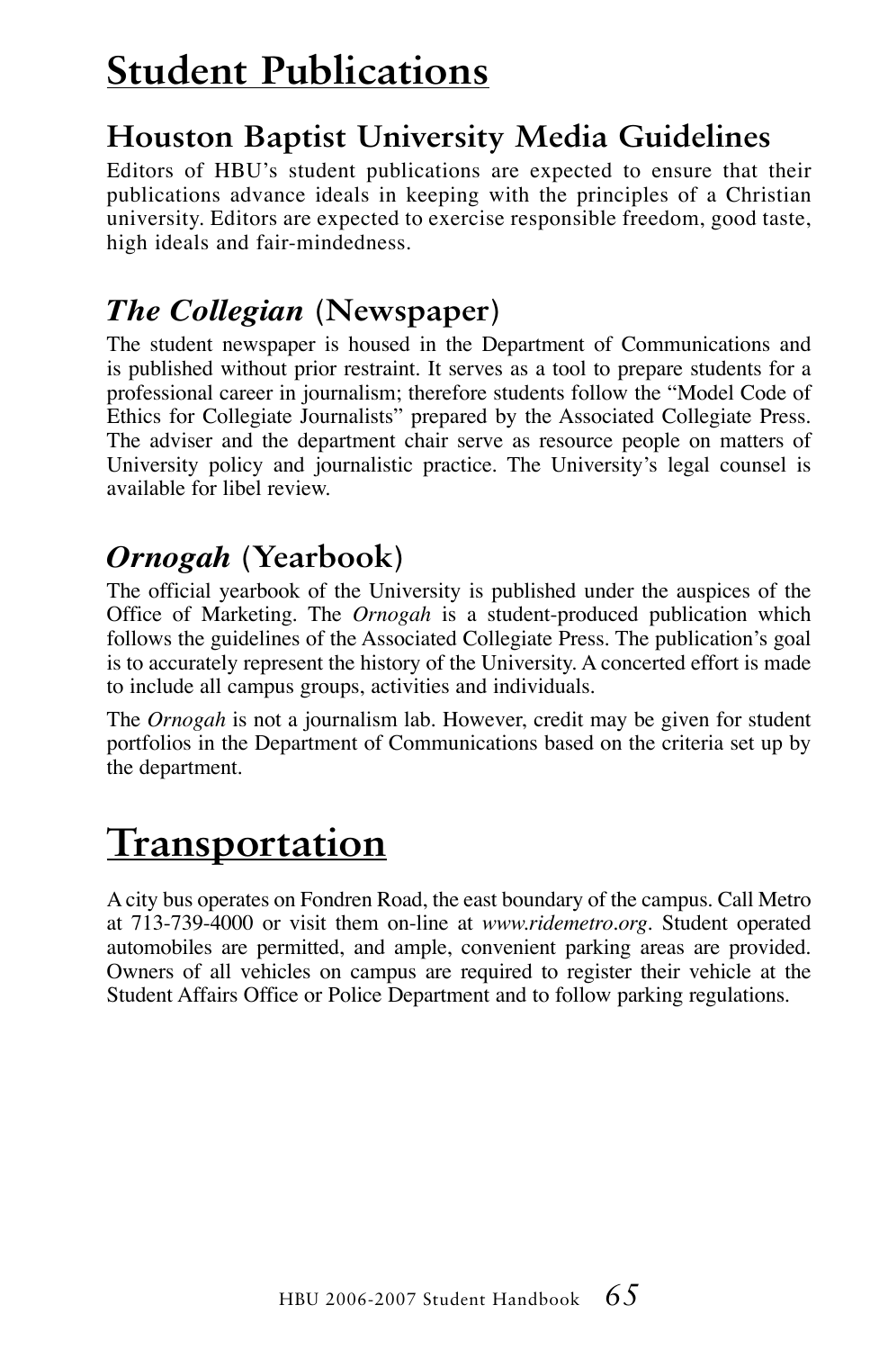# Student Publications

## Houston Baptist University Media Guidelines

Editors of HBU's student publications are expected to ensure that their publications advance ideals in keeping with the principles of a Christian university. Editors are expected to exercise responsible freedom, good taste, high ideals and fair-mindedness.

## *The Collegian* (Newspaper)

The student newspaper is housed in the Department of Communications and is published without prior restraint. It serves as a tool to prepare students for a professional career in journalism; therefore students follow the "Model Code of Ethics for Collegiate Journalists" prepared by the Associated Collegiate Press. The adviser and the department chair serve as resource people on matters of University policy and journalistic practice. The University's legal counsel is available for libel review.

## *Ornogah* (Yearbook)

The official yearbook of the University is published under the auspices of the Office of Marketing. The *Ornogah* is a student-produced publication which follows the guidelines of the Associated Collegiate Press. The publication's goal is to accurately represent the history of the University. A concerted effort is made to include all campus groups, activities and individuals.

The *Ornogah* is not a journalism lab. However, credit may be given for student portfolios in the Department of Communications based on the criteria set up by the department.

# Transportation

A city bus operates on Fondren Road, the east boundary of the campus. Call Metro at 713-739-4000 or visit them on-line at *www.ridemetro.org*. Student operated automobiles are permitted, and ample, convenient parking areas are provided. Owners of all vehicles on campus are required to register their vehicle at the Student Affairs Office or Police Department and to follow parking regulations.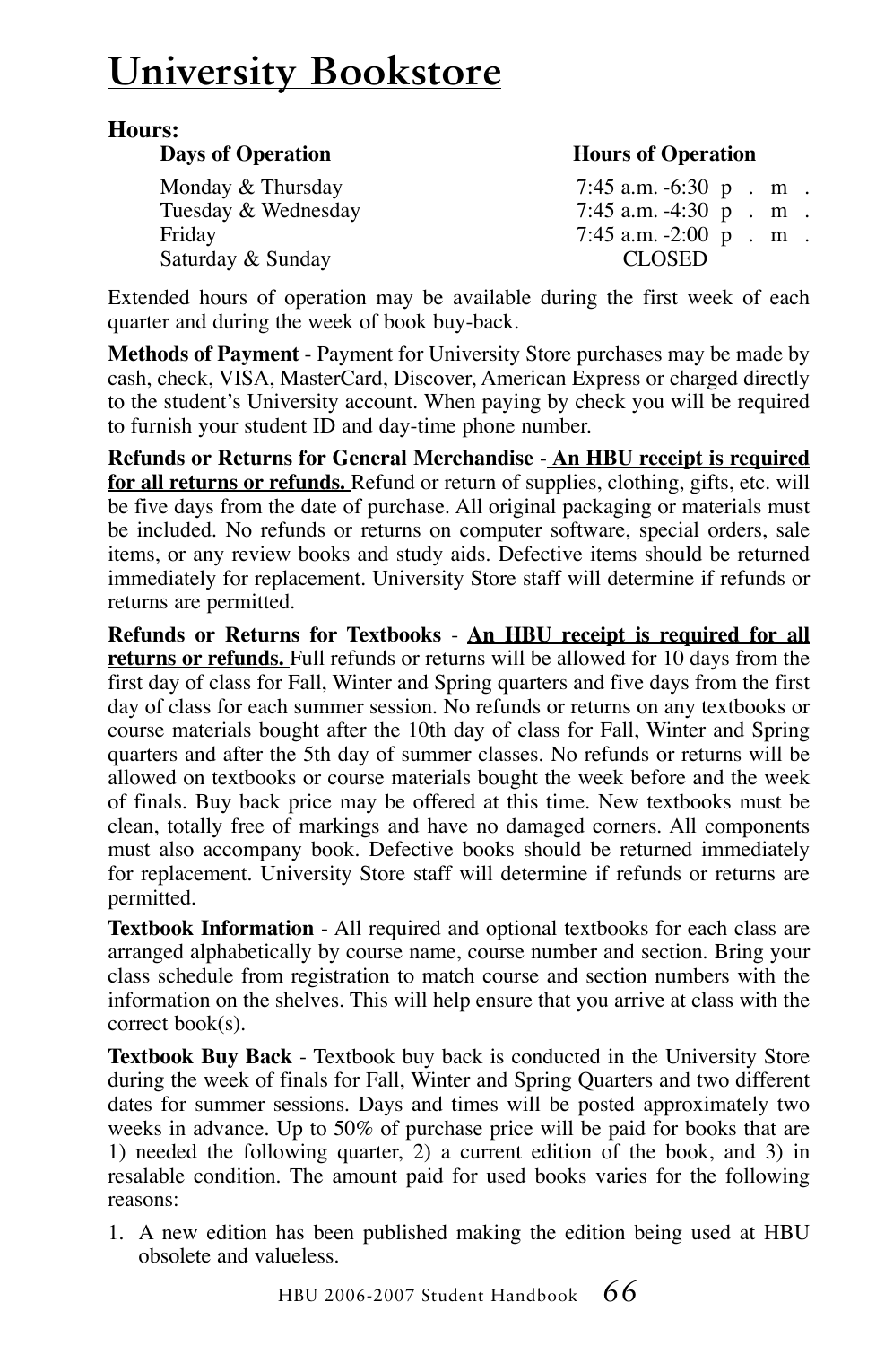# University Bookstore

**Hours:**

| Days of Operation | Hours of Operation |
|---|---|
| Monday & Thursday | 7:45 a.m. -6:30 p.m. |
| Tuesday & Wednesday | 7:45 a.m. -4:30 p.m. |
| Friday | 7:45 a.m. -2:00 p.m. |
| Saturday & Sunday | CLOSED |

Extended hours of operation may be available during the first week of each quarter and during the week of book buy-back.

**Methods of Payment** - Payment for University Store purchases may be made by cash, check, VISA, MasterCard, Discover, American Express or charged directly to the student's University account. When paying by check you will be required to furnish your student ID and day-time phone number.

**Refunds or Returns for General Merchandise** - **An HBU receipt is required for all returns or refunds.** Refund or return of supplies, clothing, gifts, etc. will be five days from the date of purchase. All original packaging or materials must be included. No refunds or returns on computer software, special orders, sale items, or any review books and study aids. Defective items should be returned immediately for replacement. University Store staff will determine if refunds or returns are permitted.

**Refunds or Returns for Textbooks** - **An HBU receipt is required for all returns or refunds.** Full refunds or returns will be allowed for 10 days from the first day of class for Fall, Winter and Spring quarters and five days from the first day of class for each summer session. No refunds or returns on any textbooks or course materials bought after the 10th day of class for Fall, Winter and Spring quarters and after the 5th day of summer classes. No refunds or returns will be allowed on textbooks or course materials bought the week before and the week of finals. Buy back price may be offered at this time. New textbooks must be clean, totally free of markings and have no damaged corners. All components must also accompany book. Defective books should be returned immediately for replacement. University Store staff will determine if refunds or returns are permitted.

**Textbook Information** - All required and optional textbooks for each class are arranged alphabetically by course name, course number and section. Bring your class schedule from registration to match course and section numbers with the information on the shelves. This will help ensure that you arrive at class with the correct book(s).

**Textbook Buy Back** - Textbook buy back is conducted in the University Store during the week of finals for Fall, Winter and Spring Quarters and two different dates for summer sessions. Days and times will be posted approximately two weeks in advance. Up to 50% of purchase price will be paid for books that are 1) needed the following quarter, 2) a current edition of the book, and 3) in resalable condition. The amount paid for used books varies for the following reasons:

1. A new edition has been published making the edition being used at HBU obsolete and valueless.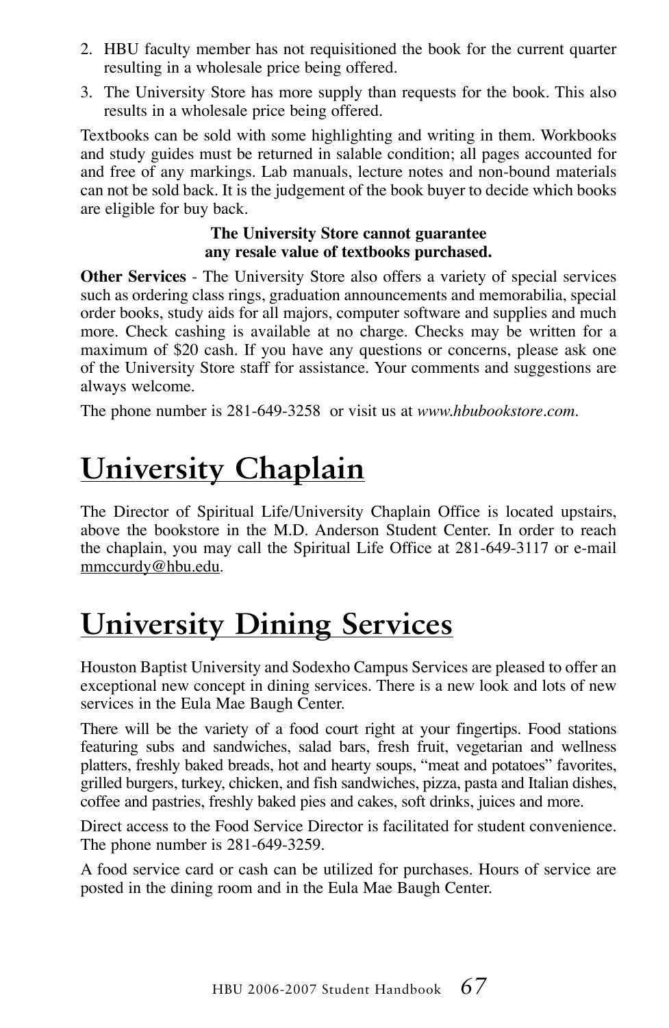2. HBU faculty member has not requisitioned the book for the current quarter resulting in a wholesale price being offered.
3. The University Store has more supply than requests for the book. This also results in a wholesale price being offered.

Textbooks can be sold with some highlighting and writing in them. Workbooks and study guides must be returned in salable condition; all pages accounted for and free of any markings. Lab manuals, lecture notes and non-bound materials can not be sold back. It is the judgement of the book buyer to decide which books are eligible for buy back.

**The University Store cannot guarantee any resale value of textbooks purchased.**

**Other Services** - The University Store also offers a variety of special services such as ordering class rings, graduation announcements and memorabilia, special order books, study aids for all majors, computer software and supplies and much more. Check cashing is available at no charge. Checks may be written for a maximum of $20 cash. If you have any questions or concerns, please ask one of the University Store staff for assistance. Your comments and suggestions are always welcome.

The phone number is 281-649-3258 or visit us at *www.hbubookstore.com*.

# University Chaplain

The Director of Spiritual Life/University Chaplain Office is located upstairs, above the bookstore in the M.D. Anderson Student Center. In order to reach the chaplain, you may call the Spiritual Life Office at 281-649-3117 or e-mail mmccurdy@hbu.edu.

# University Dining Services

Houston Baptist University and Sodexho Campus Services are pleased to offer an exceptional new concept in dining services. There is a new look and lots of new services in the Eula Mae Baugh Center.

There will be the variety of a food court right at your fingertips. Food stations featuring subs and sandwiches, salad bars, fresh fruit, vegetarian and wellness platters, freshly baked breads, hot and hearty soups, "meat and potatoes" favorites, grilled burgers, turkey, chicken, and fish sandwiches, pizza, pasta and Italian dishes, coffee and pastries, freshly baked pies and cakes, soft drinks, juices and more.

Direct access to the Food Service Director is facilitated for student convenience. The phone number is 281-649-3259.

A food service card or cash can be utilized for purchases. Hours of service are posted in the dining room and in the Eula Mae Baugh Center.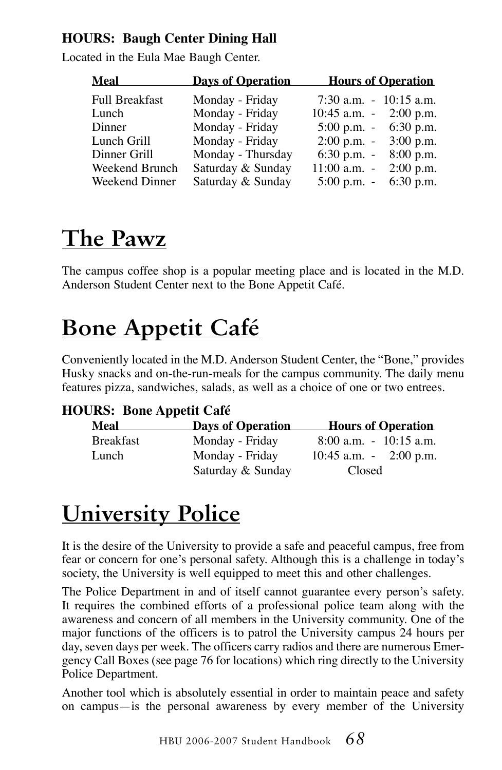**HOURS: Baugh Center Dining Hall**

Located in the Eula Mae Baugh Center.

| Meal | Days of Operation | Hours of Operation |
|---|---|---|
| Full Breakfast | Monday - Friday | 7:30 a.m. - 10:15 a.m. |
| Lunch | Monday - Friday | 10:45 a.m. - 2:00 p.m. |
| Dinner | Monday - Friday | 5:00 p.m. - 6:30 p.m. |
| Lunch Grill | Monday - Friday | 2:00 p.m. - 3:00 p.m. |
| Dinner Grill | Monday - Thursday | 6:30 p.m. - 8:00 p.m. |
| Weekend Brunch | Saturday & Sunday | 11:00 a.m. - 2:00 p.m. |
| Weekend Dinner | Saturday & Sunday | 5:00 p.m. - 6:30 p.m. |

# The Pawz

The campus coffee shop is a popular meeting place and is located in the M.D. Anderson Student Center next to the Bone Appetit Café.

# Bone Appetit Café

Conveniently located in the M.D. Anderson Student Center, the "Bone," provides Husky snacks and on-the-run-meals for the campus community. The daily menu features pizza, sandwiches, salads, as well as a choice of one or two entrees.

**HOURS: Bone Appetit Café**

| Meal | Days of Operation | Hours of Operation |
|---|---|---|
| Breakfast | Monday - Friday | 8:00 a.m. - 10:15 a.m. |
| Lunch | Monday - Friday | 10:45 a.m. - 2:00 p.m. |
| | Saturday & Sunday | Closed |

# University Police

It is the desire of the University to provide a safe and peaceful campus, free from fear or concern for one's personal safety. Although this is a challenge in today's society, the University is well equipped to meet this and other challenges.

The Police Department in and of itself cannot guarantee every person's safety. It requires the combined efforts of a professional police team along with the awareness and concern of all members in the University community. One of the major functions of the officers is to patrol the University campus 24 hours per day, seven days per week. The officers carry radios and there are numerous Emergency Call Boxes (see page 76 for locations) which ring directly to the University Police Department.

Another tool which is absolutely essential in order to maintain peace and safety on campus—is the personal awareness by every member of the University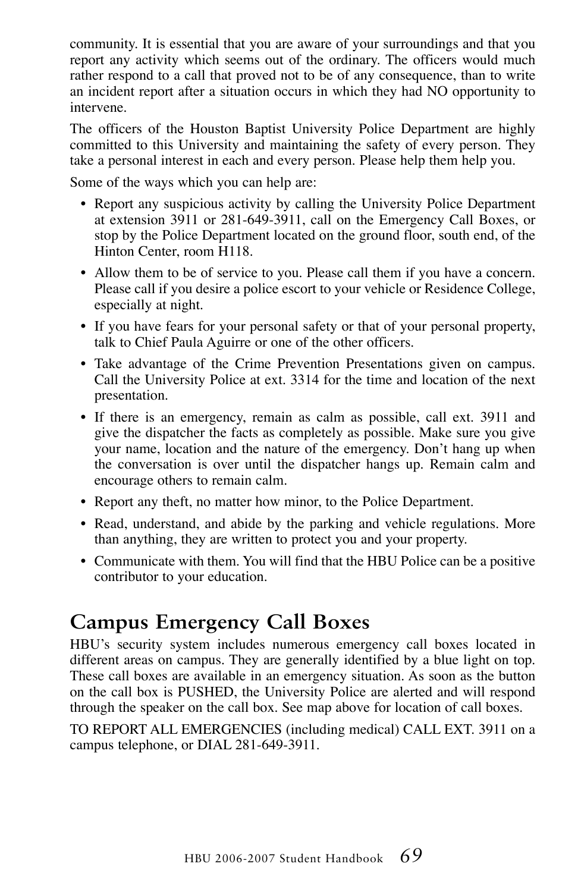community. It is essential that you are aware of your surroundings and that you report any activity which seems out of the ordinary. The officers would much rather respond to a call that proved not to be of any consequence, than to write an incident report after a situation occurs in which they had NO opportunity to intervene.

The officers of the Houston Baptist University Police Department are highly committed to this University and maintaining the safety of every person. They take a personal interest in each and every person. Please help them help you.

Some of the ways which you can help are:

- Report any suspicious activity by calling the University Police Department at extension 3911 or 281-649-3911, call on the Emergency Call Boxes, or stop by the Police Department located on the ground floor, south end, of the Hinton Center, room H118.
- Allow them to be of service to you. Please call them if you have a concern. Please call if you desire a police escort to your vehicle or Residence College, especially at night.
- If you have fears for your personal safety or that of your personal property, talk to Chief Paula Aguirre or one of the other officers.
- Take advantage of the Crime Prevention Presentations given on campus. Call the University Police at ext. 3314 for the time and location of the next presentation.
- If there is an emergency, remain as calm as possible, call ext. 3911 and give the dispatcher the facts as completely as possible. Make sure you give your name, location and the nature of the emergency. Don't hang up when the conversation is over until the dispatcher hangs up. Remain calm and encourage others to remain calm.
- Report any theft, no matter how minor, to the Police Department.
- Read, understand, and abide by the parking and vehicle regulations. More than anything, they are written to protect you and your property.
- Communicate with them. You will find that the HBU Police can be a positive contributor to your education.

## Campus Emergency Call Boxes

HBU's security system includes numerous emergency call boxes located in different areas on campus. They are generally identified by a blue light on top. These call boxes are available in an emergency situation. As soon as the button on the call box is PUSHED, the University Police are alerted and will respond through the speaker on the call box. See map above for location of call boxes.

TO REPORT ALL EMERGENCIES (including medical) CALL EXT. 3911 on a campus telephone, or DIAL 281-649-3911.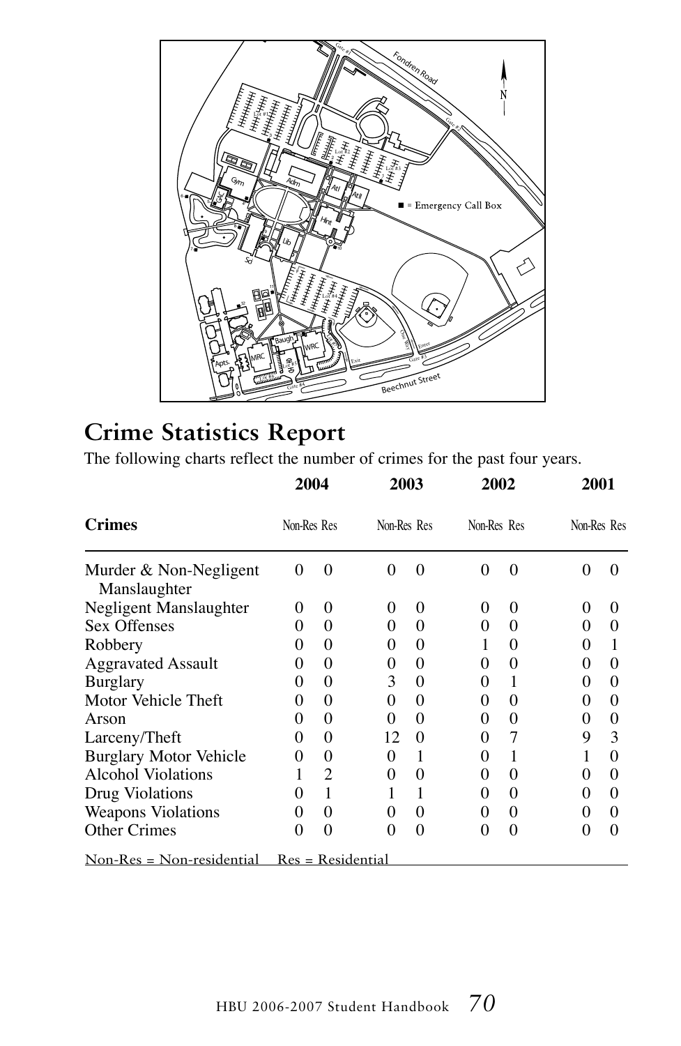# Crime Statistics Report

The following charts reflect the number of crimes for the past four years.

| Crimes | 2004 | | 2003 | | 2002 | | 2001 | |
|---|---|---|---|---|---|---|---|---|
| | Non-Res | Res | Non-Res | Res | Non-Res | Res | Non-Res | Res |
| Murder & Non-Negligent Manslaughter | 0 | 0 | 0 | 0 | 0 | 0 | 0 | 0 |
| Negligent Manslaughter | 0 | 0 | 0 | 0 | 0 | 0 | 0 | 0 |
| Sex Offenses | 0 | 0 | 0 | 0 | 0 | 0 | 0 | 0 |
| Robbery | 0 | 0 | 0 | 0 | 1 | 0 | 0 | 1 |
| Aggravated Assault | 0 | 0 | 0 | 0 | 0 | 0 | 0 | 0 |
| Burglary | 0 | 0 | 3 | 0 | 0 | 1 | 0 | 0 |
| Motor Vehicle Theft | 0 | 0 | 0 | 0 | 0 | 0 | 0 | 0 |
| Arson | 0 | 0 | 0 | 0 | 0 | 0 | 0 | 0 |
| Larceny/Theft | 0 | 0 | 12 | 0 | 0 | 7 | 9 | 3 |
| Burglary Motor Vehicle | 0 | 0 | 0 | 1 | 0 | 1 | 1 | 0 |
| Alcohol Violations | 1 | 2 | 0 | 0 | 0 | 0 | 0 | 0 |
| Drug Violations | 0 | 1 | 1 | 1 | 0 | 0 | 0 | 0 |
| Weapons Violations | 0 | 0 | 0 | 0 | 0 | 0 | 0 | 0 |
| Other Crimes | 0 | 0 | 0 | 0 | 0 | 0 | 0 | 0 |

Non-Res = Non-residential  Res = Residential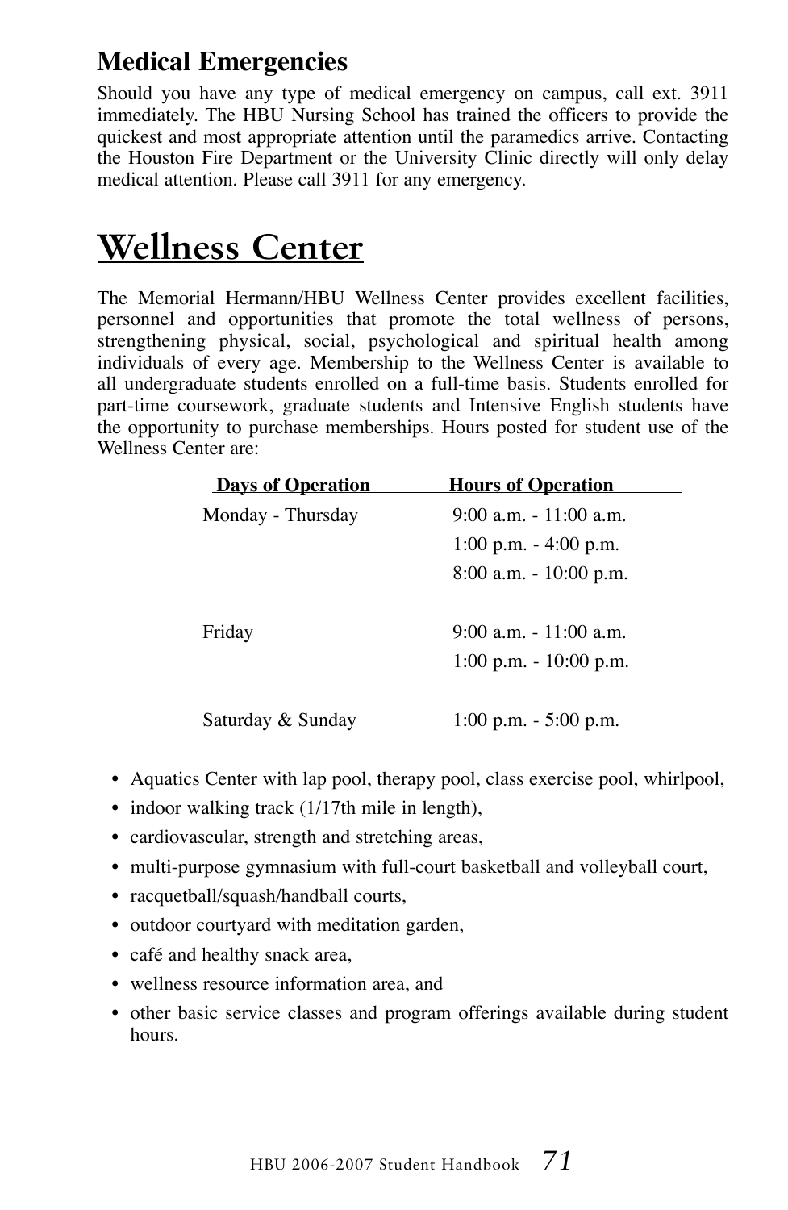### Medical Emergencies

Should you have any type of medical emergency on campus, call ext. 3911 immediately. The HBU Nursing School has trained the officers to provide the quickest and most appropriate attention until the paramedics arrive. Contacting the Houston Fire Department or the University Clinic directly will only delay medical attention. Please call 3911 for any emergency.

# Wellness Center

The Memorial Hermann/HBU Wellness Center provides excellent facilities, personnel and opportunities that promote the total wellness of persons, strengthening physical, social, psychological and spiritual health among individuals of every age. Membership to the Wellness Center is available to all undergraduate students enrolled on a full-time basis. Students enrolled for part-time coursework, graduate students and Intensive English students have the opportunity to purchase memberships. Hours posted for student use of the Wellness Center are:

| Days of Operation | Hours of Operation |
|---|---|
| Monday - Thursday | 9:00 a.m. - 11:00 a.m. |
| | 1:00 p.m. - 4:00 p.m. |
| | 8:00 a.m. - 10:00 p.m. |
| Friday | 9:00 a.m. - 11:00 a.m. |
| | 1:00 p.m. - 10:00 p.m. |
| Saturday & Sunday | 1:00 p.m. - 5:00 p.m. |

- Aquatics Center with lap pool, therapy pool, class exercise pool, whirlpool,
- indoor walking track (1/17th mile in length),
- cardiovascular, strength and stretching areas,
- multi-purpose gymnasium with full-court basketball and volleyball court,
- racquetball/squash/handball courts,
- outdoor courtyard with meditation garden,
- café and healthy snack area,
- wellness resource information area, and
- other basic service classes and program offerings available during student hours.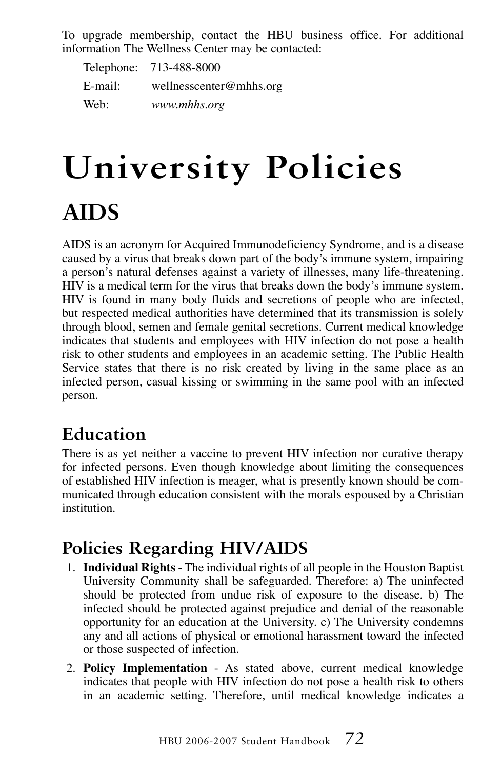To upgrade membership, contact the HBU business office. For additional information The Wellness Center may be contacted:

Telephone: 713-488-8000

E-mail: wellnesscenter@mhhs.org

Web: *www.mhhs.org*

# University Policies

## AIDS

AIDS is an acronym for Acquired Immunodeficiency Syndrome, and is a disease caused by a virus that breaks down part of the body's immune system, impairing a person's natural defenses against a variety of illnesses, many life-threatening. HIV is a medical term for the virus that breaks down the body's immune system. HIV is found in many body fluids and secretions of people who are infected, but respected medical authorities have determined that its transmission is solely through blood, semen and female genital secretions. Current medical knowledge indicates that students and employees with HIV infection do not pose a health risk to other students and employees in an academic setting. The Public Health Service states that there is no risk created by living in the same place as an infected person, casual kissing or swimming in the same pool with an infected person.

### Education

There is as yet neither a vaccine to prevent HIV infection nor curative therapy for infected persons. Even though knowledge about limiting the consequences of established HIV infection is meager, what is presently known should be communicated through education consistent with the morals espoused by a Christian institution.

### Policies Regarding HIV/AIDS

1. **Individual Rights** - The individual rights of all people in the Houston Baptist University Community shall be safeguarded. Therefore: a) The uninfected should be protected from undue risk of exposure to the disease. b) The infected should be protected against prejudice and denial of the reasonable opportunity for an education at the University. c) The University condemns any and all actions of physical or emotional harassment toward the infected or those suspected of infection.
2. **Policy Implementation** - As stated above, current medical knowledge indicates that people with HIV infection do not pose a health risk to others in an academic setting. Therefore, until medical knowledge indicates a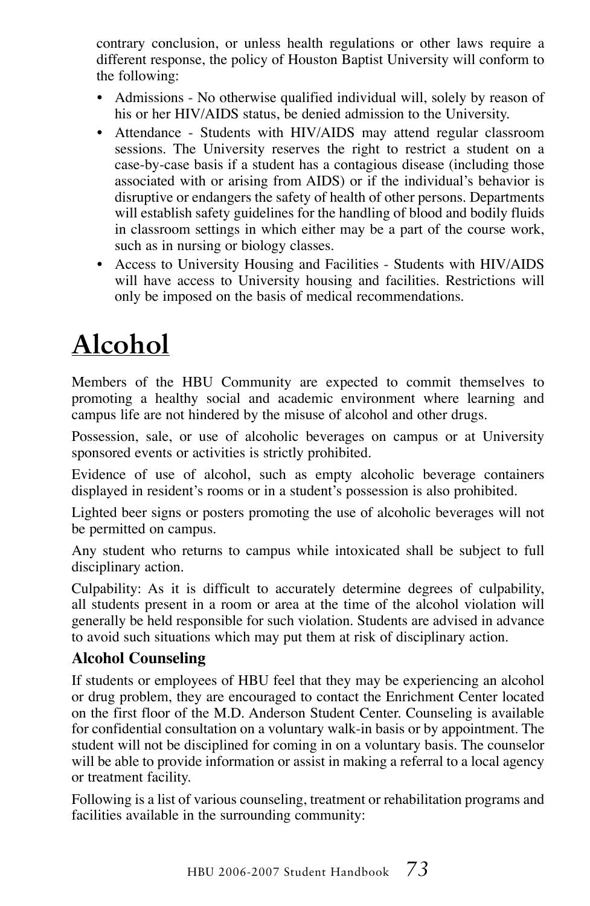contrary conclusion, or unless health regulations or other laws require a different response, the policy of Houston Baptist University will conform to the following:

- Admissions - No otherwise qualified individual will, solely by reason of his or her HIV/AIDS status, be denied admission to the University.
- Attendance - Students with HIV/AIDS may attend regular classroom sessions. The University reserves the right to restrict a student on a case-by-case basis if a student has a contagious disease (including those associated with or arising from AIDS) or if the individual's behavior is disruptive or endangers the safety of health of other persons. Departments will establish safety guidelines for the handling of blood and bodily fluids in classroom settings in which either may be a part of the course work, such as in nursing or biology classes.
- Access to University Housing and Facilities - Students with HIV/AIDS will have access to University housing and facilities. Restrictions will only be imposed on the basis of medical recommendations.

# Alcohol

Members of the HBU Community are expected to commit themselves to promoting a healthy social and academic environment where learning and campus life are not hindered by the misuse of alcohol and other drugs.

Possession, sale, or use of alcoholic beverages on campus or at University sponsored events or activities is strictly prohibited.

Evidence of use of alcohol, such as empty alcoholic beverage containers displayed in resident's rooms or in a student's possession is also prohibited.

Lighted beer signs or posters promoting the use of alcoholic beverages will not be permitted on campus.

Any student who returns to campus while intoxicated shall be subject to full disciplinary action.

Culpability: As it is difficult to accurately determine degrees of culpability, all students present in a room or area at the time of the alcohol violation will generally be held responsible for such violation. Students are advised in advance to avoid such situations which may put them at risk of disciplinary action.

### Alcohol Counseling

If students or employees of HBU feel that they may be experiencing an alcohol or drug problem, they are encouraged to contact the Enrichment Center located on the first floor of the M.D. Anderson Student Center. Counseling is available for confidential consultation on a voluntary walk-in basis or by appointment. The student will not be disciplined for coming in on a voluntary basis. The counselor will be able to provide information or assist in making a referral to a local agency or treatment facility.

Following is a list of various counseling, treatment or rehabilitation programs and facilities available in the surrounding community: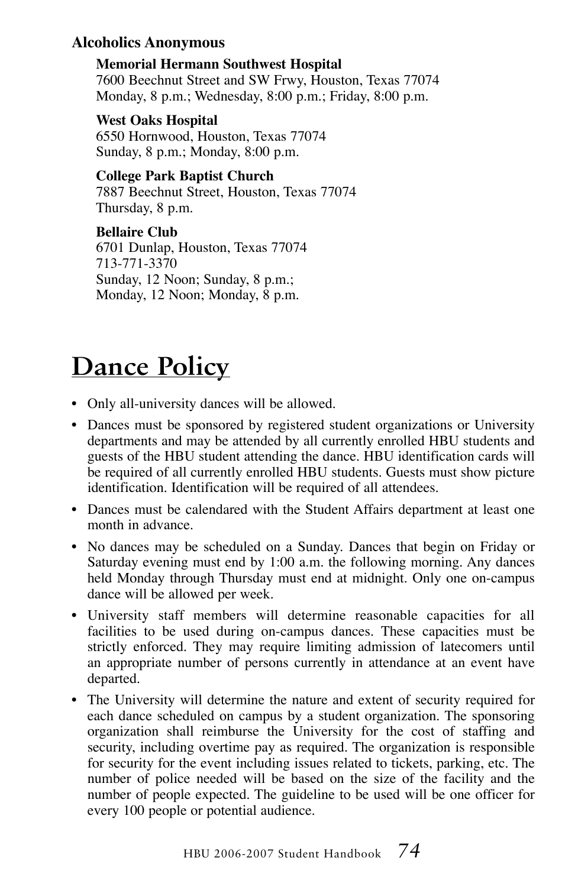**Alcoholics Anonymous**

**Memorial Hermann Southwest Hospital**
7600 Beechnut Street and SW Frwy, Houston, Texas 77074
Monday, 8 p.m.; Wednesday, 8:00 p.m.; Friday, 8:00 p.m.

**West Oaks Hospital**
6550 Hornwood, Houston, Texas 77074
Sunday, 8 p.m.; Monday, 8:00 p.m.

**College Park Baptist Church**
7887 Beechnut Street, Houston, Texas 77074
Thursday, 8 p.m.

**Bellaire Club**
6701 Dunlap, Houston, Texas 77074
713-771-3370
Sunday, 12 Noon; Sunday, 8 p.m.;
Monday, 12 Noon; Monday, 8 p.m.

# Dance Policy

- Only all-university dances will be allowed.
- Dances must be sponsored by registered student organizations or University departments and may be attended by all currently enrolled HBU students and guests of the HBU student attending the dance. HBU identification cards will be required of all currently enrolled HBU students. Guests must show picture identification. Identification will be required of all attendees.
- Dances must be calendared with the Student Affairs department at least one month in advance.
- No dances may be scheduled on a Sunday. Dances that begin on Friday or Saturday evening must end by 1:00 a.m. the following morning. Any dances held Monday through Thursday must end at midnight. Only one on-campus dance will be allowed per week.
- University staff members will determine reasonable capacities for all facilities to be used during on-campus dances. These capacities must be strictly enforced. They may require limiting admission of latecomers until an appropriate number of persons currently in attendance at an event have departed.
- The University will determine the nature and extent of security required for each dance scheduled on campus by a student organization. The sponsoring organization shall reimburse the University for the cost of staffing and security, including overtime pay as required. The organization is responsible for security for the event including issues related to tickets, parking, etc. The number of police needed will be based on the size of the facility and the number of people expected. The guideline to be used will be one officer for every 100 people or potential audience.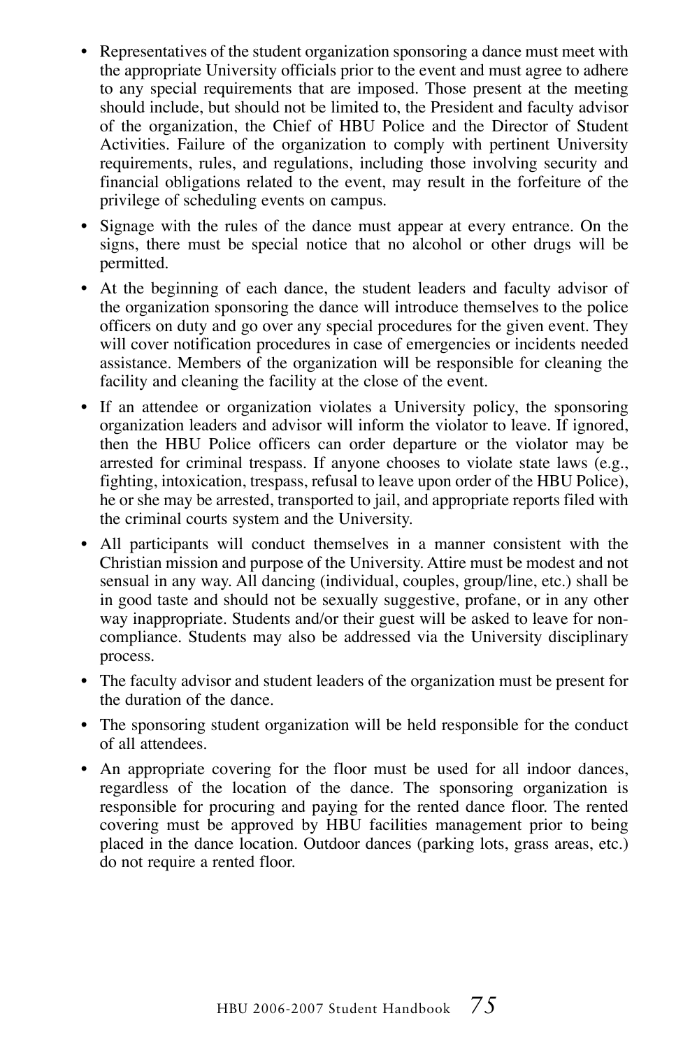- Representatives of the student organization sponsoring a dance must meet with the appropriate University officials prior to the event and must agree to adhere to any special requirements that are imposed. Those present at the meeting should include, but should not be limited to, the President and faculty advisor of the organization, the Chief of HBU Police and the Director of Student Activities. Failure of the organization to comply with pertinent University requirements, rules, and regulations, including those involving security and financial obligations related to the event, may result in the forfeiture of the privilege of scheduling events on campus.
- Signage with the rules of the dance must appear at every entrance. On the signs, there must be special notice that no alcohol or other drugs will be permitted.
- At the beginning of each dance, the student leaders and faculty advisor of the organization sponsoring the dance will introduce themselves to the police officers on duty and go over any special procedures for the given event. They will cover notification procedures in case of emergencies or incidents needed assistance. Members of the organization will be responsible for cleaning the facility and cleaning the facility at the close of the event.
- If an attendee or organization violates a University policy, the sponsoring organization leaders and advisor will inform the violator to leave. If ignored, then the HBU Police officers can order departure or the violator may be arrested for criminal trespass. If anyone chooses to violate state laws (e.g., fighting, intoxication, trespass, refusal to leave upon order of the HBU Police), he or she may be arrested, transported to jail, and appropriate reports filed with the criminal courts system and the University.
- All participants will conduct themselves in a manner consistent with the Christian mission and purpose of the University. Attire must be modest and not sensual in any way. All dancing (individual, couples, group/line, etc.) shall be in good taste and should not be sexually suggestive, profane, or in any other way inappropriate. Students and/or their guest will be asked to leave for non-compliance. Students may also be addressed via the University disciplinary process.
- The faculty advisor and student leaders of the organization must be present for the duration of the dance.
- The sponsoring student organization will be held responsible for the conduct of all attendees.
- An appropriate covering for the floor must be used for all indoor dances, regardless of the location of the dance. The sponsoring organization is responsible for procuring and paying for the rented dance floor. The rented covering must be approved by HBU facilities management prior to being placed in the dance location. Outdoor dances (parking lots, grass areas, etc.) do not require a rented floor.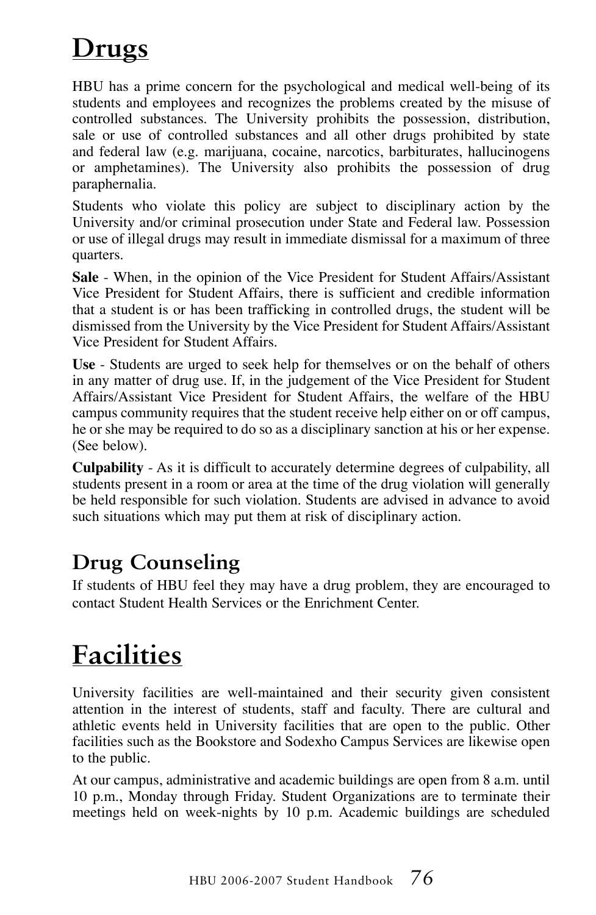# Drugs

HBU has a prime concern for the psychological and medical well-being of its students and employees and recognizes the problems created by the misuse of controlled substances. The University prohibits the possession, distribution, sale or use of controlled substances and all other drugs prohibited by state and federal law (e.g. marijuana, cocaine, narcotics, barbiturates, hallucinogens or amphetamines). The University also prohibits the possession of drug paraphernalia.

Students who violate this policy are subject to disciplinary action by the University and/or criminal prosecution under State and Federal law. Possession or use of illegal drugs may result in immediate dismissal for a maximum of three quarters.

**Sale** - When, in the opinion of the Vice President for Student Affairs/Assistant Vice President for Student Affairs, there is sufficient and credible information that a student is or has been trafficking in controlled drugs, the student will be dismissed from the University by the Vice President for Student Affairs/Assistant Vice President for Student Affairs.

**Use** - Students are urged to seek help for themselves or on the behalf of others in any matter of drug use. If, in the judgement of the Vice President for Student Affairs/Assistant Vice President for Student Affairs, the welfare of the HBU campus community requires that the student receive help either on or off campus, he or she may be required to do so as a disciplinary sanction at his or her expense. (See below).

**Culpability** - As it is difficult to accurately determine degrees of culpability, all students present in a room or area at the time of the drug violation will generally be held responsible for such violation. Students are advised in advance to avoid such situations which may put them at risk of disciplinary action.

## Drug Counseling

If students of HBU feel they may have a drug problem, they are encouraged to contact Student Health Services or the Enrichment Center.

# Facilities

University facilities are well-maintained and their security given consistent attention in the interest of students, staff and faculty. There are cultural and athletic events held in University facilities that are open to the public. Other facilities such as the Bookstore and Sodexho Campus Services are likewise open to the public.

At our campus, administrative and academic buildings are open from 8 a.m. until 10 p.m., Monday through Friday. Student Organizations are to terminate their meetings held on week-nights by 10 p.m. Academic buildings are scheduled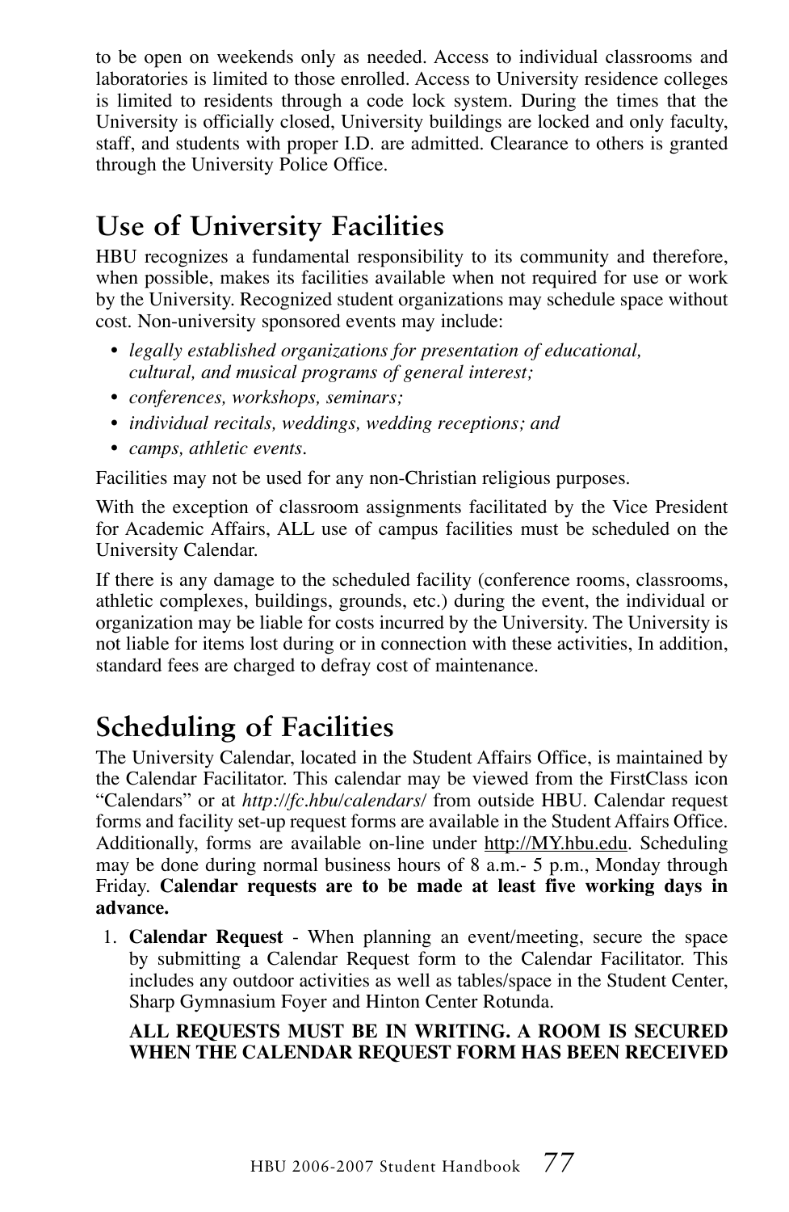to be open on weekends only as needed. Access to individual classrooms and laboratories is limited to those enrolled. Access to University residence colleges is limited to residents through a code lock system. During the times that the University is officially closed, University buildings are locked and only faculty, staff, and students with proper I.D. are admitted. Clearance to others is granted through the University Police Office.

## Use of University Facilities

HBU recognizes a fundamental responsibility to its community and therefore, when possible, makes its facilities available when not required for use or work by the University. Recognized student organizations may schedule space without cost. Non-university sponsored events may include:

- *legally established organizations for presentation of educational, cultural, and musical programs of general interest;*
- *conferences, workshops, seminars;*
- *individual recitals, weddings, wedding receptions; and*
- *camps, athletic events.*

Facilities may not be used for any non-Christian religious purposes.

With the exception of classroom assignments facilitated by the Vice President for Academic Affairs, ALL use of campus facilities must be scheduled on the University Calendar.

If there is any damage to the scheduled facility (conference rooms, classrooms, athletic complexes, buildings, grounds, etc.) during the event, the individual or organization may be liable for costs incurred by the University. The University is not liable for items lost during or in connection with these activities, In addition, standard fees are charged to defray cost of maintenance.

## Scheduling of Facilities

The University Calendar, located in the Student Affairs Office, is maintained by the Calendar Facilitator. This calendar may be viewed from the FirstClass icon "Calendars" or at *http://fc.hbu/calendars/* from outside HBU. Calendar request forms and facility set-up request forms are available in the Student Affairs Office. Additionally, forms are available on-line under http://MY.hbu.edu. Scheduling may be done during normal business hours of 8 a.m.- 5 p.m., Monday through Friday. **Calendar requests are to be made at least five working days in advance.**

1. **Calendar Request** - When planning an event/meeting, secure the space by submitting a Calendar Request form to the Calendar Facilitator. This includes any outdoor activities as well as tables/space in the Student Center, Sharp Gymnasium Foyer and Hinton Center Rotunda.

   **ALL REQUESTS MUST BE IN WRITING. A ROOM IS SECURED WHEN THE CALENDAR REQUEST FORM HAS BEEN RECEIVED**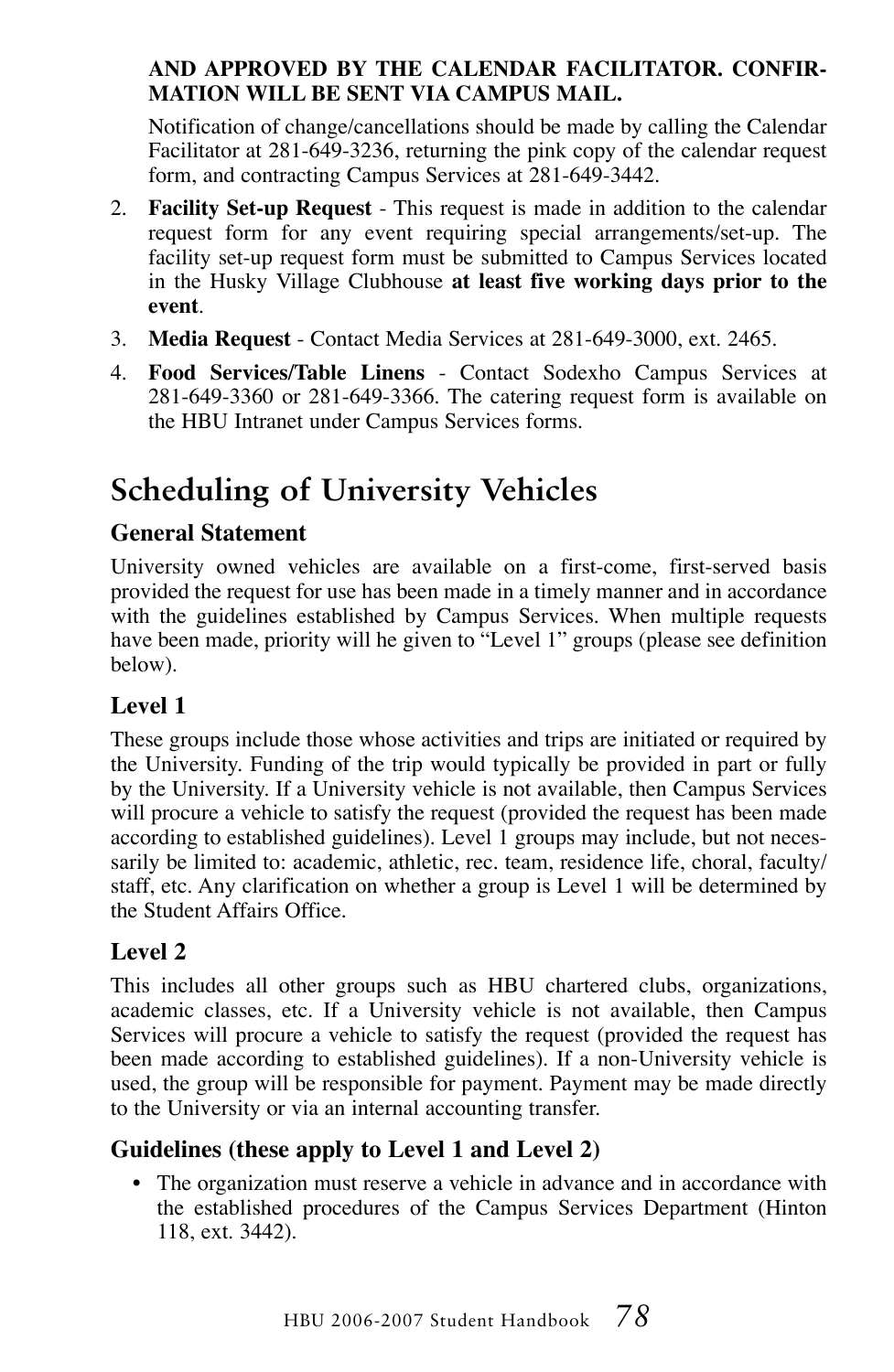**AND APPROVED BY THE CALENDAR FACILITATOR. CONFIRMATION WILL BE SENT VIA CAMPUS MAIL.**

Notification of change/cancellations should be made by calling the Calendar Facilitator at 281-649-3236, returning the pink copy of the calendar request form, and contracting Campus Services at 281-649-3442.

2. **Facility Set-up Request** - This request is made in addition to the calendar request form for any event requiring special arrangements/set-up. The facility set-up request form must be submitted to Campus Services located in the Husky Village Clubhouse **at least five working days prior to the event**.
3. **Media Request** - Contact Media Services at 281-649-3000, ext. 2465.
4. **Food Services/Table Linens** - Contact Sodexho Campus Services at 281-649-3360 or 281-649-3366. The catering request form is available on the HBU Intranet under Campus Services forms.

# Scheduling of University Vehicles

### General Statement

University owned vehicles are available on a first-come, first-served basis provided the request for use has been made in a timely manner and in accordance with the guidelines established by Campus Services. When multiple requests have been made, priority will he given to "Level 1" groups (please see definition below).

### Level 1

These groups include those whose activities and trips are initiated or required by the University. Funding of the trip would typically be provided in part or fully by the University. If a University vehicle is not available, then Campus Services will procure a vehicle to satisfy the request (provided the request has been made according to established guidelines). Level 1 groups may include, but not necessarily be limited to: academic, athletic, rec. team, residence life, choral, faculty/staff, etc. Any clarification on whether a group is Level 1 will be determined by the Student Affairs Office.

### Level 2

This includes all other groups such as HBU chartered clubs, organizations, academic classes, etc. If a University vehicle is not available, then Campus Services will procure a vehicle to satisfy the request (provided the request has been made according to established guidelines). If a non-University vehicle is used, the group will be responsible for payment. Payment may be made directly to the University or via an internal accounting transfer.

### Guidelines (these apply to Level 1 and Level 2)

- The organization must reserve a vehicle in advance and in accordance with the established procedures of the Campus Services Department (Hinton 118, ext. 3442).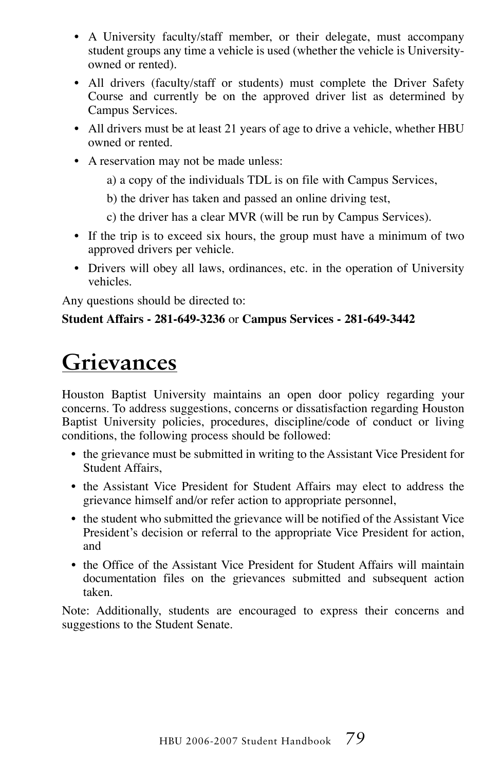- A University faculty/staff member, or their delegate, must accompany student groups any time a vehicle is used (whether the vehicle is University-owned or rented).
- All drivers (faculty/staff or students) must complete the Driver Safety Course and currently be on the approved driver list as determined by Campus Services.
- All drivers must be at least 21 years of age to drive a vehicle, whether HBU owned or rented.
- A reservation may not be made unless:
  - a) a copy of the individuals TDL is on file with Campus Services,
  - b) the driver has taken and passed an online driving test,
  - c) the driver has a clear MVR (will be run by Campus Services).
- If the trip is to exceed six hours, the group must have a minimum of two approved drivers per vehicle.
- Drivers will obey all laws, ordinances, etc. in the operation of University vehicles.

Any questions should be directed to:

**Student Affairs - 281-649-3236** or **Campus Services - 281-649-3442**

# Grievances

Houston Baptist University maintains an open door policy regarding your concerns. To address suggestions, concerns or dissatisfaction regarding Houston Baptist University policies, procedures, discipline/code of conduct or living conditions, the following process should be followed:

- the grievance must be submitted in writing to the Assistant Vice President for Student Affairs,
- the Assistant Vice President for Student Affairs may elect to address the grievance himself and/or refer action to appropriate personnel,
- the student who submitted the grievance will be notified of the Assistant Vice President's decision or referral to the appropriate Vice President for action, and
- the Office of the Assistant Vice President for Student Affairs will maintain documentation files on the grievances submitted and subsequent action taken.

Note: Additionally, students are encouraged to express their concerns and suggestions to the Student Senate.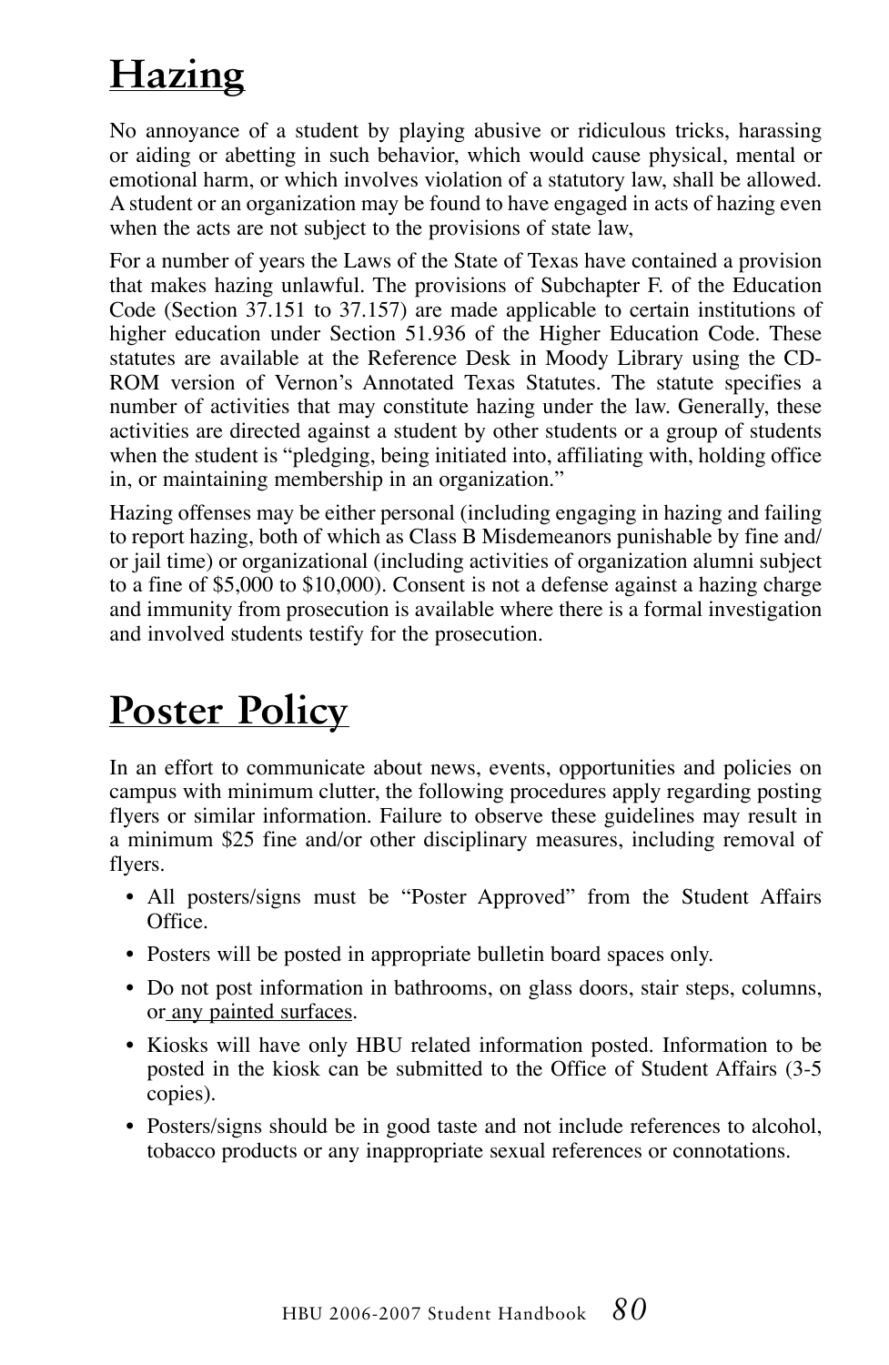# Hazing

No annoyance of a student by playing abusive or ridiculous tricks, harassing or aiding or abetting in such behavior, which would cause physical, mental or emotional harm, or which involves violation of a statutory law, shall be allowed. A student or an organization may be found to have engaged in acts of hazing even when the acts are not subject to the provisions of state law,

For a number of years the Laws of the State of Texas have contained a provision that makes hazing unlawful. The provisions of Subchapter F. of the Education Code (Section 37.151 to 37.157) are made applicable to certain institutions of higher education under Section 51.936 of the Higher Education Code. These statutes are available at the Reference Desk in Moody Library using the CD-ROM version of Vernon's Annotated Texas Statutes. The statute specifies a number of activities that may constitute hazing under the law. Generally, these activities are directed against a student by other students or a group of students when the student is "pledging, being initiated into, affiliating with, holding office in, or maintaining membership in an organization."

Hazing offenses may be either personal (including engaging in hazing and failing to report hazing, both of which as Class B Misdemeanors punishable by fine and/or jail time) or organizational (including activities of organization alumni subject to a fine of $5,000 to $10,000). Consent is not a defense against a hazing charge and immunity from prosecution is available where there is a formal investigation and involved students testify for the prosecution.

# Poster Policy

In an effort to communicate about news, events, opportunities and policies on campus with minimum clutter, the following procedures apply regarding posting flyers or similar information. Failure to observe these guidelines may result in a minimum $25 fine and/or other disciplinary measures, including removal of flyers.

- All posters/signs must be "Poster Approved" from the Student Affairs Office.
- Posters will be posted in appropriate bulletin board spaces only.
- Do not post information in bathrooms, on glass doors, stair steps, columns, or any painted surfaces.
- Kiosks will have only HBU related information posted. Information to be posted in the kiosk can be submitted to the Office of Student Affairs (3-5 copies).
- Posters/signs should be in good taste and not include references to alcohol, tobacco products or any inappropriate sexual references or connotations.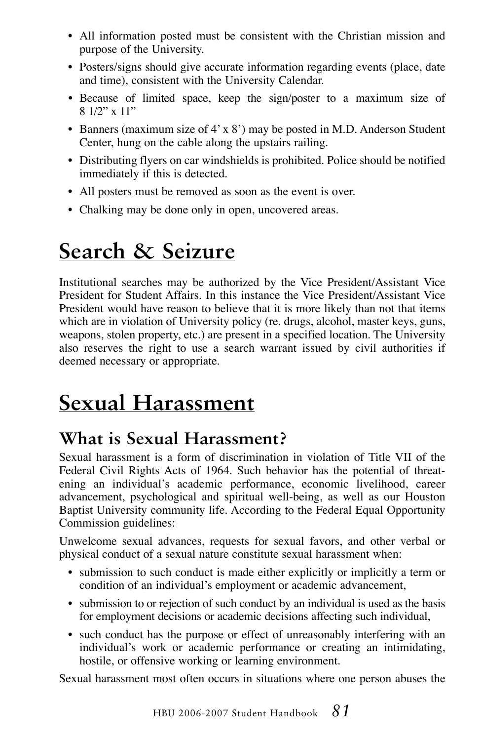- All information posted must be consistent with the Christian mission and purpose of the University.
- Posters/signs should give accurate information regarding events (place, date and time), consistent with the University Calendar.
- Because of limited space, keep the sign/poster to a maximum size of 8 1/2" x 11"
- Banners (maximum size of 4' x 8') may be posted in M.D. Anderson Student Center, hung on the cable along the upstairs railing.
- Distributing flyers on car windshields is prohibited. Police should be notified immediately if this is detected.
- All posters must be removed as soon as the event is over.
- Chalking may be done only in open, uncovered areas.

# Search & Seizure

Institutional searches may be authorized by the Vice President/Assistant Vice President for Student Affairs. In this instance the Vice President/Assistant Vice President would have reason to believe that it is more likely than not that items which are in violation of University policy (re. drugs, alcohol, master keys, guns, weapons, stolen property, etc.) are present in a specified location. The University also reserves the right to use a search warrant issued by civil authorities if deemed necessary or appropriate.

# Sexual Harassment

## What is Sexual Harassment?

Sexual harassment is a form of discrimination in violation of Title VII of the Federal Civil Rights Acts of 1964. Such behavior has the potential of threatening an individual's academic performance, economic livelihood, career advancement, psychological and spiritual well-being, as well as our Houston Baptist University community life. According to the Federal Equal Opportunity Commission guidelines:

Unwelcome sexual advances, requests for sexual favors, and other verbal or physical conduct of a sexual nature constitute sexual harassment when:

- submission to such conduct is made either explicitly or implicitly a term or condition of an individual's employment or academic advancement,
- submission to or rejection of such conduct by an individual is used as the basis for employment decisions or academic decisions affecting such individual,
- such conduct has the purpose or effect of unreasonably interfering with an individual's work or academic performance or creating an intimidating, hostile, or offensive working or learning environment.

Sexual harassment most often occurs in situations where one person abuses the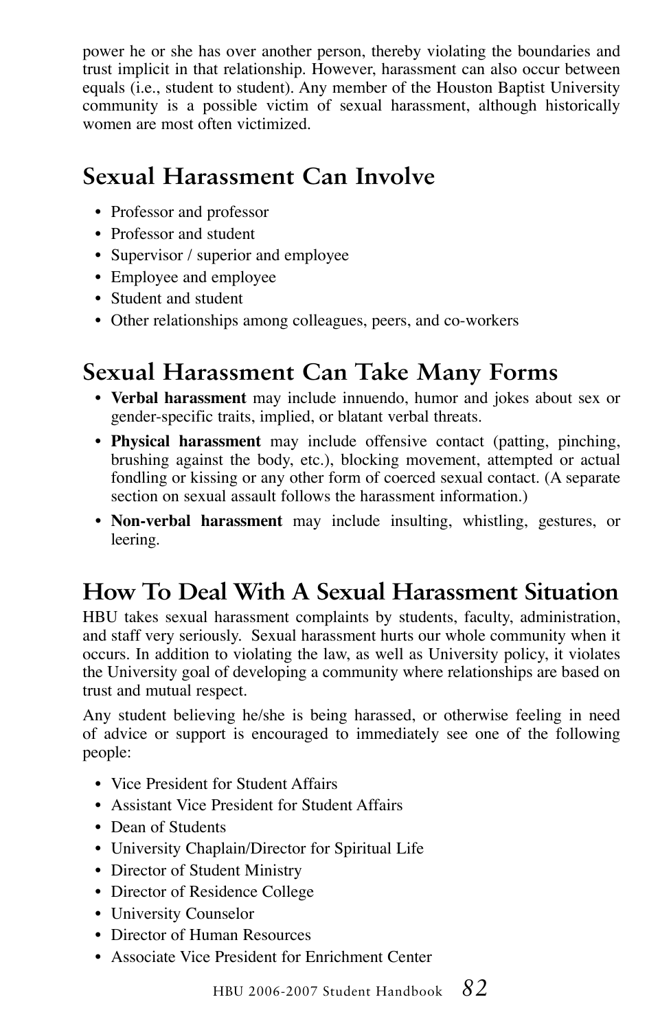power he or she has over another person, thereby violating the boundaries and trust implicit in that relationship. However, harassment can also occur between equals (i.e., student to student). Any member of the Houston Baptist University community is a possible victim of sexual harassment, although historically women are most often victimized.

## Sexual Harassment Can Involve

- Professor and professor
- Professor and student
- Supervisor / superior and employee
- Employee and employee
- Student and student
- Other relationships among colleagues, peers, and co-workers

## Sexual Harassment Can Take Many Forms

- **Verbal harassment** may include innuendo, humor and jokes about sex or gender-specific traits, implied, or blatant verbal threats.
- **Physical harassment** may include offensive contact (patting, pinching, brushing against the body, etc.), blocking movement, attempted or actual fondling or kissing or any other form of coerced sexual contact. (A separate section on sexual assault follows the harassment information.)
- **Non-verbal harassment** may include insulting, whistling, gestures, or leering.

## How To Deal With A Sexual Harassment Situation

HBU takes sexual harassment complaints by students, faculty, administration, and staff very seriously. Sexual harassment hurts our whole community when it occurs. In addition to violating the law, as well as University policy, it violates the University goal of developing a community where relationships are based on trust and mutual respect.

Any student believing he/she is being harassed, or otherwise feeling in need of advice or support is encouraged to immediately see one of the following people:

- Vice President for Student Affairs
- Assistant Vice President for Student Affairs
- Dean of Students
- University Chaplain/Director for Spiritual Life
- Director of Student Ministry
- Director of Residence College
- University Counselor
- Director of Human Resources
- Associate Vice President for Enrichment Center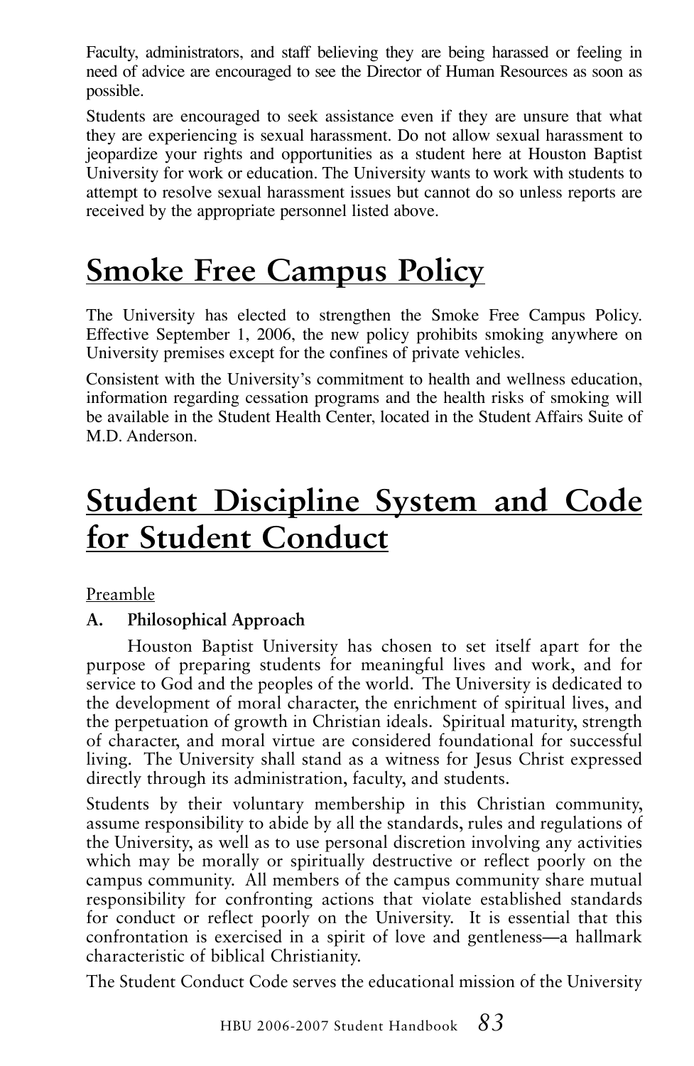Faculty, administrators, and staff believing they are being harassed or feeling in need of advice are encouraged to see the Director of Human Resources as soon as possible.

Students are encouraged to seek assistance even if they are unsure that what they are experiencing is sexual harassment. Do not allow sexual harassment to jeopardize your rights and opportunities as a student here at Houston Baptist University for work or education. The University wants to work with students to attempt to resolve sexual harassment issues but cannot do so unless reports are received by the appropriate personnel listed above.

# Smoke Free Campus Policy

The University has elected to strengthen the Smoke Free Campus Policy. Effective September 1, 2006, the new policy prohibits smoking anywhere on University premises except for the confines of private vehicles.

Consistent with the University's commitment to health and wellness education, information regarding cessation programs and the health risks of smoking will be available in the Student Health Center, located in the Student Affairs Suite of M.D. Anderson.

# Student Discipline System and Code for Student Conduct

Preamble

**A. Philosophical Approach**

Houston Baptist University has chosen to set itself apart for the purpose of preparing students for meaningful lives and work, and for service to God and the peoples of the world. The University is dedicated to the development of moral character, the enrichment of spiritual lives, and the perpetuation of growth in Christian ideals. Spiritual maturity, strength of character, and moral virtue are considered foundational for successful living. The University shall stand as a witness for Jesus Christ expressed directly through its administration, faculty, and students.

Students by their voluntary membership in this Christian community, assume responsibility to abide by all the standards, rules and regulations of the University, as well as to use personal discretion involving any activities which may be morally or spiritually destructive or reflect poorly on the campus community. All members of the campus community share mutual responsibility for confronting actions that violate established standards for conduct or reflect poorly on the University. It is essential that this confrontation is exercised in a spirit of love and gentleness—a hallmark characteristic of biblical Christianity.

The Student Conduct Code serves the educational mission of the University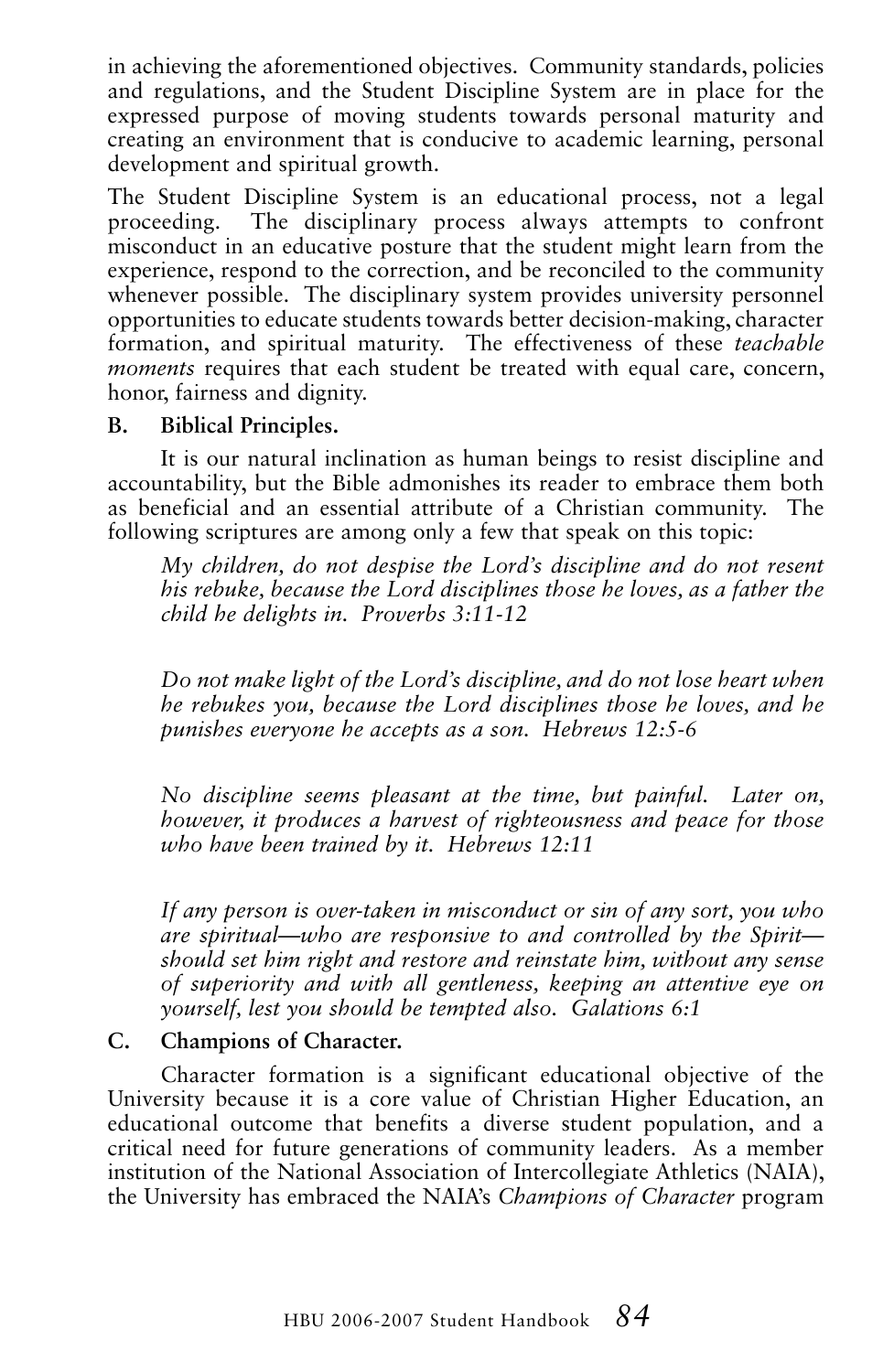in achieving the aforementioned objectives. Community standards, policies and regulations, and the Student Discipline System are in place for the expressed purpose of moving students towards personal maturity and creating an environment that is conducive to academic learning, personal development and spiritual growth.

The Student Discipline System is an educational process, not a legal proceeding. The disciplinary process always attempts to confront misconduct in an educative posture that the student might learn from the experience, respond to the correction, and be reconciled to the community whenever possible. The disciplinary system provides university personnel opportunities to educate students towards better decision-making, character formation, and spiritual maturity. The effectiveness of these *teachable moments* requires that each student be treated with equal care, concern, honor, fairness and dignity.

**B. Biblical Principles.**

It is our natural inclination as human beings to resist discipline and accountability, but the Bible admonishes its reader to embrace them both as beneficial and an essential attribute of a Christian community. The following scriptures are among only a few that speak on this topic:

> *My children, do not despise the Lord's discipline and do not resent his rebuke, because the Lord disciplines those he loves, as a father the child he delights in. Proverbs 3:11-12*

> *Do not make light of the Lord's discipline, and do not lose heart when he rebukes you, because the Lord disciplines those he loves, and he punishes everyone he accepts as a son. Hebrews 12:5-6*

> *No discipline seems pleasant at the time, but painful. Later on, however, it produces a harvest of righteousness and peace for those who have been trained by it. Hebrews 12:11*

> *If any person is over-taken in misconduct or sin of any sort, you who are spiritual—who are responsive to and controlled by the Spirit—should set him right and restore and reinstate him, without any sense of superiority and with all gentleness, keeping an attentive eye on yourself, lest you should be tempted also. Galations 6:1*

**C. Champions of Character.**

Character formation is a significant educational objective of the University because it is a core value of Christian Higher Education, an educational outcome that benefits a diverse student population, and a critical need for future generations of community leaders. As a member institution of the National Association of Intercollegiate Athletics (NAIA), the University has embraced the NAIA's *Champions of Character* program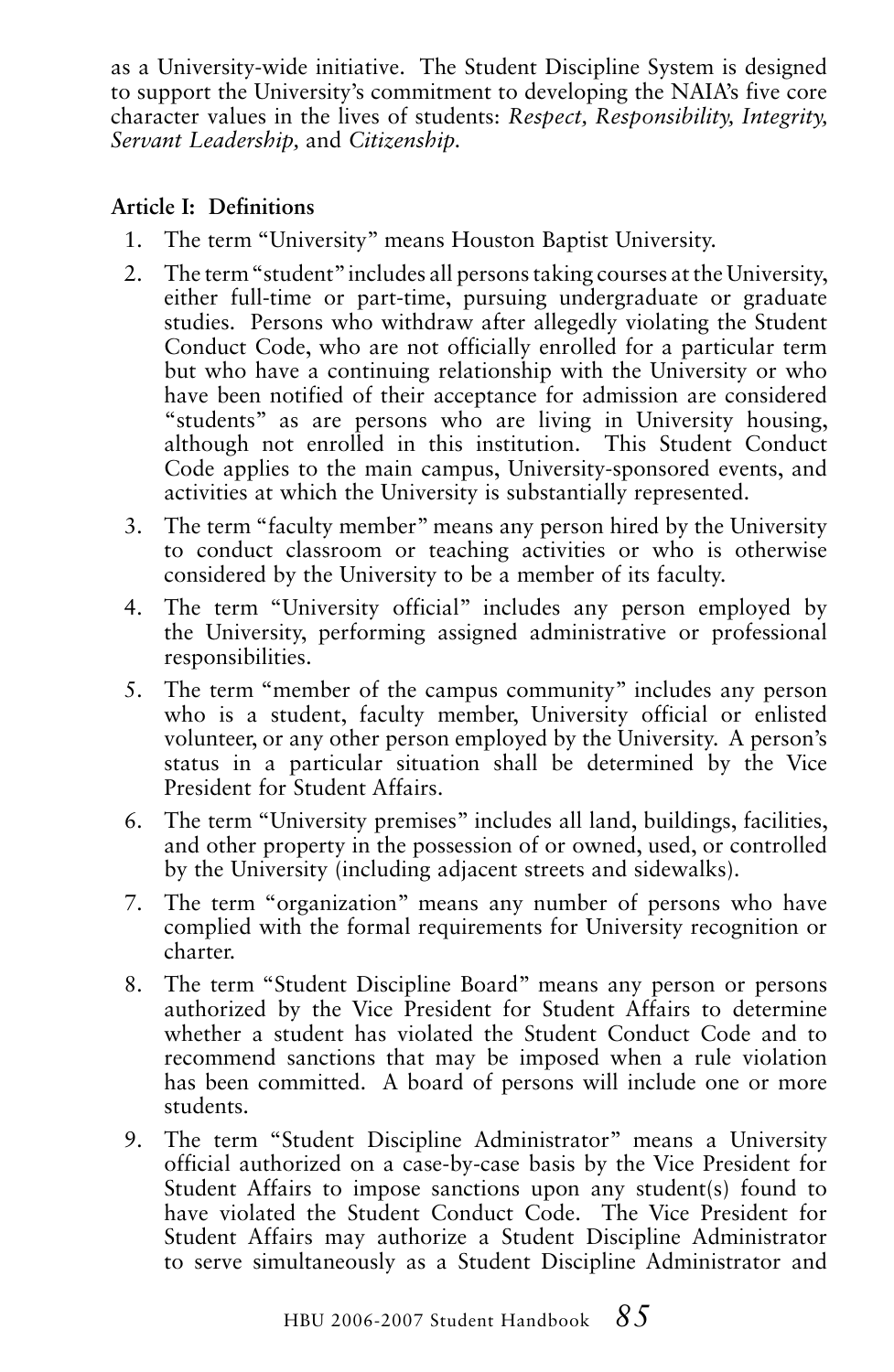as a University-wide initiative. The Student Discipline System is designed to support the University's commitment to developing the NAIA's five core character values in the lives of students: *Respect, Responsibility, Integrity, Servant Leadership,* and *Citizenship.*

**Article I: Definitions**

1. The term "University" means Houston Baptist University.
2. The term "student" includes all persons taking courses at the University, either full-time or part-time, pursuing undergraduate or graduate studies. Persons who withdraw after allegedly violating the Student Conduct Code, who are not officially enrolled for a particular term but who have a continuing relationship with the University or who have been notified of their acceptance for admission are considered "students" as are persons who are living in University housing, although not enrolled in this institution. This Student Conduct Code applies to the main campus, University-sponsored events, and activities at which the University is substantially represented.
3. The term "faculty member" means any person hired by the University to conduct classroom or teaching activities or who is otherwise considered by the University to be a member of its faculty.
4. The term "University official" includes any person employed by the University, performing assigned administrative or professional responsibilities.
5. The term "member of the campus community" includes any person who is a student, faculty member, University official or enlisted volunteer, or any other person employed by the University. A person's status in a particular situation shall be determined by the Vice President for Student Affairs.
6. The term "University premises" includes all land, buildings, facilities, and other property in the possession of or owned, used, or controlled by the University (including adjacent streets and sidewalks).
7. The term "organization" means any number of persons who have complied with the formal requirements for University recognition or charter.
8. The term "Student Discipline Board" means any person or persons authorized by the Vice President for Student Affairs to determine whether a student has violated the Student Conduct Code and to recommend sanctions that may be imposed when a rule violation has been committed. A board of persons will include one or more students.
9. The term "Student Discipline Administrator" means a University official authorized on a case-by-case basis by the Vice President for Student Affairs to impose sanctions upon any student(s) found to have violated the Student Conduct Code. The Vice President for Student Affairs may authorize a Student Discipline Administrator to serve simultaneously as a Student Discipline Administrator and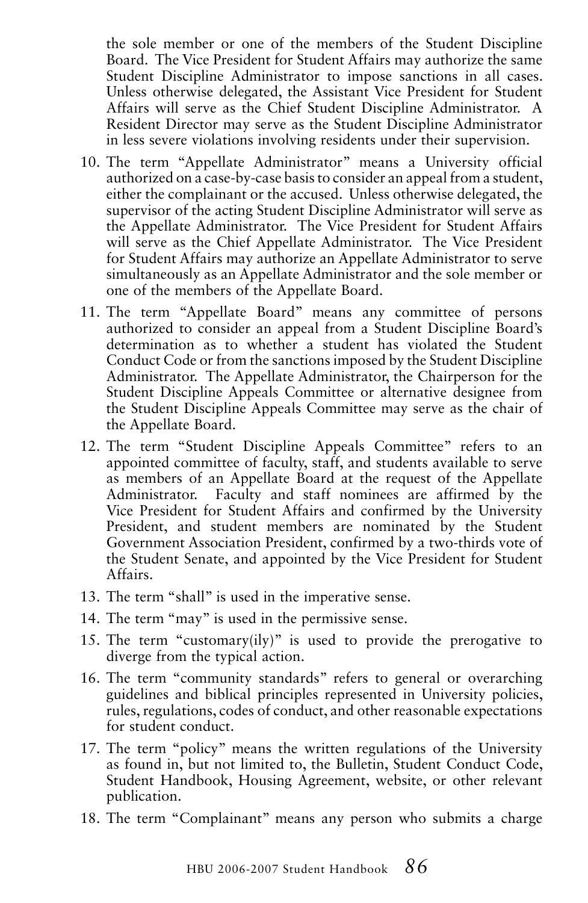the sole member or one of the members of the Student Discipline Board. The Vice President for Student Affairs may authorize the same Student Discipline Administrator to impose sanctions in all cases. Unless otherwise delegated, the Assistant Vice President for Student Affairs will serve as the Chief Student Discipline Administrator. A Resident Director may serve as the Student Discipline Administrator in less severe violations involving residents under their supervision.

10. The term "Appellate Administrator" means a University official authorized on a case-by-case basis to consider an appeal from a student, either the complainant or the accused. Unless otherwise delegated, the supervisor of the acting Student Discipline Administrator will serve as the Appellate Administrator. The Vice President for Student Affairs will serve as the Chief Appellate Administrator. The Vice President for Student Affairs may authorize an Appellate Administrator to serve simultaneously as an Appellate Administrator and the sole member or one of the members of the Appellate Board.
11. The term "Appellate Board" means any committee of persons authorized to consider an appeal from a Student Discipline Board's determination as to whether a student has violated the Student Conduct Code or from the sanctions imposed by the Student Discipline Administrator. The Appellate Administrator, the Chairperson for the Student Discipline Appeals Committee or alternative designee from the Student Discipline Appeals Committee may serve as the chair of the Appellate Board.
12. The term "Student Discipline Appeals Committee" refers to an appointed committee of faculty, staff, and students available to serve as members of an Appellate Board at the request of the Appellate Administrator. Faculty and staff nominees are affirmed by the Vice President for Student Affairs and confirmed by the University President, and student members are nominated by the Student Government Association President, confirmed by a two-thirds vote of the Student Senate, and appointed by the Vice President for Student Affairs.
13. The term "shall" is used in the imperative sense.
14. The term "may" is used in the permissive sense.
15. The term "customary(ily)" is used to provide the prerogative to diverge from the typical action.
16. The term "community standards" refers to general or overarching guidelines and biblical principles represented in University policies, rules, regulations, codes of conduct, and other reasonable expectations for student conduct.
17. The term "policy" means the written regulations of the University as found in, but not limited to, the Bulletin, Student Conduct Code, Student Handbook, Housing Agreement, website, or other relevant publication.
18. The term "Complainant" means any person who submits a charge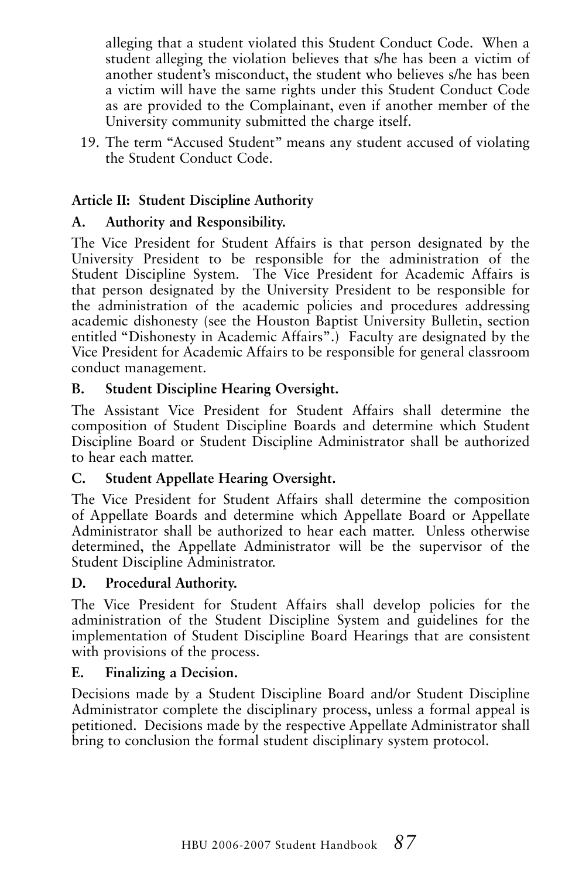alleging that a student violated this Student Conduct Code. When a student alleging the violation believes that s/he has been a victim of another student's misconduct, the student who believes s/he has been a victim will have the same rights under this Student Conduct Code as are provided to the Complainant, even if another member of the University community submitted the charge itself.

19. The term "Accused Student" means any student accused of violating the Student Conduct Code.

**Article II: Student Discipline Authority**

**A. Authority and Responsibility.**

The Vice President for Student Affairs is that person designated by the University President to be responsible for the administration of the Student Discipline System. The Vice President for Academic Affairs is that person designated by the University President to be responsible for the administration of the academic policies and procedures addressing academic dishonesty (see the Houston Baptist University Bulletin, section entitled "Dishonesty in Academic Affairs".) Faculty are designated by the Vice President for Academic Affairs to be responsible for general classroom conduct management.

**B. Student Discipline Hearing Oversight.**

The Assistant Vice President for Student Affairs shall determine the composition of Student Discipline Boards and determine which Student Discipline Board or Student Discipline Administrator shall be authorized to hear each matter.

**C. Student Appellate Hearing Oversight.**

The Vice President for Student Affairs shall determine the composition of Appellate Boards and determine which Appellate Board or Appellate Administrator shall be authorized to hear each matter. Unless otherwise determined, the Appellate Administrator will be the supervisor of the Student Discipline Administrator.

**D. Procedural Authority.**

The Vice President for Student Affairs shall develop policies for the administration of the Student Discipline System and guidelines for the implementation of Student Discipline Board Hearings that are consistent with provisions of the process.

**E. Finalizing a Decision.**

Decisions made by a Student Discipline Board and/or Student Discipline Administrator complete the disciplinary process, unless a formal appeal is petitioned. Decisions made by the respective Appellate Administrator shall bring to conclusion the formal student disciplinary system protocol.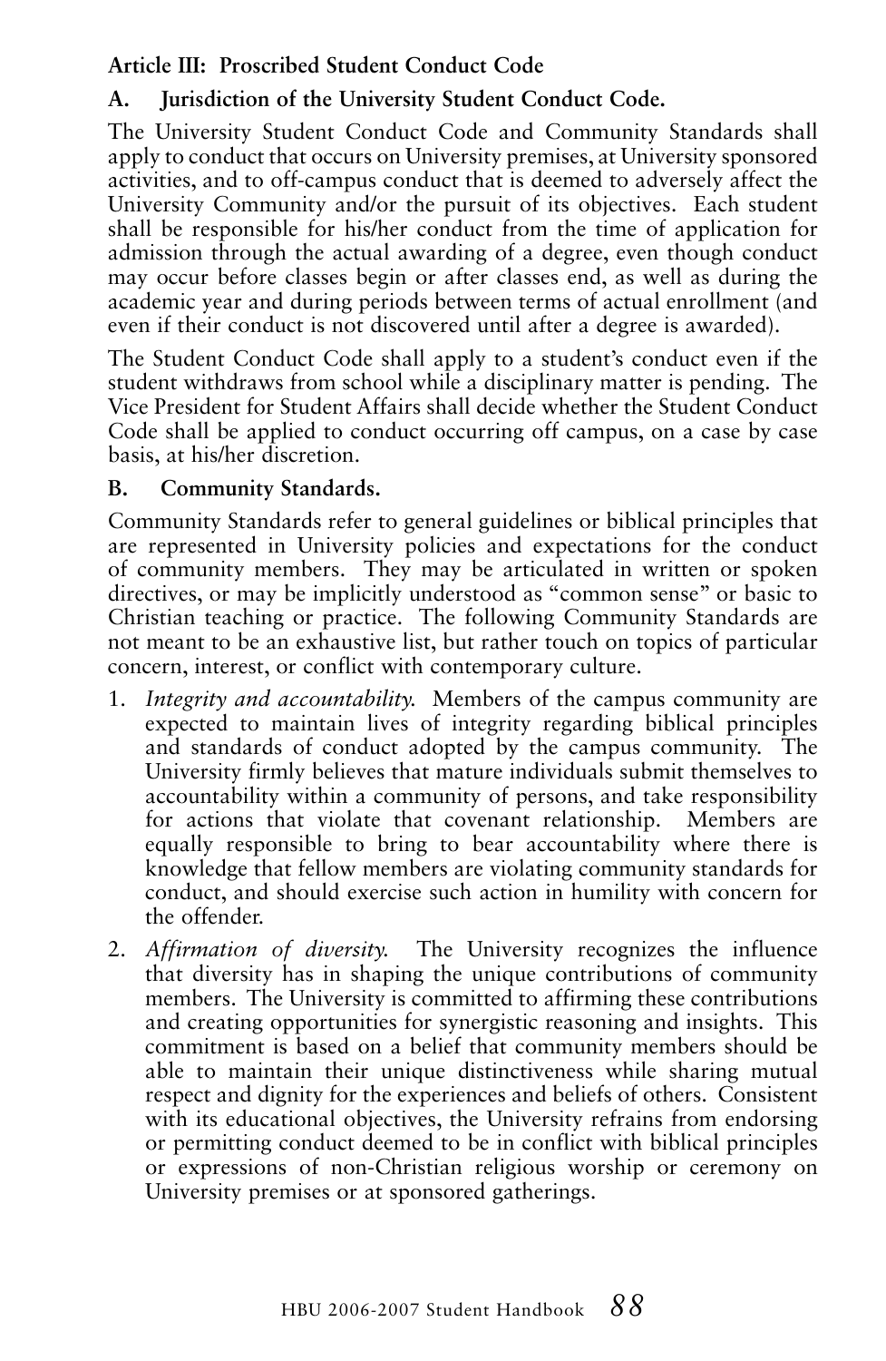**Article III: Proscribed Student Conduct Code**

**A. Jurisdiction of the University Student Conduct Code.**

The University Student Conduct Code and Community Standards shall apply to conduct that occurs on University premises, at University sponsored activities, and to off-campus conduct that is deemed to adversely affect the University Community and/or the pursuit of its objectives. Each student shall be responsible for his/her conduct from the time of application for admission through the actual awarding of a degree, even though conduct may occur before classes begin or after classes end, as well as during the academic year and during periods between terms of actual enrollment (and even if their conduct is not discovered until after a degree is awarded).

The Student Conduct Code shall apply to a student's conduct even if the student withdraws from school while a disciplinary matter is pending. The Vice President for Student Affairs shall decide whether the Student Conduct Code shall be applied to conduct occurring off campus, on a case by case basis, at his/her discretion.

**B. Community Standards.**

Community Standards refer to general guidelines or biblical principles that are represented in University policies and expectations for the conduct of community members. They may be articulated in written or spoken directives, or may be implicitly understood as "common sense" or basic to Christian teaching or practice. The following Community Standards are not meant to be an exhaustive list, but rather touch on topics of particular concern, interest, or conflict with contemporary culture.

1. *Integrity and accountability.* Members of the campus community are expected to maintain lives of integrity regarding biblical principles and standards of conduct adopted by the campus community. The University firmly believes that mature individuals submit themselves to accountability within a community of persons, and take responsibility for actions that violate that covenant relationship. Members are equally responsible to bring to bear accountability where there is knowledge that fellow members are violating community standards for conduct, and should exercise such action in humility with concern for the offender.
2. *Affirmation of diversity.* The University recognizes the influence that diversity has in shaping the unique contributions of community members. The University is committed to affirming these contributions and creating opportunities for synergistic reasoning and insights. This commitment is based on a belief that community members should be able to maintain their unique distinctiveness while sharing mutual respect and dignity for the experiences and beliefs of others. Consistent with its educational objectives, the University refrains from endorsing or permitting conduct deemed to be in conflict with biblical principles or expressions of non-Christian religious worship or ceremony on University premises or at sponsored gatherings.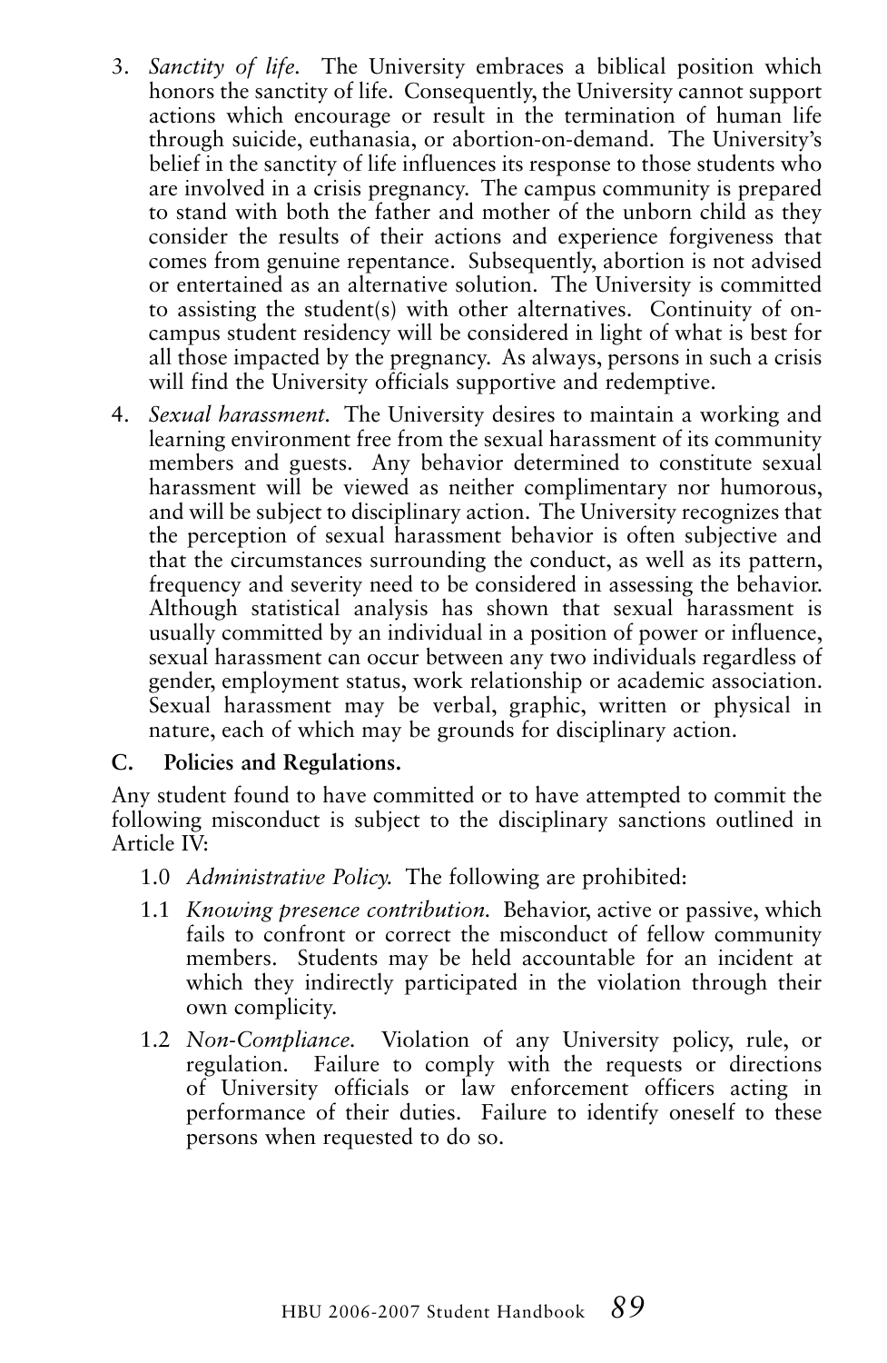3. *Sanctity of life.* The University embraces a biblical position which honors the sanctity of life. Consequently, the University cannot support actions which encourage or result in the termination of human life through suicide, euthanasia, or abortion-on-demand. The University's belief in the sanctity of life influences its response to those students who are involved in a crisis pregnancy. The campus community is prepared to stand with both the father and mother of the unborn child as they consider the results of their actions and experience forgiveness that comes from genuine repentance. Subsequently, abortion is not advised or entertained as an alternative solution. The University is committed to assisting the student(s) with other alternatives. Continuity of on-campus student residency will be considered in light of what is best for all those impacted by the pregnancy. As always, persons in such a crisis will find the University officials supportive and redemptive.

4. *Sexual harassment.* The University desires to maintain a working and learning environment free from the sexual harassment of its community members and guests. Any behavior determined to constitute sexual harassment will be viewed as neither complimentary nor humorous, and will be subject to disciplinary action. The University recognizes that the perception of sexual harassment behavior is often subjective and that the circumstances surrounding the conduct, as well as its pattern, frequency and severity need to be considered in assessing the behavior. Although statistical analysis has shown that sexual harassment is usually committed by an individual in a position of power or influence, sexual harassment can occur between any two individuals regardless of gender, employment status, work relationship or academic association. Sexual harassment may be verbal, graphic, written or physical in nature, each of which may be grounds for disciplinary action.

**C. Policies and Regulations.**

Any student found to have committed or to have attempted to commit the following misconduct is subject to the disciplinary sanctions outlined in Article IV:

1.0 *Administrative Policy.* The following are prohibited:

1.1 *Knowing presence contribution.* Behavior, active or passive, which fails to confront or correct the misconduct of fellow community members. Students may be held accountable for an incident at which they indirectly participated in the violation through their own complicity.

1.2 *Non-Compliance.* Violation of any University policy, rule, or regulation. Failure to comply with the requests or directions of University officials or law enforcement officers acting in performance of their duties. Failure to identify oneself to these persons when requested to do so.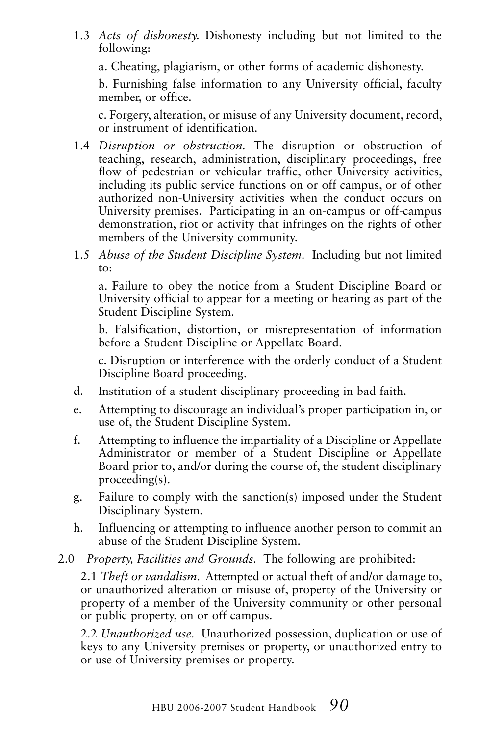1.3 *Acts of dishonesty.* Dishonesty including but not limited to the following:

a. Cheating, plagiarism, or other forms of academic dishonesty.

b. Furnishing false information to any University official, faculty member, or office.

c. Forgery, alteration, or misuse of any University document, record, or instrument of identification.

1.4 *Disruption or obstruction.* The disruption or obstruction of teaching, research, administration, disciplinary proceedings, free flow of pedestrian or vehicular traffic, other University activities, including its public service functions on or off campus, or of other authorized non-University activities when the conduct occurs on University premises. Participating in an on-campus or off-campus demonstration, riot or activity that infringes on the rights of other members of the University community.

1.5 *Abuse of the Student Discipline System.* Including but not limited to:

a. Failure to obey the notice from a Student Discipline Board or University official to appear for a meeting or hearing as part of the Student Discipline System.

b. Falsification, distortion, or misrepresentation of information before a Student Discipline or Appellate Board.

c. Disruption or interference with the orderly conduct of a Student Discipline Board proceeding.

d. Institution of a student disciplinary proceeding in bad faith.

e. Attempting to discourage an individual's proper participation in, or use of, the Student Discipline System.

f. Attempting to influence the impartiality of a Discipline or Appellate Administrator or member of a Student Discipline or Appellate Board prior to, and/or during the course of, the student disciplinary proceeding(s).

g. Failure to comply with the sanction(s) imposed under the Student Disciplinary System.

h. Influencing or attempting to influence another person to commit an abuse of the Student Discipline System.

2.0 *Property, Facilities and Grounds.* The following are prohibited:

2.1 *Theft or vandalism.* Attempted or actual theft of and/or damage to, or unauthorized alteration or misuse of, property of the University or property of a member of the University community or other personal or public property, on or off campus.

2.2 *Unauthorized use.* Unauthorized possession, duplication or use of keys to any University premises or property, or unauthorized entry to or use of University premises or property.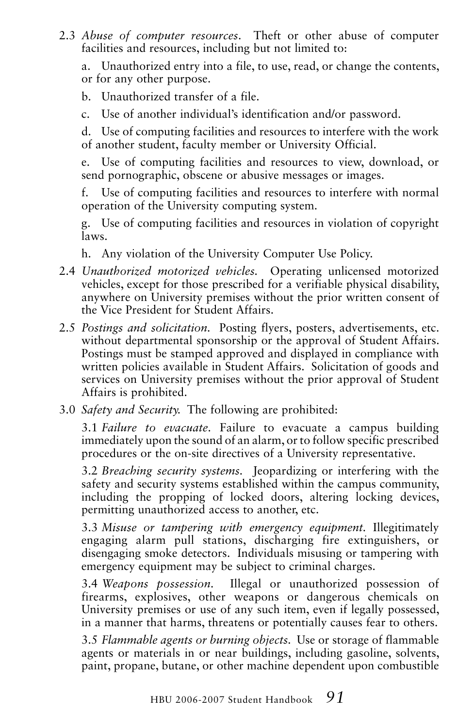2.3 *Abuse of computer resources.* Theft or other abuse of computer facilities and resources, including but not limited to:

a. Unauthorized entry into a file, to use, read, or change the contents, or for any other purpose.

b. Unauthorized transfer of a file.

c. Use of another individual's identification and/or password.

d. Use of computing facilities and resources to interfere with the work of another student, faculty member or University Official.

e. Use of computing facilities and resources to view, download, or send pornographic, obscene or abusive messages or images.

f. Use of computing facilities and resources to interfere with normal operation of the University computing system.

g. Use of computing facilities and resources in violation of copyright laws.

h. Any violation of the University Computer Use Policy.

2.4 *Unauthorized motorized vehicles.* Operating unlicensed motorized vehicles, except for those prescribed for a verifiable physical disability, anywhere on University premises without the prior written consent of the Vice President for Student Affairs.

2.5 *Postings and solicitation.* Posting flyers, posters, advertisements, etc. without departmental sponsorship or the approval of Student Affairs. Postings must be stamped approved and displayed in compliance with written policies available in Student Affairs. Solicitation of goods and services on University premises without the prior approval of Student Affairs is prohibited.

3.0 *Safety and Security.* The following are prohibited:

3.1 *Failure to evacuate.* Failure to evacuate a campus building immediately upon the sound of an alarm, or to follow specific prescribed procedures or the on-site directives of a University representative.

3.2 *Breaching security systems.* Jeopardizing or interfering with the safety and security systems established within the campus community, including the propping of locked doors, altering locking devices, permitting unauthorized access to another, etc.

3.3 *Misuse or tampering with emergency equipment.* Illegitimately engaging alarm pull stations, discharging fire extinguishers, or disengaging smoke detectors. Individuals misusing or tampering with emergency equipment may be subject to criminal charges.

3.4 *Weapons possession.* Illegal or unauthorized possession of firearms, explosives, other weapons or dangerous chemicals on University premises or use of any such item, even if legally possessed, in a manner that harms, threatens or potentially causes fear to others.

3.5 *Flammable agents or burning objects.* Use or storage of flammable agents or materials in or near buildings, including gasoline, solvents, paint, propane, butane, or other machine dependent upon combustible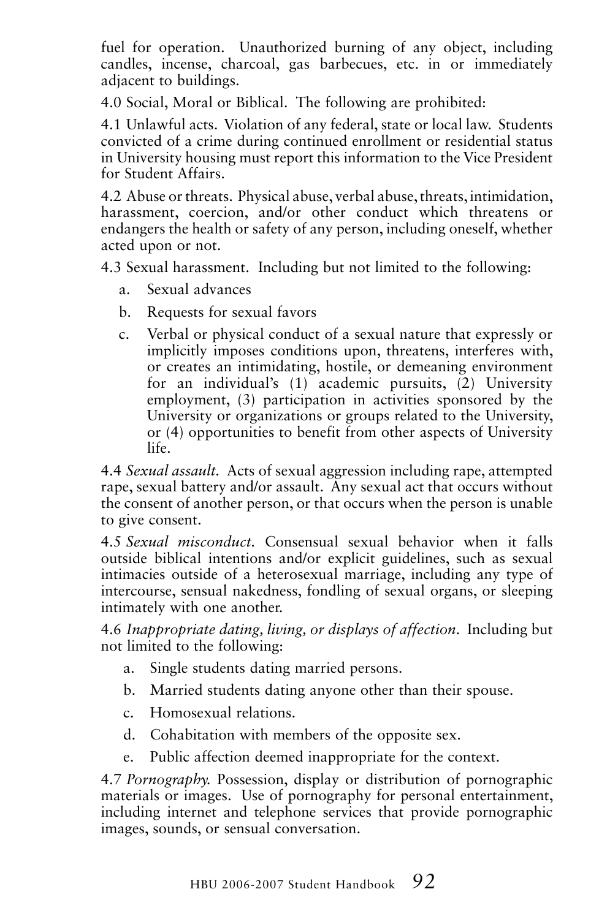fuel for operation. Unauthorized burning of any object, including candles, incense, charcoal, gas barbecues, etc. in or immediately adjacent to buildings.

4.0 Social, Moral or Biblical. The following are prohibited:

4.1 Unlawful acts. Violation of any federal, state or local law. Students convicted of a crime during continued enrollment or residential status in University housing must report this information to the Vice President for Student Affairs.

4.2 Abuse or threats. Physical abuse, verbal abuse, threats, intimidation, harassment, coercion, and/or other conduct which threatens or endangers the health or safety of any person, including oneself, whether acted upon or not.

4.3 Sexual harassment. Including but not limited to the following:

a. Sexual advances
b. Requests for sexual favors
c. Verbal or physical conduct of a sexual nature that expressly or implicitly imposes conditions upon, threatens, interferes with, or creates an intimidating, hostile, or demeaning environment for an individual's (1) academic pursuits, (2) University employment, (3) participation in activities sponsored by the University or organizations or groups related to the University, or (4) opportunities to benefit from other aspects of University life.

4.4 *Sexual assault.* Acts of sexual aggression including rape, attempted rape, sexual battery and/or assault. Any sexual act that occurs without the consent of another person, or that occurs when the person is unable to give consent.

4.5 *Sexual misconduct.* Consensual sexual behavior when it falls outside biblical intentions and/or explicit guidelines, such as sexual intimacies outside of a heterosexual marriage, including any type of intercourse, sensual nakedness, fondling of sexual organs, or sleeping intimately with one another.

4.6 *Inappropriate dating, living, or displays of affection.* Including but not limited to the following:

a. Single students dating married persons.
b. Married students dating anyone other than their spouse.
c. Homosexual relations.
d. Cohabitation with members of the opposite sex.
e. Public affection deemed inappropriate for the context.

4.7 *Pornography.* Possession, display or distribution of pornographic materials or images. Use of pornography for personal entertainment, including internet and telephone services that provide pornographic images, sounds, or sensual conversation.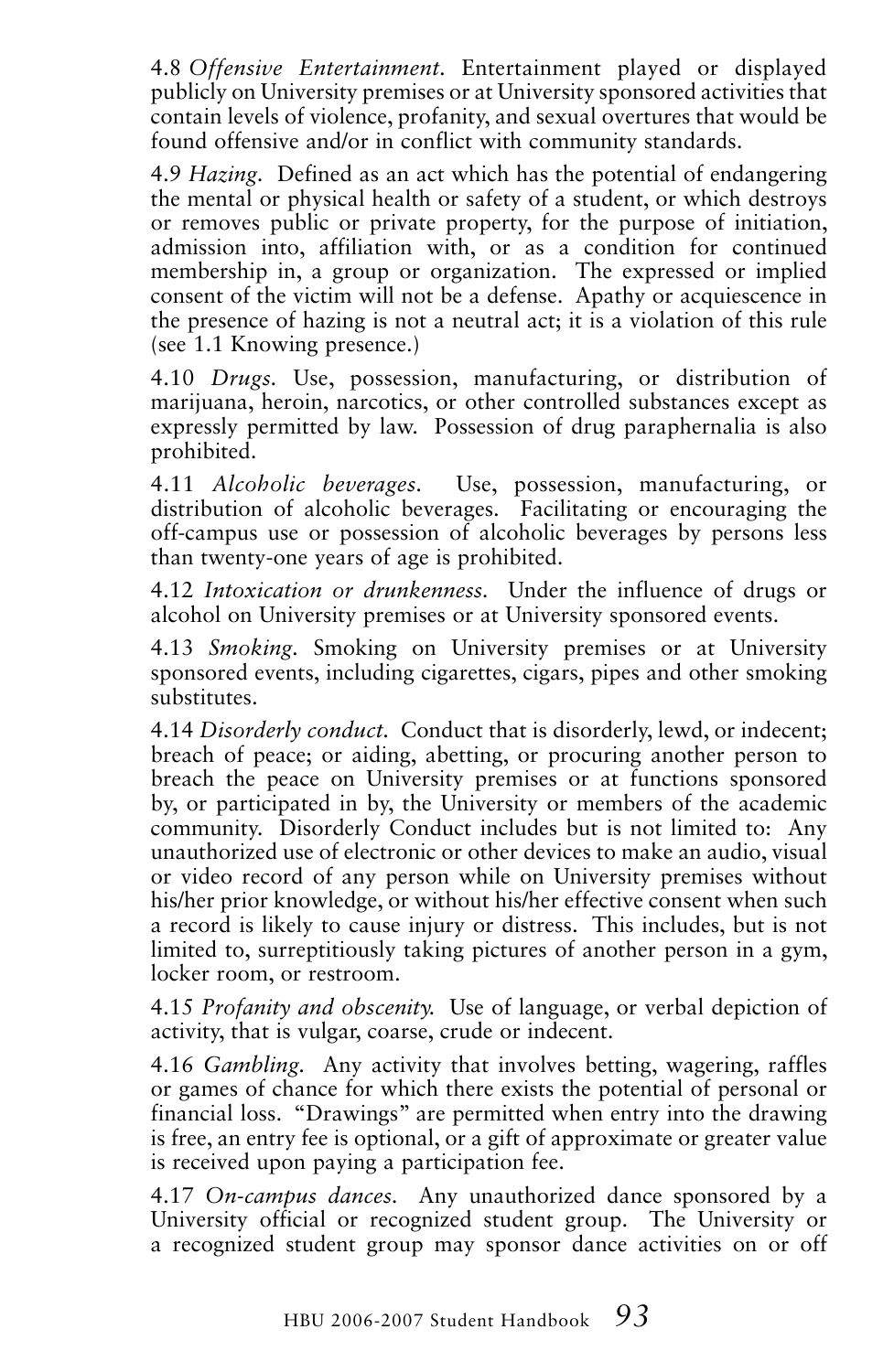4.8 *Offensive Entertainment.* Entertainment played or displayed publicly on University premises or at University sponsored activities that contain levels of violence, profanity, and sexual overtures that would be found offensive and/or in conflict with community standards.

4.9 *Hazing.* Defined as an act which has the potential of endangering the mental or physical health or safety of a student, or which destroys or removes public or private property, for the purpose of initiation, admission into, affiliation with, or as a condition for continued membership in, a group or organization. The expressed or implied consent of the victim will not be a defense. Apathy or acquiescence in the presence of hazing is not a neutral act; it is a violation of this rule (see 1.1 Knowing presence.)

4.10 *Drugs.* Use, possession, manufacturing, or distribution of marijuana, heroin, narcotics, or other controlled substances except as expressly permitted by law. Possession of drug paraphernalia is also prohibited.

4.11 *Alcoholic beverages.* Use, possession, manufacturing, or distribution of alcoholic beverages. Facilitating or encouraging the off-campus use or possession of alcoholic beverages by persons less than twenty-one years of age is prohibited.

4.12 *Intoxication or drunkenness.* Under the influence of drugs or alcohol on University premises or at University sponsored events.

4.13 *Smoking.* Smoking on University premises or at University sponsored events, including cigarettes, cigars, pipes and other smoking substitutes.

4.14 *Disorderly conduct.* Conduct that is disorderly, lewd, or indecent; breach of peace; or aiding, abetting, or procuring another person to breach the peace on University premises or at functions sponsored by, or participated in by, the University or members of the academic community. Disorderly Conduct includes but is not limited to: Any unauthorized use of electronic or other devices to make an audio, visual or video record of any person while on University premises without his/her prior knowledge, or without his/her effective consent when such a record is likely to cause injury or distress. This includes, but is not limited to, surreptitiously taking pictures of another person in a gym, locker room, or restroom.

4.15 *Profanity and obscenity.* Use of language, or verbal depiction of activity, that is vulgar, coarse, crude or indecent.

4.16 *Gambling.* Any activity that involves betting, wagering, raffles or games of chance for which there exists the potential of personal or financial loss. "Drawings" are permitted when entry into the drawing is free, an entry fee is optional, or a gift of approximate or greater value is received upon paying a participation fee.

4.17 *On-campus dances.* Any unauthorized dance sponsored by a University official or recognized student group. The University or a recognized student group may sponsor dance activities on or off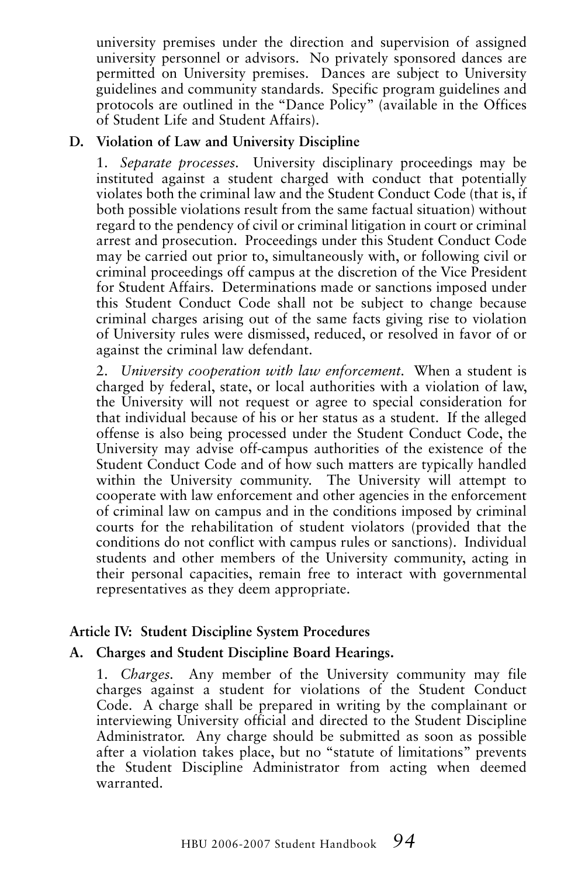university premises under the direction and supervision of assigned university personnel or advisors. No privately sponsored dances are permitted on University premises. Dances are subject to University guidelines and community standards. Specific program guidelines and protocols are outlined in the "Dance Policy" (available in the Offices of Student Life and Student Affairs).

**D. Violation of Law and University Discipline**

1. *Separate processes.* University disciplinary proceedings may be instituted against a student charged with conduct that potentially violates both the criminal law and the Student Conduct Code (that is, if both possible violations result from the same factual situation) without regard to the pendency of civil or criminal litigation in court or criminal arrest and prosecution. Proceedings under this Student Conduct Code may be carried out prior to, simultaneously with, or following civil or criminal proceedings off campus at the discretion of the Vice President for Student Affairs. Determinations made or sanctions imposed under this Student Conduct Code shall not be subject to change because criminal charges arising out of the same facts giving rise to violation of University rules were dismissed, reduced, or resolved in favor of or against the criminal law defendant.

2. *University cooperation with law enforcement.* When a student is charged by federal, state, or local authorities with a violation of law, the University will not request or agree to special consideration for that individual because of his or her status as a student. If the alleged offense is also being processed under the Student Conduct Code, the University may advise off-campus authorities of the existence of the Student Conduct Code and of how such matters are typically handled within the University community. The University will attempt to cooperate with law enforcement and other agencies in the enforcement of criminal law on campus and in the conditions imposed by criminal courts for the rehabilitation of student violators (provided that the conditions do not conflict with campus rules or sanctions). Individual students and other members of the University community, acting in their personal capacities, remain free to interact with governmental representatives as they deem appropriate.

## Article IV: Student Discipline System Procedures

**A. Charges and Student Discipline Board Hearings.**

1. *Charges.* Any member of the University community may file charges against a student for violations of the Student Conduct Code. A charge shall be prepared in writing by the complainant or interviewing University official and directed to the Student Discipline Administrator. Any charge should be submitted as soon as possible after a violation takes place, but no "statute of limitations" prevents the Student Discipline Administrator from acting when deemed warranted.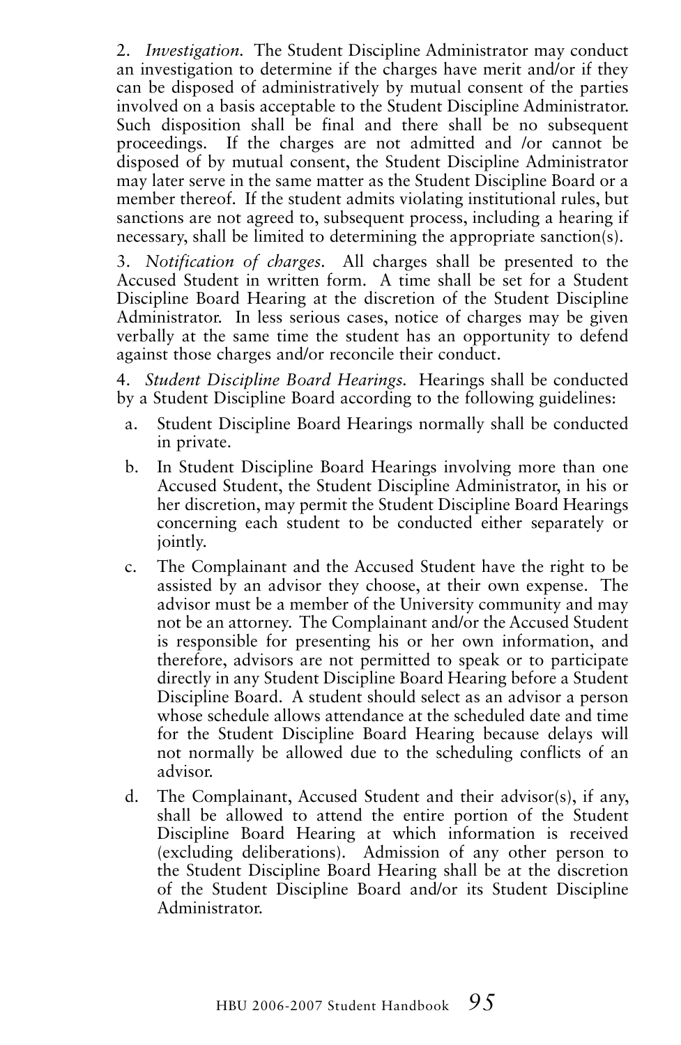2. *Investigation.* The Student Discipline Administrator may conduct an investigation to determine if the charges have merit and/or if they can be disposed of administratively by mutual consent of the parties involved on a basis acceptable to the Student Discipline Administrator. Such disposition shall be final and there shall be no subsequent proceedings. If the charges are not admitted and /or cannot be disposed of by mutual consent, the Student Discipline Administrator may later serve in the same matter as the Student Discipline Board or a member thereof. If the student admits violating institutional rules, but sanctions are not agreed to, subsequent process, including a hearing if necessary, shall be limited to determining the appropriate sanction(s).

3. *Notification of charges.* All charges shall be presented to the Accused Student in written form. A time shall be set for a Student Discipline Board Hearing at the discretion of the Student Discipline Administrator. In less serious cases, notice of charges may be given verbally at the same time the student has an opportunity to defend against those charges and/or reconcile their conduct.

4. *Student Discipline Board Hearings.* Hearings shall be conducted by a Student Discipline Board according to the following guidelines:

a. Student Discipline Board Hearings normally shall be conducted in private.

b. In Student Discipline Board Hearings involving more than one Accused Student, the Student Discipline Administrator, in his or her discretion, may permit the Student Discipline Board Hearings concerning each student to be conducted either separately or jointly.

c. The Complainant and the Accused Student have the right to be assisted by an advisor they choose, at their own expense. The advisor must be a member of the University community and may not be an attorney. The Complainant and/or the Accused Student is responsible for presenting his or her own information, and therefore, advisors are not permitted to speak or to participate directly in any Student Discipline Board Hearing before a Student Discipline Board. A student should select as an advisor a person whose schedule allows attendance at the scheduled date and time for the Student Discipline Board Hearing because delays will not normally be allowed due to the scheduling conflicts of an advisor.

d. The Complainant, Accused Student and their advisor(s), if any, shall be allowed to attend the entire portion of the Student Discipline Board Hearing at which information is received (excluding deliberations). Admission of any other person to the Student Discipline Board Hearing shall be at the discretion of the Student Discipline Board and/or its Student Discipline Administrator.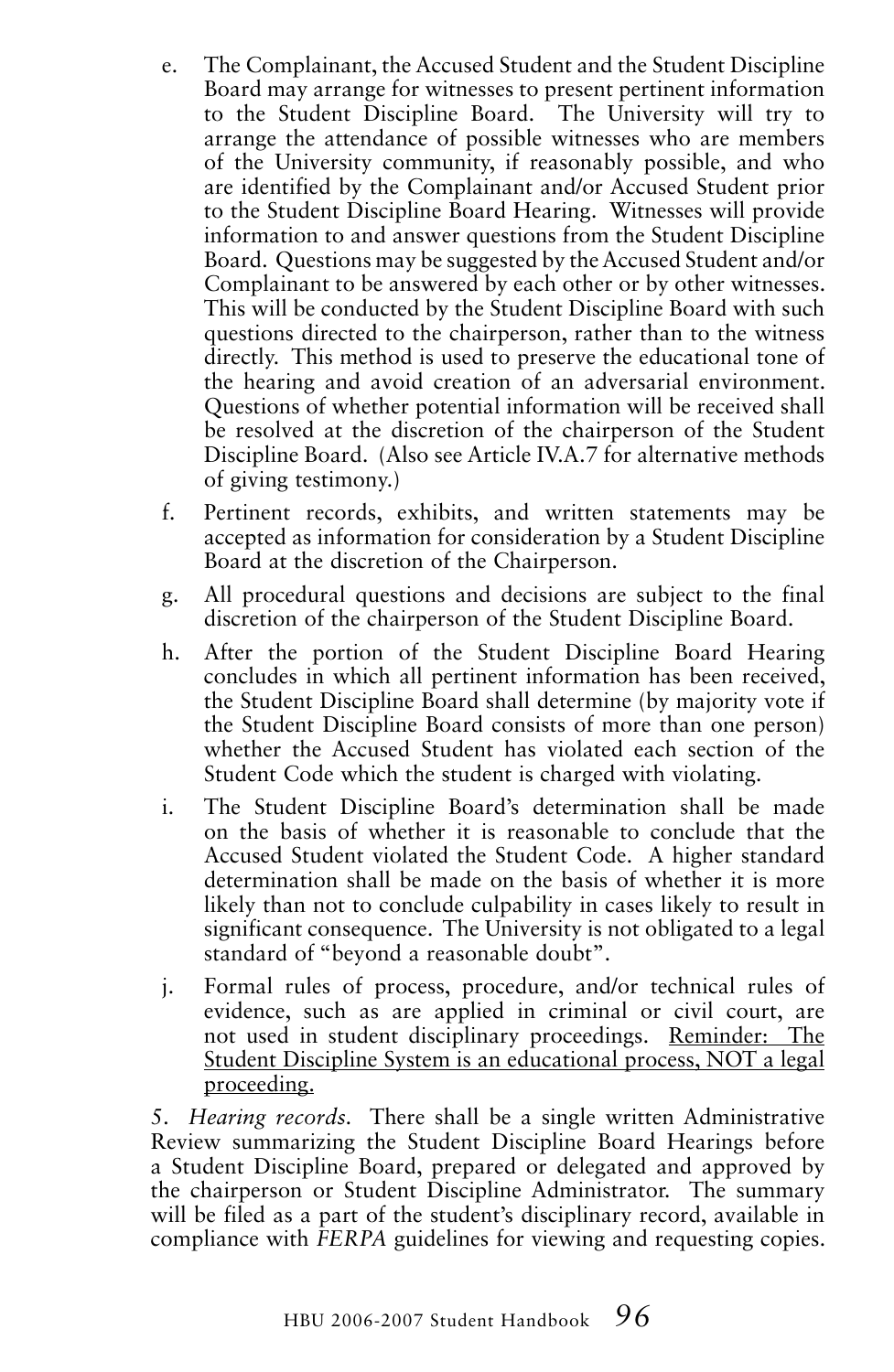e. The Complainant, the Accused Student and the Student Discipline Board may arrange for witnesses to present pertinent information to the Student Discipline Board. The University will try to arrange the attendance of possible witnesses who are members of the University community, if reasonably possible, and who are identified by the Complainant and/or Accused Student prior to the Student Discipline Board Hearing. Witnesses will provide information to and answer questions from the Student Discipline Board. Questions may be suggested by the Accused Student and/or Complainant to be answered by each other or by other witnesses. This will be conducted by the Student Discipline Board with such questions directed to the chairperson, rather than to the witness directly. This method is used to preserve the educational tone of the hearing and avoid creation of an adversarial environment. Questions of whether potential information will be received shall be resolved at the discretion of the chairperson of the Student Discipline Board. (Also see Article IV.A.7 for alternative methods of giving testimony.)

f. Pertinent records, exhibits, and written statements may be accepted as information for consideration by a Student Discipline Board at the discretion of the Chairperson.

g. All procedural questions and decisions are subject to the final discretion of the chairperson of the Student Discipline Board.

h. After the portion of the Student Discipline Board Hearing concludes in which all pertinent information has been received, the Student Discipline Board shall determine (by majority vote if the Student Discipline Board consists of more than one person) whether the Accused Student has violated each section of the Student Code which the student is charged with violating.

i. The Student Discipline Board's determination shall be made on the basis of whether it is reasonable to conclude that the Accused Student violated the Student Code. A higher standard determination shall be made on the basis of whether it is more likely than not to conclude culpability in cases likely to result in significant consequence. The University is not obligated to a legal standard of "beyond a reasonable doubt".

j. Formal rules of process, procedure, and/or technical rules of evidence, such as are applied in criminal or civil court, are not used in student disciplinary proceedings. <u>Reminder: The Student Discipline System is an educational process, NOT a legal proceeding.</u>

5. *Hearing records.* There shall be a single written Administrative Review summarizing the Student Discipline Board Hearings before a Student Discipline Board, prepared or delegated and approved by the chairperson or Student Discipline Administrator. The summary will be filed as a part of the student's disciplinary record, available in compliance with *FERPA* guidelines for viewing and requesting copies.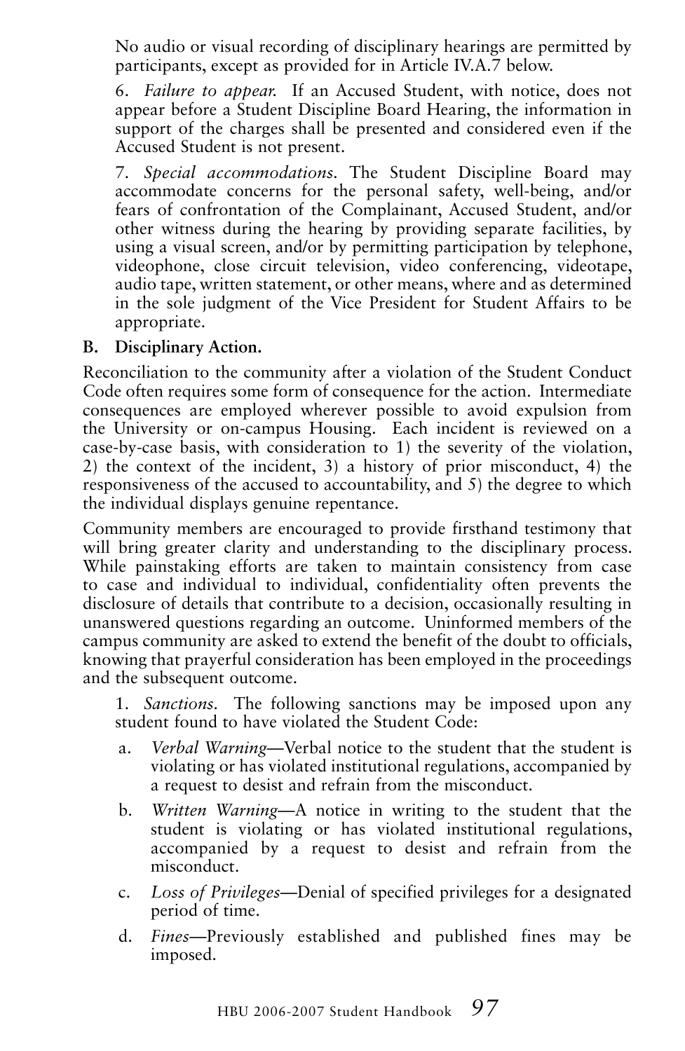No audio or visual recording of disciplinary hearings are permitted by participants, except as provided for in Article IV.A.7 below.

6. *Failure to appear.* If an Accused Student, with notice, does not appear before a Student Discipline Board Hearing, the information in support of the charges shall be presented and considered even if the Accused Student is not present.

7. *Special accommodations.* The Student Discipline Board may accommodate concerns for the personal safety, well-being, and/or fears of confrontation of the Complainant, Accused Student, and/or other witness during the hearing by providing separate facilities, by using a visual screen, and/or by permitting participation by telephone, videophone, close circuit television, video conferencing, videotape, audio tape, written statement, or other means, where and as determined in the sole judgment of the Vice President for Student Affairs to be appropriate.

**B. Disciplinary Action.**

Reconciliation to the community after a violation of the Student Conduct Code often requires some form of consequence for the action. Intermediate consequences are employed wherever possible to avoid expulsion from the University or on-campus Housing. Each incident is reviewed on a case-by-case basis, with consideration to 1) the severity of the violation, 2) the context of the incident, 3) a history of prior misconduct, 4) the responsiveness of the accused to accountability, and 5) the degree to which the individual displays genuine repentance.

Community members are encouraged to provide firsthand testimony that will bring greater clarity and understanding to the disciplinary process. While painstaking efforts are taken to maintain consistency from case to case and individual to individual, confidentiality often prevents the disclosure of details that contribute to a decision, occasionally resulting in unanswered questions regarding an outcome. Uninformed members of the campus community are asked to extend the benefit of the doubt to officials, knowing that prayerful consideration has been employed in the proceedings and the subsequent outcome.

1. *Sanctions.* The following sanctions may be imposed upon any student found to have violated the Student Code:

   a. *Verbal Warning*—Verbal notice to the student that the student is violating or has violated institutional regulations, accompanied by a request to desist and refrain from the misconduct.

   b. *Written Warning*—A notice in writing to the student that the student is violating or has violated institutional regulations, accompanied by a request to desist and refrain from the misconduct.

   c. *Loss of Privileges*—Denial of specified privileges for a designated period of time.

   d. *Fines*—Previously established and published fines may be imposed.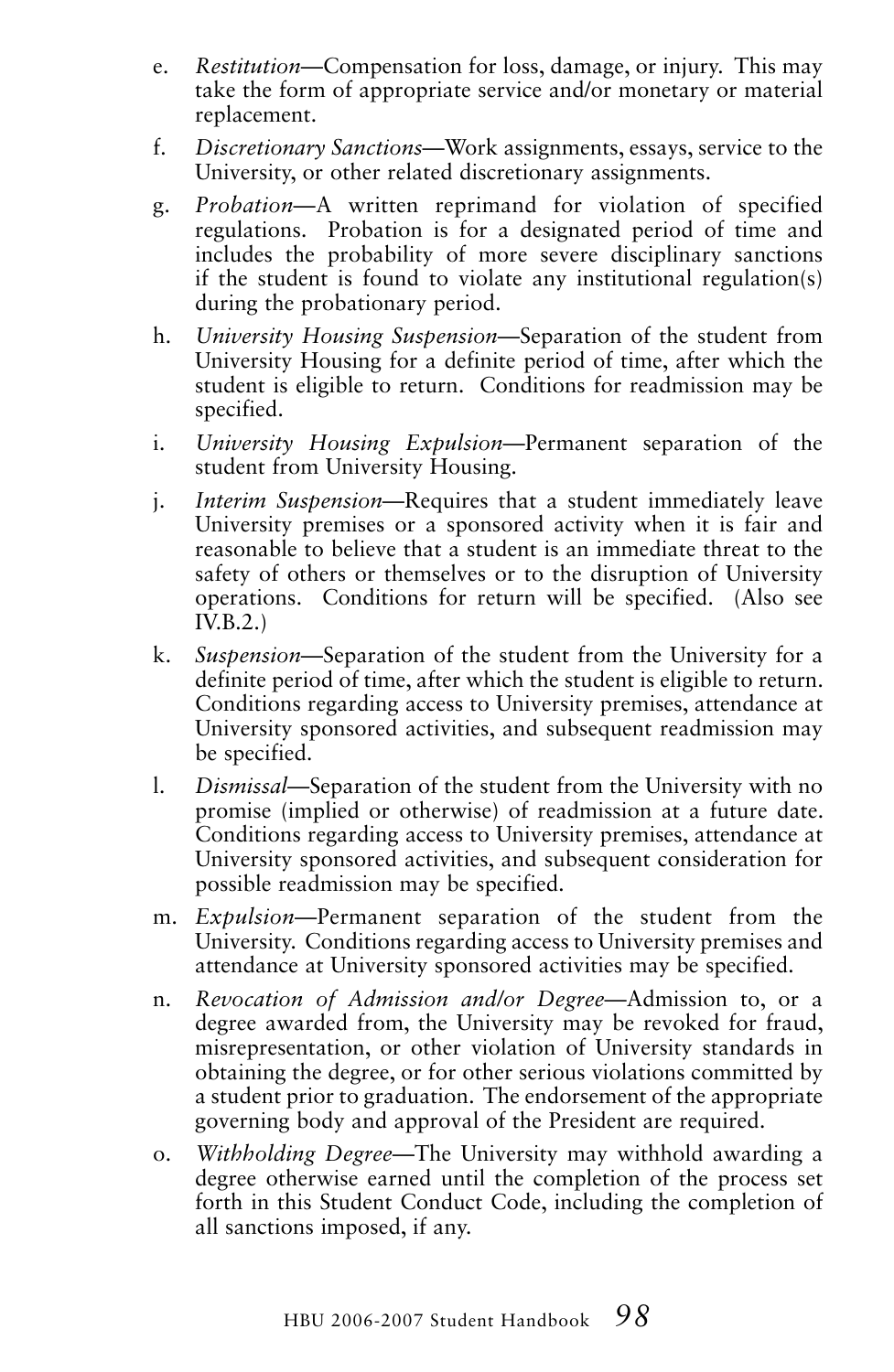e. *Restitution*—Compensation for loss, damage, or injury. This may take the form of appropriate service and/or monetary or material replacement.

f. *Discretionary Sanctions*—Work assignments, essays, service to the University, or other related discretionary assignments.

g. *Probation*—A written reprimand for violation of specified regulations. Probation is for a designated period of time and includes the probability of more severe disciplinary sanctions if the student is found to violate any institutional regulation(s) during the probationary period.

h. *University Housing Suspension*—Separation of the student from University Housing for a definite period of time, after which the student is eligible to return. Conditions for readmission may be specified.

i. *University Housing Expulsion*—Permanent separation of the student from University Housing.

j. *Interim Suspension*—Requires that a student immediately leave University premises or a sponsored activity when it is fair and reasonable to believe that a student is an immediate threat to the safety of others or themselves or to the disruption of University operations. Conditions for return will be specified. (Also see IV.B.2.)

k. *Suspension*—Separation of the student from the University for a definite period of time, after which the student is eligible to return. Conditions regarding access to University premises, attendance at University sponsored activities, and subsequent readmission may be specified.

l. *Dismissal*—Separation of the student from the University with no promise (implied or otherwise) of readmission at a future date. Conditions regarding access to University premises, attendance at University sponsored activities, and subsequent consideration for possible readmission may be specified.

m. *Expulsion*—Permanent separation of the student from the University. Conditions regarding access to University premises and attendance at University sponsored activities may be specified.

n. *Revocation of Admission and/or Degree*—Admission to, or a degree awarded from, the University may be revoked for fraud, misrepresentation, or other violation of University standards in obtaining the degree, or for other serious violations committed by a student prior to graduation. The endorsement of the appropriate governing body and approval of the President are required.

o. *Withholding Degree*—The University may withhold awarding a degree otherwise earned until the completion of the process set forth in this Student Conduct Code, including the completion of all sanctions imposed, if any.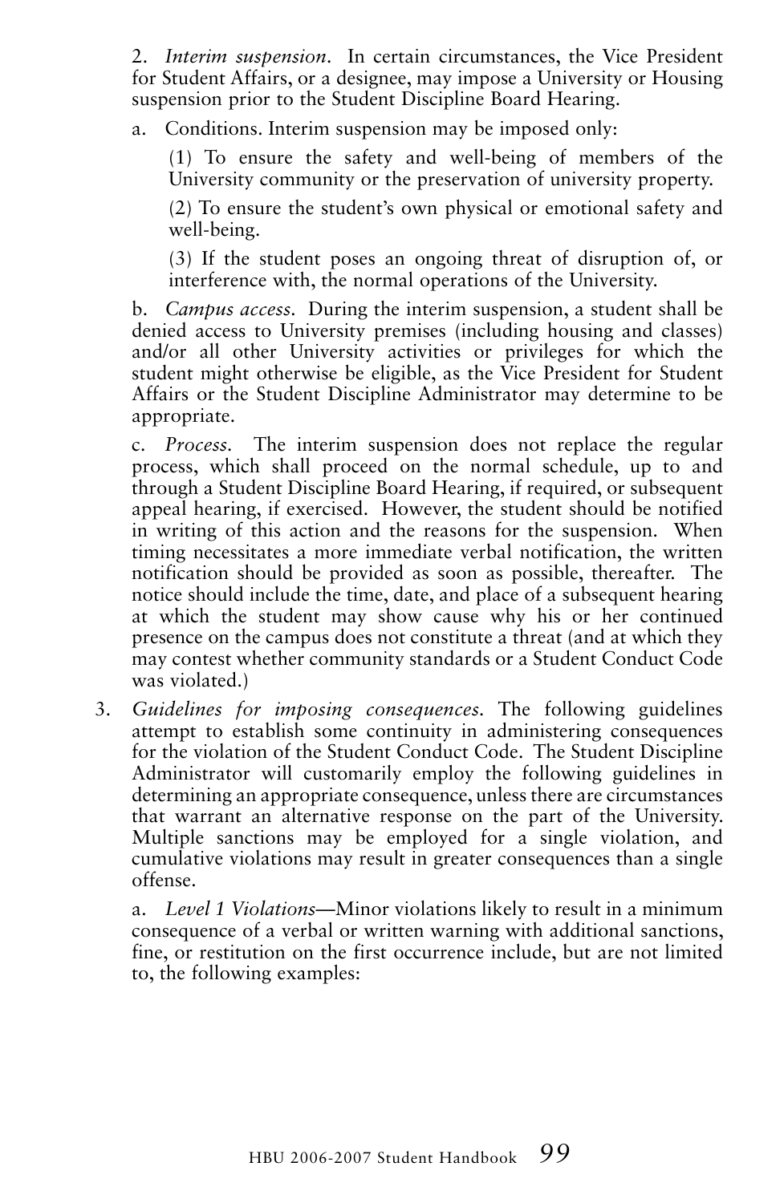2. *Interim suspension*. In certain circumstances, the Vice President for Student Affairs, or a designee, may impose a University or Housing suspension prior to the Student Discipline Board Hearing.

a. Conditions. Interim suspension may be imposed only:

(1) To ensure the safety and well-being of members of the University community or the preservation of university property.

(2) To ensure the student's own physical or emotional safety and well-being.

(3) If the student poses an ongoing threat of disruption of, or interference with, the normal operations of the University.

b. *Campus access*. During the interim suspension, a student shall be denied access to University premises (including housing and classes) and/or all other University activities or privileges for which the student might otherwise be eligible, as the Vice President for Student Affairs or the Student Discipline Administrator may determine to be appropriate.

c. *Process*. The interim suspension does not replace the regular process, which shall proceed on the normal schedule, up to and through a Student Discipline Board Hearing, if required, or subsequent appeal hearing, if exercised. However, the student should be notified in writing of this action and the reasons for the suspension. When timing necessitates a more immediate verbal notification, the written notification should be provided as soon as possible, thereafter. The notice should include the time, date, and place of a subsequent hearing at which the student may show cause why his or her continued presence on the campus does not constitute a threat (and at which they may contest whether community standards or a Student Conduct Code was violated.)

3. *Guidelines for imposing consequences*. The following guidelines attempt to establish some continuity in administering consequences for the violation of the Student Conduct Code. The Student Discipline Administrator will customarily employ the following guidelines in determining an appropriate consequence, unless there are circumstances that warrant an alternative response on the part of the University. Multiple sanctions may be employed for a single violation, and cumulative violations may result in greater consequences than a single offense.

a. *Level 1 Violations*—Minor violations likely to result in a minimum consequence of a verbal or written warning with additional sanctions, fine, or restitution on the first occurrence include, but are not limited to, the following examples: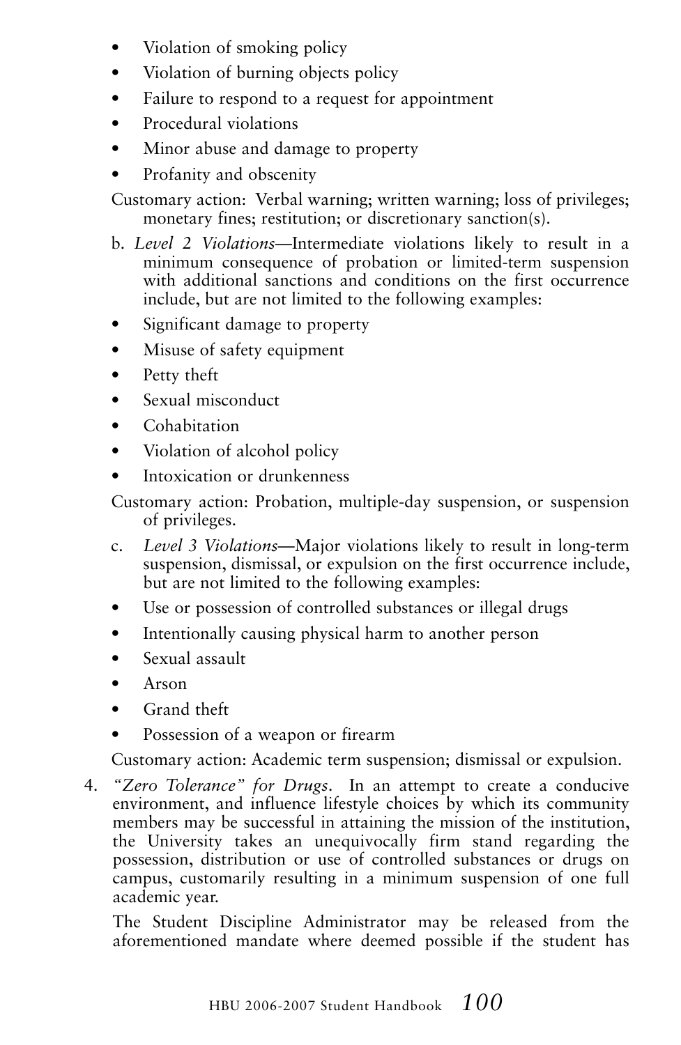- Violation of smoking policy
- Violation of burning objects policy
- Failure to respond to a request for appointment
- Procedural violations
- Minor abuse and damage to property
- Profanity and obscenity

Customary action: Verbal warning; written warning; loss of privileges; monetary fines; restitution; or discretionary sanction(s).

b. *Level 2 Violations*—Intermediate violations likely to result in a minimum consequence of probation or limited-term suspension with additional sanctions and conditions on the first occurrence include, but are not limited to the following examples:

- Significant damage to property
- Misuse of safety equipment
- Petty theft
- Sexual misconduct
- Cohabitation
- Violation of alcohol policy
- Intoxication or drunkenness

Customary action: Probation, multiple-day suspension, or suspension of privileges.

c. *Level 3 Violations*—Major violations likely to result in long-term suspension, dismissal, or expulsion on the first occurrence include, but are not limited to the following examples:

- Use or possession of controlled substances or illegal drugs
- Intentionally causing physical harm to another person
- Sexual assault
- Arson
- Grand theft
- Possession of a weapon or firearm

Customary action: Academic term suspension; dismissal or expulsion.

4. *"Zero Tolerance" for Drugs*. In an attempt to create a conducive environment, and influence lifestyle choices by which its community members may be successful in attaining the mission of the institution, the University takes an unequivocally firm stand regarding the possession, distribution or use of controlled substances or drugs on campus, customarily resulting in a minimum suspension of one full academic year.

   The Student Discipline Administrator may be released from the aforementioned mandate where deemed possible if the student has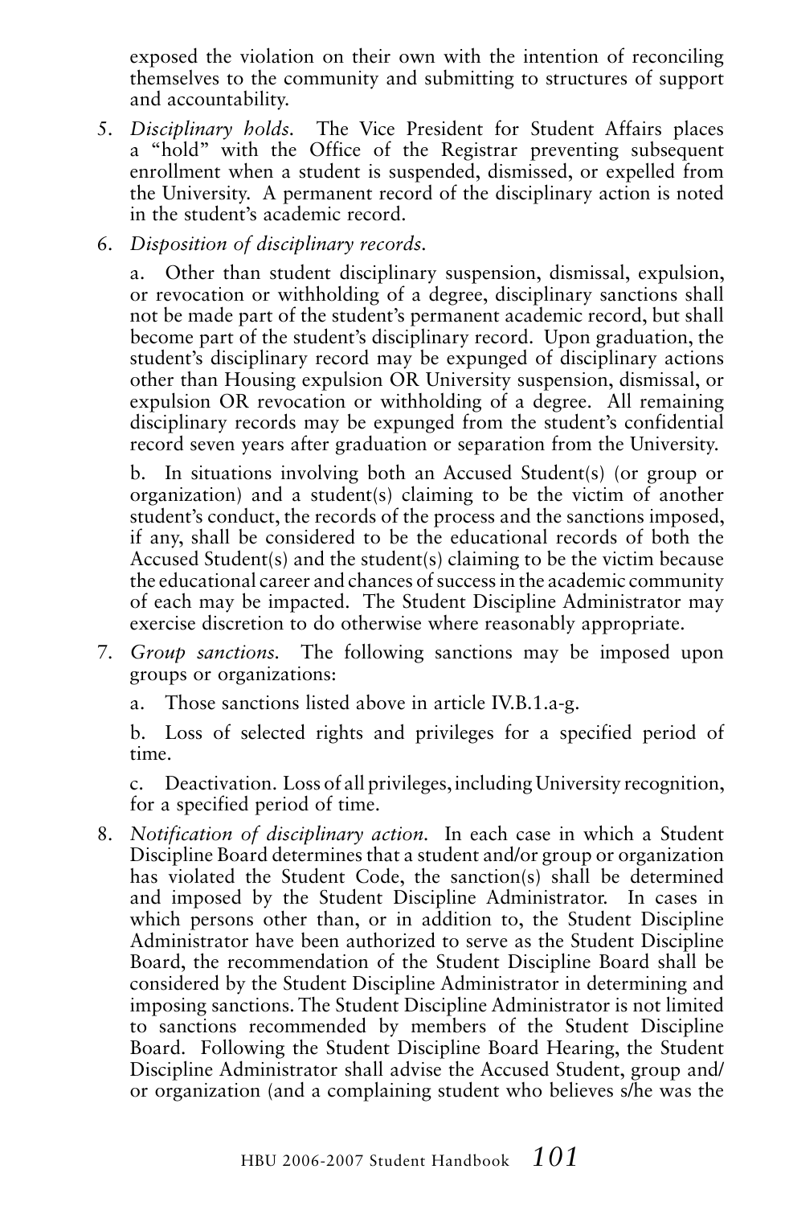exposed the violation on their own with the intention of reconciling themselves to the community and submitting to structures of support and accountability.

5. *Disciplinary holds.* The Vice President for Student Affairs places a "hold" with the Office of the Registrar preventing subsequent enrollment when a student is suspended, dismissed, or expelled from the University. A permanent record of the disciplinary action is noted in the student's academic record.

6. *Disposition of disciplinary records.*

   a. Other than student disciplinary suspension, dismissal, expulsion, or revocation or withholding of a degree, disciplinary sanctions shall not be made part of the student's permanent academic record, but shall become part of the student's disciplinary record. Upon graduation, the student's disciplinary record may be expunged of disciplinary actions other than Housing expulsion OR University suspension, dismissal, or expulsion OR revocation or withholding of a degree. All remaining disciplinary records may be expunged from the student's confidential record seven years after graduation or separation from the University.

   b. In situations involving both an Accused Student(s) (or group or organization) and a student(s) claiming to be the victim of another student's conduct, the records of the process and the sanctions imposed, if any, shall be considered to be the educational records of both the Accused Student(s) and the student(s) claiming to be the victim because the educational career and chances of success in the academic community of each may be impacted. The Student Discipline Administrator may exercise discretion to do otherwise where reasonably appropriate.

7. *Group sanctions.* The following sanctions may be imposed upon groups or organizations:

   a. Those sanctions listed above in article IV.B.1.a-g.

   b. Loss of selected rights and privileges for a specified period of time.

   c. Deactivation. Loss of all privileges, including University recognition, for a specified period of time.

8. *Notification of disciplinary action.* In each case in which a Student Discipline Board determines that a student and/or group or organization has violated the Student Code, the sanction(s) shall be determined and imposed by the Student Discipline Administrator. In cases in which persons other than, or in addition to, the Student Discipline Administrator have been authorized to serve as the Student Discipline Board, the recommendation of the Student Discipline Board shall be considered by the Student Discipline Administrator in determining and imposing sanctions. The Student Discipline Administrator is not limited to sanctions recommended by members of the Student Discipline Board. Following the Student Discipline Board Hearing, the Student Discipline Administrator shall advise the Accused Student, group and/or organization (and a complaining student who believes s/he was the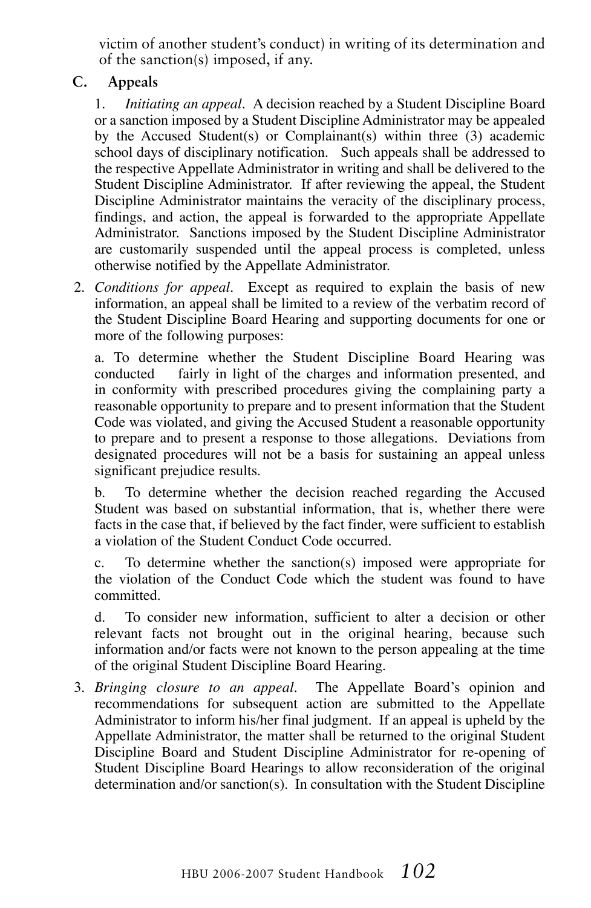victim of another student's conduct) in writing of its determination and of the sanction(s) imposed, if any.

**C. Appeals**

1. *Initiating an appeal*. A decision reached by a Student Discipline Board or a sanction imposed by a Student Discipline Administrator may be appealed by the Accused Student(s) or Complainant(s) within three (3) academic school days of disciplinary notification. Such appeals shall be addressed to the respective Appellate Administrator in writing and shall be delivered to the Student Discipline Administrator. If after reviewing the appeal, the Student Discipline Administrator maintains the veracity of the disciplinary process, findings, and action, the appeal is forwarded to the appropriate Appellate Administrator. Sanctions imposed by the Student Discipline Administrator are customarily suspended until the appeal process is completed, unless otherwise notified by the Appellate Administrator.

2. *Conditions for appeal*. Except as required to explain the basis of new information, an appeal shall be limited to a review of the verbatim record of the Student Discipline Board Hearing and supporting documents for one or more of the following purposes:

   a. To determine whether the Student Discipline Board Hearing was conducted fairly in light of the charges and information presented, and in conformity with prescribed procedures giving the complaining party a reasonable opportunity to prepare and to present information that the Student Code was violated, and giving the Accused Student a reasonable opportunity to prepare and to present a response to those allegations. Deviations from designated procedures will not be a basis for sustaining an appeal unless significant prejudice results.

   b. To determine whether the decision reached regarding the Accused Student was based on substantial information, that is, whether there were facts in the case that, if believed by the fact finder, were sufficient to establish a violation of the Student Conduct Code occurred.

   c. To determine whether the sanction(s) imposed were appropriate for the violation of the Conduct Code which the student was found to have committed.

   d. To consider new information, sufficient to alter a decision or other relevant facts not brought out in the original hearing, because such information and/or facts were not known to the person appealing at the time of the original Student Discipline Board Hearing.

3. *Bringing closure to an appeal*. The Appellate Board's opinion and recommendations for subsequent action are submitted to the Appellate Administrator to inform his/her final judgment. If an appeal is upheld by the Appellate Administrator, the matter shall be returned to the original Student Discipline Board and Student Discipline Administrator for re-opening of Student Discipline Board Hearings to allow reconsideration of the original determination and/or sanction(s). In consultation with the Student Discipline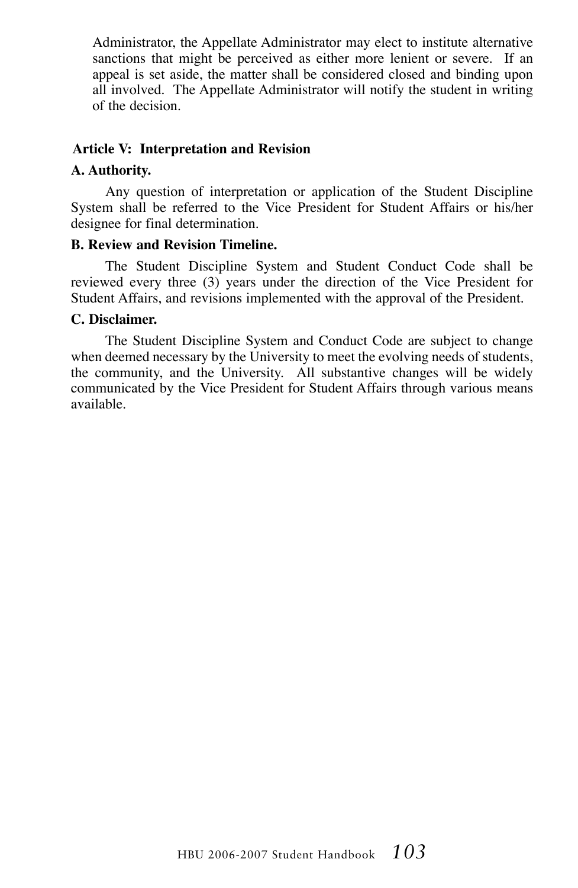Administrator, the Appellate Administrator may elect to institute alternative sanctions that might be perceived as either more lenient or severe. If an appeal is set aside, the matter shall be considered closed and binding upon all involved. The Appellate Administrator will notify the student in writing of the decision.

## Article V: Interpretation and Revision

### A. Authority.

Any question of interpretation or application of the Student Discipline System shall be referred to the Vice President for Student Affairs or his/her designee for final determination.

### B. Review and Revision Timeline.

The Student Discipline System and Student Conduct Code shall be reviewed every three (3) years under the direction of the Vice President for Student Affairs, and revisions implemented with the approval of the President.

### C. Disclaimer.

The Student Discipline System and Conduct Code are subject to change when deemed necessary by the University to meet the evolving needs of students, the community, and the University. All substantive changes will be widely communicated by the Vice President for Student Affairs through various means available.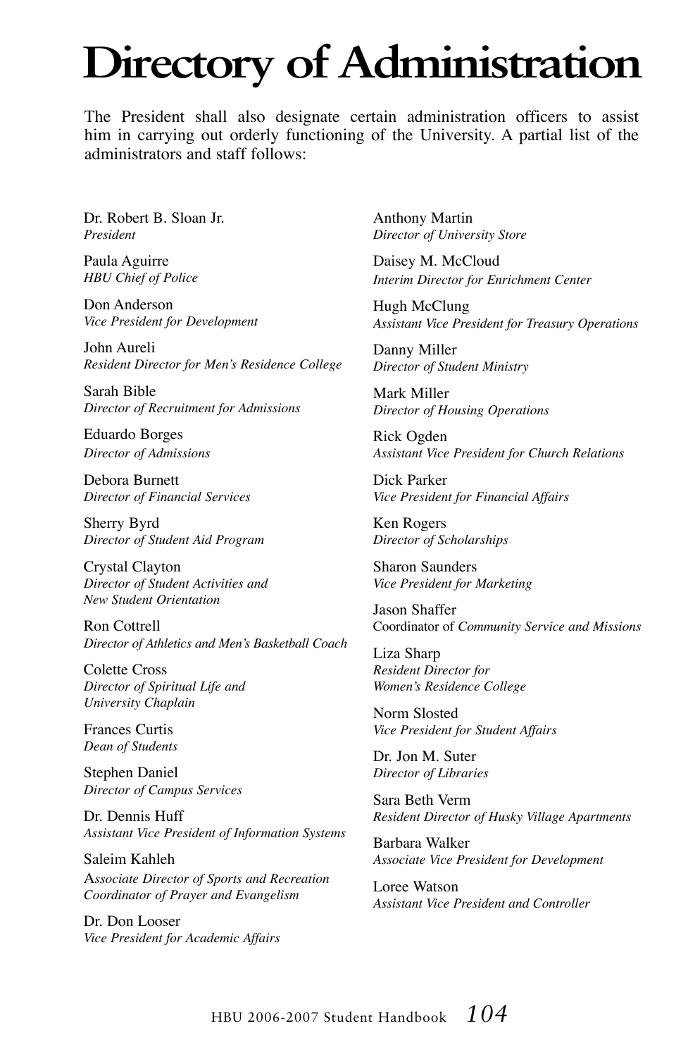# Directory of Administration

The President shall also designate certain administration officers to assist him in carrying out orderly functioning of the University. A partial list of the administrators and staff follows:

Dr. Robert B. Sloan Jr.
*President*

Paula Aguirre
*HBU Chief of Police*

Don Anderson
*Vice President for Development*

John Aureli
*Resident Director for Men's Residence College*

Sarah Bible
*Director of Recruitment for Admissions*

Eduardo Borges
*Director of Admissions*

Debora Burnett
*Director of Financial Services*

Sherry Byrd
*Director of Student Aid Program*

Crystal Clayton
*Director of Student Activities and New Student Orientation*

Ron Cottrell
*Director of Athletics and Men's Basketball Coach*

Colette Cross
*Director of Spiritual Life and University Chaplain*

Frances Curtis
*Dean of Students*

Stephen Daniel
*Director of Campus Services*

Dr. Dennis Huff
*Assistant Vice President of Information Systems*

Saleim Kahleh
A*ssociate Director of Sports and Recreation Coordinator of Prayer and Evangelism*

Dr. Don Looser
*Vice President for Academic Affairs*

Anthony Martin
*Director of University Store*

Daisey M. McCloud
*Interim Director for Enrichment Center*

Hugh McClung
*Assistant Vice President for Treasury Operations*

Danny Miller
*Director of Student Ministry*

Mark Miller
*Director of Housing Operations*

Rick Ogden
*Assistant Vice President for Church Relations*

Dick Parker
*Vice President for Financial Affairs*

Ken Rogers
*Director of Scholarships*

Sharon Saunders
*Vice President for Marketing*

Jason Shaffer
Coordinator of *Community Service and Missions*

Liza Sharp
*Resident Director for Women's Residence College*

Norm Slosted
*Vice President for Student Affairs*

Dr. Jon M. Suter
*Director of Libraries*

Sara Beth Verm
*Resident Director of Husky Village Apartments*

Barbara Walker
*Associate Vice President for Development*

Loree Watson
*Assistant Vice President and Controller*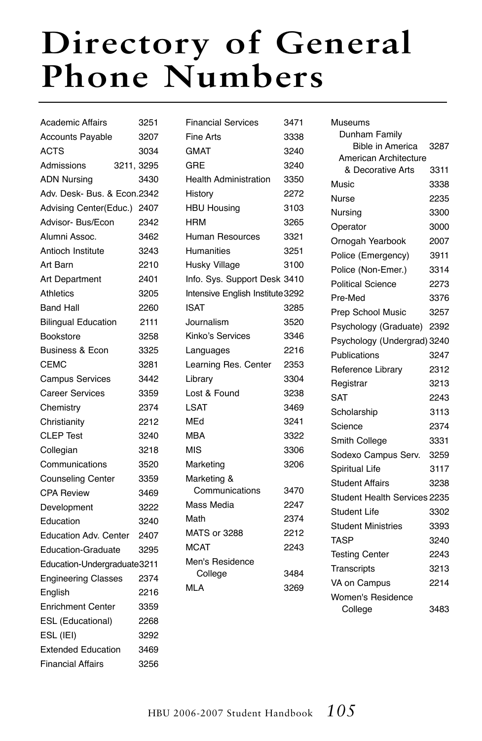# Directory of General Phone Numbers

| Department | Number |
|---|---|
| Academic Affairs | 3251 |
| Accounts Payable | 3207 |
| ACTS | 3034 |
| Admissions | 3211, 3295 |
| ADN Nursing | 3430 |
| Adv. Desk- Bus. & Econ. | 2342 |
| Advising Center(Educ.) | 2407 |
| Advisor- Bus/Econ | 2342 |
| Alumni Assoc. | 3462 |
| Antioch Institute | 3243 |
| Art Barn | 2210 |
| Art Department | 2401 |
| Athletics | 3205 |
| Band Hall | 2260 |
| Bilingual Education | 2111 |
| Bookstore | 3258 |
| Business & Econ | 3325 |
| CEMC | 3281 |
| Campus Services | 3442 |
| Career Services | 3359 |
| Chemistry | 2374 |
| Christianity | 2212 |
| CLEP Test | 3240 |
| Collegian | 3218 |
| Communications | 3520 |
| Counseling Center | 3359 |
| CPA Review | 3469 |
| Development | 3222 |
| Education | 3240 |
| Education Adv. Center | 2407 |
| Education-Graduate | 3295 |
| Education-Undergraduate | 3211 |
| Engineering Classes | 2374 |
| English | 2216 |
| Enrichment Center | 3359 |
| ESL (Educational) | 2268 |
| ESL (IEI) | 3292 |
| Extended Education | 3469 |
| Financial Affairs | 3256 |
| Financial Services | 3471 |
| Fine Arts | 3338 |
| GMAT | 3240 |
| GRE | 3240 |
| Health Administration | 3350 |
| History | 2272 |
| HBU Housing | 3103 |
| HRM | 3265 |
| Human Resources | 3321 |
| Humanities | 3251 |
| Husky Village | 3100 |
| Info. Sys. Support Desk | 3410 |
| Intensive English Institute | 3292 |
| ISAT | 3285 |
| Journalism | 3520 |
| Kinko's Services | 3346 |
| Languages | 2216 |
| Learning Res. Center | 2353 |
| Library | 3304 |
| Lost & Found | 3238 |
| LSAT | 3469 |
| MEd | 3241 |
| MBA | 3322 |
| MIS | 3306 |
| Marketing | 3206 |
| Marketing & Communications | 3470 |
| Mass Media | 2247 |
| Math | 2374 |
| MATS or 3288 | 2212 |
| MCAT | 2243 |
| Men's Residence College | 3484 |
| MLA | 3269 |
| Museums | |
| Dunham Family Bible in America | 3287 |
| American Architecture & Decorative Arts | 3311 |
| Music | 3338 |
| Nurse | 2235 |
| Nursing | 3300 |
| Operator | 3000 |
| Ornogah Yearbook | 2007 |
| Police (Emergency) | 3911 |
| Police (Non-Emer.) | 3314 |
| Political Science | 2273 |
| Pre-Med | 3376 |
| Prep School Music | 3257 |
| Psychology (Graduate) | 2392 |
| Psychology (Undergrad) | 3240 |
| Publications | 3247 |
| Reference Library | 2312 |
| Registrar | 3213 |
| SAT | 2243 |
| Scholarship | 3113 |
| Science | 2374 |
| Smith College | 3331 |
| Sodexo Campus Serv. | 3259 |
| Spiritual Life | 3117 |
| Student Affairs | 3238 |
| Student Health Services | 2235 |
| Student Life | 3302 |
| Student Ministries | 3393 |
| TASP | 3240 |
| Testing Center | 2243 |
| Transcripts | 3213 |
| VA on Campus | 2214 |
| Women's Residence College | 3483 |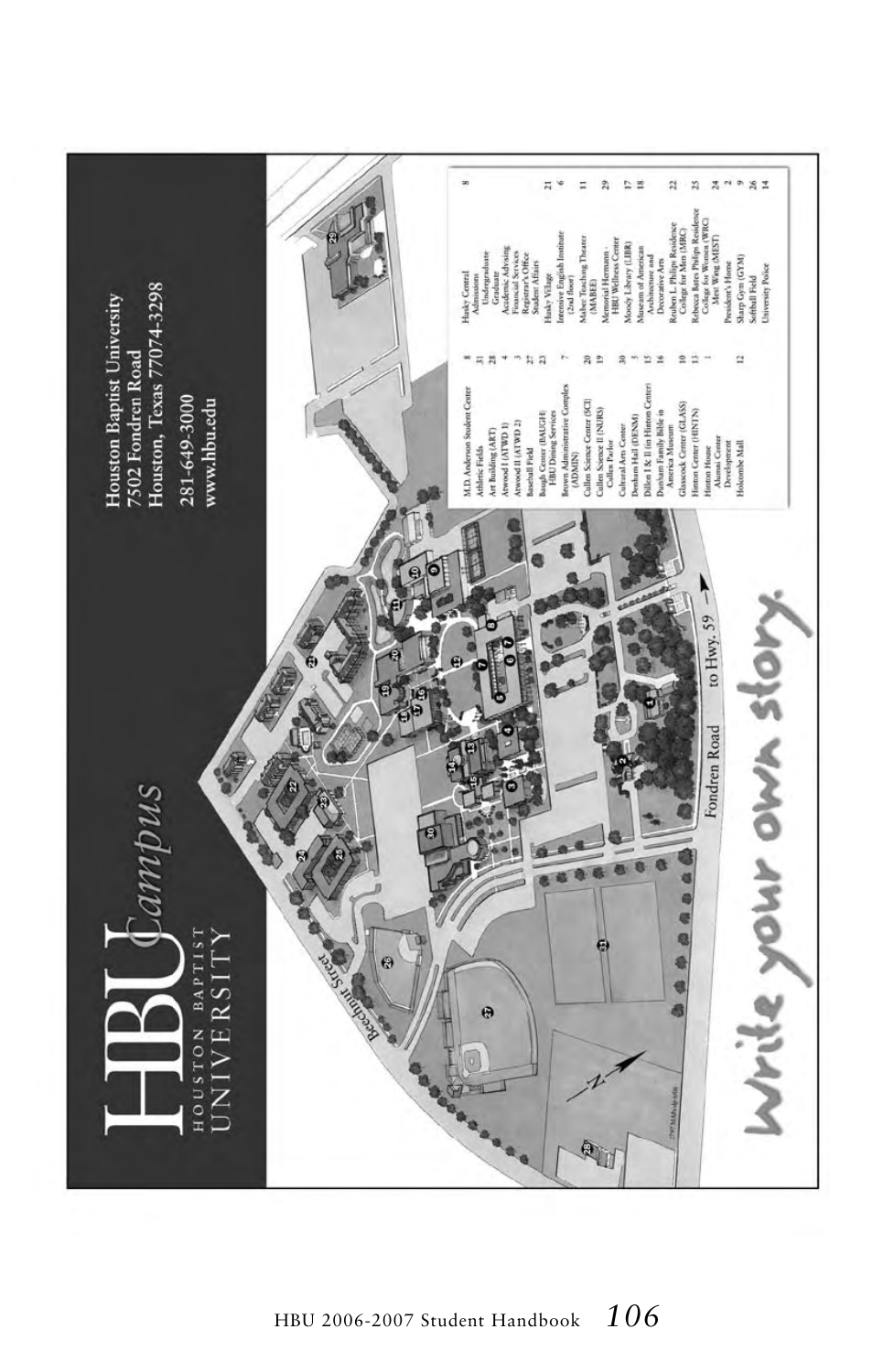# HBU *Campus*

HOUSTON BAPTIST UNIVERSITY

Houston Baptist University
7502 Fondren Road
Houston, Texas 77074-3298

281-649-3000
www.hbu.edu

| | | | |
|---|---|---|---|
| M.D. Anderson Student Center | 8 | Husky Central | 8 |
| Athletic Fields | 31 | Admissions | |
| Art Building (ART) | 28 | Undergraduate | |
| Atwood I (ATWD 1) | 4 | Graduate | |
| Atwood II (ATWD 2) | 3 | Academic Advising | |
| Baseball Field | 27 | Financial Services | |
| Baugh Center (BAUGH) | 23 | Registrar's Office | |
| HBU Dining Services | | Student Affairs | |
| Brown Administrative Complex (ADMIN) | 7 | Husky Village | 21 |
| Cullen Science Center (SCI) | 20 | Intensive English Institute (2nd floor) | 6 |
| Cullen Science II (NURS) | 19 | Mabee Teaching Theater (MABEE) | 11 |
| Cullen Parlor | | Memorial Hermann - HBU Wellness Center | 29 |
| Cultural Arts Center | 30 | Moody Library (LIBR) | 17 |
| Denham Hall (DENM) | 5 | Museum of American Architecture and Decorative Arts | 18 |
| Dillon I & II (in Hinton Center) | 15 | Reuben L. Philips Residence College for Men (MRC) | 22 |
| Dunham Family Bible in America Museum | 16 | Rebecca Bates Philips Residence College for Women (WRC) | 25 |
| Glasscock Center (GLASS) | 10 | Mest Wing (MEST) | 24 |
| Hinton Center (HINTN) | 13 | President's Home | 2 |
| Hinton House | 1 | Sharp Gym (GYM) | 9 |
| Alumni Center | | Softball Field | 26 |
| Development | | University Police | 14 |
| Holcombe Mall | 12 | | |

Beechnut Street

Fondren Road

to Hwy. 59

N

write your own story.